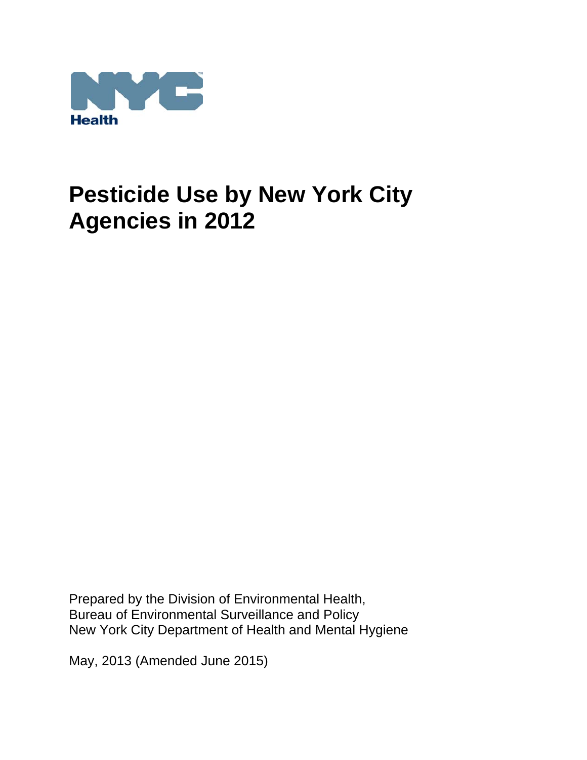NYC Health

# Pesticide Use by New York City Agencies in 2012

Prepared by the Division of Environmental Health,
Bureau of Environmental Surveillance and Policy
New York City Department of Health and Mental Hygiene

May, 2013 (Amended June 2015)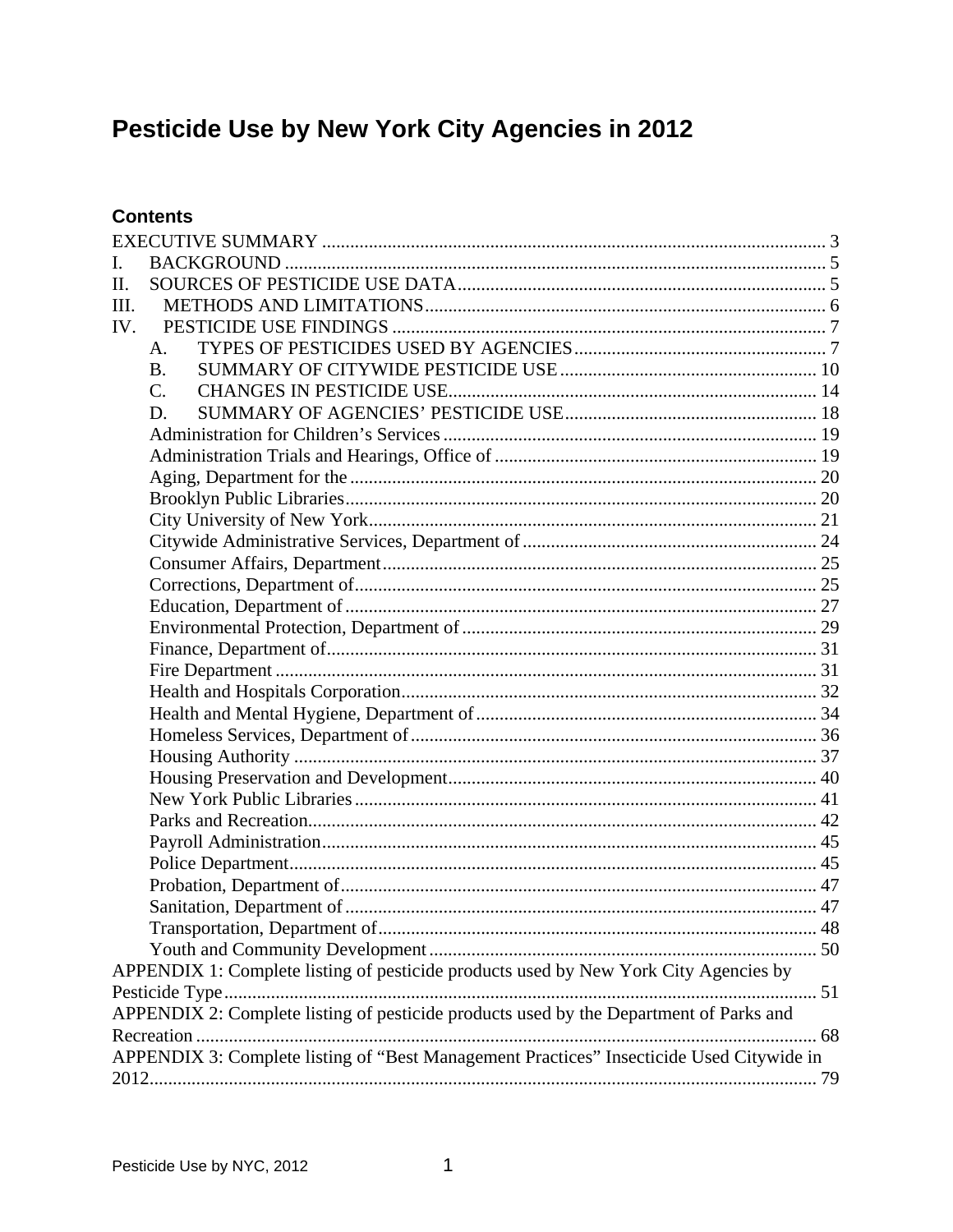# Pesticide Use by New York City Agencies in 2012

## Contents

EXECUTIVE SUMMARY ..... 3

I. BACKGROUND ..... 5

II. SOURCES OF PESTICIDE USE DATA ..... 5

III. METHODS AND LIMITATIONS ..... 6

IV. PESTICIDE USE FINDINGS ..... 7

- A. TYPES OF PESTICIDES USED BY AGENCIES ..... 7
- B. SUMMARY OF CITYWIDE PESTICIDE USE ..... 10
- C. CHANGES IN PESTICIDE USE ..... 14
- D. SUMMARY OF AGENCIES' PESTICIDE USE ..... 18
- Administration for Children's Services ..... 19
- Administration Trials and Hearings, Office of ..... 19
- Aging, Department for the ..... 20
- Brooklyn Public Libraries ..... 20
- City University of New York ..... 21
- Citywide Administrative Services, Department of ..... 24
- Consumer Affairs, Department ..... 25
- Corrections, Department of ..... 25
- Education, Department of ..... 27
- Environmental Protection, Department of ..... 29
- Finance, Department of ..... 31
- Fire Department ..... 31
- Health and Hospitals Corporation ..... 32
- Health and Mental Hygiene, Department of ..... 34
- Homeless Services, Department of ..... 36
- Housing Authority ..... 37
- Housing Preservation and Development ..... 40
- New York Public Libraries ..... 41
- Parks and Recreation ..... 42
- Payroll Administration ..... 45
- Police Department ..... 45
- Probation, Department of ..... 47
- Sanitation, Department of ..... 47
- Transportation, Department of ..... 48
- Youth and Community Development ..... 50

APPENDIX 1: Complete listing of pesticide products used by New York City Agencies by Pesticide Type ..... 51

APPENDIX 2: Complete listing of pesticide products used by the Department of Parks and Recreation ..... 68

APPENDIX 3: Complete listing of "Best Management Practices" Insecticide Used Citywide in 2012 ..... 79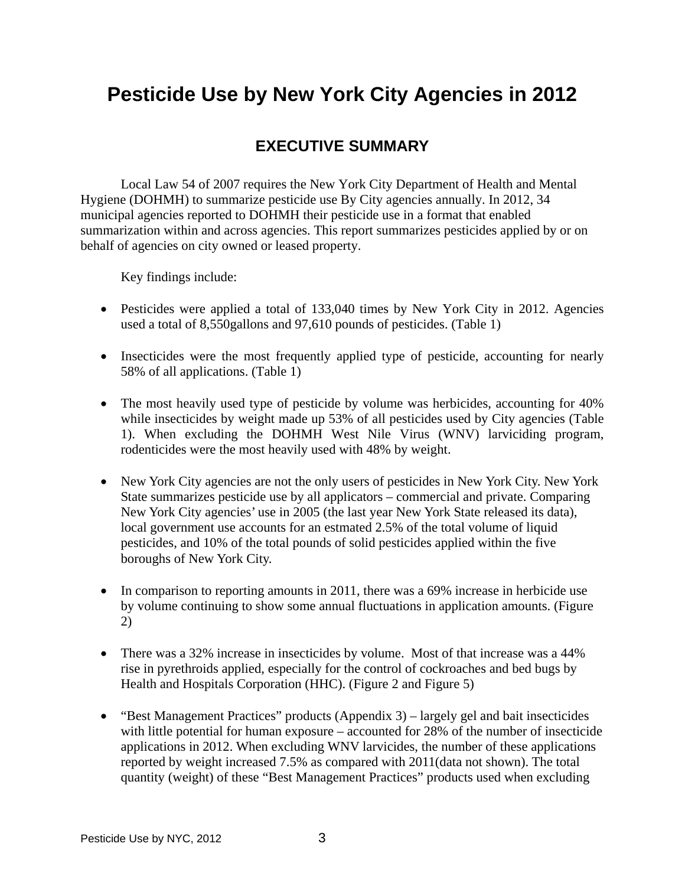# Pesticide Use by New York City Agencies in 2012

## EXECUTIVE SUMMARY

Local Law 54 of 2007 requires the New York City Department of Health and Mental Hygiene (DOHMH) to summarize pesticide use By City agencies annually. In 2012, 34 municipal agencies reported to DOHMH their pesticide use in a format that enabled summarization within and across agencies. This report summarizes pesticides applied by or on behalf of agencies on city owned or leased property.

Key findings include:

- Pesticides were applied a total of 133,040 times by New York City in 2012. Agencies used a total of 8,550gallons and 97,610 pounds of pesticides. (Table 1)

- Insecticides were the most frequently applied type of pesticide, accounting for nearly 58% of all applications. (Table 1)

- The most heavily used type of pesticide by volume was herbicides, accounting for 40% while insecticides by weight made up 53% of all pesticides used by City agencies (Table 1). When excluding the DOHMH West Nile Virus (WNV) larviciding program, rodenticides were the most heavily used with 48% by weight.

- New York City agencies are not the only users of pesticides in New York City. New York State summarizes pesticide use by all applicators – commercial and private. Comparing New York City agencies' use in 2005 (the last year New York State released its data), local government use accounts for an estmated 2.5% of the total volume of liquid pesticides, and 10% of the total pounds of solid pesticides applied within the five boroughs of New York City.

- In comparison to reporting amounts in 2011, there was a 69% increase in herbicide use by volume continuing to show some annual fluctuations in application amounts. (Figure 2)

- There was a 32% increase in insecticides by volume. Most of that increase was a 44% rise in pyrethroids applied, especially for the control of cockroaches and bed bugs by Health and Hospitals Corporation (HHC). (Figure 2 and Figure 5)

- "Best Management Practices" products (Appendix 3) – largely gel and bait insecticides with little potential for human exposure – accounted for 28% of the number of insecticide applications in 2012. When excluding WNV larvicides, the number of these applications reported by weight increased 7.5% as compared with 2011(data not shown). The total quantity (weight) of these "Best Management Practices" products used when excluding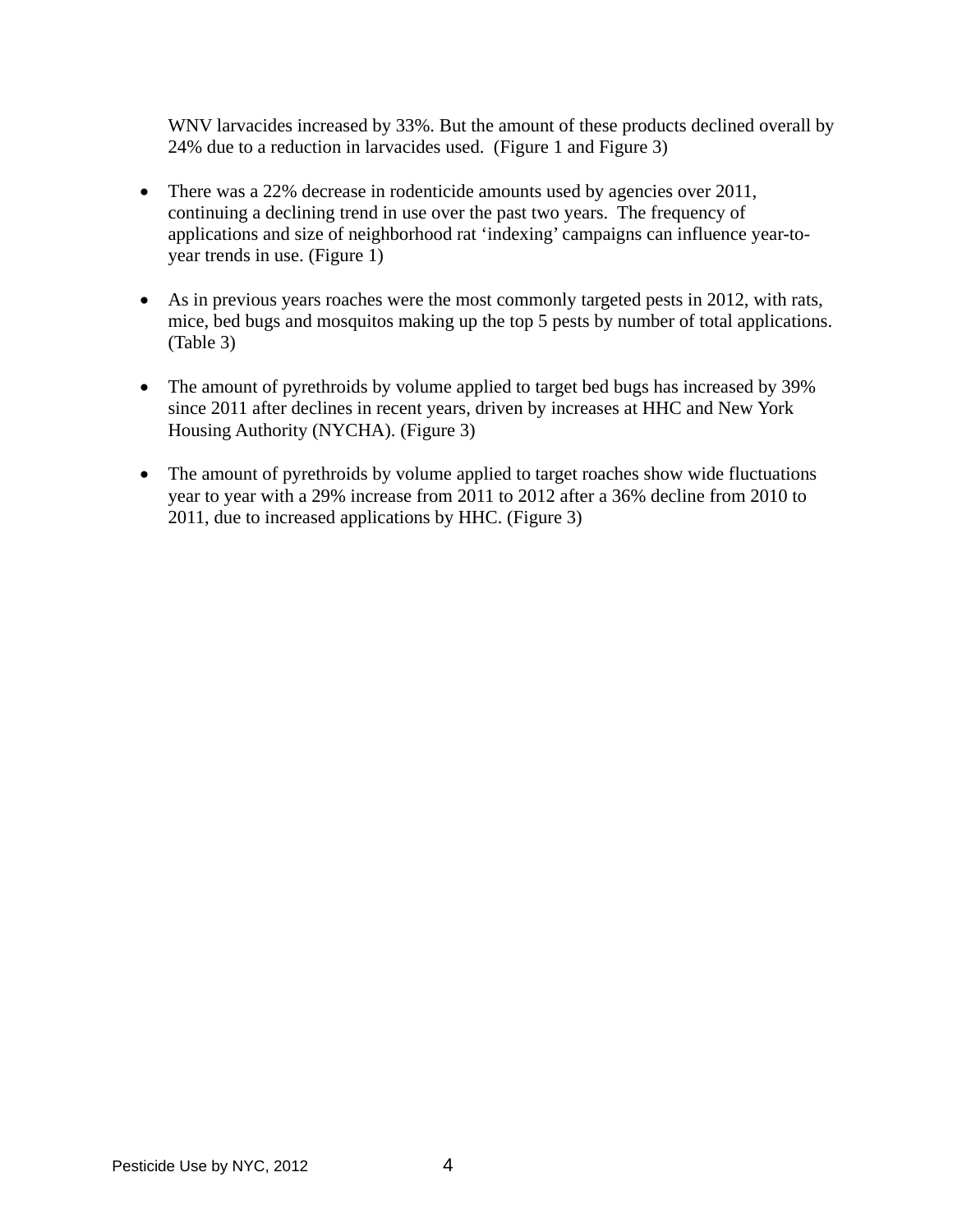WNV larvacides increased by 33%. But the amount of these products declined overall by 24% due to a reduction in larvacides used. (Figure 1 and Figure 3)

- There was a 22% decrease in rodenticide amounts used by agencies over 2011, continuing a declining trend in use over the past two years. The frequency of applications and size of neighborhood rat 'indexing' campaigns can influence year-to-year trends in use. (Figure 1)

- As in previous years roaches were the most commonly targeted pests in 2012, with rats, mice, bed bugs and mosquitos making up the top 5 pests by number of total applications. (Table 3)

- The amount of pyrethroids by volume applied to target bed bugs has increased by 39% since 2011 after declines in recent years, driven by increases at HHC and New York Housing Authority (NYCHA). (Figure 3)

- The amount of pyrethroids by volume applied to target roaches show wide fluctuations year to year with a 29% increase from 2011 to 2012 after a 36% decline from 2010 to 2011, due to increased applications by HHC. (Figure 3)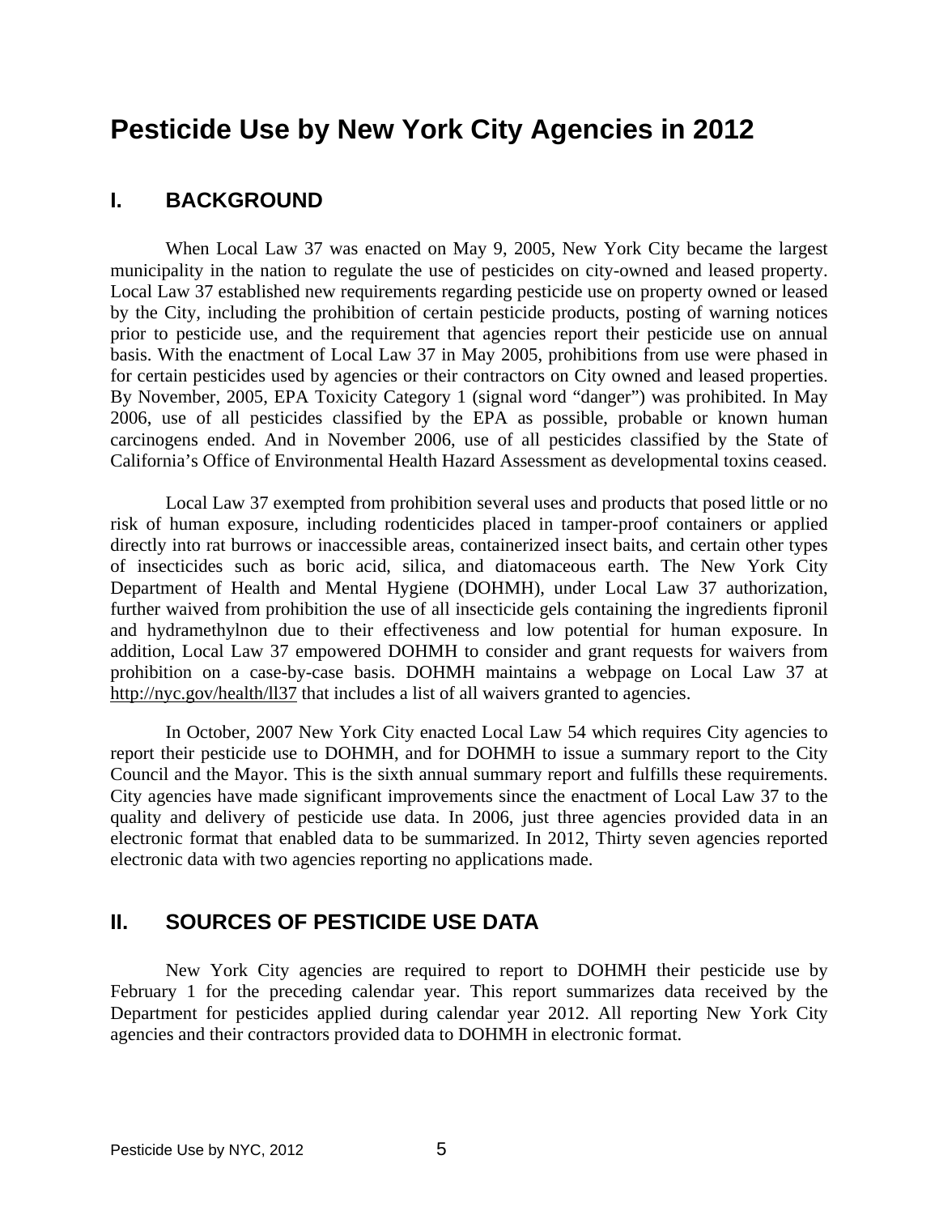# Pesticide Use by New York City Agencies in 2012

## I. BACKGROUND

When Local Law 37 was enacted on May 9, 2005, New York City became the largest municipality in the nation to regulate the use of pesticides on city-owned and leased property. Local Law 37 established new requirements regarding pesticide use on property owned or leased by the City, including the prohibition of certain pesticide products, posting of warning notices prior to pesticide use, and the requirement that agencies report their pesticide use on annual basis. With the enactment of Local Law 37 in May 2005, prohibitions from use were phased in for certain pesticides used by agencies or their contractors on City owned and leased properties. By November, 2005, EPA Toxicity Category 1 (signal word "danger") was prohibited. In May 2006, use of all pesticides classified by the EPA as possible, probable or known human carcinogens ended. And in November 2006, use of all pesticides classified by the State of California's Office of Environmental Health Hazard Assessment as developmental toxins ceased.

Local Law 37 exempted from prohibition several uses and products that posed little or no risk of human exposure, including rodenticides placed in tamper-proof containers or applied directly into rat burrows or inaccessible areas, containerized insect baits, and certain other types of insecticides such as boric acid, silica, and diatomaceous earth. The New York City Department of Health and Mental Hygiene (DOHMH), under Local Law 37 authorization, further waived from prohibition the use of all insecticide gels containing the ingredients fipronil and hydramethylnon due to their effectiveness and low potential for human exposure. In addition, Local Law 37 empowered DOHMH to consider and grant requests for waivers from prohibition on a case-by-case basis. DOHMH maintains a webpage on Local Law 37 at http://nyc.gov/health/ll37 that includes a list of all waivers granted to agencies.

In October, 2007 New York City enacted Local Law 54 which requires City agencies to report their pesticide use to DOHMH, and for DOHMH to issue a summary report to the City Council and the Mayor. This is the sixth annual summary report and fulfills these requirements. City agencies have made significant improvements since the enactment of Local Law 37 to the quality and delivery of pesticide use data. In 2006, just three agencies provided data in an electronic format that enabled data to be summarized. In 2012, Thirty seven agencies reported electronic data with two agencies reporting no applications made.

## II. SOURCES OF PESTICIDE USE DATA

New York City agencies are required to report to DOHMH their pesticide use by February 1 for the preceding calendar year. This report summarizes data received by the Department for pesticides applied during calendar year 2012. All reporting New York City agencies and their contractors provided data to DOHMH in electronic format.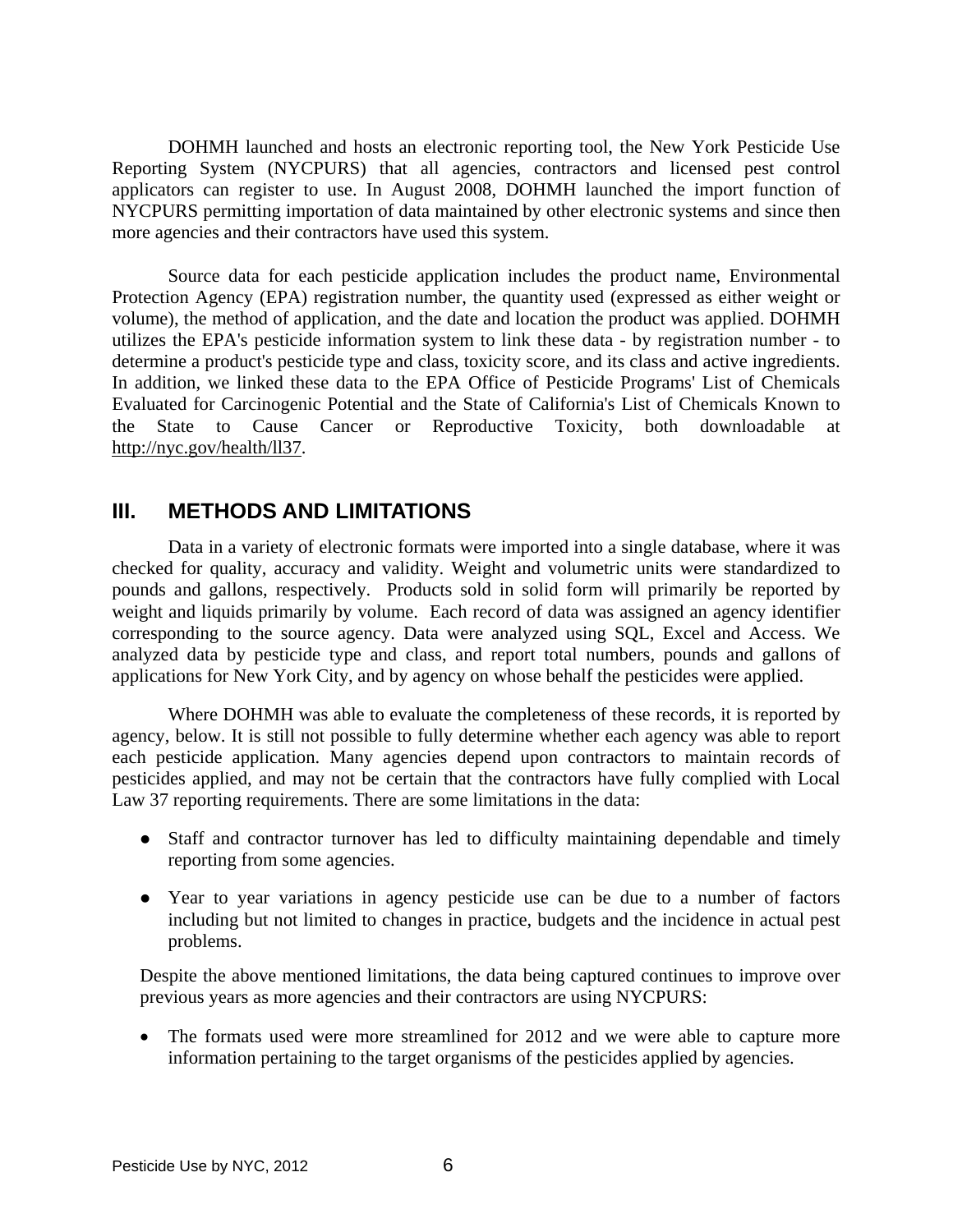DOHMH launched and hosts an electronic reporting tool, the New York Pesticide Use Reporting System (NYCPURS) that all agencies, contractors and licensed pest control applicators can register to use. In August 2008, DOHMH launched the import function of NYCPURS permitting importation of data maintained by other electronic systems and since then more agencies and their contractors have used this system.

Source data for each pesticide application includes the product name, Environmental Protection Agency (EPA) registration number, the quantity used (expressed as either weight or volume), the method of application, and the date and location the product was applied. DOHMH utilizes the EPA's pesticide information system to link these data - by registration number - to determine a product's pesticide type and class, toxicity score, and its class and active ingredients. In addition, we linked these data to the EPA Office of Pesticide Programs' List of Chemicals Evaluated for Carcinogenic Potential and the State of California's List of Chemicals Known to the State to Cause Cancer or Reproductive Toxicity, both downloadable at http://nyc.gov/health/ll37.

## III. METHODS AND LIMITATIONS

Data in a variety of electronic formats were imported into a single database, where it was checked for quality, accuracy and validity. Weight and volumetric units were standardized to pounds and gallons, respectively. Products sold in solid form will primarily be reported by weight and liquids primarily by volume. Each record of data was assigned an agency identifier corresponding to the source agency. Data were analyzed using SQL, Excel and Access. We analyzed data by pesticide type and class, and report total numbers, pounds and gallons of applications for New York City, and by agency on whose behalf the pesticides were applied.

Where DOHMH was able to evaluate the completeness of these records, it is reported by agency, below. It is still not possible to fully determine whether each agency was able to report each pesticide application. Many agencies depend upon contractors to maintain records of pesticides applied, and may not be certain that the contractors have fully complied with Local Law 37 reporting requirements. There are some limitations in the data:

- Staff and contractor turnover has led to difficulty maintaining dependable and timely reporting from some agencies.
- Year to year variations in agency pesticide use can be due to a number of factors including but not limited to changes in practice, budgets and the incidence in actual pest problems.

Despite the above mentioned limitations, the data being captured continues to improve over previous years as more agencies and their contractors are using NYCPURS:

- The formats used were more streamlined for 2012 and we were able to capture more information pertaining to the target organisms of the pesticides applied by agencies.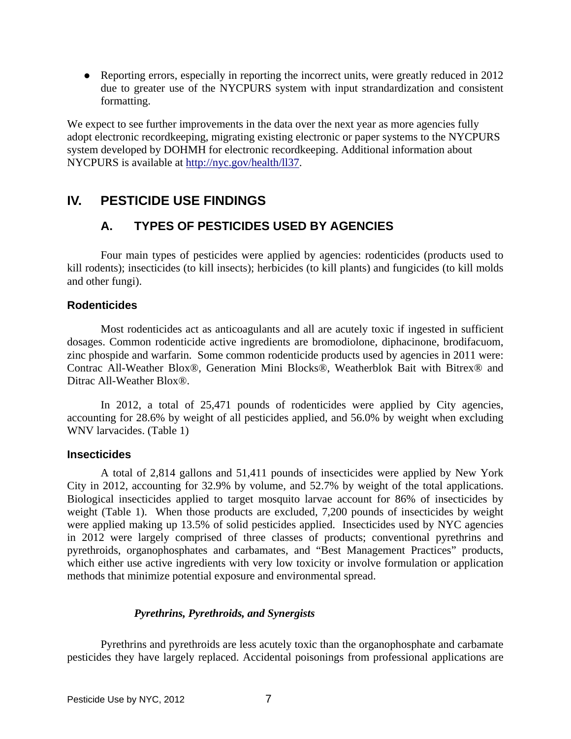- Reporting errors, especially in reporting the incorrect units, were greatly reduced in 2012 due to greater use of the NYCPURS system with input strandardization and consistent formatting.

We expect to see further improvements in the data over the next year as more agencies fully adopt electronic recordkeeping, migrating existing electronic or paper systems to the NYCPURS system developed by DOHMH for electronic recordkeeping. Additional information about NYCPURS is available at http://nyc.gov/health/ll37.

# IV. PESTICIDE USE FINDINGS

## A. TYPES OF PESTICIDES USED BY AGENCIES

Four main types of pesticides were applied by agencies: rodenticides (products used to kill rodents); insecticides (to kill insects); herbicides (to kill plants) and fungicides (to kill molds and other fungi).

### Rodenticides

Most rodenticides act as anticoagulants and all are acutely toxic if ingested in sufficient dosages. Common rodenticide active ingredients are bromodiolone, diphacinone, brodifacuom, zinc phospide and warfarin. Some common rodenticide products used by agencies in 2011 were: Contrac All-Weather Blox®, Generation Mini Blocks®, Weatherblok Bait with Bitrex® and Ditrac All-Weather Blox®.

In 2012, a total of 25,471 pounds of rodenticides were applied by City agencies, accounting for 28.6% by weight of all pesticides applied, and 56.0% by weight when excluding WNV larvacides. (Table 1)

### Insecticides

A total of 2,814 gallons and 51,411 pounds of insecticides were applied by New York City in 2012, accounting for 32.9% by volume, and 52.7% by weight of the total applications. Biological insecticides applied to target mosquito larvae account for 86% of insecticides by weight (Table 1). When those products are excluded, 7,200 pounds of insecticides by weight were applied making up 13.5% of solid pesticides applied. Insecticides used by NYC agencies in 2012 were largely comprised of three classes of products; conventional pyrethrins and pyrethroids, organophosphates and carbamates, and "Best Management Practices" products, which either use active ingredients with very low toxicity or involve formulation or application methods that minimize potential exposure and environmental spread.

#### *Pyrethrins, Pyrethroids, and Synergists*

Pyrethrins and pyrethroids are less acutely toxic than the organophosphate and carbamate pesticides they have largely replaced. Accidental poisonings from professional applications are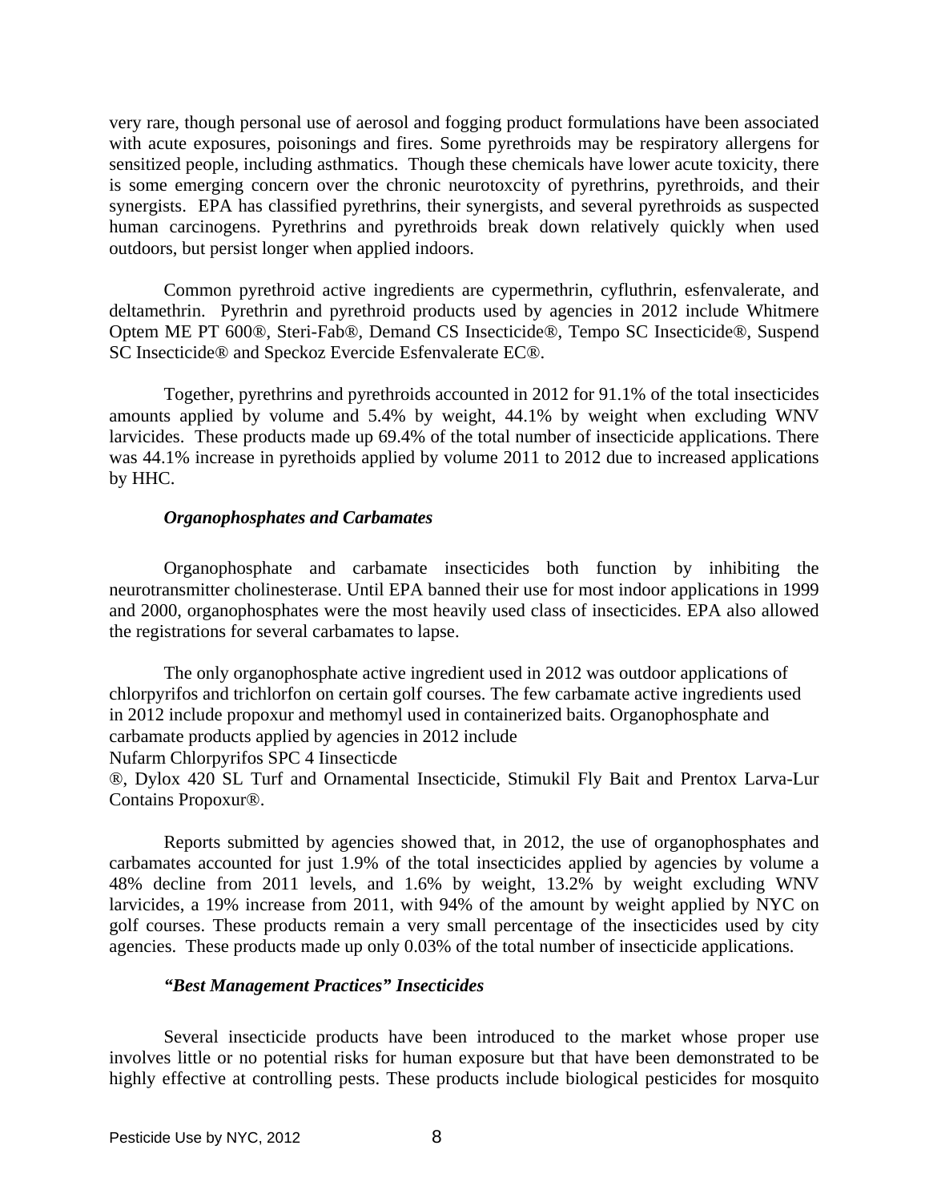very rare, though personal use of aerosol and fogging product formulations have been associated with acute exposures, poisonings and fires. Some pyrethroids may be respiratory allergens for sensitized people, including asthmatics. Though these chemicals have lower acute toxicity, there is some emerging concern over the chronic neurotoxcity of pyrethrins, pyrethroids, and their synergists. EPA has classified pyrethrins, their synergists, and several pyrethroids as suspected human carcinogens. Pyrethrins and pyrethroids break down relatively quickly when used outdoors, but persist longer when applied indoors.

Common pyrethroid active ingredients are cypermethrin, cyfluthrin, esfenvalerate, and deltamethrin. Pyrethrin and pyrethroid products used by agencies in 2012 include Whitmere Optem ME PT 600®, Steri-Fab®, Demand CS Insecticide®, Tempo SC Insecticide®, Suspend SC Insecticide® and Speckoz Evercide Esfenvalerate EC®.

Together, pyrethrins and pyrethroids accounted in 2012 for 91.1% of the total insecticides amounts applied by volume and 5.4% by weight, 44.1% by weight when excluding WNV larvicides. These products made up 69.4% of the total number of insecticide applications. There was 44.1% increase in pyrethoids applied by volume 2011 to 2012 due to increased applications by HHC.

***Organophosphates and Carbamates***

Organophosphate and carbamate insecticides both function by inhibiting the neurotransmitter cholinesterase. Until EPA banned their use for most indoor applications in 1999 and 2000, organophosphates were the most heavily used class of insecticides. EPA also allowed the registrations for several carbamates to lapse.

The only organophosphate active ingredient used in 2012 was outdoor applications of chlorpyrifos and trichlorfon on certain golf courses. The few carbamate active ingredients used in 2012 include propoxur and methomyl used in containerized baits. Organophosphate and carbamate products applied by agencies in 2012 include
Nufarm Chlorpyrifos SPC 4 Iinsecticde
®, Dylox 420 SL Turf and Ornamental Insecticide, Stimukil Fly Bait and Prentox Larva-Lur Contains Propoxur®.

Reports submitted by agencies showed that, in 2012, the use of organophosphates and carbamates accounted for just 1.9% of the total insecticides applied by agencies by volume a 48% decline from 2011 levels, and 1.6% by weight, 13.2% by weight excluding WNV larvicides, a 19% increase from 2011, with 94% of the amount by weight applied by NYC on golf courses. These products remain a very small percentage of the insecticides used by city agencies. These products made up only 0.03% of the total number of insecticide applications.

***"Best Management Practices" Insecticides***

Several insecticide products have been introduced to the market whose proper use involves little or no potential risks for human exposure but that have been demonstrated to be highly effective at controlling pests. These products include biological pesticides for mosquito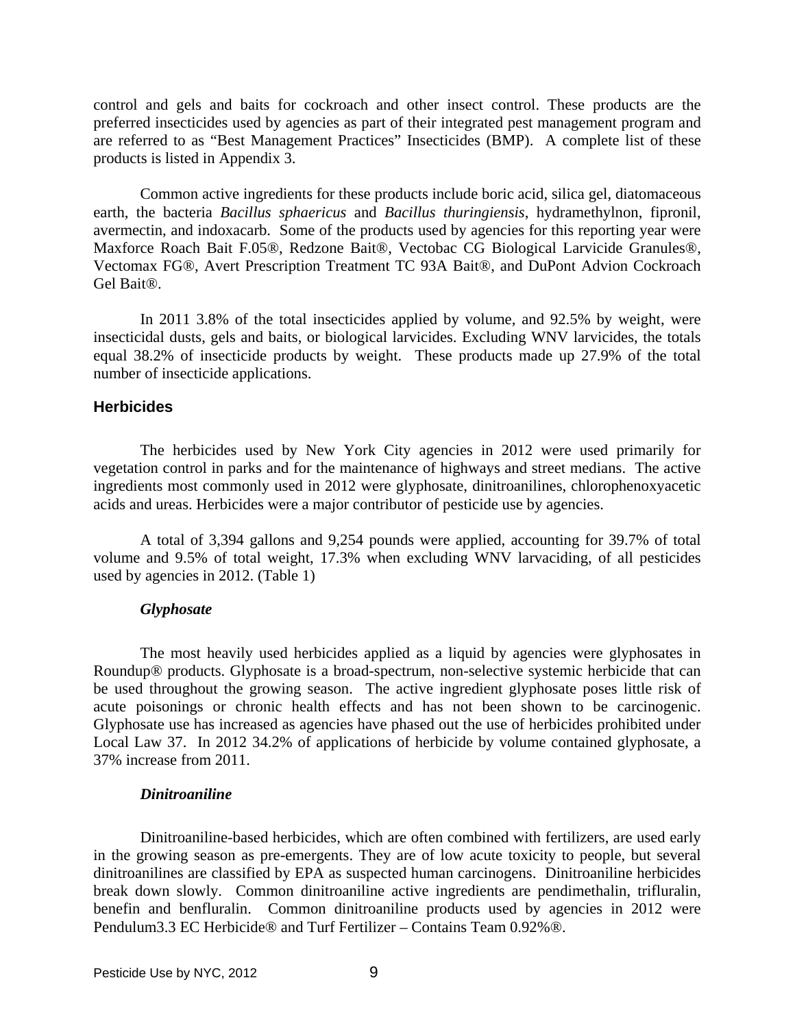control and gels and baits for cockroach and other insect control. These products are the preferred insecticides used by agencies as part of their integrated pest management program and are referred to as “Best Management Practices” Insecticides (BMP). A complete list of these products is listed in Appendix 3.

Common active ingredients for these products include boric acid, silica gel, diatomaceous earth, the bacteria *Bacillus sphaericus* and *Bacillus thuringiensis*, hydramethylnon, fipronil, avermectin, and indoxacarb. Some of the products used by agencies for this reporting year were Maxforce Roach Bait F.05®, Redzone Bait®, Vectobac CG Biological Larvicide Granules®, Vectomax FG®, Avert Prescription Treatment TC 93A Bait®, and DuPont Advion Cockroach Gel Bait®.

In 2011 3.8% of the total insecticides applied by volume, and 92.5% by weight, were insecticidal dusts, gels and baits, or biological larvicides. Excluding WNV larvicides, the totals equal 38.2% of insecticide products by weight. These products made up 27.9% of the total number of insecticide applications.

### Herbicides

The herbicides used by New York City agencies in 2012 were used primarily for vegetation control in parks and for the maintenance of highways and street medians. The active ingredients most commonly used in 2012 were glyphosate, dinitroanilines, chlorophenoxyacetic acids and ureas. Herbicides were a major contributor of pesticide use by agencies.

A total of 3,394 gallons and 9,254 pounds were applied, accounting for 39.7% of total volume and 9.5% of total weight, 17.3% when excluding WNV larvaciding, of all pesticides used by agencies in 2012. (Table 1)

#### *Glyphosate*

The most heavily used herbicides applied as a liquid by agencies were glyphosates in Roundup® products. Glyphosate is a broad-spectrum, non-selective systemic herbicide that can be used throughout the growing season. The active ingredient glyphosate poses little risk of acute poisonings or chronic health effects and has not been shown to be carcinogenic. Glyphosate use has increased as agencies have phased out the use of herbicides prohibited under Local Law 37. In 2012 34.2% of applications of herbicide by volume contained glyphosate, a 37% increase from 2011.

#### *Dinitroaniline*

Dinitroaniline-based herbicides, which are often combined with fertilizers, are used early in the growing season as pre-emergents. They are of low acute toxicity to people, but several dinitroanilines are classified by EPA as suspected human carcinogens. Dinitroaniline herbicides break down slowly. Common dinitroaniline active ingredients are pendimethalin, trifluralin, benefin and benfluralin. Common dinitroaniline products used by agencies in 2012 were Pendulum3.3 EC Herbicide® and Turf Fertilizer – Contains Team 0.92%®.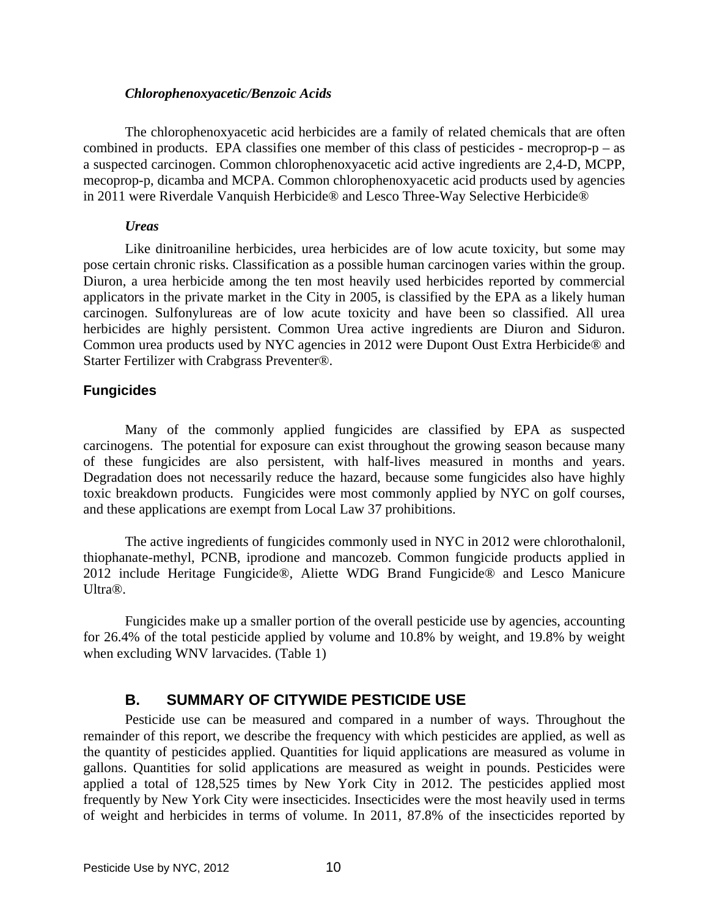### *Chlorophenoxyacetic/Benzoic Acids*

The chlorophenoxyacetic acid herbicides are a family of related chemicals that are often combined in products. EPA classifies one member of this class of pesticides - mecroprop-p – as a suspected carcinogen. Common chlorophenoxyacetic acid active ingredients are 2,4-D, MCPP, mecoprop-p, dicamba and MCPA. Common chlorophenoxyacetic acid products used by agencies in 2011 were Riverdale Vanquish Herbicide® and Lesco Three-Way Selective Herbicide®

### *Ureas*

Like dinitroaniline herbicides, urea herbicides are of low acute toxicity, but some may pose certain chronic risks. Classification as a possible human carcinogen varies within the group. Diuron, a urea herbicide among the ten most heavily used herbicides reported by commercial applicators in the private market in the City in 2005, is classified by the EPA as a likely human carcinogen. Sulfonylureas are of low acute toxicity and have been so classified. All urea herbicides are highly persistent. Common Urea active ingredients are Diuron and Siduron. Common urea products used by NYC agencies in 2012 were Dupont Oust Extra Herbicide® and Starter Fertilizer with Crabgrass Preventer®.

## Fungicides

Many of the commonly applied fungicides are classified by EPA as suspected carcinogens. The potential for exposure can exist throughout the growing season because many of these fungicides are also persistent, with half-lives measured in months and years. Degradation does not necessarily reduce the hazard, because some fungicides also have highly toxic breakdown products. Fungicides were most commonly applied by NYC on golf courses, and these applications are exempt from Local Law 37 prohibitions.

The active ingredients of fungicides commonly used in NYC in 2012 were chlorothalonil, thiophanate-methyl, PCNB, iprodione and mancozeb. Common fungicide products applied in 2012 include Heritage Fungicide®, Aliette WDG Brand Fungicide® and Lesco Manicure Ultra®.

Fungicides make up a smaller portion of the overall pesticide use by agencies, accounting for 26.4% of the total pesticide applied by volume and 10.8% by weight, and 19.8% by weight when excluding WNV larvacides. (Table 1)

## B. SUMMARY OF CITYWIDE PESTICIDE USE

Pesticide use can be measured and compared in a number of ways. Throughout the remainder of this report, we describe the frequency with which pesticides are applied, as well as the quantity of pesticides applied. Quantities for liquid applications are measured as volume in gallons. Quantities for solid applications are measured as weight in pounds. Pesticides were applied a total of 128,525 times by New York City in 2012. The pesticides applied most frequently by New York City were insecticides. Insecticides were the most heavily used in terms of weight and herbicides in terms of volume. In 2011, 87.8% of the insecticides reported by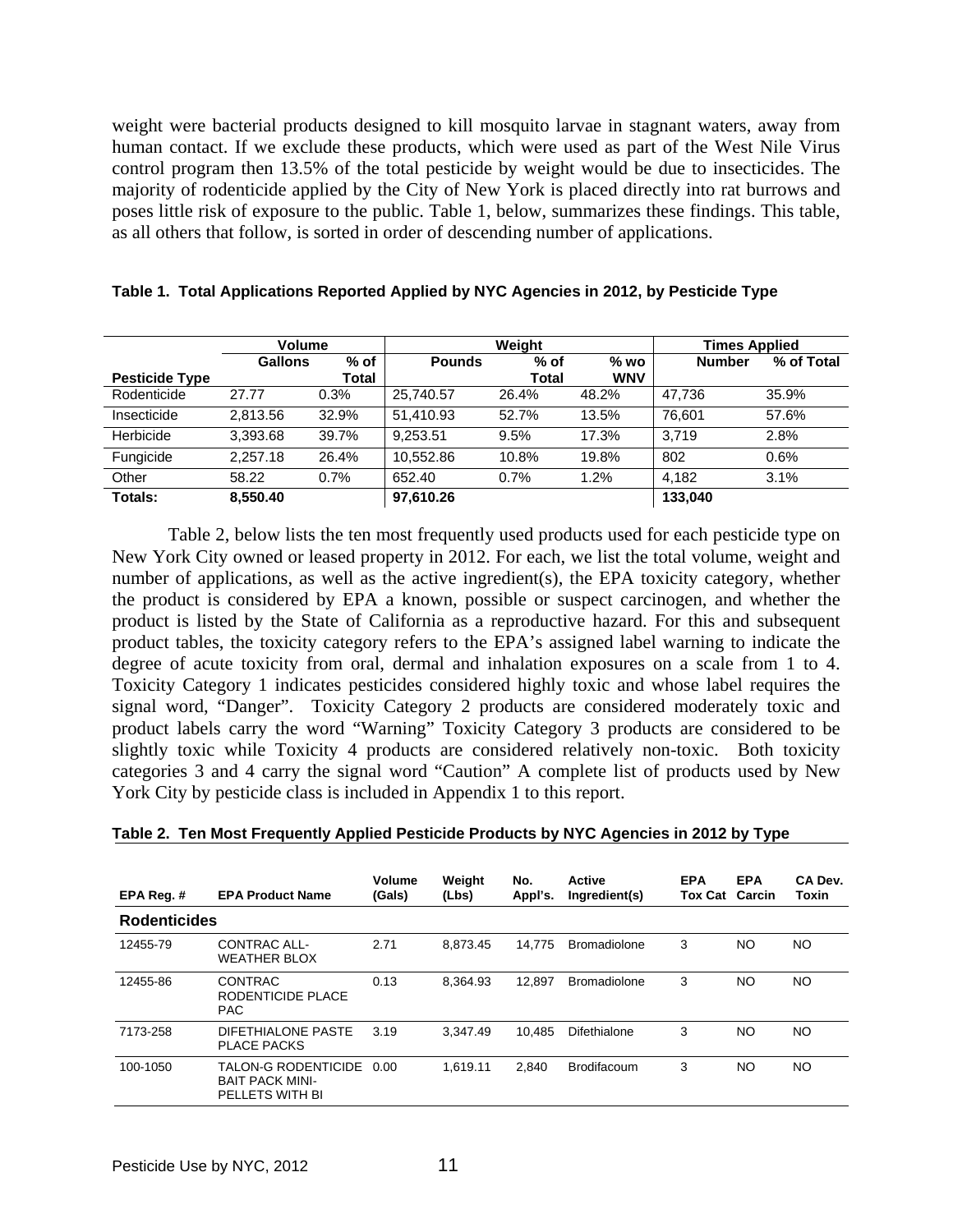weight were bacterial products designed to kill mosquito larvae in stagnant waters, away from human contact. If we exclude these products, which were used as part of the West Nile Virus control program then 13.5% of the total pesticide by weight would be due to insecticides. The majority of rodenticide applied by the City of New York is placed directly into rat burrows and poses little risk of exposure to the public. Table 1, below, summarizes these findings. This table, as all others that follow, is sorted in order of descending number of applications.

**Table 1. Total Applications Reported Applied by NYC Agencies in 2012, by Pesticide Type**

| | Volume | | Weight | | | Times Applied | |
|---|---|---|---|---|---|---|---|
| **Pesticide Type** | **Gallons** | **% of Total** | **Pounds** | **% of Total** | **% wo WNV** | **Number** | **% of Total** |
| Rodenticide | 27.77 | 0.3% | 25,740.57 | 26.4% | 48.2% | 47,736 | 35.9% |
| Insecticide | 2,813.56 | 32.9% | 51,410.93 | 52.7% | 13.5% | 76,601 | 57.6% |
| Herbicide | 3,393.68 | 39.7% | 9,253.51 | 9.5% | 17.3% | 3,719 | 2.8% |
| Fungicide | 2,257.18 | 26.4% | 10,552.86 | 10.8% | 19.8% | 802 | 0.6% |
| Other | 58.22 | 0.7% | 652.40 | 0.7% | 1.2% | 4,182 | 3.1% |
| **Totals:** | **8,550.40** | | **97,610.26** | | | **133,040** | |

Table 2, below lists the ten most frequently used products used for each pesticide type on New York City owned or leased property in 2012. For each, we list the total volume, weight and number of applications, as well as the active ingredient(s), the EPA toxicity category, whether the product is considered by EPA a known, possible or suspect carcinogen, and whether the product is listed by the State of California as a reproductive hazard. For this and subsequent product tables, the toxicity category refers to the EPA's assigned label warning to indicate the degree of acute toxicity from oral, dermal and inhalation exposures on a scale from 1 to 4. Toxicity Category 1 indicates pesticides considered highly toxic and whose label requires the signal word, "Danger". Toxicity Category 2 products are considered moderately toxic and product labels carry the word "Warning" Toxicity Category 3 products are considered to be slightly toxic while Toxicity 4 products are considered relatively non-toxic. Both toxicity categories 3 and 4 carry the signal word "Caution" A complete list of products used by New York City by pesticide class is included in Appendix 1 to this report.

**Table 2. Ten Most Frequently Applied Pesticide Products by NYC Agencies in 2012 by Type**

| EPA Reg. # | EPA Product Name | Volume (Gals) | Weight (Lbs) | No. Appl's. | Active Ingredient(s) | EPA Tox Cat | EPA Carcin | CA Dev. Toxin |
|---|---|---|---|---|---|---|---|---|
| **Rodenticides** | | | | | | | | |
| 12455-79 | CONTRAC ALL-WEATHER BLOX | 2.71 | 8,873.45 | 14,775 | Bromadiolone | 3 | NO | NO |
| 12455-86 | CONTRAC RODENTICIDE PLACE PAC | 0.13 | 8,364.93 | 12,897 | Bromadiolone | 3 | NO | NO |
| 7173-258 | DIFETHIALONE PASTE PLACE PACKS | 3.19 | 3,347.49 | 10,485 | Difethialone | 3 | NO | NO |
| 100-1050 | TALON-G RODENTICIDE BAIT PACK MINI-PELLETS WITH BI | 0.00 | 1,619.11 | 2,840 | Brodifacoum | 3 | NO | NO |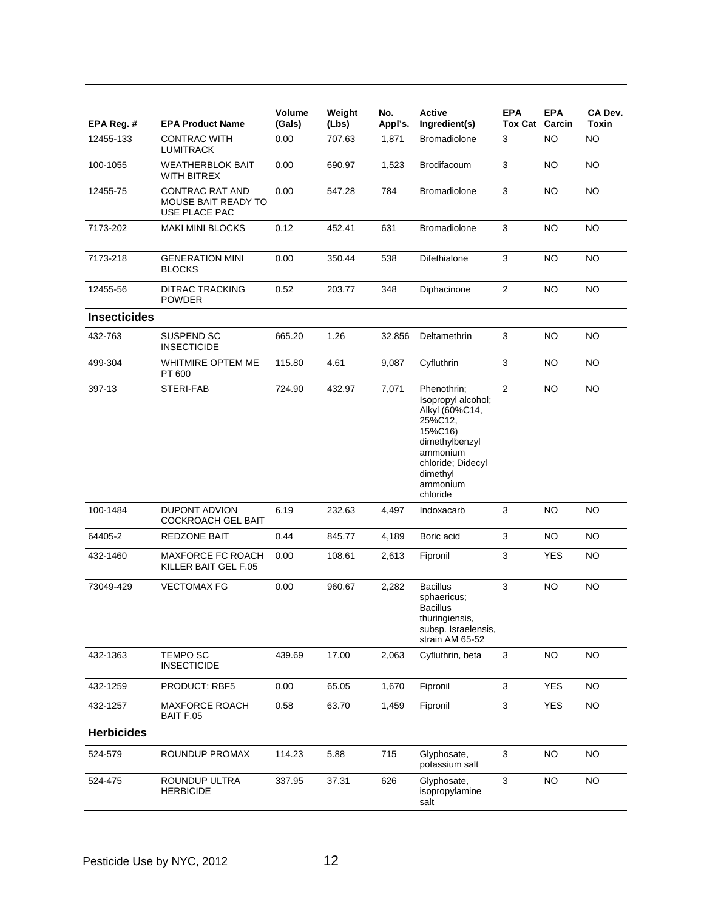| EPA Reg. # | EPA Product Name | Volume (Gals) | Weight (Lbs) | No. Appl's. | Active Ingredient(s) | EPA Tox Cat | EPA Carcin | CA Dev. Toxin |
|---|---|---|---|---|---|---|---|---|
| 12455-133 | CONTRAC WITH LUMITRACK | 0.00 | 707.63 | 1,871 | Bromadiolone | 3 | NO | NO |
| 100-1055 | WEATHERBLOK BAIT WITH BITREX | 0.00 | 690.97 | 1,523 | Brodifacoum | 3 | NO | NO |
| 12455-75 | CONTRAC RAT AND MOUSE BAIT READY TO USE PLACE PAC | 0.00 | 547.28 | 784 | Bromadiolone | 3 | NO | NO |
| 7173-202 | MAKI MINI BLOCKS | 0.12 | 452.41 | 631 | Bromadiolone | 3 | NO | NO |
| 7173-218 | GENERATION MINI BLOCKS | 0.00 | 350.44 | 538 | Difethialone | 3 | NO | NO |
| 12455-56 | DITRAC TRACKING POWDER | 0.52 | 203.77 | 348 | Diphacinone | 2 | NO | NO |
| **Insecticides** | | | | | | | | |
| 432-763 | SUSPEND SC INSECTICIDE | 665.20 | 1.26 | 32,856 | Deltamethrin | 3 | NO | NO |
| 499-304 | WHITMIRE OPTEM ME PT 600 | 115.80 | 4.61 | 9,087 | Cyfluthrin | 3 | NO | NO |
| 397-13 | STERI-FAB | 724.90 | 432.97 | 7,071 | Phenothrin; Isopropyl alcohol; Alkyl (60%C14, 25%C12, 15%C16) dimethylbenzyl ammonium chloride; Didecyl dimethyl ammonium chloride | 2 | NO | NO |
| 100-1484 | DUPONT ADVION COCKROACH GEL BAIT | 6.19 | 232.63 | 4,497 | Indoxacarb | 3 | NO | NO |
| 64405-2 | REDZONE BAIT | 0.44 | 845.77 | 4,189 | Boric acid | 3 | NO | NO |
| 432-1460 | MAXFORCE FC ROACH KILLER BAIT GEL F.05 | 0.00 | 108.61 | 2,613 | Fipronil | 3 | YES | NO |
| 73049-429 | VECTOMAX FG | 0.00 | 960.67 | 2,282 | Bacillus sphaericus; Bacillus thuringiensis, subsp. Israelensis, strain AM 65-52 | 3 | NO | NO |
| 432-1363 | TEMPO SC INSECTICIDE | 439.69 | 17.00 | 2,063 | Cyfluthrin, beta | 3 | NO | NO |
| 432-1259 | PRODUCT: RBF5 | 0.00 | 65.05 | 1,670 | Fipronil | 3 | YES | NO |
| 432-1257 | MAXFORCE ROACH BAIT F.05 | 0.58 | 63.70 | 1,459 | Fipronil | 3 | YES | NO |
| **Herbicides** | | | | | | | | |
| 524-579 | ROUNDUP PROMAX | 114.23 | 5.88 | 715 | Glyphosate, potassium salt | 3 | NO | NO |
| 524-475 | ROUNDUP ULTRA HERBICIDE | 337.95 | 37.31 | 626 | Glyphosate, isopropylamine salt | 3 | NO | NO |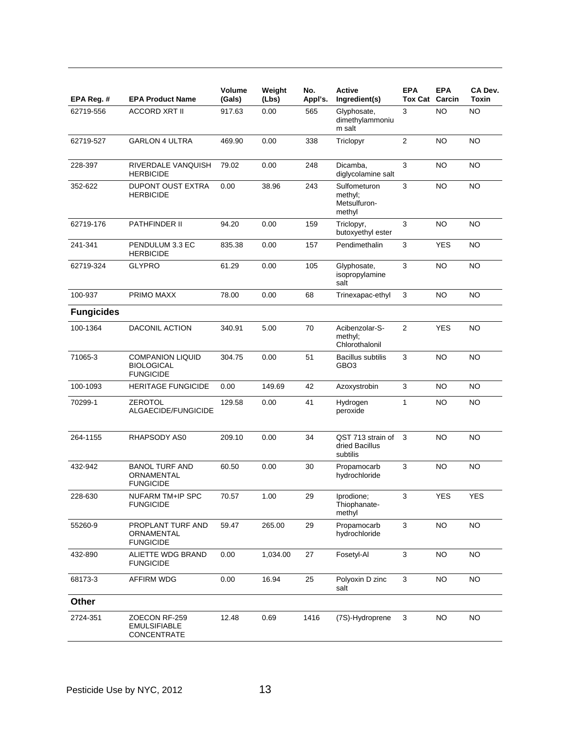| EPA Reg. # | EPA Product Name | Volume (Gals) | Weight (Lbs) | No. Appl's. | Active Ingredient(s) | EPA Tox Cat | EPA Carcin | CA Dev. Toxin |
|---|---|---|---|---|---|---|---|---|
| 62719-556 | ACCORD XRT II | 917.63 | 0.00 | 565 | Glyphosate, dimethylammonium salt | 3 | NO | NO |
| 62719-527 | GARLON 4 ULTRA | 469.90 | 0.00 | 338 | Triclopyr | 2 | NO | NO |
| 228-397 | RIVERDALE VANQUISH HERBICIDE | 79.02 | 0.00 | 248 | Dicamba, diglycolamine salt | 3 | NO | NO |
| 352-622 | DUPONT OUST EXTRA HERBICIDE | 0.00 | 38.96 | 243 | Sulfometuron methyl; Metsulfuron-methyl | 3 | NO | NO |
| 62719-176 | PATHFINDER II | 94.20 | 0.00 | 159 | Triclopyr, butoxyethyl ester | 3 | NO | NO |
| 241-341 | PENDULUM 3.3 EC HERBICIDE | 835.38 | 0.00 | 157 | Pendimethalin | 3 | YES | NO |
| 62719-324 | GLYPRO | 61.29 | 0.00 | 105 | Glyphosate, isopropylamine salt | 3 | NO | NO |
| 100-937 | PRIMO MAXX | 78.00 | 0.00 | 68 | Trinexapac-ethyl | 3 | NO | NO |
| **Fungicides** | | | | | | | | |
| 100-1364 | DACONIL ACTION | 340.91 | 5.00 | 70 | Acibenzolar-S-methyl; Chlorothalonil | 2 | YES | NO |
| 71065-3 | COMPANION LIQUID BIOLOGICAL FUNGICIDE | 304.75 | 0.00 | 51 | Bacillus subtilis GBO3 | 3 | NO | NO |
| 100-1093 | HERITAGE FUNGICIDE | 0.00 | 149.69 | 42 | Azoxystrobin | 3 | NO | NO |
| 70299-1 | ZEROTOL ALGAECIDE/FUNGICIDE | 129.58 | 0.00 | 41 | Hydrogen peroxide | 1 | NO | NO |
| 264-1155 | RHAPSODY AS0 | 209.10 | 0.00 | 34 | QST 713 strain of dried Bacillus subtilis | 3 | NO | NO |
| 432-942 | BANOL TURF AND ORNAMENTAL FUNGICIDE | 60.50 | 0.00 | 30 | Propamocarb hydrochloride | 3 | NO | NO |
| 228-630 | NUFARM TM+IP SPC FUNGICIDE | 70.57 | 1.00 | 29 | Iprodione; Thiophanate-methyl | 3 | YES | YES |
| 55260-9 | PROPLANT TURF AND ORNAMENTAL FUNGICIDE | 59.47 | 265.00 | 29 | Propamocarb hydrochloride | 3 | NO | NO |
| 432-890 | ALIETTE WDG BRAND FUNGICIDE | 0.00 | 1,034.00 | 27 | Fosetyl-Al | 3 | NO | NO |
| 68173-3 | AFFIRM WDG | 0.00 | 16.94 | 25 | Polyoxin D zinc salt | 3 | NO | NO |
| **Other** | | | | | | | | |
| 2724-351 | ZOECON RF-259 EMULSIFIABLE CONCENTRATE | 12.48 | 0.69 | 1416 | (7S)-Hydroprene | 3 | NO | NO |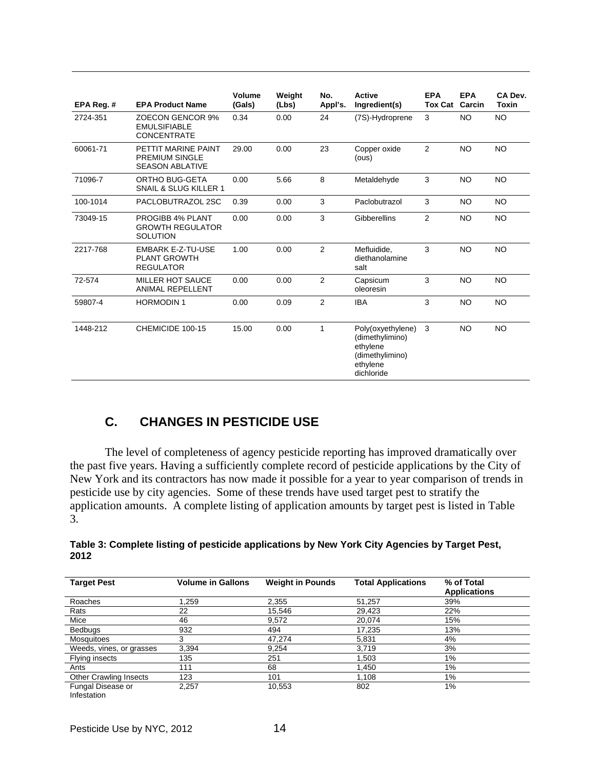| EPA Reg. # | EPA Product Name | Volume (Gals) | Weight (Lbs) | No. Appl's. | Active Ingredient(s) | EPA Tox Cat | EPA Carcin | CA Dev. Toxin |
|---|---|---|---|---|---|---|---|---|
| 2724-351 | ZOECON GENCOR 9% EMULSIFIABLE CONCENTRATE | 0.34 | 0.00 | 24 | (7S)-Hydroprene | 3 | NO | NO |
| 60061-71 | PETTIT MARINE PAINT PREMIUM SINGLE SEASON ABLATIVE | 29.00 | 0.00 | 23 | Copper oxide (ous) | 2 | NO | NO |
| 71096-7 | ORTHO BUG-GETA SNAIL & SLUG KILLER 1 | 0.00 | 5.66 | 8 | Metaldehyde | 3 | NO | NO |
| 100-1014 | PACLOBUTRAZOL 2SC | 0.39 | 0.00 | 3 | Paclobutrazol | 3 | NO | NO |
| 73049-15 | PROGIBB 4% PLANT GROWTH REGULATOR SOLUTION | 0.00 | 0.00 | 3 | Gibberellins | 2 | NO | NO |
| 2217-768 | EMBARK E-Z-TU-USE PLANT GROWTH REGULATOR | 1.00 | 0.00 | 2 | Mefluidide, diethanolamine salt | 3 | NO | NO |
| 72-574 | MILLER HOT SAUCE ANIMAL REPELLENT | 0.00 | 0.00 | 2 | Capsicum oleoresin | 3 | NO | NO |
| 59807-4 | HORMODIN 1 | 0.00 | 0.09 | 2 | IBA | 3 | NO | NO |
| 1448-212 | CHEMICIDE 100-15 | 15.00 | 0.00 | 1 | Poly(oxyethylene) (dimethylimino) ethylene (dimethylimino) ethylene dichloride | 3 | NO | NO |

## C. CHANGES IN PESTICIDE USE

The level of completeness of agency pesticide reporting has improved dramatically over the past five years. Having a sufficiently complete record of pesticide applications by the City of New York and its contractors has now made it possible for a year to year comparison of trends in pesticide use by city agencies. Some of these trends have used target pest to stratify the application amounts. A complete listing of application amounts by target pest is listed in Table 3.

**Table 3: Complete listing of pesticide applications by New York City Agencies by Target Pest, 2012**

| Target Pest | Volume in Gallons | Weight in Pounds | Total Applications | % of Total Applications |
|---|---|---|---|---|
| Roaches | 1,259 | 2,355 | 51,257 | 39% |
| Rats | 22 | 15,546 | 29,423 | 22% |
| Mice | 46 | 9,572 | 20,074 | 15% |
| Bedbugs | 932 | 494 | 17,235 | 13% |
| Mosquitoes | 3 | 47,274 | 5,831 | 4% |
| Weeds, vines, or grasses | 3,394 | 9,254 | 3,719 | 3% |
| Flying insects | 135 | 251 | 1,503 | 1% |
| Ants | 111 | 68 | 1,450 | 1% |
| Other Crawling Insects | 123 | 101 | 1,108 | 1% |
| Fungal Disease or Infestation | 2,257 | 10,553 | 802 | 1% |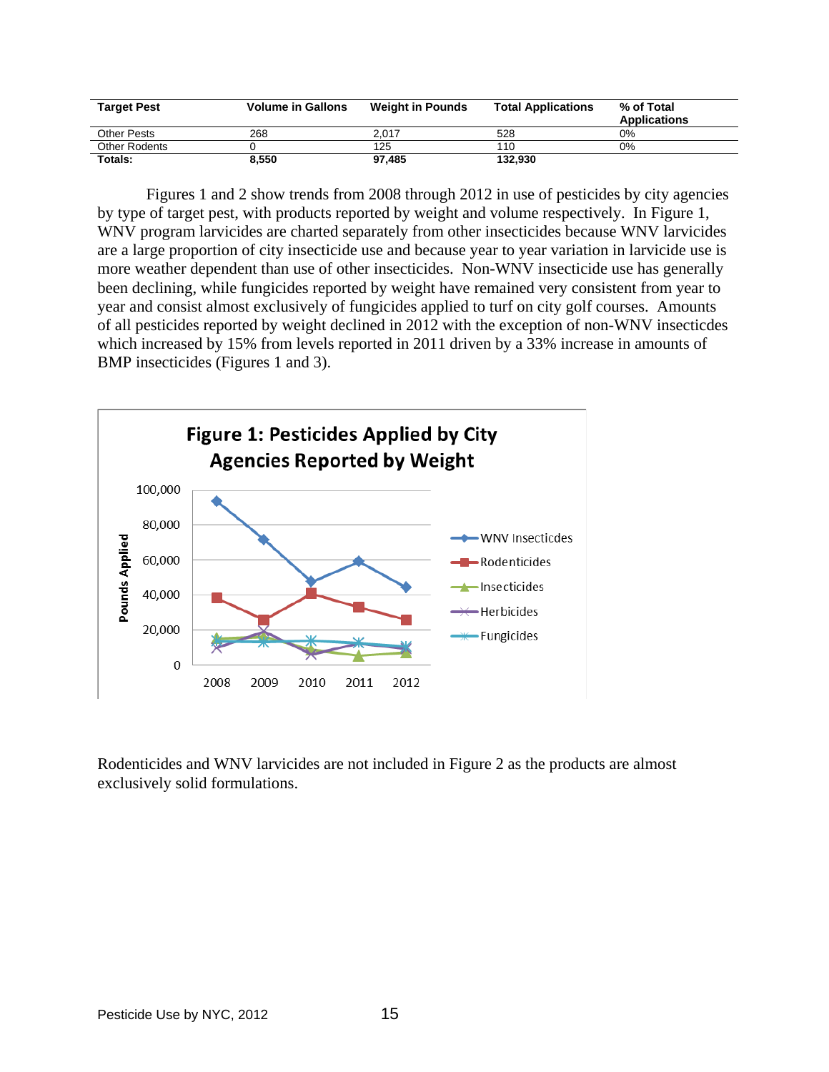| Target Pest | Volume in Gallons | Weight in Pounds | Total Applications | % of Total Applications |
|---|---|---|---|---|
| Other Pests | 268 | 2,017 | 528 | 0% |
| Other Rodents | 0 | 125 | 110 | 0% |
| **Totals:** | **8,550** | **97,485** | **132,930** | |

Figures 1 and 2 show trends from 2008 through 2012 in use of pesticides by city agencies by type of target pest, with products reported by weight and volume respectively. In Figure 1, WNV program larvicides are charted separately from other insecticides because WNV larvicides are a large proportion of city insecticide use and because year to year variation in larvicide use is more weather dependent than use of other insecticides. Non-WNV insecticide use has generally been declining, while fungicides reported by weight have remained very consistent from year to year and consist almost exclusively of fungicides applied to turf on city golf courses. Amounts of all pesticides reported by weight declined in 2012 with the exception of non-WNV insecticdes which increased by 15% from levels reported in 2011 driven by a 33% increase in amounts of BMP insecticides (Figures 1 and 3).

**Figure 1: Pesticides Applied by City Agencies Reported by Weight**

Rodenticides and WNV larvicides are not included in Figure 2 as the products are almost exclusively solid formulations.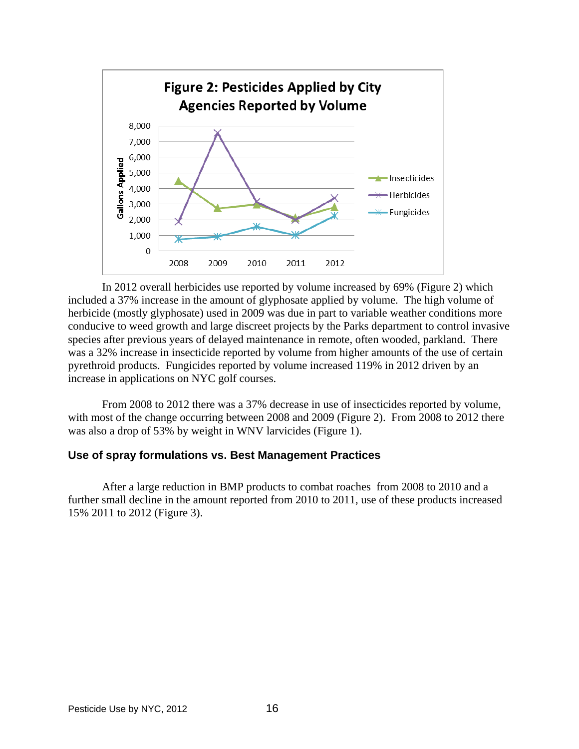**Figure 2: Pesticides Applied by City Agencies Reported by Volume**

In 2012 overall herbicides use reported by volume increased by 69% (Figure 2) which included a 37% increase in the amount of glyphosate applied by volume. The high volume of herbicide (mostly glyphosate) used in 2009 was due in part to variable weather conditions more conducive to weed growth and large discreet projects by the Parks department to control invasive species after previous years of delayed maintenance in remote, often wooded, parkland. There was a 32% increase in insecticide reported by volume from higher amounts of the use of certain pyrethroid products. Fungicides reported by volume increased 119% in 2012 driven by an increase in applications on NYC golf courses.

From 2008 to 2012 there was a 37% decrease in use of insecticides reported by volume, with most of the change occurring between 2008 and 2009 (Figure 2). From 2008 to 2012 there was also a drop of 53% by weight in WNV larvicides (Figure 1).

### Use of spray formulations vs. Best Management Practices

After a large reduction in BMP products to combat roaches from 2008 to 2010 and a further small decline in the amount reported from 2010 to 2011, use of these products increased 15% 2011 to 2012 (Figure 3).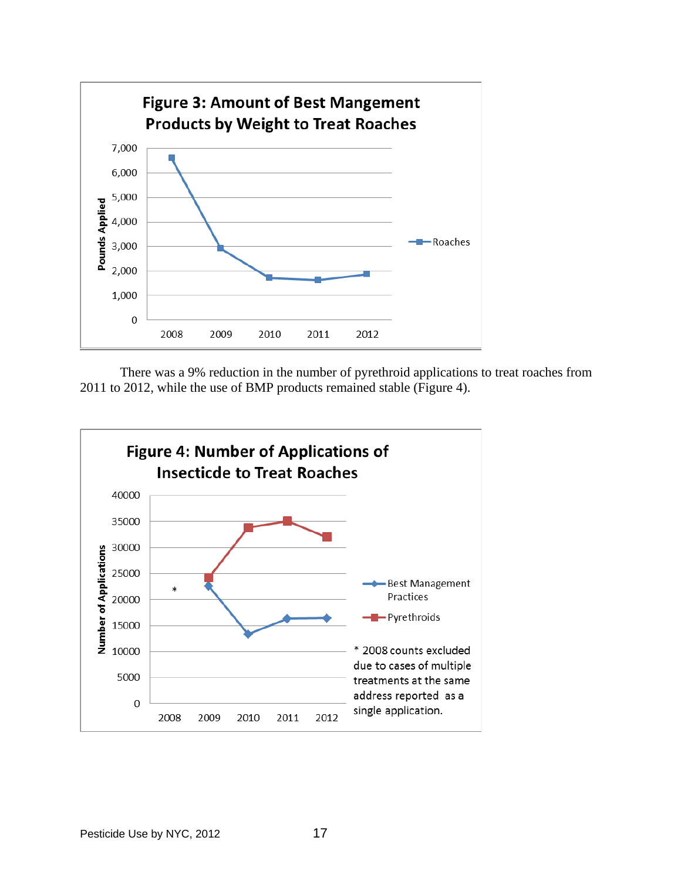**Figure 3: Amount of Best Mangement Products by Weight to Treat Roaches**

There was a 9% reduction in the number of pyrethroid applications to treat roaches from 2011 to 2012, while the use of BMP products remained stable (Figure 4).

**Figure 4: Number of Applications of Insecticde to Treat Roaches**

\* 2008 counts excluded due to cases of multiple treatments at the same address reported as a single application.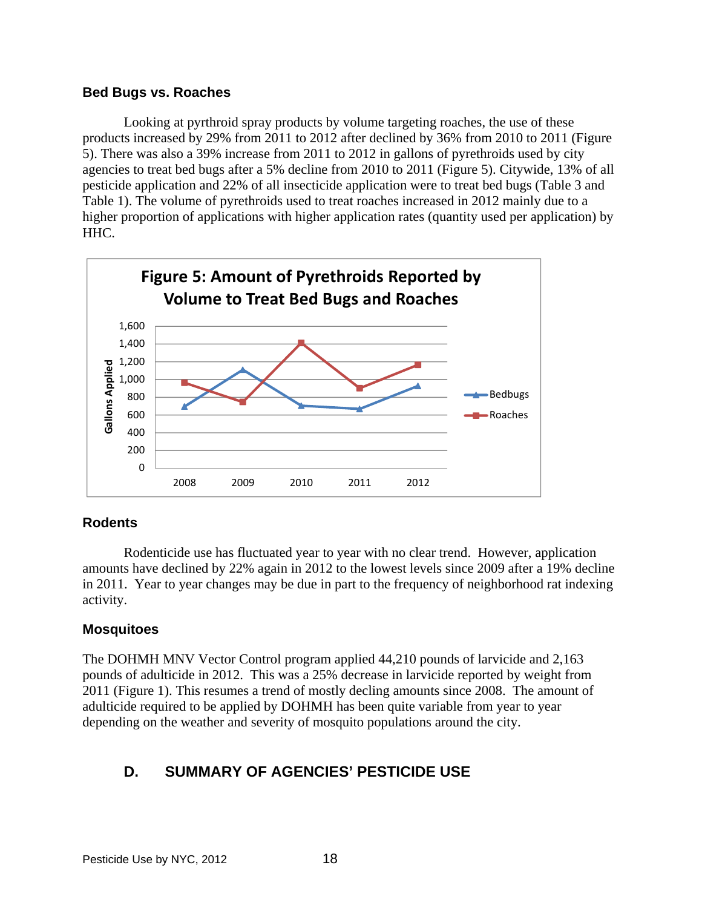### Bed Bugs vs. Roaches

Looking at pyrthroid spray products by volume targeting roaches, the use of these products increased by 29% from 2011 to 2012 after declined by 36% from 2010 to 2011 (Figure 5). There was also a 39% increase from 2011 to 2012 in gallons of pyrethroids used by city agencies to treat bed bugs after a 5% decline from 2010 to 2011 (Figure 5). Citywide, 13% of all pesticide application and 22% of all insecticide application were to treat bed bugs (Table 3 and Table 1). The volume of pyrethroids used to treat roaches increased in 2012 mainly due to a higher proportion of applications with higher application rates (quantity used per application) by HHC.

**Figure 5: Amount of Pyrethroids Reported by Volume to Treat Bed Bugs and Roaches**

### Rodents

Rodenticide use has fluctuated year to year with no clear trend. However, application amounts have declined by 22% again in 2012 to the lowest levels since 2009 after a 19% decline in 2011. Year to year changes may be due in part to the frequency of neighborhood rat indexing activity.

### Mosquitoes

The DOHMH MNV Vector Control program applied 44,210 pounds of larvicide and 2,163 pounds of adulticide in 2012. This was a 25% decrease in larvicide reported by weight from 2011 (Figure 1). This resumes a trend of mostly decling amounts since 2008. The amount of adulticide required to be applied by DOHMH has been quite variable from year to year depending on the weather and severity of mosquito populations around the city.

## D. SUMMARY OF AGENCIES' PESTICIDE USE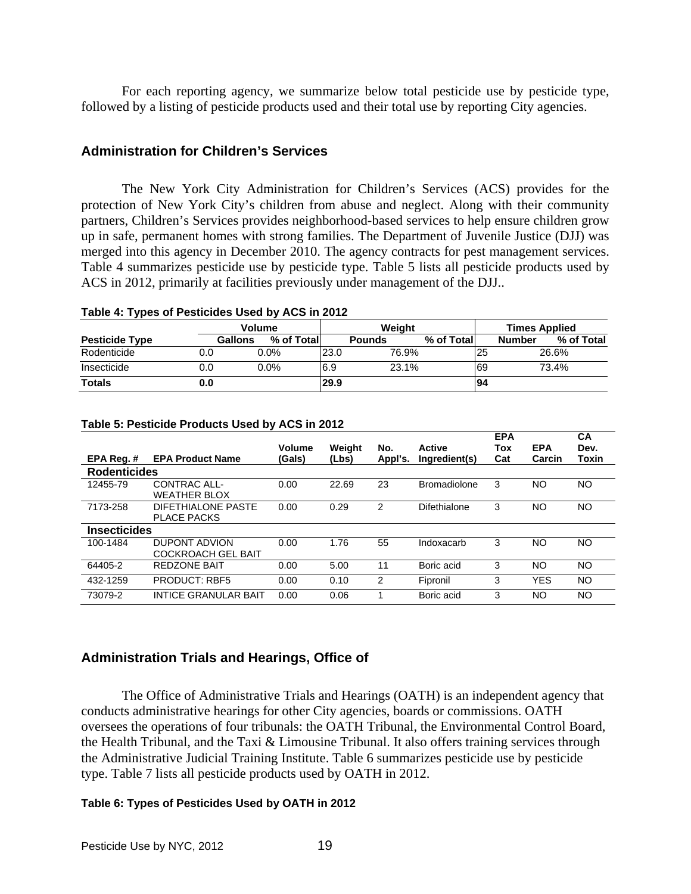For each reporting agency, we summarize below total pesticide use by pesticide type, followed by a listing of pesticide products used and their total use by reporting City agencies.

## Administration for Children's Services

The New York City Administration for Children's Services (ACS) provides for the protection of New York City's children from abuse and neglect. Along with their community partners, Children's Services provides neighborhood-based services to help ensure children grow up in safe, permanent homes with strong families. The Department of Juvenile Justice (DJJ) was merged into this agency in December 2010. The agency contracts for pest management services. Table 4 summarizes pesticide use by pesticide type. Table 5 lists all pesticide products used by ACS in 2012, primarily at facilities previously under management of the DJJ..

**Table 4: Types of Pesticides Used by ACS in 2012**

| | Volume | | Weight | | Times Applied | |
|---|---|---|---|---|---|---|
| **Pesticide Type** | **Gallons** | **% of Total** | **Pounds** | **% of Total** | **Number** | **% of Total** |
| Rodenticide | 0.0 | 0.0% | 23.0 | 76.9% | 25 | 26.6% |
| Insecticide | 0.0 | 0.0% | 6.9 | 23.1% | 69 | 73.4% |
| **Totals** | **0.0** | | **29.9** | | **94** | |

**Table 5: Pesticide Products Used by ACS in 2012**

| EPA Reg. # | EPA Product Name | Volume (Gals) | Weight (Lbs) | No. Appl's. | Active Ingredient(s) | EPA Tox Cat | EPA Carcin | CA Dev. Toxin |
|---|---|---|---|---|---|---|---|---|
| **Rodenticides** | | | | | | | | |
| 12455-79 | CONTRAC ALL-WEATHER BLOX | 0.00 | 22.69 | 23 | Bromadiolone | 3 | NO | NO |
| 7173-258 | DIFETHIALONE PASTE PLACE PACKS | 0.00 | 0.29 | 2 | Difethialone | 3 | NO | NO |
| **Insecticides** | | | | | | | | |
| 100-1484 | DUPONT ADVION COCKROACH GEL BAIT | 0.00 | 1.76 | 55 | Indoxacarb | 3 | NO | NO |
| 64405-2 | REDZONE BAIT | 0.00 | 5.00 | 11 | Boric acid | 3 | NO | NO |
| 432-1259 | PRODUCT: RBF5 | 0.00 | 0.10 | 2 | Fipronil | 3 | YES | NO |
| 73079-2 | INTICE GRANULAR BAIT | 0.00 | 0.06 | 1 | Boric acid | 3 | NO | NO |

## Administration Trials and Hearings, Office of

The Office of Administrative Trials and Hearings (OATH) is an independent agency that conducts administrative hearings for other City agencies, boards or commissions. OATH oversees the operations of four tribunals: the OATH Tribunal, the Environmental Control Board, the Health Tribunal, and the Taxi & Limousine Tribunal. It also offers training services through the Administrative Judicial Training Institute. Table 6 summarizes pesticide use by pesticide type. Table 7 lists all pesticide products used by OATH in 2012.

**Table 6: Types of Pesticides Used by OATH in 2012**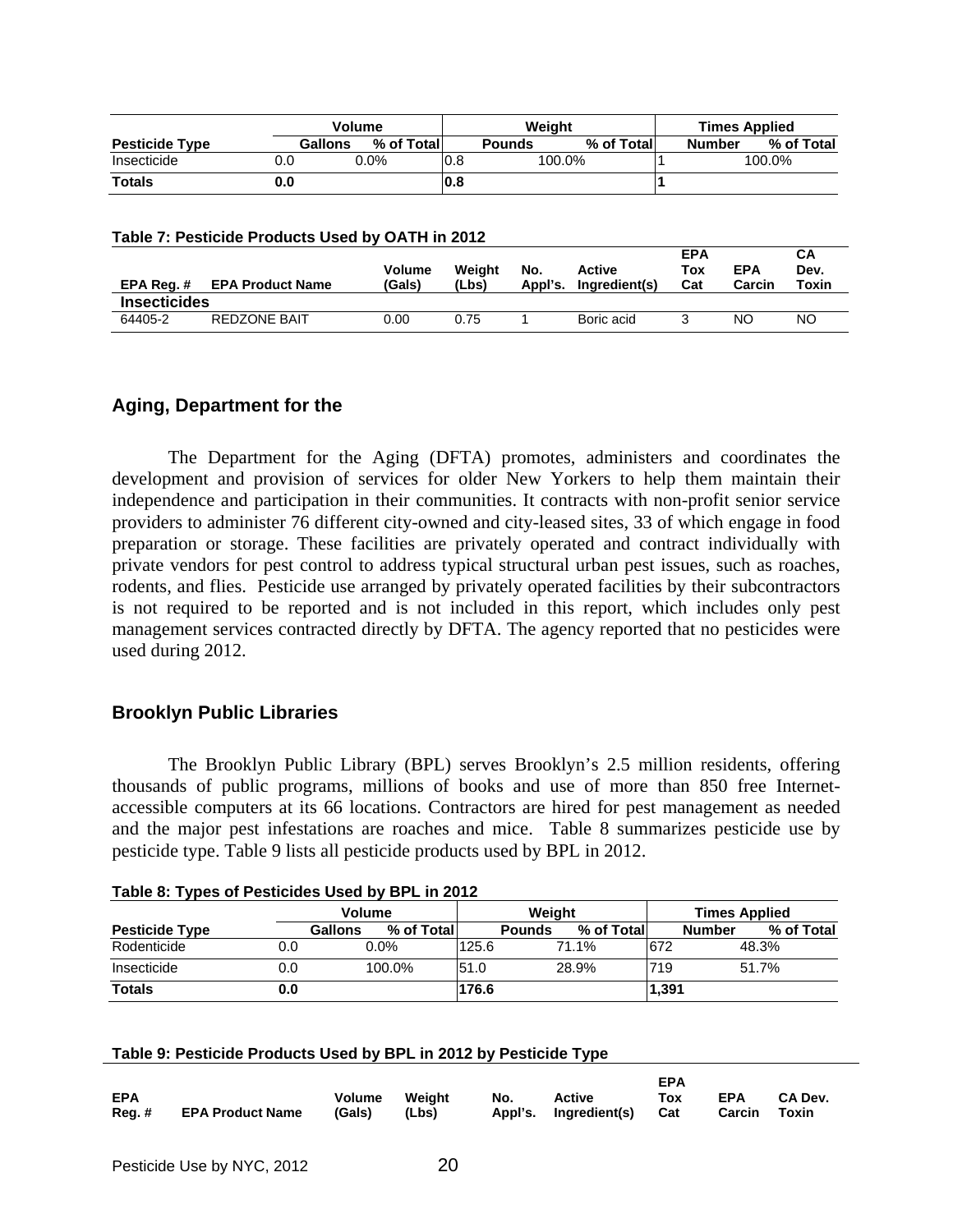| Pesticide Type | Volume | | Weight | | Times Applied | |
|---|---|---|---|---|---|---|
| | Gallons | % of Total | Pounds | % of Total | Number | % of Total |
| Insecticide | 0.0 | 0.0% | 0.8 | 100.0% | 1 | 100.0% |
| **Totals** | **0.0** | | **0.8** | | **1** | |

**Table 7: Pesticide Products Used by OATH in 2012**

| EPA Reg. # | EPA Product Name | Volume (Gals) | Weight (Lbs) | No. Appl's. | Active Ingredient(s) | EPA Tox Cat | EPA Carcin | CA Dev. Toxin |
|---|---|---|---|---|---|---|---|---|
| **Insecticides** | | | | | | | | |
| 64405-2 | REDZONE BAIT | 0.00 | 0.75 | 1 | Boric acid | 3 | NO | NO |

## Aging, Department for the

The Department for the Aging (DFTA) promotes, administers and coordinates the development and provision of services for older New Yorkers to help them maintain their independence and participation in their communities. It contracts with non-profit senior service providers to administer 76 different city-owned and city-leased sites, 33 of which engage in food preparation or storage. These facilities are privately operated and contract individually with private vendors for pest control to address typical structural urban pest issues, such as roaches, rodents, and flies. Pesticide use arranged by privately operated facilities by their subcontractors is not required to be reported and is not included in this report, which includes only pest management services contracted directly by DFTA. The agency reported that no pesticides were used during 2012.

## Brooklyn Public Libraries

The Brooklyn Public Library (BPL) serves Brooklyn's 2.5 million residents, offering thousands of public programs, millions of books and use of more than 850 free Internet-accessible computers at its 66 locations. Contractors are hired for pest management as needed and the major pest infestations are roaches and mice. Table 8 summarizes pesticide use by pesticide type. Table 9 lists all pesticide products used by BPL in 2012.

**Table 8: Types of Pesticides Used by BPL in 2012**

| Pesticide Type | Volume | | Weight | | Times Applied | |
|---|---|---|---|---|---|---|
| | Gallons | % of Total | Pounds | % of Total | Number | % of Total |
| Rodenticide | 0.0 | 0.0% | 125.6 | 71.1% | 672 | 48.3% |
| Insecticide | 0.0 | 100.0% | 51.0 | 28.9% | 719 | 51.7% |
| **Totals** | **0.0** | | **176.6** | | **1,391** | |

**Table 9: Pesticide Products Used by BPL in 2012 by Pesticide Type**

| EPA Reg. # | EPA Product Name | Volume (Gals) | Weight (Lbs) | No. Appl's. | Active Ingredient(s) | EPA Tox Cat | EPA Carcin | CA Dev. Toxin |
|---|---|---|---|---|---|---|---|---|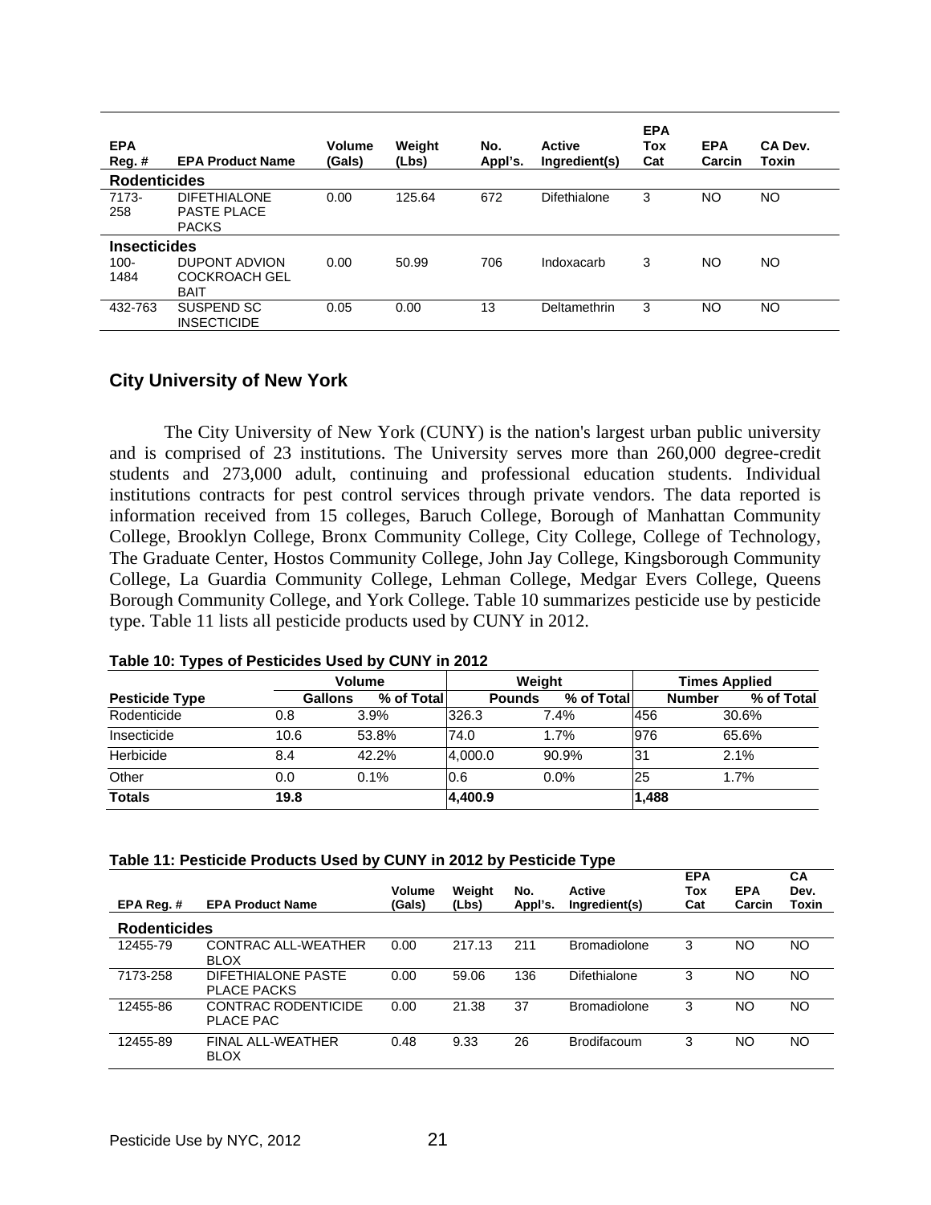| EPA Reg. # | EPA Product Name | Volume (Gals) | Weight (Lbs) | No. Appl's. | Active Ingredient(s) | EPA Tox Cat | EPA Carcin | CA Dev. Toxin |
|---|---|---|---|---|---|---|---|---|
| **Rodenticides** | | | | | | | | |
| 7173-258 | DIFETHIALONE PASTE PLACE PACKS | 0.00 | 125.64 | 672 | Difethialone | 3 | NO | NO |
| **Insecticides** | | | | | | | | |
| 100-1484 | DUPONT ADVION COCKROACH GEL BAIT | 0.00 | 50.99 | 706 | Indoxacarb | 3 | NO | NO |
| 432-763 | SUSPEND SC INSECTICIDE | 0.05 | 0.00 | 13 | Deltamethrin | 3 | NO | NO |

### City University of New York

The City University of New York (CUNY) is the nation's largest urban public university and is comprised of 23 institutions. The University serves more than 260,000 degree-credit students and 273,000 adult, continuing and professional education students. Individual institutions contracts for pest control services through private vendors. The data reported is information received from 15 colleges, Baruch College, Borough of Manhattan Community College, Brooklyn College, Bronx Community College, City College, College of Technology, The Graduate Center, Hostos Community College, John Jay College, Kingsborough Community College, La Guardia Community College, Lehman College, Medgar Evers College, Queens Borough Community College, and York College. Table 10 summarizes pesticide use by pesticide type. Table 11 lists all pesticide products used by CUNY in 2012.

**Table 10: Types of Pesticides Used by CUNY in 2012**

| | Volume | | Weight | | Times Applied | |
|---|---|---|---|---|---|---|
| **Pesticide Type** | **Gallons** | **% of Total** | **Pounds** | **% of Total** | **Number** | **% of Total** |
| Rodenticide | 0.8 | 3.9% | 326.3 | 7.4% | 456 | 30.6% |
| Insecticide | 10.6 | 53.8% | 74.0 | 1.7% | 976 | 65.6% |
| Herbicide | 8.4 | 42.2% | 4,000.0 | 90.9% | 31 | 2.1% |
| Other | 0.0 | 0.1% | 0.6 | 0.0% | 25 | 1.7% |
| **Totals** | **19.8** | | **4,400.9** | | **1,488** | |

**Table 11: Pesticide Products Used by CUNY in 2012 by Pesticide Type**

| EPA Reg. # | EPA Product Name | Volume (Gals) | Weight (Lbs) | No. Appl's. | Active Ingredient(s) | EPA Tox Cat | EPA Carcin | CA Dev. Toxin |
|---|---|---|---|---|---|---|---|---|
| **Rodenticides** | | | | | | | | |
| 12455-79 | CONTRAC ALL-WEATHER BLOX | 0.00 | 217.13 | 211 | Bromadiolone | 3 | NO | NO |
| 7173-258 | DIFETHIALONE PASTE PLACE PACKS | 0.00 | 59.06 | 136 | Difethialone | 3 | NO | NO |
| 12455-86 | CONTRAC RODENTICIDE PLACE PAC | 0.00 | 21.38 | 37 | Bromadiolone | 3 | NO | NO |
| 12455-89 | FINAL ALL-WEATHER BLOX | 0.48 | 9.33 | 26 | Brodifacoum | 3 | NO | NO |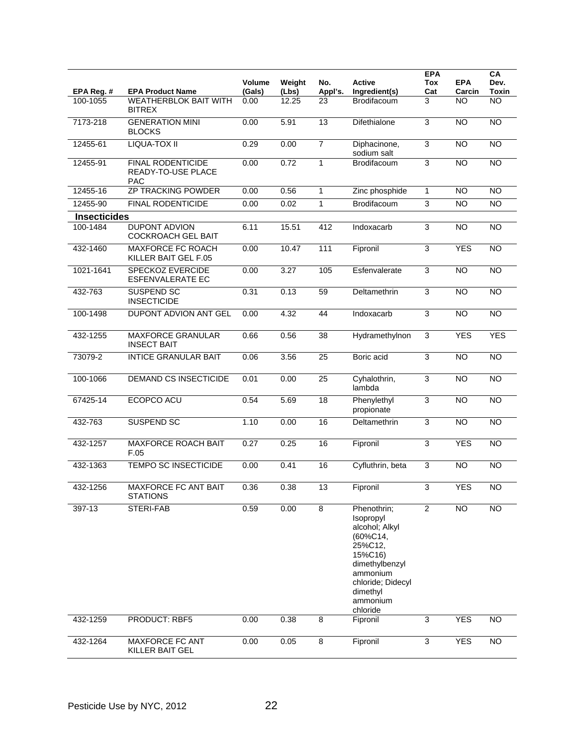| EPA Reg. # | EPA Product Name | Volume (Gals) | Weight (Lbs) | No. Appl's. | Active Ingredient(s) | EPA Tox Cat | EPA Carcin | CA Dev. Toxin |
|---|---|---|---|---|---|---|---|---|
| 100-1055 | WEATHERBLOK BAIT WITH BITREX | 0.00 | 12.25 | 23 | Brodifacoum | 3 | NO | NO |
| 7173-218 | GENERATION MINI BLOCKS | 0.00 | 5.91 | 13 | Difethialone | 3 | NO | NO |
| 12455-61 | LIQUA-TOX II | 0.29 | 0.00 | 7 | Diphacinone, sodium salt | 3 | NO | NO |
| 12455-91 | FINAL RODENTICIDE READY-TO-USE PLACE PAC | 0.00 | 0.72 | 1 | Brodifacoum | 3 | NO | NO |
| 12455-16 | ZP TRACKING POWDER | 0.00 | 0.56 | 1 | Zinc phosphide | 1 | NO | NO |
| 12455-90 | FINAL RODENTICIDE | 0.00 | 0.02 | 1 | Brodifacoum | 3 | NO | NO |
| **Insecticides** | | | | | | | | |
| 100-1484 | DUPONT ADVION COCKROACH GEL BAIT | 6.11 | 15.51 | 412 | Indoxacarb | 3 | NO | NO |
| 432-1460 | MAXFORCE FC ROACH KILLER BAIT GEL F.05 | 0.00 | 10.47 | 111 | Fipronil | 3 | YES | NO |
| 1021-1641 | SPECKOZ EVERCIDE ESFENVALERATE EC | 0.00 | 3.27 | 105 | Esfenvalerate | 3 | NO | NO |
| 432-763 | SUSPEND SC INSECTICIDE | 0.31 | 0.13 | 59 | Deltamethrin | 3 | NO | NO |
| 100-1498 | DUPONT ADVION ANT GEL | 0.00 | 4.32 | 44 | Indoxacarb | 3 | NO | NO |
| 432-1255 | MAXFORCE GRANULAR INSECT BAIT | 0.66 | 0.56 | 38 | Hydramethylnon | 3 | YES | YES |
| 73079-2 | INTICE GRANULAR BAIT | 0.06 | 3.56 | 25 | Boric acid | 3 | NO | NO |
| 100-1066 | DEMAND CS INSECTICIDE | 0.01 | 0.00 | 25 | Cyhalothrin, lambda | 3 | NO | NO |
| 67425-14 | ECOPCO ACU | 0.54 | 5.69 | 18 | Phenylethyl propionate | 3 | NO | NO |
| 432-763 | SUSPEND SC | 1.10 | 0.00 | 16 | Deltamethrin | 3 | NO | NO |
| 432-1257 | MAXFORCE ROACH BAIT F.05 | 0.27 | 0.25 | 16 | Fipronil | 3 | YES | NO |
| 432-1363 | TEMPO SC INSECTICIDE | 0.00 | 0.41 | 16 | Cyfluthrin, beta | 3 | NO | NO |
| 432-1256 | MAXFORCE FC ANT BAIT STATIONS | 0.36 | 0.38 | 13 | Fipronil | 3 | YES | NO |
| 397-13 | STERI-FAB | 0.59 | 0.00 | 8 | Phenothrin; Isopropyl alcohol; Alkyl (60%C14, 25%C12, 15%C16) dimethylbenzyl ammonium chloride; Didecyl dimethyl ammonium chloride | 2 | NO | NO |
| 432-1259 | PRODUCT: RBF5 | 0.00 | 0.38 | 8 | Fipronil | 3 | YES | NO |
| 432-1264 | MAXFORCE FC ANT KILLER BAIT GEL | 0.00 | 0.05 | 8 | Fipronil | 3 | YES | NO |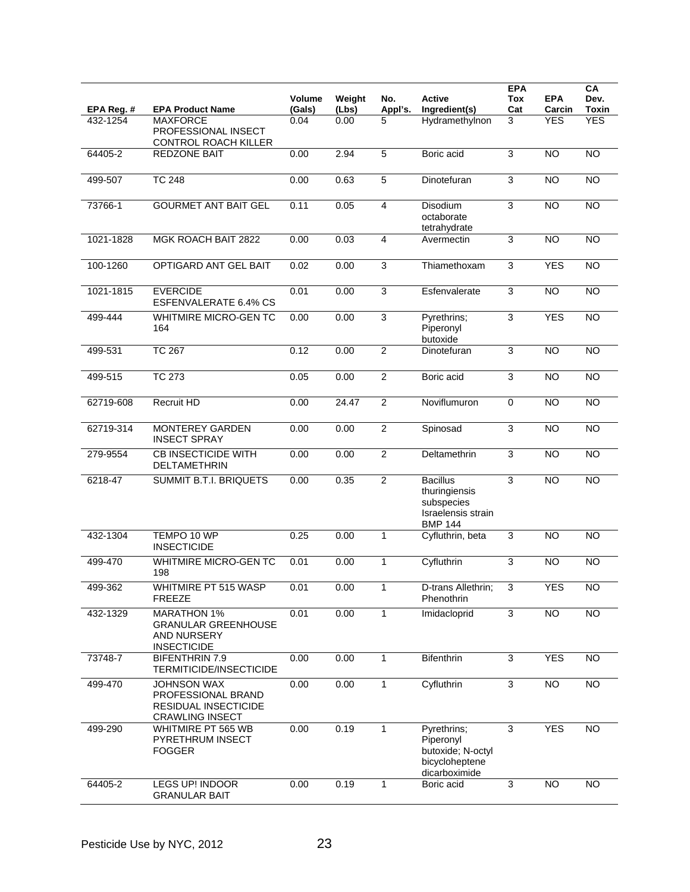| EPA Reg. # | EPA Product Name | Volume (Gals) | Weight (Lbs) | No. Appl's. | Active Ingredient(s) | EPA Tox Cat | EPA Carcin | CA Dev. Toxin |
|---|---|---|---|---|---|---|---|---|
| 432-1254 | MAXFORCE PROFESSIONAL INSECT CONTROL ROACH KILLER | 0.04 | 0.00 | 5 | Hydramethylnon | 3 | YES | YES |
| 64405-2 | REDZONE BAIT | 0.00 | 2.94 | 5 | Boric acid | 3 | NO | NO |
| 499-507 | TC 248 | 0.00 | 0.63 | 5 | Dinotefuran | 3 | NO | NO |
| 73766-1 | GOURMET ANT BAIT GEL | 0.11 | 0.05 | 4 | Disodium octaborate tetrahydrate | 3 | NO | NO |
| 1021-1828 | MGK ROACH BAIT 2822 | 0.00 | 0.03 | 4 | Avermectin | 3 | NO | NO |
| 100-1260 | OPTIGARD ANT GEL BAIT | 0.02 | 0.00 | 3 | Thiamethoxam | 3 | YES | NO |
| 1021-1815 | EVERCIDE ESFENVALERATE 6.4% CS | 0.01 | 0.00 | 3 | Esfenvalerate | 3 | NO | NO |
| 499-444 | WHITMIRE MICRO-GEN TC 164 | 0.00 | 0.00 | 3 | Pyrethrins; Piperonyl butoxide | 3 | YES | NO |
| 499-531 | TC 267 | 0.12 | 0.00 | 2 | Dinotefuran | 3 | NO | NO |
| 499-515 | TC 273 | 0.05 | 0.00 | 2 | Boric acid | 3 | NO | NO |
| 62719-608 | Recruit HD | 0.00 | 24.47 | 2 | Noviflumuron | 0 | NO | NO |
| 62719-314 | MONTEREY GARDEN INSECT SPRAY | 0.00 | 0.00 | 2 | Spinosad | 3 | NO | NO |
| 279-9554 | CB INSECTICIDE WITH DELTAMETHRIN | 0.00 | 0.00 | 2 | Deltamethrin | 3 | NO | NO |
| 6218-47 | SUMMIT B.T.I. BRIQUETS | 0.00 | 0.35 | 2 | Bacillus thuringiensis subspecies Israelensis strain BMP 144 | 3 | NO | NO |
| 432-1304 | TEMPO 10 WP INSECTICIDE | 0.25 | 0.00 | 1 | Cyfluthrin, beta | 3 | NO | NO |
| 499-470 | WHITMIRE MICRO-GEN TC 198 | 0.01 | 0.00 | 1 | Cyfluthrin | 3 | NO | NO |
| 499-362 | WHITMIRE PT 515 WASP FREEZE | 0.01 | 0.00 | 1 | D-trans Allethrin; Phenothrin | 3 | YES | NO |
| 432-1329 | MARATHON 1% GRANULAR GREENHOUSE AND NURSERY INSECTICIDE | 0.01 | 0.00 | 1 | Imidacloprid | 3 | NO | NO |
| 73748-7 | BIFENTHRIN 7.9 TERMITICIDE/INSECTICIDE | 0.00 | 0.00 | 1 | Bifenthrin | 3 | YES | NO |
| 499-470 | JOHNSON WAX PROFESSIONAL BRAND RESIDUAL INSECTICIDE CRAWLING INSECT | 0.00 | 0.00 | 1 | Cyfluthrin | 3 | NO | NO |
| 499-290 | WHITMIRE PT 565 WB PYRETHRUM INSECT FOGGER | 0.00 | 0.19 | 1 | Pyrethrins; Piperonyl butoxide; N-octyl bicycloheptene dicarboximide | 3 | YES | NO |
| 64405-2 | LEGS UP! INDOOR GRANULAR BAIT | 0.00 | 0.19 | 1 | Boric acid | 3 | NO | NO |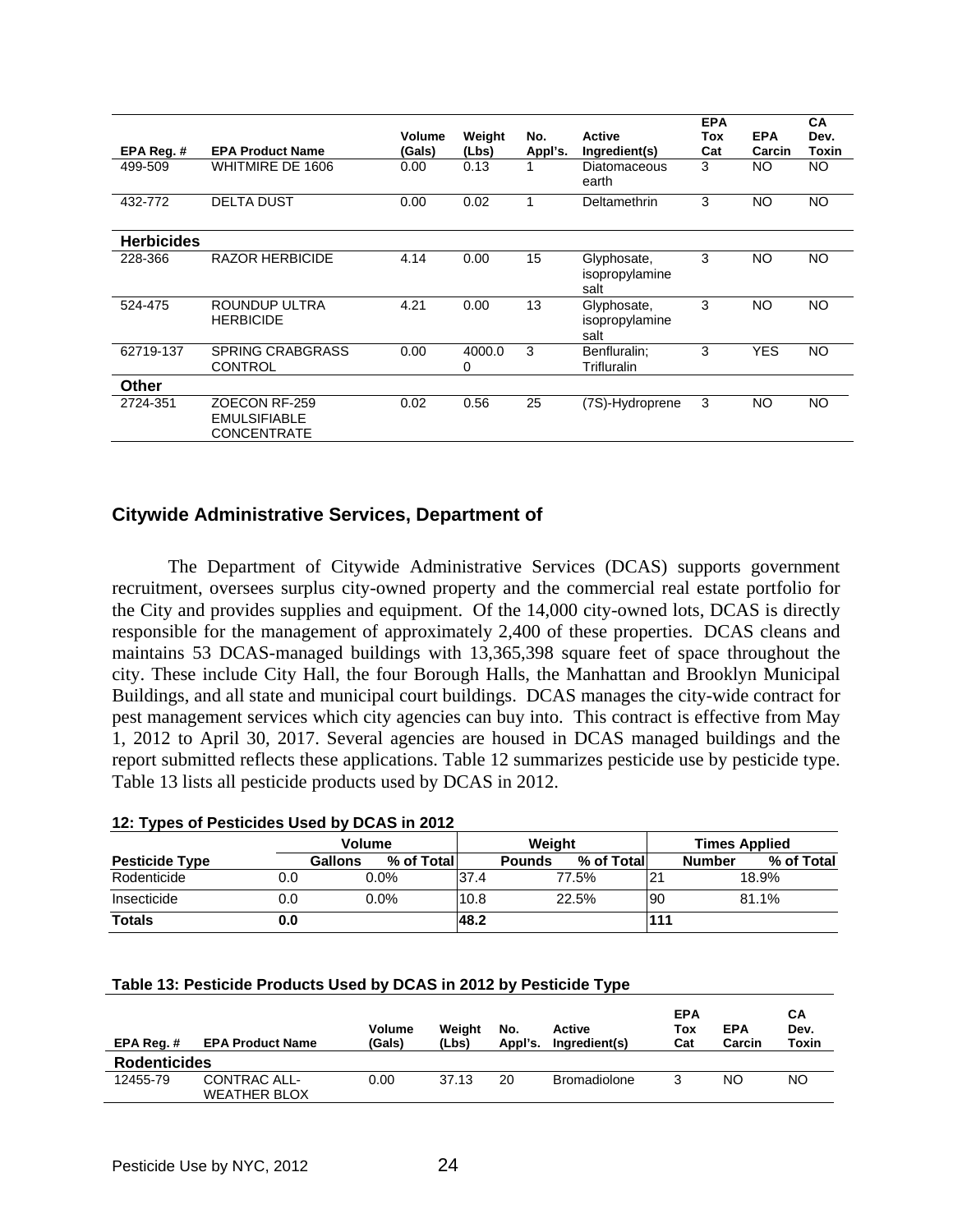| EPA Reg. # | EPA Product Name | Volume (Gals) | Weight (Lbs) | No. Appl's. | Active Ingredient(s) | EPA Tox Cat | EPA Carcin | CA Dev. Toxin |
|---|---|---|---|---|---|---|---|---|
| 499-509 | WHITMIRE DE 1606 | 0.00 | 0.13 | 1 | Diatomaceous earth | 3 | NO | NO |
| 432-772 | DELTA DUST | 0.00 | 0.02 | 1 | Deltamethrin | 3 | NO | NO |
| **Herbicides** | | | | | | | | |
| 228-366 | RAZOR HERBICIDE | 4.14 | 0.00 | 15 | Glyphosate, isopropylamine salt | 3 | NO | NO |
| 524-475 | ROUNDUP ULTRA HERBICIDE | 4.21 | 0.00 | 13 | Glyphosate, isopropylamine salt | 3 | NO | NO |
| 62719-137 | SPRING CRABGRASS CONTROL | 0.00 | 4000.00 | 3 | Benfluralin; Trifluralin | 3 | YES | NO |
| **Other** | | | | | | | | |
| 2724-351 | ZOECON RF-259 EMULSIFIABLE CONCENTRATE | 0.02 | 0.56 | 25 | (7S)-Hydroprene | 3 | NO | NO |

## Citywide Administrative Services, Department of

The Department of Citywide Administrative Services (DCAS) supports government recruitment, oversees surplus city-owned property and the commercial real estate portfolio for the City and provides supplies and equipment. Of the 14,000 city-owned lots, DCAS is directly responsible for the management of approximately 2,400 of these properties. DCAS cleans and maintains 53 DCAS-managed buildings with 13,365,398 square feet of space throughout the city. These include City Hall, the four Borough Halls, the Manhattan and Brooklyn Municipal Buildings, and all state and municipal court buildings. DCAS manages the city-wide contract for pest management services which city agencies can buy into. This contract is effective from May 1, 2012 to April 30, 2017. Several agencies are housed in DCAS managed buildings and the report submitted reflects these applications. Table 12 summarizes pesticide use by pesticide type. Table 13 lists all pesticide products used by DCAS in 2012.

**12: Types of Pesticides Used by DCAS in 2012**

| | Volume | | Weight | | Times Applied | |
|---|---|---|---|---|---|---|
| **Pesticide Type** | **Gallons** | **% of Total** | **Pounds** | **% of Total** | **Number** | **% of Total** |
| Rodenticide | 0.0 | 0.0% | 37.4 | 77.5% | 21 | 18.9% |
| Insecticide | 0.0 | 0.0% | 10.8 | 22.5% | 90 | 81.1% |
| **Totals** | **0.0** | | **48.2** | | **111** | |

**Table 13: Pesticide Products Used by DCAS in 2012 by Pesticide Type**

| EPA Reg. # | EPA Product Name | Volume (Gals) | Weight (Lbs) | No. Appl's. | Active Ingredient(s) | EPA Tox Cat | EPA Carcin | CA Dev. Toxin |
|---|---|---|---|---|---|---|---|---|
| **Rodenticides** | | | | | | | | |
| 12455-79 | CONTRAC ALL-WEATHER BLOX | 0.00 | 37.13 | 20 | Bromadiolone | 3 | NO | NO |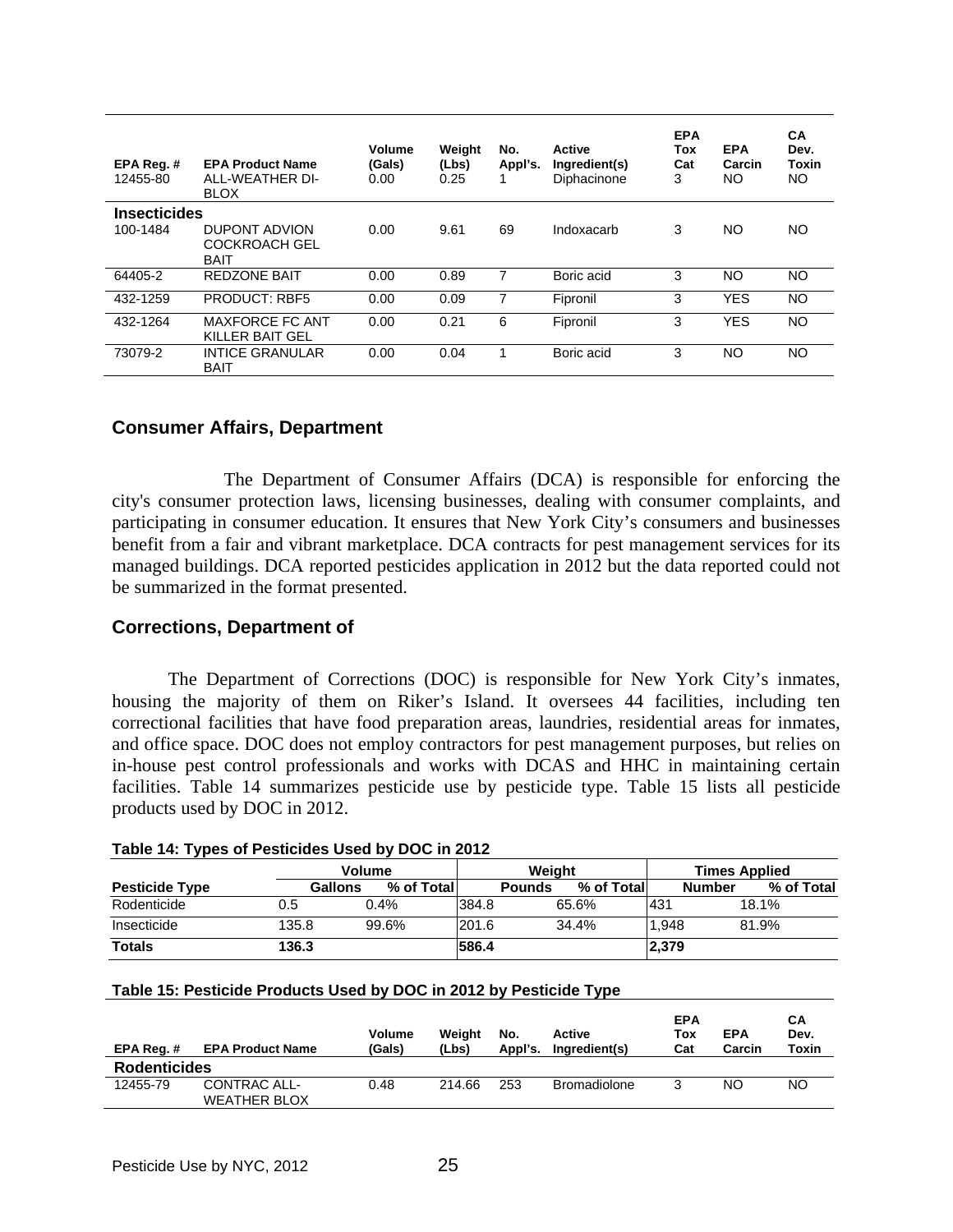| EPA Reg. # | EPA Product Name | Volume (Gals) | Weight (Lbs) | No. Appl's. | Active Ingredient(s) | EPA Tox Cat | EPA Carcin | CA Dev. Toxin |
|---|---|---|---|---|---|---|---|---|
| 12455-80 | ALL-WEATHER DI-BLOX | 0.00 | 0.25 | 1 | Diphacinone | 3 | NO | NO |
| **Insecticides** | | | | | | | | |
| 100-1484 | DUPONT ADVION COCKROACH GEL BAIT | 0.00 | 9.61 | 69 | Indoxacarb | 3 | NO | NO |
| 64405-2 | REDZONE BAIT | 0.00 | 0.89 | 7 | Boric acid | 3 | NO | NO |
| 432-1259 | PRODUCT: RBF5 | 0.00 | 0.09 | 7 | Fipronil | 3 | YES | NO |
| 432-1264 | MAXFORCE FC ANT KILLER BAIT GEL | 0.00 | 0.21 | 6 | Fipronil | 3 | YES | NO |
| 73079-2 | INTICE GRANULAR BAIT | 0.00 | 0.04 | 1 | Boric acid | 3 | NO | NO |

## Consumer Affairs, Department

The Department of Consumer Affairs (DCA) is responsible for enforcing the city's consumer protection laws, licensing businesses, dealing with consumer complaints, and participating in consumer education. It ensures that New York City's consumers and businesses benefit from a fair and vibrant marketplace. DCA contracts for pest management services for its managed buildings. DCA reported pesticides application in 2012 but the data reported could not be summarized in the format presented.

## Corrections, Department of

The Department of Corrections (DOC) is responsible for New York City's inmates, housing the majority of them on Riker's Island. It oversees 44 facilities, including ten correctional facilities that have food preparation areas, laundries, residential areas for inmates, and office space. DOC does not employ contractors for pest management purposes, but relies on in-house pest control professionals and works with DCAS and HHC in maintaining certain facilities. Table 14 summarizes pesticide use by pesticide type. Table 15 lists all pesticide products used by DOC in 2012.

**Table 14: Types of Pesticides Used by DOC in 2012**

| | Volume | | Weight | | Times Applied | |
|---|---|---|---|---|---|---|
| **Pesticide Type** | **Gallons** | **% of Total** | **Pounds** | **% of Total** | **Number** | **% of Total** |
| Rodenticide | 0.5 | 0.4% | 384.8 | 65.6% | 431 | 18.1% |
| Insecticide | 135.8 | 99.6% | 201.6 | 34.4% | 1,948 | 81.9% |
| **Totals** | **136.3** | | **586.4** | | **2,379** | |

**Table 15: Pesticide Products Used by DOC in 2012 by Pesticide Type**

| EPA Reg. # | EPA Product Name | Volume (Gals) | Weight (Lbs) | No. Appl's. | Active Ingredient(s) | EPA Tox Cat | EPA Carcin | CA Dev. Toxin |
|---|---|---|---|---|---|---|---|---|
| **Rodenticides** | | | | | | | | |
| 12455-79 | CONTRAC ALL-WEATHER BLOX | 0.48 | 214.66 | 253 | Bromadiolone | 3 | NO | NO |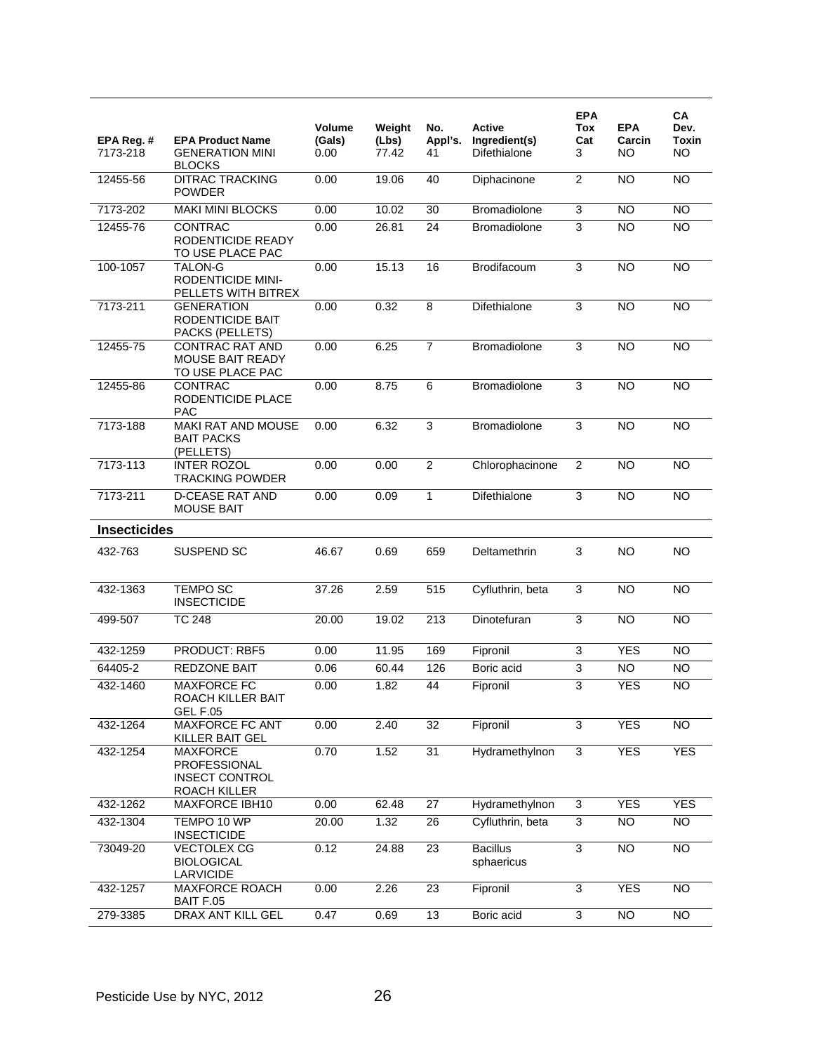| EPA Reg. # | EPA Product Name | Volume (Gals) | Weight (Lbs) | No. Appl's. | Active Ingredient(s) | EPA Tox Cat | EPA Carcin | CA Dev. Toxin |
|---|---|---|---|---|---|---|---|---|
| 7173-218 | GENERATION MINI BLOCKS | 0.00 | 77.42 | 41 | Difethialone | 3 | NO | NO |
| 12455-56 | DITRAC TRACKING POWDER | 0.00 | 19.06 | 40 | Diphacinone | 2 | NO | NO |
| 7173-202 | MAKI MINI BLOCKS | 0.00 | 10.02 | 30 | Bromadiolone | 3 | NO | NO |
| 12455-76 | CONTRAC RODENTICIDE READY TO USE PLACE PAC | 0.00 | 26.81 | 24 | Bromadiolone | 3 | NO | NO |
| 100-1057 | TALON-G RODENTICIDE MINI-PELLETS WITH BITREX | 0.00 | 15.13 | 16 | Brodifacoum | 3 | NO | NO |
| 7173-211 | GENERATION RODENTICIDE BAIT PACKS (PELLETS) | 0.00 | 0.32 | 8 | Difethialone | 3 | NO | NO |
| 12455-75 | CONTRAC RAT AND MOUSE BAIT READY TO USE PLACE PAC | 0.00 | 6.25 | 7 | Bromadiolone | 3 | NO | NO |
| 12455-86 | CONTRAC RODENTICIDE PLACE PAC | 0.00 | 8.75 | 6 | Bromadiolone | 3 | NO | NO |
| 7173-188 | MAKI RAT AND MOUSE BAIT PACKS (PELLETS) | 0.00 | 6.32 | 3 | Bromadiolone | 3 | NO | NO |
| 7173-113 | INTER ROZOL TRACKING POWDER | 0.00 | 0.00 | 2 | Chlorophacinone | 2 | NO | NO |
| 7173-211 | D-CEASE RAT AND MOUSE BAIT | 0.00 | 0.09 | 1 | Difethialone | 3 | NO | NO |
| **Insecticides** | | | | | | | | |
| 432-763 | SUSPEND SC | 46.67 | 0.69 | 659 | Deltamethrin | 3 | NO | NO |
| 432-1363 | TEMPO SC INSECTICIDE | 37.26 | 2.59 | 515 | Cyfluthrin, beta | 3 | NO | NO |
| 499-507 | TC 248 | 20.00 | 19.02 | 213 | Dinotefuran | 3 | NO | NO |
| 432-1259 | PRODUCT: RBF5 | 0.00 | 11.95 | 169 | Fipronil | 3 | YES | NO |
| 64405-2 | REDZONE BAIT | 0.06 | 60.44 | 126 | Boric acid | 3 | NO | NO |
| 432-1460 | MAXFORCE FC ROACH KILLER BAIT GEL F.05 | 0.00 | 1.82 | 44 | Fipronil | 3 | YES | NO |
| 432-1264 | MAXFORCE FC ANT KILLER BAIT GEL | 0.00 | 2.40 | 32 | Fipronil | 3 | YES | NO |
| 432-1254 | MAXFORCE PROFESSIONAL INSECT CONTROL ROACH KILLER | 0.70 | 1.52 | 31 | Hydramethylnon | 3 | YES | YES |
| 432-1262 | MAXFORCE IBH10 | 0.00 | 62.48 | 27 | Hydramethylnon | 3 | YES | YES |
| 432-1304 | TEMPO 10 WP INSECTICIDE | 20.00 | 1.32 | 26 | Cyfluthrin, beta | 3 | NO | NO |
| 73049-20 | VECTOLEX CG BIOLOGICAL LARVICIDE | 0.12 | 24.88 | 23 | Bacillus sphaericus | 3 | NO | NO |
| 432-1257 | MAXFORCE ROACH BAIT F.05 | 0.00 | 2.26 | 23 | Fipronil | 3 | YES | NO |
| 279-3385 | DRAX ANT KILL GEL | 0.47 | 0.69 | 13 | Boric acid | 3 | NO | NO |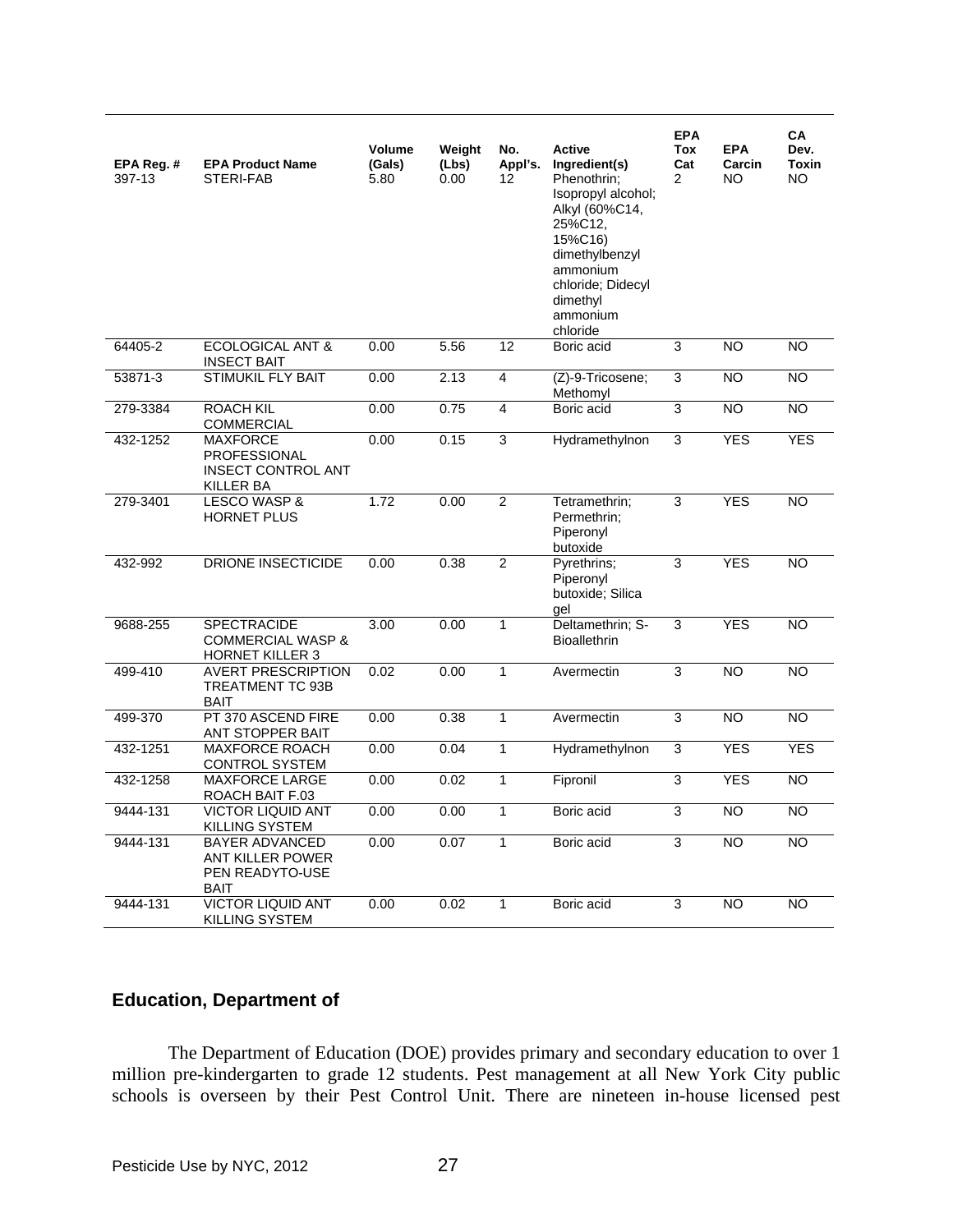| EPA Reg. # | EPA Product Name | Volume (Gals) | Weight (Lbs) | No. Appl's. | Active Ingredient(s) | EPA Tox Cat | EPA Carcin | CA Dev. Toxin |
|---|---|---|---|---|---|---|---|---|
| 397-13 | STERI-FAB | 5.80 | 0.00 | 12 | Phenothrin; Isopropyl alcohol; Alkyl (60%C14, 25%C12, 15%C16) dimethylbenzyl ammonium chloride; Didecyl dimethyl ammonium chloride | 2 | NO | NO |
| 64405-2 | ECOLOGICAL ANT & INSECT BAIT | 0.00 | 5.56 | 12 | Boric acid | 3 | NO | NO |
| 53871-3 | STIMUKIL FLY BAIT | 0.00 | 2.13 | 4 | (Z)-9-Tricosene; Methomyl | 3 | NO | NO |
| 279-3384 | ROACH KIL COMMERCIAL | 0.00 | 0.75 | 4 | Boric acid | 3 | NO | NO |
| 432-1252 | MAXFORCE PROFESSIONAL INSECT CONTROL ANT KILLER BA | 0.00 | 0.15 | 3 | Hydramethylnon | 3 | YES | YES |
| 279-3401 | LESCO WASP & HORNET PLUS | 1.72 | 0.00 | 2 | Tetramethrin; Permethrin; Piperonyl butoxide | 3 | YES | NO |
| 432-992 | DRIONE INSECTICIDE | 0.00 | 0.38 | 2 | Pyrethrins; Piperonyl butoxide; Silica gel | 3 | YES | NO |
| 9688-255 | SPECTRACIDE COMMERCIAL WASP & HORNET KILLER 3 | 3.00 | 0.00 | 1 | Deltamethrin; S-Bioallethrin | 3 | YES | NO |
| 499-410 | AVERT PRESCRIPTION TREATMENT TC 93B BAIT | 0.02 | 0.00 | 1 | Avermectin | 3 | NO | NO |
| 499-370 | PT 370 ASCEND FIRE ANT STOPPER BAIT | 0.00 | 0.38 | 1 | Avermectin | 3 | NO | NO |
| 432-1251 | MAXFORCE ROACH CONTROL SYSTEM | 0.00 | 0.04 | 1 | Hydramethylnon | 3 | YES | YES |
| 432-1258 | MAXFORCE LARGE ROACH BAIT F.03 | 0.00 | 0.02 | 1 | Fipronil | 3 | YES | NO |
| 9444-131 | VICTOR LIQUID ANT KILLING SYSTEM | 0.00 | 0.00 | 1 | Boric acid | 3 | NO | NO |
| 9444-131 | BAYER ADVANCED ANT KILLER POWER PEN READYTO-USE BAIT | 0.00 | 0.07 | 1 | Boric acid | 3 | NO | NO |
| 9444-131 | VICTOR LIQUID ANT KILLING SYSTEM | 0.00 | 0.02 | 1 | Boric acid | 3 | NO | NO |

## Education, Department of

The Department of Education (DOE) provides primary and secondary education to over 1 million pre-kindergarten to grade 12 students. Pest management at all New York City public schools is overseen by their Pest Control Unit. There are nineteen in-house licensed pest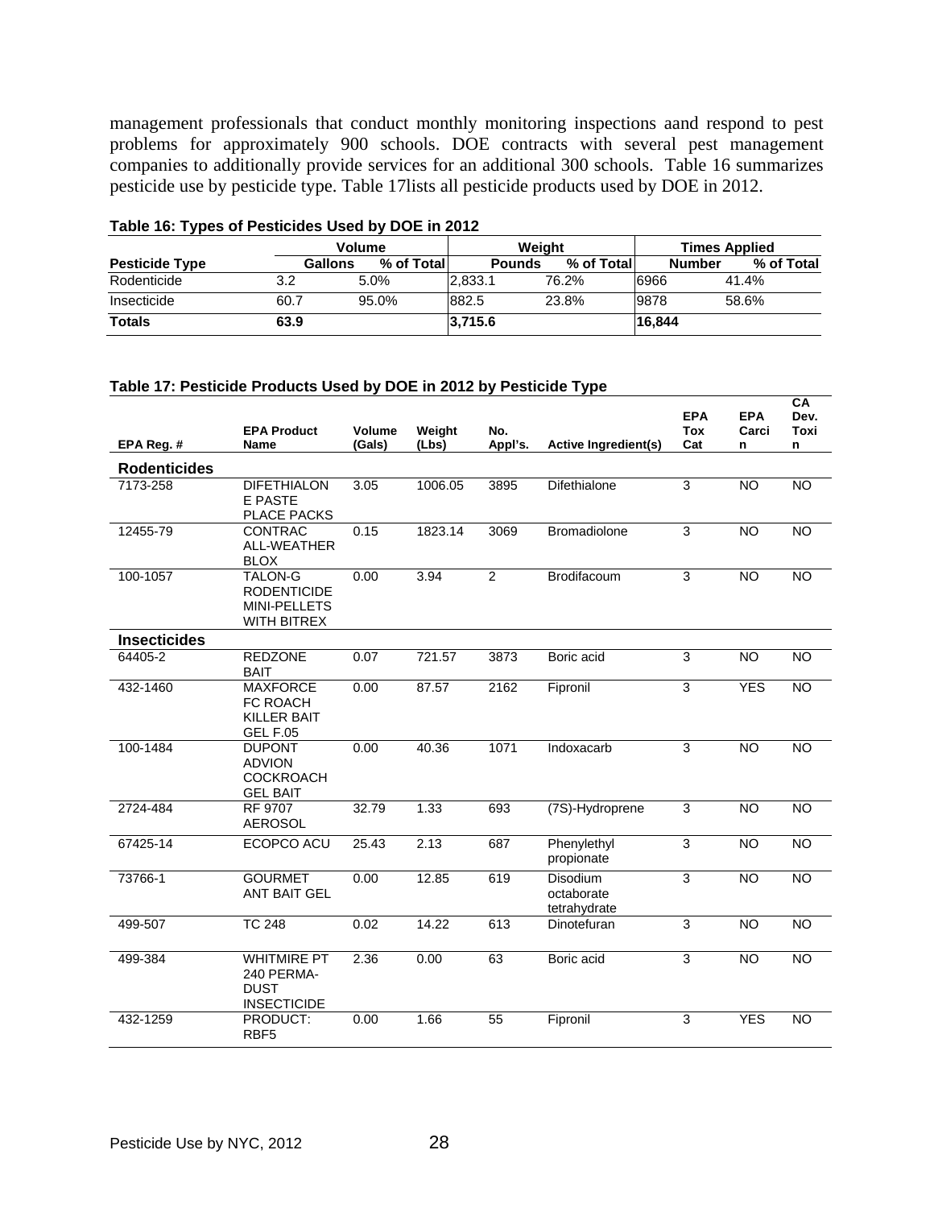management professionals that conduct monthly monitoring inspections aand respond to pest problems for approximately 900 schools. DOE contracts with several pest management companies to additionally provide services for an additional 300 schools. Table 16 summarizes pesticide use by pesticide type. Table 17lists all pesticide products used by DOE in 2012.

**Table 16: Types of Pesticides Used by DOE in 2012**

| | Volume | | Weight | | Times Applied | |
|---|---|---|---|---|---|---|
| **Pesticide Type** | **Gallons** | **% of Total** | **Pounds** | **% of Total** | **Number** | **% of Total** |
| Rodenticide | 3.2 | 5.0% | 2,833.1 | 76.2% | 6966 | 41.4% |
| Insecticide | 60.7 | 95.0% | 882.5 | 23.8% | 9878 | 58.6% |
| **Totals** | **63.9** | | **3,715.6** | | **16,844** | |

**Table 17: Pesticide Products Used by DOE in 2012 by Pesticide Type**

| EPA Reg. # | EPA Product Name | Volume (Gals) | Weight (Lbs) | No. Appl's. | Active Ingredient(s) | EPA Tox Cat | EPA Carcin | CA Dev. Toxin |
|---|---|---|---|---|---|---|---|---|
| **Rodenticides** | | | | | | | | |
| 7173-258 | DIFETHIALONE PASTE PLACE PACKS | 3.05 | 1006.05 | 3895 | Difethialone | 3 | NO | NO |
| 12455-79 | CONTRAC ALL-WEATHER BLOX | 0.15 | 1823.14 | 3069 | Bromadiolone | 3 | NO | NO |
| 100-1057 | TALON-G RODENTICIDE MINI-PELLETS WITH BITREX | 0.00 | 3.94 | 2 | Brodifacoum | 3 | NO | NO |
| **Insecticides** | | | | | | | | |
| 64405-2 | REDZONE BAIT | 0.07 | 721.57 | 3873 | Boric acid | 3 | NO | NO |
| 432-1460 | MAXFORCE FC ROACH KILLER BAIT GEL F.05 | 0.00 | 87.57 | 2162 | Fipronil | 3 | YES | NO |
| 100-1484 | DUPONT ADVION COCKROACH GEL BAIT | 0.00 | 40.36 | 1071 | Indoxacarb | 3 | NO | NO |
| 2724-484 | RF 9707 AEROSOL | 32.79 | 1.33 | 693 | (7S)-Hydroprene | 3 | NO | NO |
| 67425-14 | ECOPCO ACU | 25.43 | 2.13 | 687 | Phenylethyl propionate | 3 | NO | NO |
| 73766-1 | GOURMET ANT BAIT GEL | 0.00 | 12.85 | 619 | Disodium octaborate tetrahydrate | 3 | NO | NO |
| 499-507 | TC 248 | 0.02 | 14.22 | 613 | Dinotefuran | 3 | NO | NO |
| 499-384 | WHITMIRE PT 240 PERMA-DUST INSECTICIDE | 2.36 | 0.00 | 63 | Boric acid | 3 | NO | NO |
| 432-1259 | PRODUCT: RBF5 | 0.00 | 1.66 | 55 | Fipronil | 3 | YES | NO |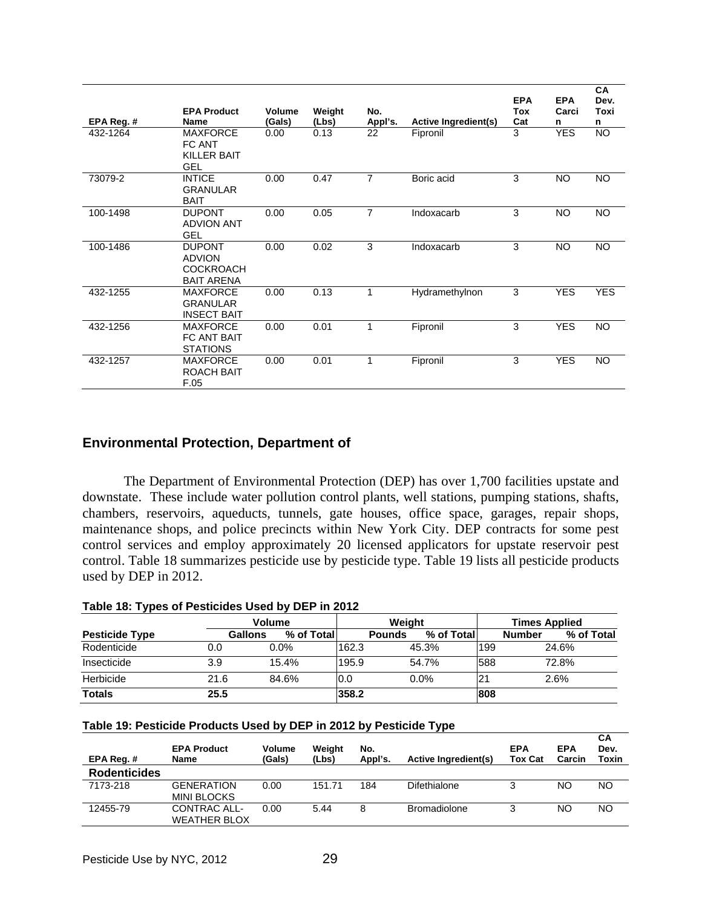| EPA Reg. # | EPA Product Name | Volume (Gals) | Weight (Lbs) | No. Appl's. | Active Ingredient(s) | EPA Tox Cat | EPA Carcin | CA Dev. Toxin |
|---|---|---|---|---|---|---|---|---|
| 432-1264 | MAXFORCE FC ANT KILLER BAIT GEL | 0.00 | 0.13 | 22 | Fipronil | 3 | YES | NO |
| 73079-2 | INTICE GRANULAR BAIT | 0.00 | 0.47 | 7 | Boric acid | 3 | NO | NO |
| 100-1498 | DUPONT ADVION ANT GEL | 0.00 | 0.05 | 7 | Indoxacarb | 3 | NO | NO |
| 100-1486 | DUPONT ADVION COCKROACH BAIT ARENA | 0.00 | 0.02 | 3 | Indoxacarb | 3 | NO | NO |
| 432-1255 | MAXFORCE GRANULAR INSECT BAIT | 0.00 | 0.13 | 1 | Hydramethylnon | 3 | YES | YES |
| 432-1256 | MAXFORCE FC ANT BAIT STATIONS | 0.00 | 0.01 | 1 | Fipronil | 3 | YES | NO |
| 432-1257 | MAXFORCE ROACH BAIT F.05 | 0.00 | 0.01 | 1 | Fipronil | 3 | YES | NO |

## Environmental Protection, Department of

The Department of Environmental Protection (DEP) has over 1,700 facilities upstate and downstate. These include water pollution control plants, well stations, pumping stations, shafts, chambers, reservoirs, aqueducts, tunnels, gate houses, office space, garages, repair shops, maintenance shops, and police precincts within New York City. DEP contracts for some pest control services and employ approximately 20 licensed applicators for upstate reservoir pest control. Table 18 summarizes pesticide use by pesticide type. Table 19 lists all pesticide products used by DEP in 2012.

**Table 18: Types of Pesticides Used by DEP in 2012**

| | Volume | | Weight | | Times Applied | |
|---|---|---|---|---|---|---|
| **Pesticide Type** | **Gallons** | **% of Total** | **Pounds** | **% of Total** | **Number** | **% of Total** |
| Rodenticide | 0.0 | 0.0% | 162.3 | 45.3% | 199 | 24.6% |
| Insecticide | 3.9 | 15.4% | 195.9 | 54.7% | 588 | 72.8% |
| Herbicide | 21.6 | 84.6% | 0.0 | 0.0% | 21 | 2.6% |
| **Totals** | **25.5** | | **358.2** | | **808** | |

**Table 19: Pesticide Products Used by DEP in 2012 by Pesticide Type**

| EPA Reg. # | EPA Product Name | Volume (Gals) | Weight (Lbs) | No. Appl's. | Active Ingredient(s) | EPA Tox Cat | EPA Carcin | CA Dev. Toxin |
|---|---|---|---|---|---|---|---|---|
| **Rodenticides** | | | | | | | | |
| 7173-218 | GENERATION MINI BLOCKS | 0.00 | 151.71 | 184 | Difethialone | 3 | NO | NO |
| 12455-79 | CONTRAC ALL-WEATHER BLOX | 0.00 | 5.44 | 8 | Bromadiolone | 3 | NO | NO |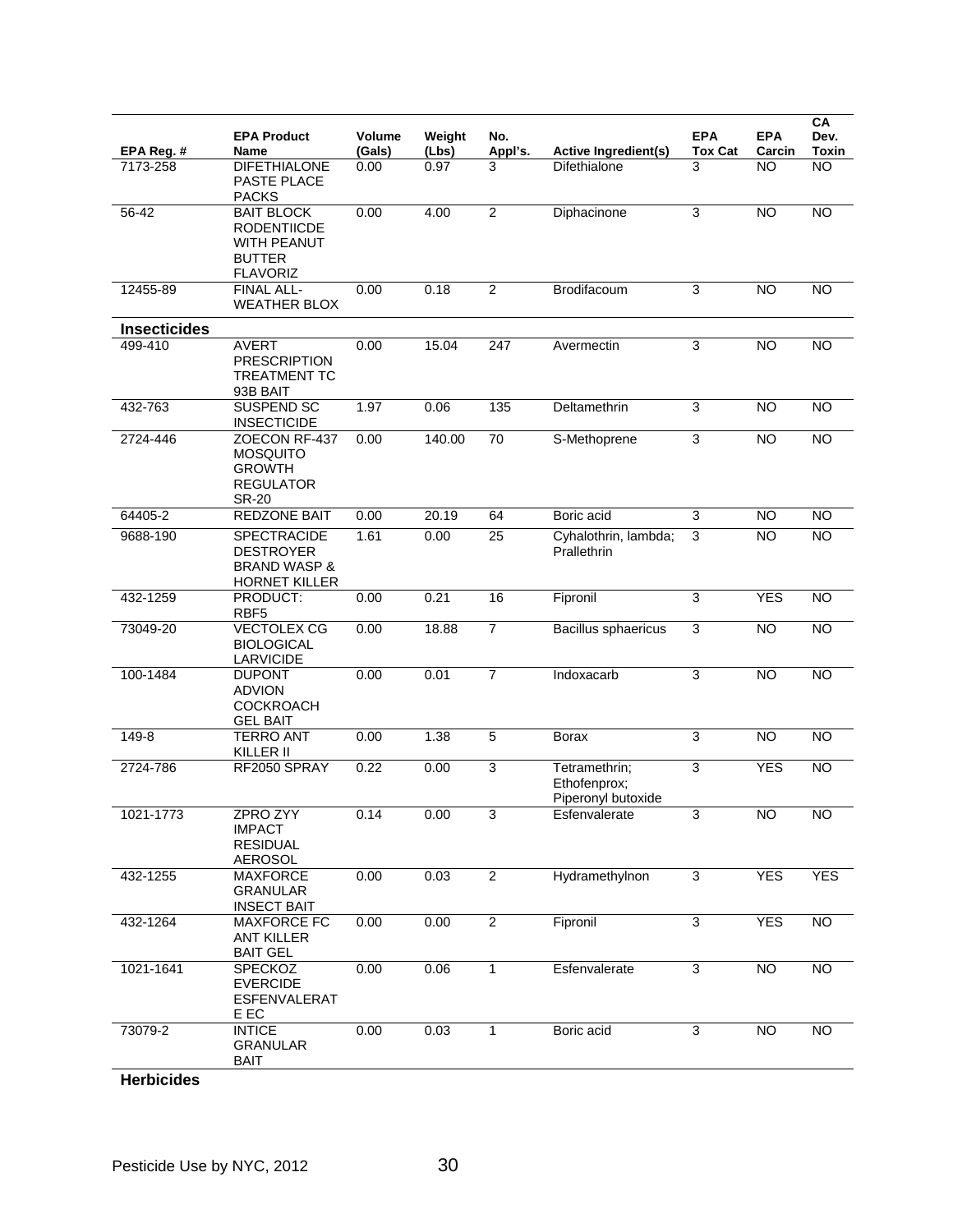| EPA Reg. # | EPA Product Name | Volume (Gals) | Weight (Lbs) | No. Appl's. | Active Ingredient(s) | EPA Tox Cat | EPA Carcin | CA Dev. Toxin |
|---|---|---|---|---|---|---|---|---|
| 7173-258 | DIFETHIALONE PASTE PLACE PACKS | 0.00 | 0.97 | 3 | Difethialone | 3 | NO | NO |
| 56-42 | BAIT BLOCK RODENTIICDE WITH PEANUT BUTTER FLAVORIZ | 0.00 | 4.00 | 2 | Diphacinone | 3 | NO | NO |
| 12455-89 | FINAL ALL-WEATHER BLOX | 0.00 | 0.18 | 2 | Brodifacoum | 3 | NO | NO |
| **Insecticides** | | | | | | | | |
| 499-410 | AVERT PRESCRIPTION TREATMENT TC 93B BAIT | 0.00 | 15.04 | 247 | Avermectin | 3 | NO | NO |
| 432-763 | SUSPEND SC INSECTICIDE | 1.97 | 0.06 | 135 | Deltamethrin | 3 | NO | NO |
| 2724-446 | ZOECON RF-437 MOSQUITO GROWTH REGULATOR SR-20 | 0.00 | 140.00 | 70 | S-Methoprene | 3 | NO | NO |
| 64405-2 | REDZONE BAIT | 0.00 | 20.19 | 64 | Boric acid | 3 | NO | NO |
| 9688-190 | SPECTRACIDE DESTROYER BRAND WASP & HORNET KILLER | 1.61 | 0.00 | 25 | Cyhalothrin, lambda; Prallethrin | 3 | NO | NO |
| 432-1259 | PRODUCT: RBF5 | 0.00 | 0.21 | 16 | Fipronil | 3 | YES | NO |
| 73049-20 | VECTOLEX CG BIOLOGICAL LARVICIDE | 0.00 | 18.88 | 7 | Bacillus sphaericus | 3 | NO | NO |
| 100-1484 | DUPONT ADVION COCKROACH GEL BAIT | 0.00 | 0.01 | 7 | Indoxacarb | 3 | NO | NO |
| 149-8 | TERRO ANT KILLER II | 0.00 | 1.38 | 5 | Borax | 3 | NO | NO |
| 2724-786 | RF2050 SPRAY | 0.22 | 0.00 | 3 | Tetramethrin; Ethofenprox; Piperonyl butoxide | 3 | YES | NO |
| 1021-1773 | ZPRO ZYY IMPACT RESIDUAL AEROSOL | 0.14 | 0.00 | 3 | Esfenvalerate | 3 | NO | NO |
| 432-1255 | MAXFORCE GRANULAR INSECT BAIT | 0.00 | 0.03 | 2 | Hydramethylnon | 3 | YES | YES |
| 432-1264 | MAXFORCE FC ANT KILLER BAIT GEL | 0.00 | 0.00 | 2 | Fipronil | 3 | YES | NO |
| 1021-1641 | SPECKOZ EVERCIDE ESFENVALERAT E EC | 0.00 | 0.06 | 1 | Esfenvalerate | 3 | NO | NO |
| 73079-2 | INTICE GRANULAR BAIT | 0.00 | 0.03 | 1 | Boric acid | 3 | NO | NO |

**Herbicides**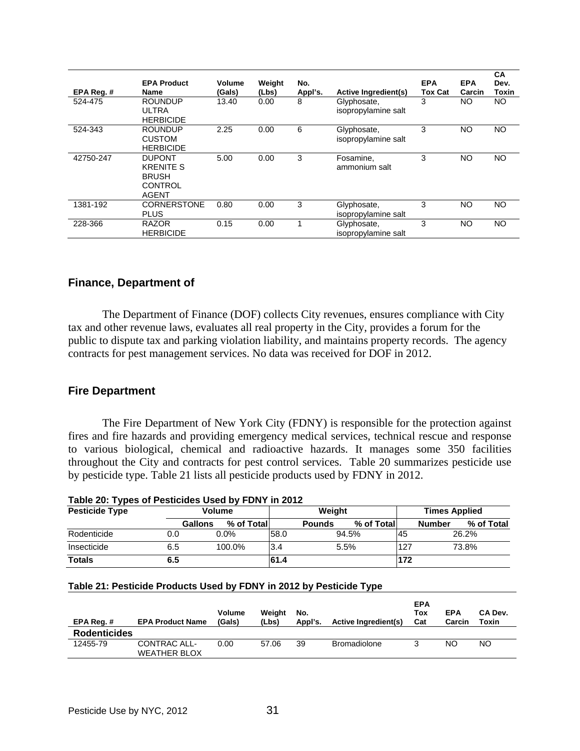| EPA Reg. # | EPA Product Name | Volume (Gals) | Weight (Lbs) | No. Appl's. | Active Ingredient(s) | EPA Tox Cat | EPA Carcin | CA Dev. Toxin |
|---|---|---|---|---|---|---|---|---|
| 524-475 | ROUNDUP ULTRA HERBICIDE | 13.40 | 0.00 | 8 | Glyphosate, isopropylamine salt | 3 | NO | NO |
| 524-343 | ROUNDUP CUSTOM HERBICIDE | 2.25 | 0.00 | 6 | Glyphosate, isopropylamine salt | 3 | NO | NO |
| 42750-247 | DUPONT KRENITE S BRUSH CONTROL AGENT | 5.00 | 0.00 | 3 | Fosamine, ammonium salt | 3 | NO | NO |
| 1381-192 | CORNERSTONE PLUS | 0.80 | 0.00 | 3 | Glyphosate, isopropylamine salt | 3 | NO | NO |
| 228-366 | RAZOR HERBICIDE | 0.15 | 0.00 | 1 | Glyphosate, isopropylamine salt | 3 | NO | NO |

## Finance, Department of

The Department of Finance (DOF) collects City revenues, ensures compliance with City tax and other revenue laws, evaluates all real property in the City, provides a forum for the public to dispute tax and parking violation liability, and maintains property records. The agency contracts for pest management services. No data was received for DOF in 2012.

## Fire Department

The Fire Department of New York City (FDNY) is responsible for the protection against fires and fire hazards and providing emergency medical services, technical rescue and response to various biological, chemical and radioactive hazards. It manages some 350 facilities throughout the City and contracts for pest control services. Table 20 summarizes pesticide use by pesticide type. Table 21 lists all pesticide products used by FDNY in 2012.

**Table 20: Types of Pesticides Used by FDNY in 2012**

| Pesticide Type | Volume | | Weight | | Times Applied | |
|---|---|---|---|---|---|---|
| | Gallons | % of Total | Pounds | % of Total | Number | % of Total |
| Rodenticide | 0.0 | 0.0% | 58.0 | 94.5% | 45 | 26.2% |
| Insecticide | 6.5 | 100.0% | 3.4 | 5.5% | 127 | 73.8% |
| **Totals** | **6.5** | | **61.4** | | **172** | |

**Table 21: Pesticide Products Used by FDNY in 2012 by Pesticide Type**

| EPA Reg. # | EPA Product Name | Volume (Gals) | Weight (Lbs) | No. Appl's. | Active Ingredient(s) | EPA Tox Cat | EPA Carcin | CA Dev. Toxin |
|---|---|---|---|---|---|---|---|---|
| **Rodenticides** | | | | | | | | |
| 12455-79 | CONTRAC ALL-WEATHER BLOX | 0.00 | 57.06 | 39 | Bromadiolone | 3 | NO | NO |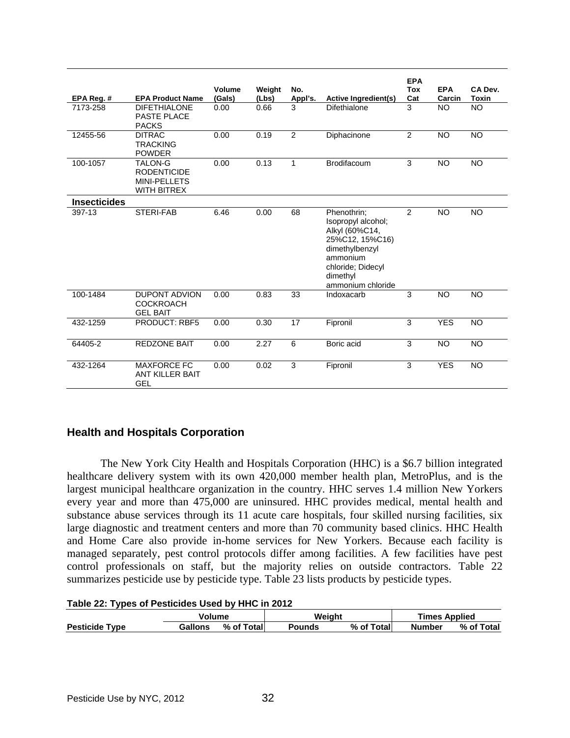| EPA Reg. # | EPA Product Name | Volume (Gals) | Weight (Lbs) | No. Appl's. | Active Ingredient(s) | EPA Tox Cat | EPA Carcin | CA Dev. Toxin |
|---|---|---|---|---|---|---|---|---|
| 7173-258 | DIFETHIALONE PASTE PLACE PACKS | 0.00 | 0.66 | 3 | Difethialone | 3 | NO | NO |
| 12455-56 | DITRAC TRACKING POWDER | 0.00 | 0.19 | 2 | Diphacinone | 2 | NO | NO |
| 100-1057 | TALON-G RODENTICIDE MINI-PELLETS WITH BITREX | 0.00 | 0.13 | 1 | Brodifacoum | 3 | NO | NO |
| **Insecticides** | | | | | | | | |
| 397-13 | STERI-FAB | 6.46 | 0.00 | 68 | Phenothrin; Isopropyl alcohol; Alkyl (60%C14, 25%C12, 15%C16) dimethylbenzyl ammonium chloride; Didecyl dimethyl ammonium chloride | 2 | NO | NO |
| 100-1484 | DUPONT ADVION COCKROACH GEL BAIT | 0.00 | 0.83 | 33 | Indoxacarb | 3 | NO | NO |
| 432-1259 | PRODUCT: RBF5 | 0.00 | 0.30 | 17 | Fipronil | 3 | YES | NO |
| 64405-2 | REDZONE BAIT | 0.00 | 2.27 | 6 | Boric acid | 3 | NO | NO |
| 432-1264 | MAXFORCE FC ANT KILLER BAIT GEL | 0.00 | 0.02 | 3 | Fipronil | 3 | YES | NO |

## Health and Hospitals Corporation

The New York City Health and Hospitals Corporation (HHC) is a $6.7 billion integrated healthcare delivery system with its own 420,000 member health plan, MetroPlus, and is the largest municipal healthcare organization in the country. HHC serves 1.4 million New Yorkers every year and more than 475,000 are uninsured. HHC provides medical, mental health and substance abuse services through its 11 acute care hospitals, four skilled nursing facilities, six large diagnostic and treatment centers and more than 70 community based clinics. HHC Health and Home Care also provide in-home services for New Yorkers. Because each facility is managed separately, pest control protocols differ among facilities. A few facilities have pest control professionals on staff, but the majority relies on outside contractors. Table 22 summarizes pesticide use by pesticide type. Table 23 lists products by pesticide types.

**Table 22: Types of Pesticides Used by HHC in 2012**

| | Volume | | Weight | | Times Applied | |
|---|---|---|---|---|---|---|
| **Pesticide Type** | **Gallons** | **% of Total** | **Pounds** | **% of Total** | **Number** | **% of Total** |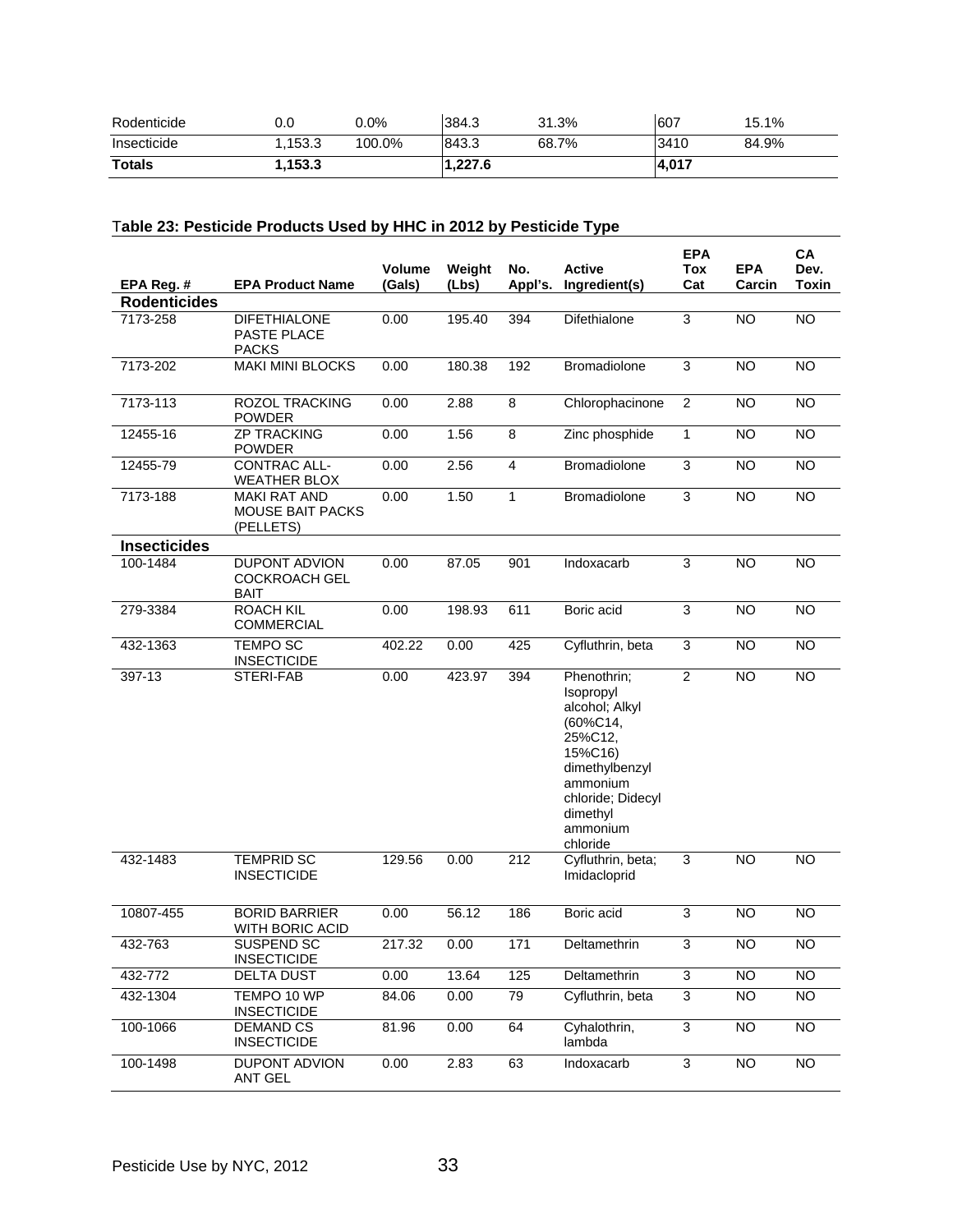| Rodenticide | 0.0 | 0.0% | 384.3 | 31.3% | 607 | 15.1% |
|---|---|---|---|---|---|---|
| Insecticide | 1,153.3 | 100.0% | 843.3 | 68.7% | 3410 | 84.9% |
| **Totals** | **1,153.3** | | **1,227.6** | | **4,017** | |

### Table 23: Pesticide Products Used by HHC in 2012 by Pesticide Type

| EPA Reg. # | EPA Product Name | Volume (Gals) | Weight (Lbs) | No. Appl's. | Active Ingredient(s) | EPA Tox Cat | EPA Carcin | CA Dev. Toxin |
|---|---|---|---|---|---|---|---|---|
| **Rodenticides** | | | | | | | | |
| 7173-258 | DIFETHIALONE PASTE PLACE PACKS | 0.00 | 195.40 | 394 | Difethialone | 3 | NO | NO |
| 7173-202 | MAKI MINI BLOCKS | 0.00 | 180.38 | 192 | Bromadiolone | 3 | NO | NO |
| 7173-113 | ROZOL TRACKING POWDER | 0.00 | 2.88 | 8 | Chlorophacinone | 2 | NO | NO |
| 12455-16 | ZP TRACKING POWDER | 0.00 | 1.56 | 8 | Zinc phosphide | 1 | NO | NO |
| 12455-79 | CONTRAC ALL-WEATHER BLOX | 0.00 | 2.56 | 4 | Bromadiolone | 3 | NO | NO |
| 7173-188 | MAKI RAT AND MOUSE BAIT PACKS (PELLETS) | 0.00 | 1.50 | 1 | Bromadiolone | 3 | NO | NO |
| **Insecticides** | | | | | | | | |
| 100-1484 | DUPONT ADVION COCKROACH GEL BAIT | 0.00 | 87.05 | 901 | Indoxacarb | 3 | NO | NO |
| 279-3384 | ROACH KIL COMMERCIAL | 0.00 | 198.93 | 611 | Boric acid | 3 | NO | NO |
| 432-1363 | TEMPO SC INSECTICIDE | 402.22 | 0.00 | 425 | Cyfluthrin, beta | 3 | NO | NO |
| 397-13 | STERI-FAB | 0.00 | 423.97 | 394 | Phenothrin; Isopropyl alcohol; Alkyl (60%C14, 25%C12, 15%C16) dimethylbenzyl ammonium chloride; Didecyl dimethyl ammonium chloride | 2 | NO | NO |
| 432-1483 | TEMPRID SC INSECTICIDE | 129.56 | 0.00 | 212 | Cyfluthrin, beta; Imidacloprid | 3 | NO | NO |
| 10807-455 | BORID BARRIER WITH BORIC ACID | 0.00 | 56.12 | 186 | Boric acid | 3 | NO | NO |
| 432-763 | SUSPEND SC INSECTICIDE | 217.32 | 0.00 | 171 | Deltamethrin | 3 | NO | NO |
| 432-772 | DELTA DUST | 0.00 | 13.64 | 125 | Deltamethrin | 3 | NO | NO |
| 432-1304 | TEMPO 10 WP INSECTICIDE | 84.06 | 0.00 | 79 | Cyfluthrin, beta | 3 | NO | NO |
| 100-1066 | DEMAND CS INSECTICIDE | 81.96 | 0.00 | 64 | Cyhalothrin, lambda | 3 | NO | NO |
| 100-1498 | DUPONT ADVION ANT GEL | 0.00 | 2.83 | 63 | Indoxacarb | 3 | NO | NO |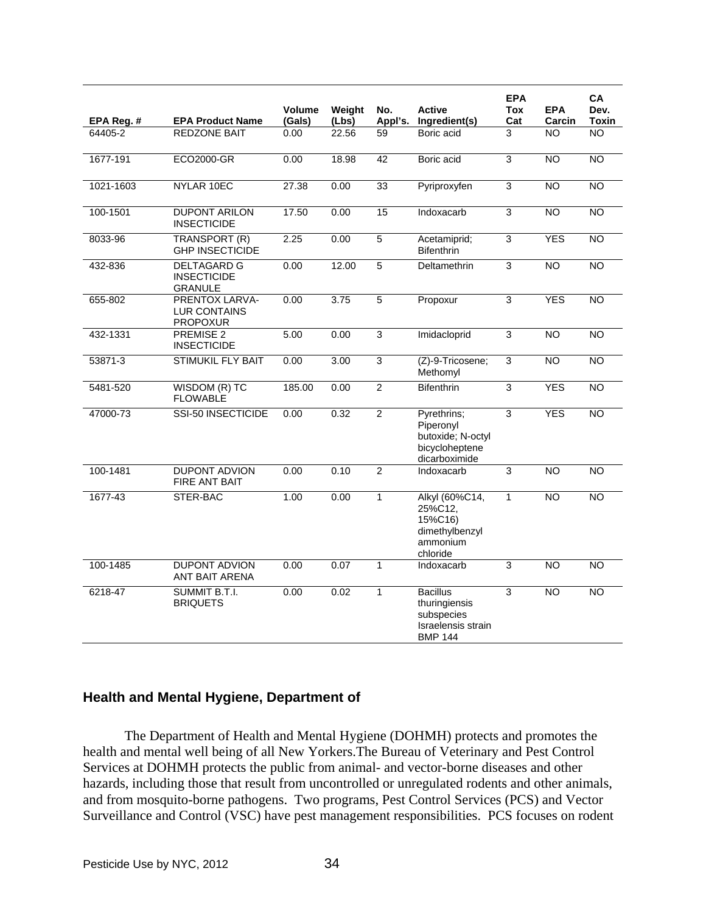| EPA Reg. # | EPA Product Name | Volume (Gals) | Weight (Lbs) | No. Appl's. | Active Ingredient(s) | EPA Tox Cat | EPA Carcin | CA Dev. Toxin |
|---|---|---|---|---|---|---|---|---|
| 64405-2 | REDZONE BAIT | 0.00 | 22.56 | 59 | Boric acid | 3 | NO | NO |
| 1677-191 | ECO2000-GR | 0.00 | 18.98 | 42 | Boric acid | 3 | NO | NO |
| 1021-1603 | NYLAR 10EC | 27.38 | 0.00 | 33 | Pyriproxyfen | 3 | NO | NO |
| 100-1501 | DUPONT ARILON INSECTICIDE | 17.50 | 0.00 | 15 | Indoxacarb | 3 | NO | NO |
| 8033-96 | TRANSPORT (R) GHP INSECTICIDE | 2.25 | 0.00 | 5 | Acetamiprid; Bifenthrin | 3 | YES | NO |
| 432-836 | DELTAGARD G INSECTICIDE GRANULE | 0.00 | 12.00 | 5 | Deltamethrin | 3 | NO | NO |
| 655-802 | PRENTOX LARVA-LUR CONTAINS PROPOXUR | 0.00 | 3.75 | 5 | Propoxur | 3 | YES | NO |
| 432-1331 | PREMISE 2 INSECTICIDE | 5.00 | 0.00 | 3 | Imidacloprid | 3 | NO | NO |
| 53871-3 | STIMUKIL FLY BAIT | 0.00 | 3.00 | 3 | (Z)-9-Tricosene; Methomyl | 3 | NO | NO |
| 5481-520 | WISDOM (R) TC FLOWABLE | 185.00 | 0.00 | 2 | Bifenthrin | 3 | YES | NO |
| 47000-73 | SSI-50 INSECTICIDE | 0.00 | 0.32 | 2 | Pyrethrins; Piperonyl butoxide; N-octyl bicycloheptene dicarboximide | 3 | YES | NO |
| 100-1481 | DUPONT ADVION FIRE ANT BAIT | 0.00 | 0.10 | 2 | Indoxacarb | 3 | NO | NO |
| 1677-43 | STER-BAC | 1.00 | 0.00 | 1 | Alkyl (60%C14, 25%C12, 15%C16) dimethylbenzyl ammonium chloride | 1 | NO | NO |
| 100-1485 | DUPONT ADVION ANT BAIT ARENA | 0.00 | 0.07 | 1 | Indoxacarb | 3 | NO | NO |
| 6218-47 | SUMMIT B.T.I. BRIQUETS | 0.00 | 0.02 | 1 | Bacillus thuringiensis subspecies Israelensis strain BMP 144 | 3 | NO | NO |

### Health and Mental Hygiene, Department of

The Department of Health and Mental Hygiene (DOHMH) protects and promotes the health and mental well being of all New Yorkers.The Bureau of Veterinary and Pest Control Services at DOHMH protects the public from animal- and vector-borne diseases and other hazards, including those that result from uncontrolled or unregulated rodents and other animals, and from mosquito-borne pathogens. Two programs, Pest Control Services (PCS) and Vector Surveillance and Control (VSC) have pest management responsibilities. PCS focuses on rodent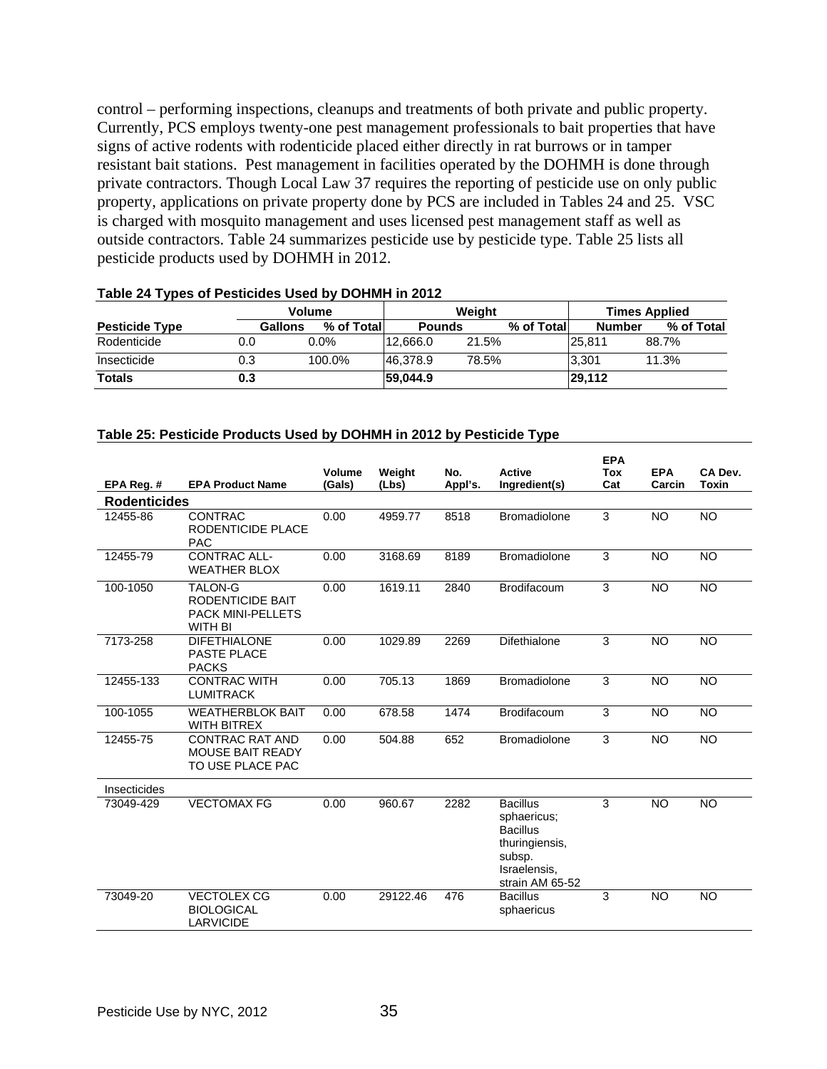control – performing inspections, cleanups and treatments of both private and public property. Currently, PCS employs twenty-one pest management professionals to bait properties that have signs of active rodents with rodenticide placed either directly in rat burrows or in tamper resistant bait stations. Pest management in facilities operated by the DOHMH is done through private contractors. Though Local Law 37 requires the reporting of pesticide use on only public property, applications on private property done by PCS are included in Tables 24 and 25. VSC is charged with mosquito management and uses licensed pest management staff as well as outside contractors. Table 24 summarizes pesticide use by pesticide type. Table 25 lists all pesticide products used by DOHMH in 2012.

**Table 24 Types of Pesticides Used by DOHMH in 2012**

| | Volume | | Weight | | Times Applied | |
|---|---|---|---|---|---|---|
| **Pesticide Type** | **Gallons** | **% of Total** | **Pounds** | **% of Total** | **Number** | **% of Total** |
| Rodenticide | 0.0 | 0.0% | 12,666.0 | 21.5% | 25,811 | 88.7% |
| Insecticide | 0.3 | 100.0% | 46,378.9 | 78.5% | 3,301 | 11.3% |
| **Totals** | **0.3** | | **59,044.9** | | **29,112** | |

**Table 25: Pesticide Products Used by DOHMH in 2012 by Pesticide Type**

| EPA Reg. # | EPA Product Name | Volume (Gals) | Weight (Lbs) | No. Appl's. | Active Ingredient(s) | EPA Tox Cat | EPA Carcin | CA Dev. Toxin |
|---|---|---|---|---|---|---|---|---|
| **Rodenticides** | | | | | | | | |
| 12455-86 | CONTRAC RODENTICIDE PLACE PAC | 0.00 | 4959.77 | 8518 | Bromadiolone | 3 | NO | NO |
| 12455-79 | CONTRAC ALL-WEATHER BLOX | 0.00 | 3168.69 | 8189 | Bromadiolone | 3 | NO | NO |
| 100-1050 | TALON-G RODENTICIDE BAIT PACK MINI-PELLETS WITH BI | 0.00 | 1619.11 | 2840 | Brodifacoum | 3 | NO | NO |
| 7173-258 | DIFETHIALONE PASTE PLACE PACKS | 0.00 | 1029.89 | 2269 | Difethialone | 3 | NO | NO |
| 12455-133 | CONTRAC WITH LUMITRACK | 0.00 | 705.13 | 1869 | Bromadiolone | 3 | NO | NO |
| 100-1055 | WEATHERBLOK BAIT WITH BITREX | 0.00 | 678.58 | 1474 | Brodifacoum | 3 | NO | NO |
| 12455-75 | CONTRAC RAT AND MOUSE BAIT READY TO USE PLACE PAC | 0.00 | 504.88 | 652 | Bromadiolone | 3 | NO | NO |
| Insecticides | | | | | | | | |
| 73049-429 | VECTOMAX FG | 0.00 | 960.67 | 2282 | Bacillus sphaericus; Bacillus thuringiensis, subsp. Israelensis, strain AM 65-52 | 3 | NO | NO |
| 73049-20 | VECTOLEX CG BIOLOGICAL LARVICIDE | 0.00 | 29122.46 | 476 | Bacillus sphaericus | 3 | NO | NO |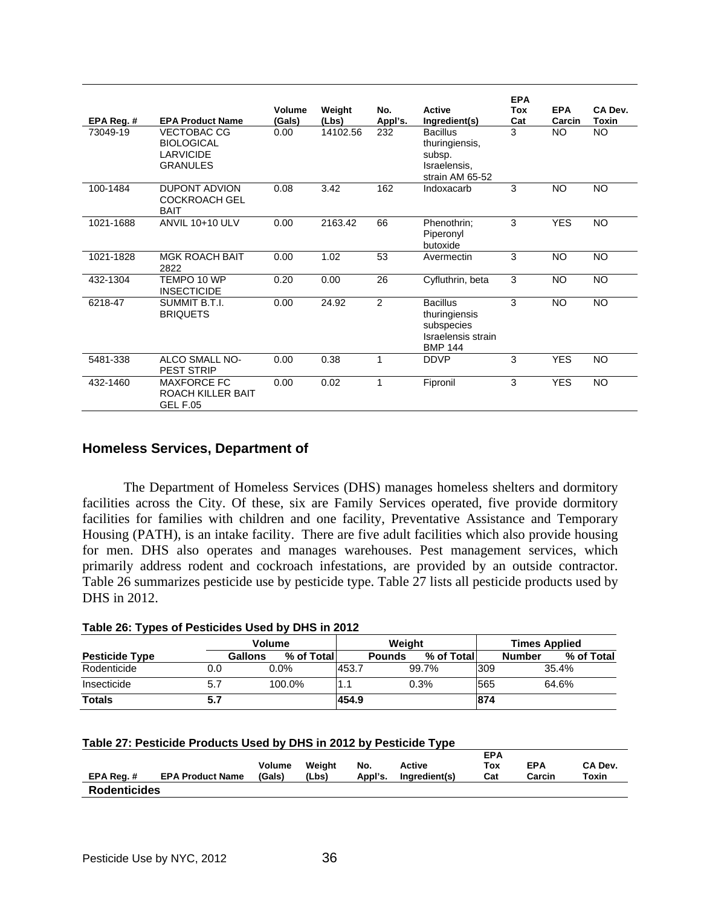| EPA Reg. # | EPA Product Name | Volume (Gals) | Weight (Lbs) | No. Appl's. | Active Ingredient(s) | EPA Tox Cat | EPA Carcin | CA Dev. Toxin |
|---|---|---|---|---|---|---|---|---|
| 73049-19 | VECTOBAC CG BIOLOGICAL LARVICIDE GRANULES | 0.00 | 14102.56 | 232 | Bacillus thuringiensis, subsp. Israelensis, strain AM 65-52 | 3 | NO | NO |
| 100-1484 | DUPONT ADVION COCKROACH GEL BAIT | 0.08 | 3.42 | 162 | Indoxacarb | 3 | NO | NO |
| 1021-1688 | ANVIL 10+10 ULV | 0.00 | 2163.42 | 66 | Phenothrin; Piperonyl butoxide | 3 | YES | NO |
| 1021-1828 | MGK ROACH BAIT 2822 | 0.00 | 1.02 | 53 | Avermectin | 3 | NO | NO |
| 432-1304 | TEMPO 10 WP INSECTICIDE | 0.20 | 0.00 | 26 | Cyfluthrin, beta | 3 | NO | NO |
| 6218-47 | SUMMIT B.T.I. BRIQUETS | 0.00 | 24.92 | 2 | Bacillus thuringiensis subspecies Israelensis strain BMP 144 | 3 | NO | NO |
| 5481-338 | ALCO SMALL NO-PEST STRIP | 0.00 | 0.38 | 1 | DDVP | 3 | YES | NO |
| 432-1460 | MAXFORCE FC ROACH KILLER BAIT GEL F.05 | 0.00 | 0.02 | 1 | Fipronil | 3 | YES | NO |

## Homeless Services, Department of

The Department of Homeless Services (DHS) manages homeless shelters and dormitory facilities across the City. Of these, six are Family Services operated, five provide dormitory facilities for families with children and one facility, Preventative Assistance and Temporary Housing (PATH), is an intake facility. There are five adult facilities which also provide housing for men. DHS also operates and manages warehouses. Pest management services, which primarily address rodent and cockroach infestations, are provided by an outside contractor. Table 26 summarizes pesticide use by pesticide type. Table 27 lists all pesticide products used by DHS in 2012.

**Table 26: Types of Pesticides Used by DHS in 2012**

| | Volume | | Weight | | Times Applied | |
|---|---|---|---|---|---|---|
| **Pesticide Type** | **Gallons** | **% of Total** | **Pounds** | **% of Total** | **Number** | **% of Total** |
| Rodenticide | 0.0 | 0.0% | 453.7 | 99.7% | 309 | 35.4% |
| Insecticide | 5.7 | 100.0% | 1.1 | 0.3% | 565 | 64.6% |
| **Totals** | **5.7** | | **454.9** | | **874** | |

**Table 27: Pesticide Products Used by DHS in 2012 by Pesticide Type**

| EPA Reg. # | EPA Product Name | Volume (Gals) | Weight (Lbs) | No. Appl's. | Active Ingredient(s) | EPA Tox Cat | EPA Carcin | CA Dev. Toxin |
|---|---|---|---|---|---|---|---|---|
| **Rodenticides** | | | | | | | | |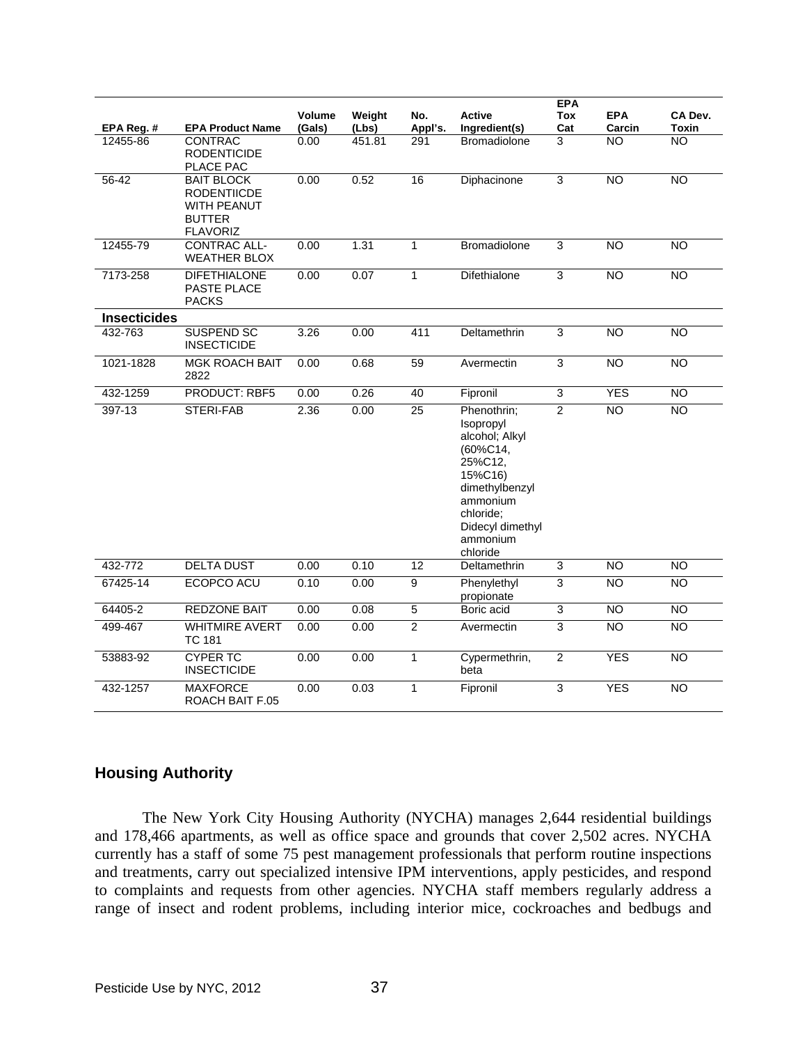| EPA Reg. # | EPA Product Name | Volume (Gals) | Weight (Lbs) | No. Appl's. | Active Ingredient(s) | EPA Tox Cat | EPA Carcin | CA Dev. Toxin |
|---|---|---|---|---|---|---|---|---|
| 12455-86 | CONTRAC RODENTICIDE PLACE PAC | 0.00 | 451.81 | 291 | Bromadiolone | 3 | NO | NO |
| 56-42 | BAIT BLOCK RODENTIICDE WITH PEANUT BUTTER FLAVORIZ | 0.00 | 0.52 | 16 | Diphacinone | 3 | NO | NO |
| 12455-79 | CONTRAC ALL-WEATHER BLOX | 0.00 | 1.31 | 1 | Bromadiolone | 3 | NO | NO |
| 7173-258 | DIFETHIALONE PASTE PLACE PACKS | 0.00 | 0.07 | 1 | Difethialone | 3 | NO | NO |
| **Insecticides** | | | | | | | | |
| 432-763 | SUSPEND SC INSECTICIDE | 3.26 | 0.00 | 411 | Deltamethrin | 3 | NO | NO |
| 1021-1828 | MGK ROACH BAIT 2822 | 0.00 | 0.68 | 59 | Avermectin | 3 | NO | NO |
| 432-1259 | PRODUCT: RBF5 | 0.00 | 0.26 | 40 | Fipronil | 3 | YES | NO |
| 397-13 | STERI-FAB | 2.36 | 0.00 | 25 | Phenothrin; Isopropyl alcohol; Alkyl (60%C14, 25%C12, 15%C16) dimethylbenzyl ammonium chloride; Didecyl dimethyl ammonium chloride | 2 | NO | NO |
| 432-772 | DELTA DUST | 0.00 | 0.10 | 12 | Deltamethrin | 3 | NO | NO |
| 67425-14 | ECOPCO ACU | 0.10 | 0.00 | 9 | Phenylethyl propionate | 3 | NO | NO |
| 64405-2 | REDZONE BAIT | 0.00 | 0.08 | 5 | Boric acid | 3 | NO | NO |
| 499-467 | WHITMIRE AVERT TC 181 | 0.00 | 0.00 | 2 | Avermectin | 3 | NO | NO |
| 53883-92 | CYPER TC INSECTICIDE | 0.00 | 0.00 | 1 | Cypermethrin, beta | 2 | YES | NO |
| 432-1257 | MAXFORCE ROACH BAIT F.05 | 0.00 | 0.03 | 1 | Fipronil | 3 | YES | NO |

## Housing Authority

The New York City Housing Authority (NYCHA) manages 2,644 residential buildings and 178,466 apartments, as well as office space and grounds that cover 2,502 acres. NYCHA currently has a staff of some 75 pest management professionals that perform routine inspections and treatments, carry out specialized intensive IPM interventions, apply pesticides, and respond to complaints and requests from other agencies. NYCHA staff members regularly address a range of insect and rodent problems, including interior mice, cockroaches and bedbugs and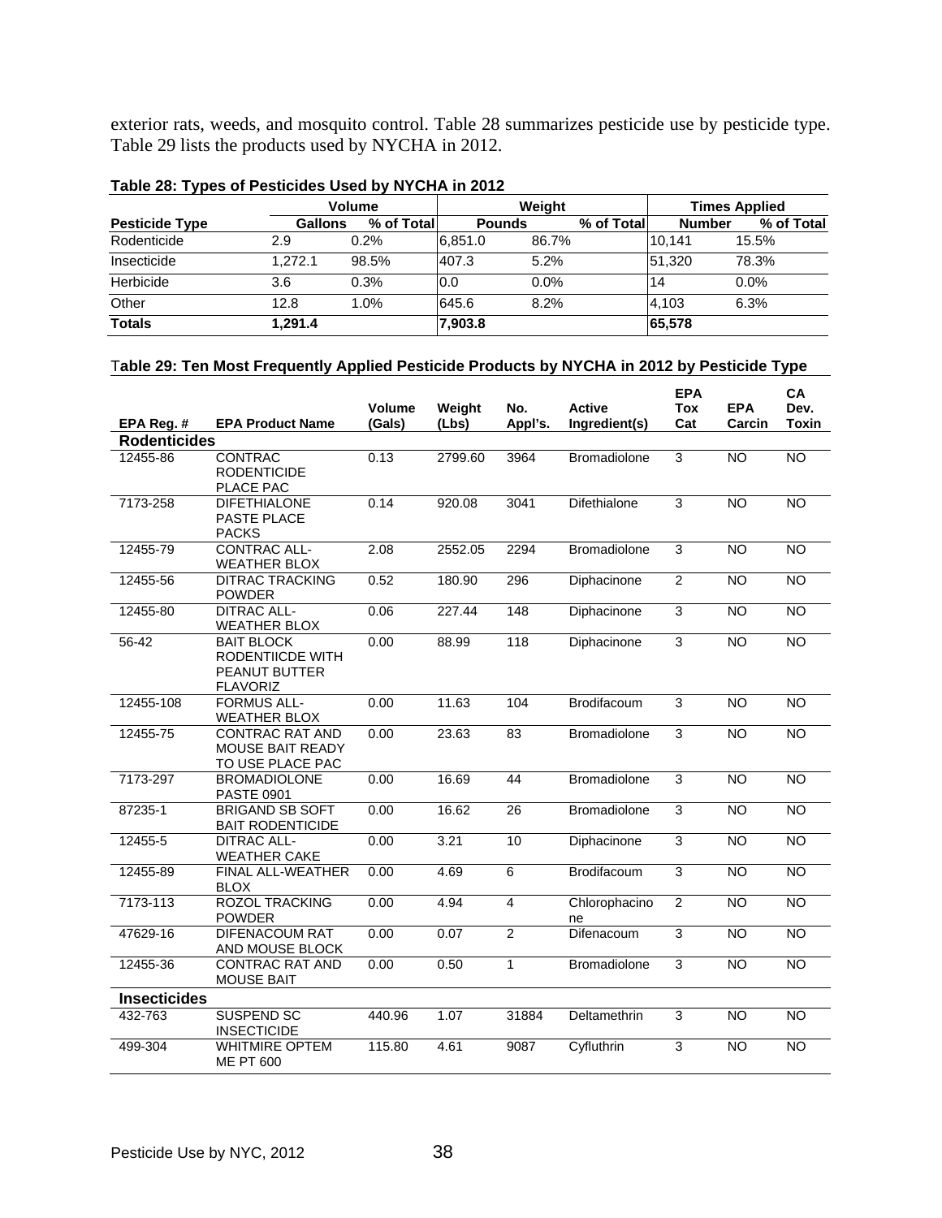exterior rats, weeds, and mosquito control. Table 28 summarizes pesticide use by pesticide type. Table 29 lists the products used by NYCHA in 2012.

**Table 28: Types of Pesticides Used by NYCHA in 2012**

| | Volume | | Weight | | Times Applied | |
|---|---|---|---|---|---|---|
| **Pesticide Type** | **Gallons** | **% of Total** | **Pounds** | **% of Total** | **Number** | **% of Total** |
| Rodenticide | 2.9 | 0.2% | 6,851.0 | 86.7% | 10,141 | 15.5% |
| Insecticide | 1,272.1 | 98.5% | 407.3 | 5.2% | 51,320 | 78.3% |
| Herbicide | 3.6 | 0.3% | 0.0 | 0.0% | 14 | 0.0% |
| Other | 12.8 | 1.0% | 645.6 | 8.2% | 4,103 | 6.3% |
| **Totals** | **1,291.4** | | **7,903.8** | | **65,578** | |

**Table 29: Ten Most Frequently Applied Pesticide Products by NYCHA in 2012 by Pesticide Type**

| EPA Reg. # | EPA Product Name | Volume (Gals) | Weight (Lbs) | No. Appl's. | Active Ingredient(s) | EPA Tox Cat | EPA Carcin | CA Dev. Toxin |
|---|---|---|---|---|---|---|---|---|
| **Rodenticides** | | | | | | | | |
| 12455-86 | CONTRAC RODENTICIDE PLACE PAC | 0.13 | 2799.60 | 3964 | Bromadiolone | 3 | NO | NO |
| 7173-258 | DIFETHIALONE PASTE PLACE PACKS | 0.14 | 920.08 | 3041 | Difethialone | 3 | NO | NO |
| 12455-79 | CONTRAC ALL-WEATHER BLOX | 2.08 | 2552.05 | 2294 | Bromadiolone | 3 | NO | NO |
| 12455-56 | DITRAC TRACKING POWDER | 0.52 | 180.90 | 296 | Diphacinone | 2 | NO | NO |
| 12455-80 | DITRAC ALL-WEATHER BLOX | 0.06 | 227.44 | 148 | Diphacinone | 3 | NO | NO |
| 56-42 | BAIT BLOCK RODENTIICDE WITH PEANUT BUTTER FLAVORIZ | 0.00 | 88.99 | 118 | Diphacinone | 3 | NO | NO |
| 12455-108 | FORMUS ALL-WEATHER BLOX | 0.00 | 11.63 | 104 | Brodifacoum | 3 | NO | NO |
| 12455-75 | CONTRAC RAT AND MOUSE BAIT READY TO USE PLACE PAC | 0.00 | 23.63 | 83 | Bromadiolone | 3 | NO | NO |
| 7173-297 | BROMADIOLONE PASTE 0901 | 0.00 | 16.69 | 44 | Bromadiolone | 3 | NO | NO |
| 87235-1 | BRIGAND SB SOFT BAIT RODENTICIDE | 0.00 | 16.62 | 26 | Bromadiolone | 3 | NO | NO |
| 12455-5 | DITRAC ALL-WEATHER CAKE | 0.00 | 3.21 | 10 | Diphacinone | 3 | NO | NO |
| 12455-89 | FINAL ALL-WEATHER BLOX | 0.00 | 4.69 | 6 | Brodifacoum | 3 | NO | NO |
| 7173-113 | ROZOL TRACKING POWDER | 0.00 | 4.94 | 4 | Chlorophacinone | 2 | NO | NO |
| 47629-16 | DIFENACOUM RAT AND MOUSE BLOCK | 0.00 | 0.07 | 2 | Difenacoum | 3 | NO | NO |
| 12455-36 | CONTRAC RAT AND MOUSE BAIT | 0.00 | 0.50 | 1 | Bromadiolone | 3 | NO | NO |
| **Insecticides** | | | | | | | | |
| 432-763 | SUSPEND SC INSECTICIDE | 440.96 | 1.07 | 31884 | Deltamethrin | 3 | NO | NO |
| 499-304 | WHITMIRE OPTEM ME PT 600 | 115.80 | 4.61 | 9087 | Cyfluthrin | 3 | NO | NO |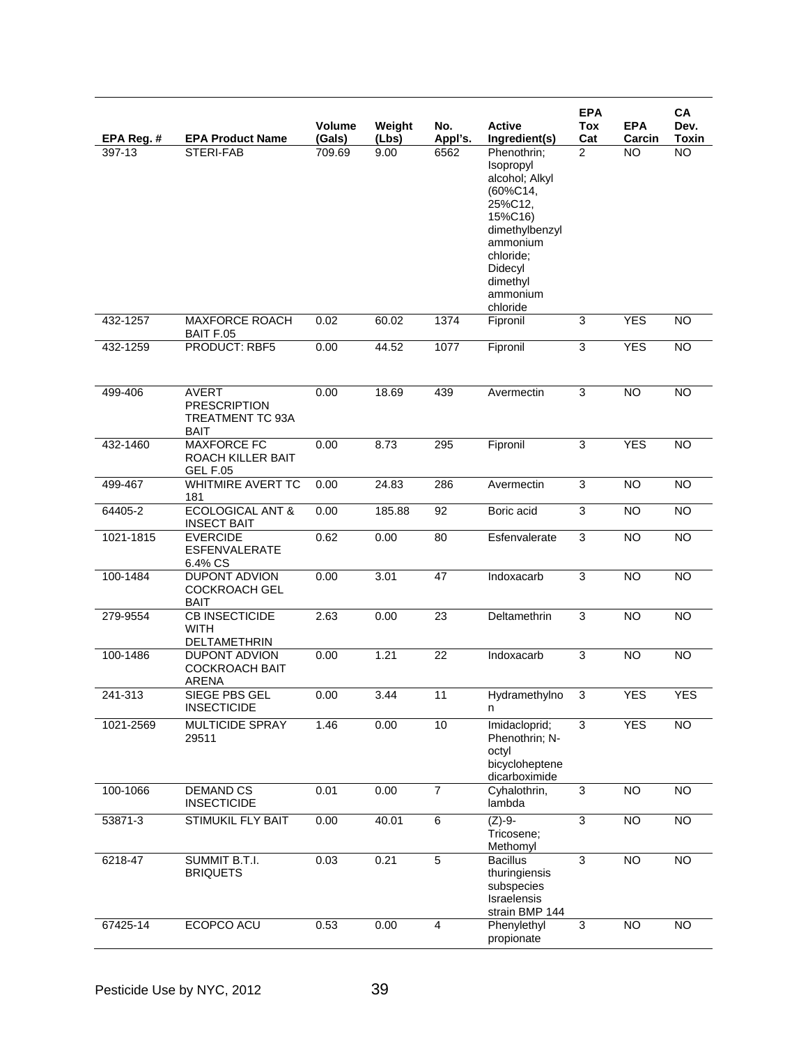| EPA Reg. # | EPA Product Name | Volume (Gals) | Weight (Lbs) | No. Appl's. | Active Ingredient(s) | EPA Tox Cat | EPA Carcin | CA Dev. Toxin |
|---|---|---|---|---|---|---|---|---|
| 397-13 | STERI-FAB | 709.69 | 9.00 | 6562 | Phenothrin; Isopropyl alcohol; Alkyl (60%C14, 25%C12, 15%C16) dimethylbenzyl ammonium chloride; Didecyl dimethyl ammonium chloride | 2 | NO | NO |
| 432-1257 | MAXFORCE ROACH BAIT F.05 | 0.02 | 60.02 | 1374 | Fipronil | 3 | YES | NO |
| 432-1259 | PRODUCT: RBF5 | 0.00 | 44.52 | 1077 | Fipronil | 3 | YES | NO |
| 499-406 | AVERT PRESCRIPTION TREATMENT TC 93A BAIT | 0.00 | 18.69 | 439 | Avermectin | 3 | NO | NO |
| 432-1460 | MAXFORCE FC ROACH KILLER BAIT GEL F.05 | 0.00 | 8.73 | 295 | Fipronil | 3 | YES | NO |
| 499-467 | WHITMIRE AVERT TC 181 | 0.00 | 24.83 | 286 | Avermectin | 3 | NO | NO |
| 64405-2 | ECOLOGICAL ANT & INSECT BAIT | 0.00 | 185.88 | 92 | Boric acid | 3 | NO | NO |
| 1021-1815 | EVERCIDE ESFENVALERATE 6.4% CS | 0.62 | 0.00 | 80 | Esfenvalerate | 3 | NO | NO |
| 100-1484 | DUPONT ADVION COCKROACH GEL BAIT | 0.00 | 3.01 | 47 | Indoxacarb | 3 | NO | NO |
| 279-9554 | CB INSECTICIDE WITH DELTAMETHRIN | 2.63 | 0.00 | 23 | Deltamethrin | 3 | NO | NO |
| 100-1486 | DUPONT ADVION COCKROACH BAIT ARENA | 0.00 | 1.21 | 22 | Indoxacarb | 3 | NO | NO |
| 241-313 | SIEGE PBS GEL INSECTICIDE | 0.00 | 3.44 | 11 | Hydramethylnon | 3 | YES | YES |
| 1021-2569 | MULTICIDE SPRAY 29511 | 1.46 | 0.00 | 10 | Imidacloprid; Phenothrin; N-octyl bicycloheptene dicarboximide | 3 | YES | NO |
| 100-1066 | DEMAND CS INSECTICIDE | 0.01 | 0.00 | 7 | Cyhalothrin, lambda | 3 | NO | NO |
| 53871-3 | STIMUKIL FLY BAIT | 0.00 | 40.01 | 6 | (Z)-9-Tricosene; Methomyl | 3 | NO | NO |
| 6218-47 | SUMMIT B.T.I. BRIQUETS | 0.03 | 0.21 | 5 | Bacillus thuringiensis subspecies Israelensis strain BMP 144 | 3 | NO | NO |
| 67425-14 | ECOPCO ACU | 0.53 | 0.00 | 4 | Phenylethyl propionate | 3 | NO | NO |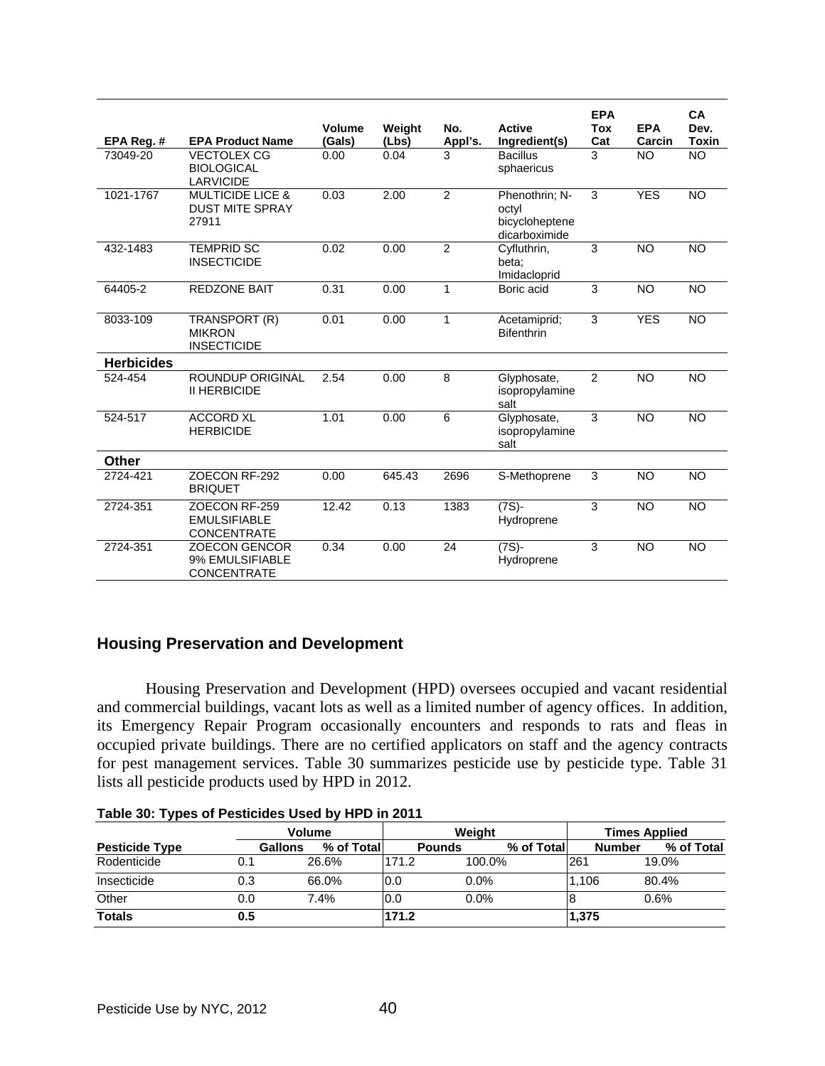| EPA Reg. # | EPA Product Name | Volume (Gals) | Weight (Lbs) | No. Appl's. | Active Ingredient(s) | EPA Tox Cat | EPA Carcin | CA Dev. Toxin |
|---|---|---|---|---|---|---|---|---|
| 73049-20 | VECTOLEX CG BIOLOGICAL LARVICIDE | 0.00 | 0.04 | 3 | Bacillus sphaericus | 3 | NO | NO |
| 1021-1767 | MULTICIDE LICE & DUST MITE SPRAY 27911 | 0.03 | 2.00 | 2 | Phenothrin; N-octyl bicycloheptene dicarboximide | 3 | YES | NO |
| 432-1483 | TEMPRID SC INSECTICIDE | 0.02 | 0.00 | 2 | Cyfluthrin, beta; Imidacloprid | 3 | NO | NO |
| 64405-2 | REDZONE BAIT | 0.31 | 0.00 | 1 | Boric acid | 3 | NO | NO |
| 8033-109 | TRANSPORT (R) MIKRON INSECTICIDE | 0.01 | 0.00 | 1 | Acetamiprid; Bifenthrin | 3 | YES | NO |
| **Herbicides** | | | | | | | | |
| 524-454 | ROUNDUP ORIGINAL II HERBICIDE | 2.54 | 0.00 | 8 | Glyphosate, isopropylamine salt | 2 | NO | NO |
| 524-517 | ACCORD XL HERBICIDE | 1.01 | 0.00 | 6 | Glyphosate, isopropylamine salt | 3 | NO | NO |
| **Other** | | | | | | | | |
| 2724-421 | ZOECON RF-292 BRIQUET | 0.00 | 645.43 | 2696 | S-Methoprene | 3 | NO | NO |
| 2724-351 | ZOECON RF-259 EMULSIFIABLE CONCENTRATE | 12.42 | 0.13 | 1383 | (7S)-Hydroprene | 3 | NO | NO |
| 2724-351 | ZOECON GENCOR 9% EMULSIFIABLE CONCENTRATE | 0.34 | 0.00 | 24 | (7S)-Hydroprene | 3 | NO | NO |

## Housing Preservation and Development

Housing Preservation and Development (HPD) oversees occupied and vacant residential and commercial buildings, vacant lots as well as a limited number of agency offices. In addition, its Emergency Repair Program occasionally encounters and responds to rats and fleas in occupied private buildings. There are no certified applicators on staff and the agency contracts for pest management services. Table 30 summarizes pesticide use by pesticide type. Table 31 lists all pesticide products used by HPD in 2012.

**Table 30: Types of Pesticides Used by HPD in 2011**

| | Volume | | Weight | | Times Applied | |
|---|---|---|---|---|---|---|
| **Pesticide Type** | **Gallons** | **% of Total** | **Pounds** | **% of Total** | **Number** | **% of Total** |
| Rodenticide | 0.1 | 26.6% | 171.2 | 100.0% | 261 | 19.0% |
| Insecticide | 0.3 | 66.0% | 0.0 | 0.0% | 1,106 | 80.4% |
| Other | 0.0 | 7.4% | 0.0 | 0.0% | 8 | 0.6% |
| **Totals** | **0.5** | | **171.2** | | **1,375** | |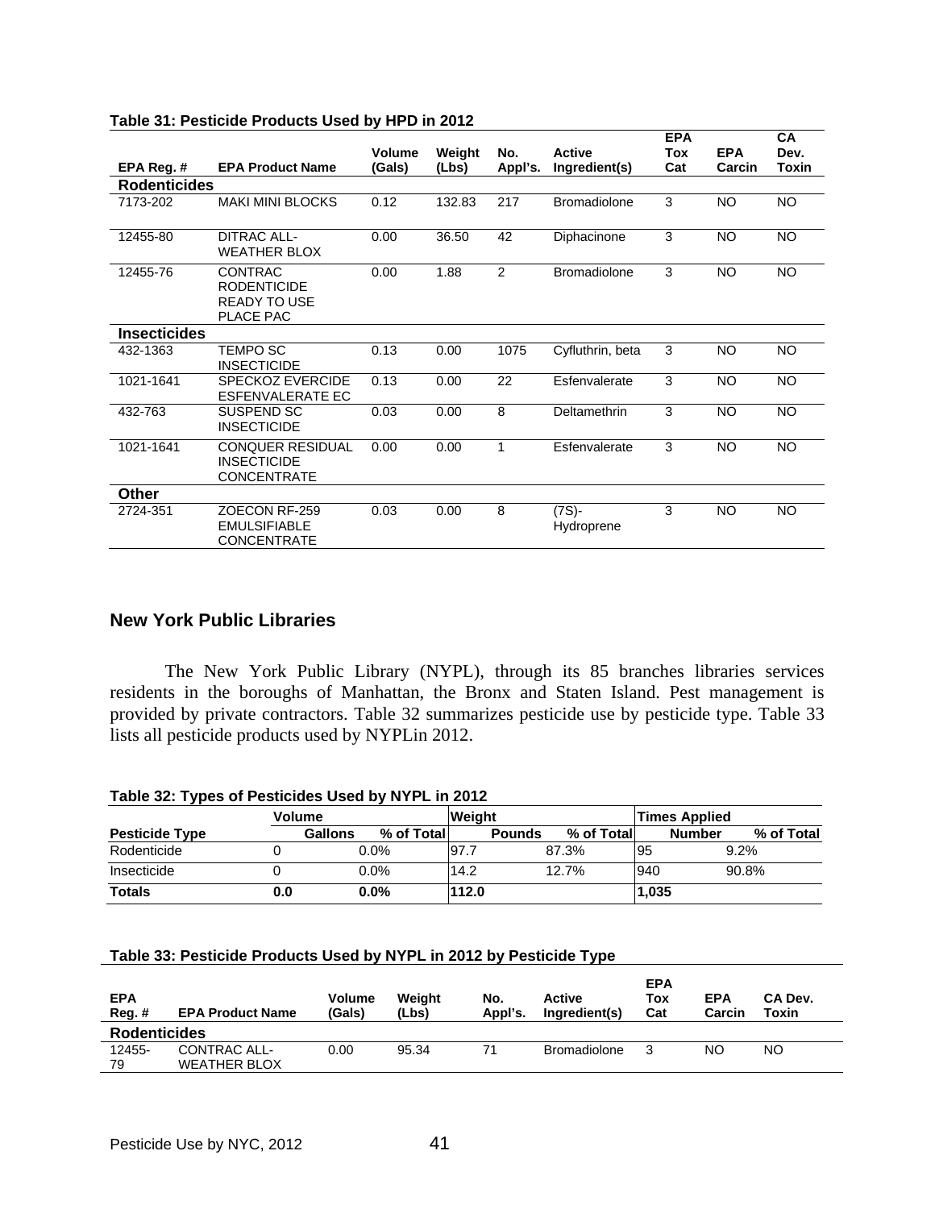**Table 31: Pesticide Products Used by HPD in 2012**

| EPA Reg. # | EPA Product Name | Volume (Gals) | Weight (Lbs) | No. Appl's. | Active Ingredient(s) | EPA Tox Cat | EPA Carcin | CA Dev. Toxin |
|---|---|---|---|---|---|---|---|---|
| **Rodenticides** | | | | | | | | |
| 7173-202 | MAKI MINI BLOCKS | 0.12 | 132.83 | 217 | Bromadiolone | 3 | NO | NO |
| 12455-80 | DITRAC ALL-WEATHER BLOX | 0.00 | 36.50 | 42 | Diphacinone | 3 | NO | NO |
| 12455-76 | CONTRAC RODENTICIDE READY TO USE PLACE PAC | 0.00 | 1.88 | 2 | Bromadiolone | 3 | NO | NO |
| **Insecticides** | | | | | | | | |
| 432-1363 | TEMPO SC INSECTICIDE | 0.13 | 0.00 | 1075 | Cyfluthrin, beta | 3 | NO | NO |
| 1021-1641 | SPECKOZ EVERCIDE ESFENVALERATE EC | 0.13 | 0.00 | 22 | Esfenvalerate | 3 | NO | NO |
| 432-763 | SUSPEND SC INSECTICIDE | 0.03 | 0.00 | 8 | Deltamethrin | 3 | NO | NO |
| 1021-1641 | CONQUER RESIDUAL INSECTICIDE CONCENTRATE | 0.00 | 0.00 | 1 | Esfenvalerate | 3 | NO | NO |
| **Other** | | | | | | | | |
| 2724-351 | ZOECON RF-259 EMULSIFIABLE CONCENTRATE | 0.03 | 0.00 | 8 | (7S)-Hydroprene | 3 | NO | NO |

## New York Public Libraries

The New York Public Library (NYPL), through its 85 branches libraries services residents in the boroughs of Manhattan, the Bronx and Staten Island. Pest management is provided by private contractors. Table 32 summarizes pesticide use by pesticide type. Table 33 lists all pesticide products used by NYPLin 2012.

**Table 32: Types of Pesticides Used by NYPL in 2012**

| | Volume | | Weight | | Times Applied | |
|---|---|---|---|---|---|---|
| **Pesticide Type** | **Gallons** | **% of Total** | **Pounds** | **% of Total** | **Number** | **% of Total** |
| Rodenticide | 0 | 0.0% | 97.7 | 87.3% | 95 | 9.2% |
| Insecticide | 0 | 0.0% | 14.2 | 12.7% | 940 | 90.8% |
| **Totals** | **0.0** | **0.0%** | **112.0** | | **1,035** | |

**Table 33: Pesticide Products Used by NYPL in 2012 by Pesticide Type**

| EPA Reg. # | EPA Product Name | Volume (Gals) | Weight (Lbs) | No. Appl's. | Active Ingredient(s) | EPA Tox Cat | EPA Carcin | CA Dev. Toxin |
|---|---|---|---|---|---|---|---|---|
| **Rodenticides** | | | | | | | | |
| 12455-79 | CONTRAC ALL-WEATHER BLOX | 0.00 | 95.34 | 71 | Bromadiolone | 3 | NO | NO |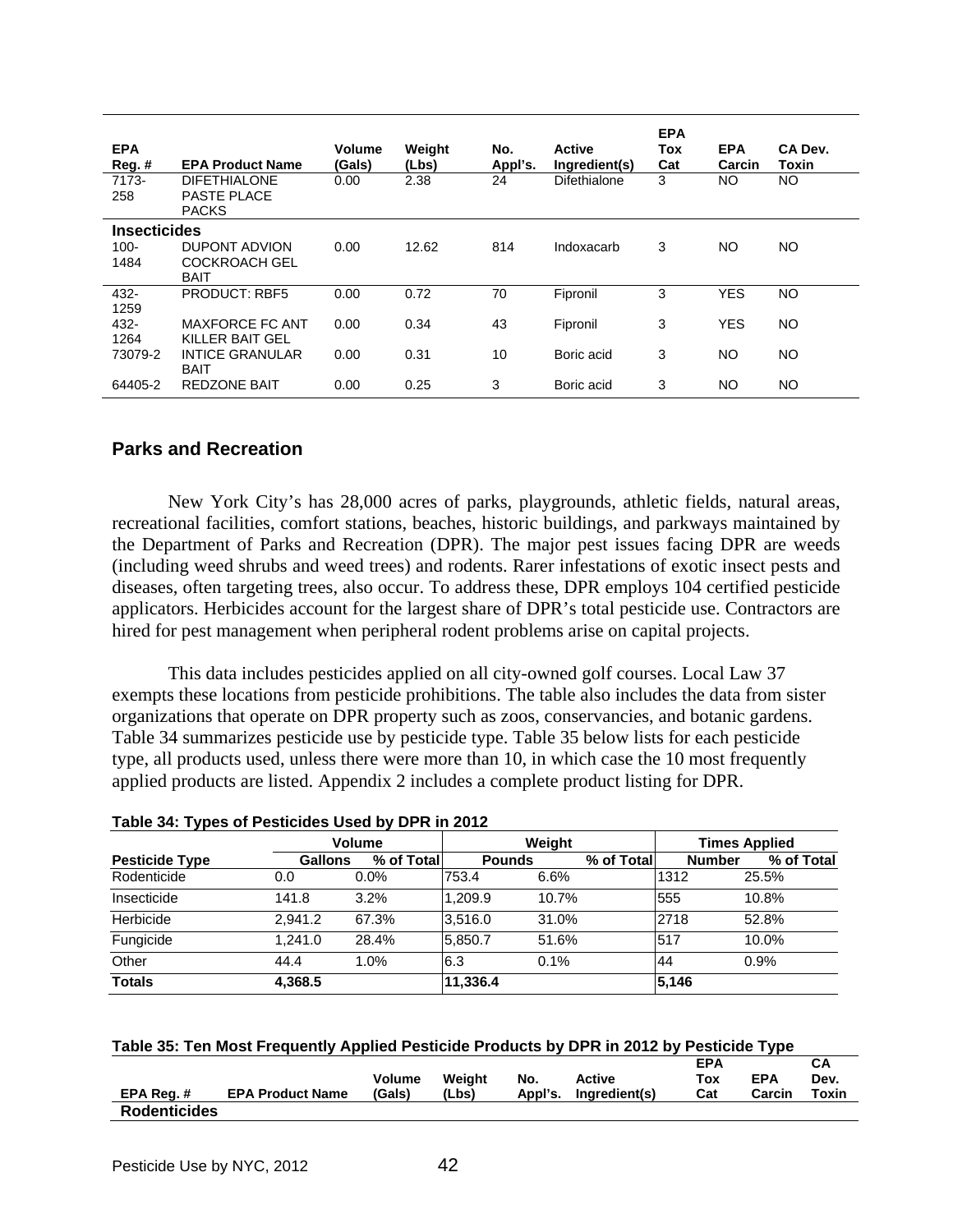| EPA Reg. # | EPA Product Name | Volume (Gals) | Weight (Lbs) | No. Appl's. | Active Ingredient(s) | EPA Tox Cat | EPA Carcin | CA Dev. Toxin |
|---|---|---|---|---|---|---|---|---|
| 7173-258 | DIFETHIALONE PASTE PLACE PACKS | 0.00 | 2.38 | 24 | Difethialone | 3 | NO | NO |
| **Insecticides** | | | | | | | | |
| 100-1484 | DUPONT ADVION COCKROACH GEL BAIT | 0.00 | 12.62 | 814 | Indoxacarb | 3 | NO | NO |
| 432-1259 | PRODUCT: RBF5 | 0.00 | 0.72 | 70 | Fipronil | 3 | YES | NO |
| 432-1264 | MAXFORCE FC ANT KILLER BAIT GEL | 0.00 | 0.34 | 43 | Fipronil | 3 | YES | NO |
| 73079-2 | INTICE GRANULAR BAIT | 0.00 | 0.31 | 10 | Boric acid | 3 | NO | NO |
| 64405-2 | REDZONE BAIT | 0.00 | 0.25 | 3 | Boric acid | 3 | NO | NO |

## Parks and Recreation

New York City's has 28,000 acres of parks, playgrounds, athletic fields, natural areas, recreational facilities, comfort stations, beaches, historic buildings, and parkways maintained by the Department of Parks and Recreation (DPR). The major pest issues facing DPR are weeds (including weed shrubs and weed trees) and rodents. Rarer infestations of exotic insect pests and diseases, often targeting trees, also occur. To address these, DPR employs 104 certified pesticide applicators. Herbicides account for the largest share of DPR's total pesticide use. Contractors are hired for pest management when peripheral rodent problems arise on capital projects.

This data includes pesticides applied on all city-owned golf courses. Local Law 37 exempts these locations from pesticide prohibitions. The table also includes the data from sister organizations that operate on DPR property such as zoos, conservancies, and botanic gardens. Table 34 summarizes pesticide use by pesticide type. Table 35 below lists for each pesticide type, all products used, unless there were more than 10, in which case the 10 most frequently applied products are listed. Appendix 2 includes a complete product listing for DPR.

**Table 34: Types of Pesticides Used by DPR in 2012**

| | Volume | | Weight | | Times Applied | |
|---|---|---|---|---|---|---|
| **Pesticide Type** | **Gallons** | **% of Total** | **Pounds** | **% of Total** | **Number** | **% of Total** |
| Rodenticide | 0.0 | 0.0% | 753.4 | 6.6% | 1312 | 25.5% |
| Insecticide | 141.8 | 3.2% | 1,209.9 | 10.7% | 555 | 10.8% |
| Herbicide | 2,941.2 | 67.3% | 3,516.0 | 31.0% | 2718 | 52.8% |
| Fungicide | 1,241.0 | 28.4% | 5,850.7 | 51.6% | 517 | 10.0% |
| Other | 44.4 | 1.0% | 6.3 | 0.1% | 44 | 0.9% |
| **Totals** | **4,368.5** | | **11,336.4** | | **5,146** | |

**Table 35: Ten Most Frequently Applied Pesticide Products by DPR in 2012 by Pesticide Type**

| EPA Reg. # | EPA Product Name | Volume (Gals) | Weight (Lbs) | No. Appl's. | Active Ingredient(s) | EPA Tox Cat | EPA Carcin | CA Dev. Toxin |
|---|---|---|---|---|---|---|---|---|
| **Rodenticides** | | | | | | | | |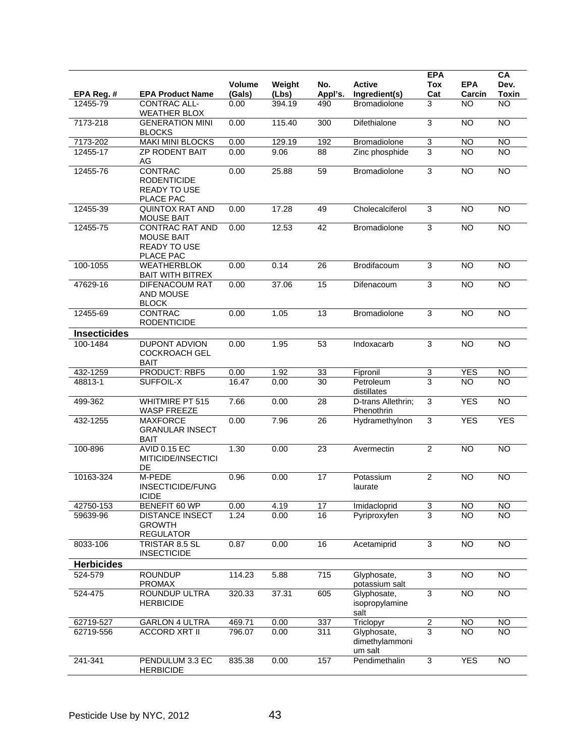| EPA Reg. # | EPA Product Name | Volume (Gals) | Weight (Lbs) | No. Appl's. | Active Ingredient(s) | EPA Tox Cat | EPA Carcin | CA Dev. Toxin |
|---|---|---|---|---|---|---|---|---|
| 12455-79 | CONTRAC ALL-WEATHER BLOX | 0.00 | 394.19 | 490 | Bromadiolone | 3 | NO | NO |
| 7173-218 | GENERATION MINI BLOCKS | 0.00 | 115.40 | 300 | Difethialone | 3 | NO | NO |
| 7173-202 | MAKI MINI BLOCKS | 0.00 | 129.19 | 192 | Bromadiolone | 3 | NO | NO |
| 12455-17 | ZP RODENT BAIT AG | 0.00 | 9.06 | 88 | Zinc phosphide | 3 | NO | NO |
| 12455-76 | CONTRAC RODENTICIDE READY TO USE PLACE PAC | 0.00 | 25.88 | 59 | Bromadiolone | 3 | NO | NO |
| 12455-39 | QUINTOX RAT AND MOUSE BAIT | 0.00 | 17.28 | 49 | Cholecalciferol | 3 | NO | NO |
| 12455-75 | CONTRAC RAT AND MOUSE BAIT READY TO USE PLACE PAC | 0.00 | 12.53 | 42 | Bromadiolone | 3 | NO | NO |
| 100-1055 | WEATHERBLOK BAIT WITH BITREX | 0.00 | 0.14 | 26 | Brodifacoum | 3 | NO | NO |
| 47629-16 | DIFENACOUM RAT AND MOUSE BLOCK | 0.00 | 37.06 | 15 | Difenacoum | 3 | NO | NO |
| 12455-69 | CONTRAC RODENTICIDE | 0.00 | 1.05 | 13 | Bromadiolone | 3 | NO | NO |
| **Insecticides** | | | | | | | | |
| 100-1484 | DUPONT ADVION COCKROACH GEL BAIT | 0.00 | 1.95 | 53 | Indoxacarb | 3 | NO | NO |
| 432-1259 | PRODUCT: RBF5 | 0.00 | 1.92 | 33 | Fipronil | 3 | YES | NO |
| 48813-1 | SUFFOIL-X | 16.47 | 0.00 | 30 | Petroleum distillates | 3 | NO | NO |
| 499-362 | WHITMIRE PT 515 WASP FREEZE | 7.66 | 0.00 | 28 | D-trans Allethrin; Phenothrin | 3 | YES | NO |
| 432-1255 | MAXFORCE GRANULAR INSECT BAIT | 0.00 | 7.96 | 26 | Hydramethylnon | 3 | YES | YES |
| 100-896 | AVID 0.15 EC MITICIDE/INSECTICIDE | 1.30 | 0.00 | 23 | Avermectin | 2 | NO | NO |
| 10163-324 | M-PEDE INSECTICIDE/FUNGICIDE | 0.96 | 0.00 | 17 | Potassium laurate | 2 | NO | NO |
| 42750-153 | BENEFIT 60 WP | 0.00 | 4.19 | 17 | Imidacloprid | 3 | NO | NO |
| 59639-96 | DISTANCE INSECT GROWTH REGULATOR | 1.24 | 0.00 | 16 | Pyriproxyfen | 3 | NO | NO |
| 8033-106 | TRISTAR 8.5 SL INSECTICIDE | 0.87 | 0.00 | 16 | Acetamiprid | 3 | NO | NO |
| **Herbicides** | | | | | | | | |
| 524-579 | ROUNDUP PROMAX | 114.23 | 5.88 | 715 | Glyphosate, potassium salt | 3 | NO | NO |
| 524-475 | ROUNDUP ULTRA HERBICIDE | 320.33 | 37.31 | 605 | Glyphosate, isopropylamine salt | 3 | NO | NO |
| 62719-527 | GARLON 4 ULTRA | 469.71 | 0.00 | 337 | Triclopyr | 2 | NO | NO |
| 62719-556 | ACCORD XRT II | 796.07 | 0.00 | 311 | Glyphosate, dimethylammonium salt | 3 | NO | NO |
| 241-341 | PENDULUM 3.3 EC HERBICIDE | 835.38 | 0.00 | 157 | Pendimethalin | 3 | YES | NO |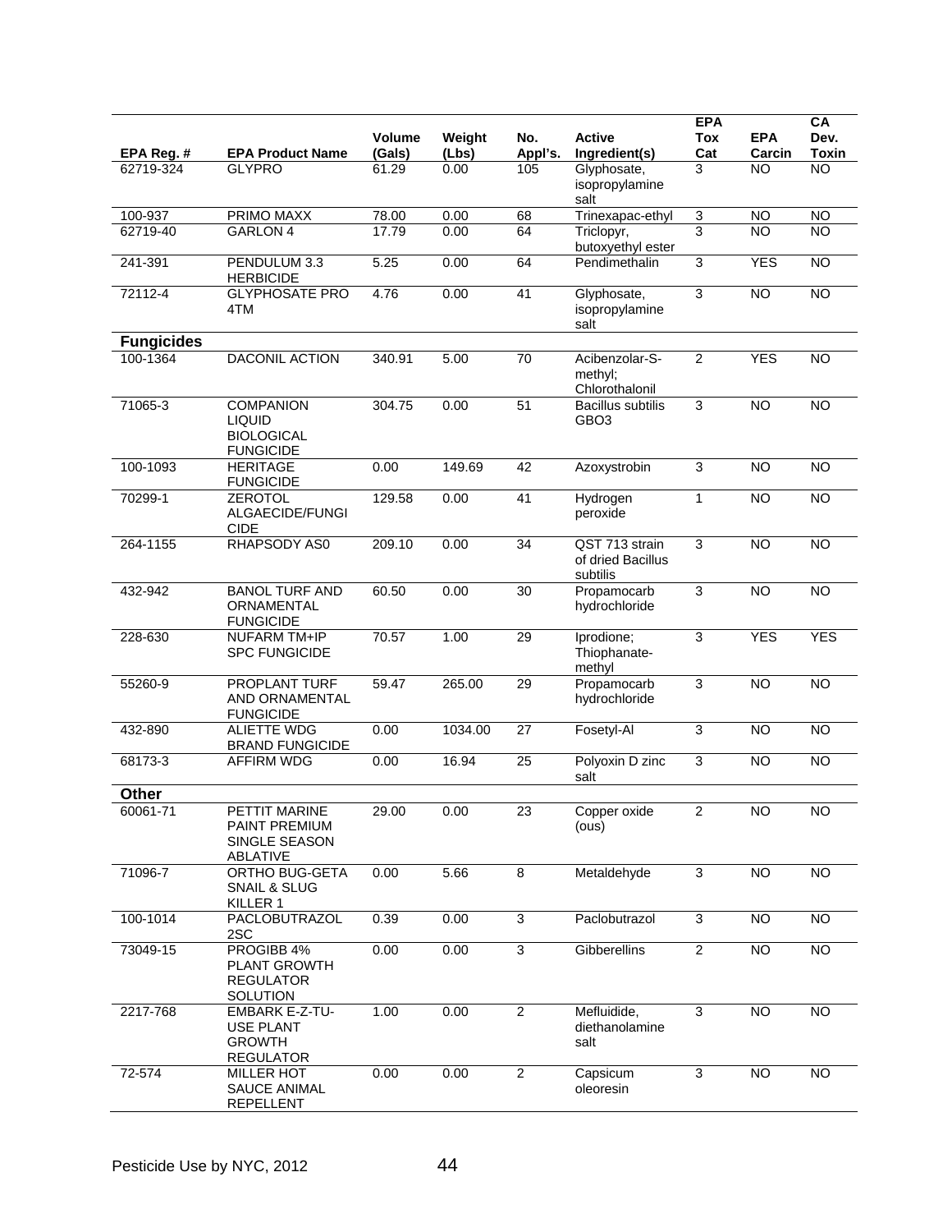| EPA Reg. # | EPA Product Name | Volume (Gals) | Weight (Lbs) | No. Appl's. | Active Ingredient(s) | EPA Tox Cat | EPA Carcin | CA Dev. Toxin |
|---|---|---|---|---|---|---|---|---|
| 62719-324 | GLYPRO | 61.29 | 0.00 | 105 | Glyphosate, isopropylamine salt | 3 | NO | NO |
| 100-937 | PRIMO MAXX | 78.00 | 0.00 | 68 | Trinexapac-ethyl | 3 | NO | NO |
| 62719-40 | GARLON 4 | 17.79 | 0.00 | 64 | Triclopyr, butoxyethyl ester | 3 | NO | NO |
| 241-391 | PENDULUM 3.3 HERBICIDE | 5.25 | 0.00 | 64 | Pendimethalin | 3 | YES | NO |
| 72112-4 | GLYPHOSATE PRO 4TM | 4.76 | 0.00 | 41 | Glyphosate, isopropylamine salt | 3 | NO | NO |
| **Fungicides** | | | | | | | | |
| 100-1364 | DACONIL ACTION | 340.91 | 5.00 | 70 | Acibenzolar-S-methyl; Chlorothalonil | 2 | YES | NO |
| 71065-3 | COMPANION LIQUID BIOLOGICAL FUNGICIDE | 304.75 | 0.00 | 51 | Bacillus subtilis GBO3 | 3 | NO | NO |
| 100-1093 | HERITAGE FUNGICIDE | 0.00 | 149.69 | 42 | Azoxystrobin | 3 | NO | NO |
| 70299-1 | ZEROTOL ALGAECIDE/FUNGICIDE | 129.58 | 0.00 | 41 | Hydrogen peroxide | 1 | NO | NO |
| 264-1155 | RHAPSODY AS0 | 209.10 | 0.00 | 34 | QST 713 strain of dried Bacillus subtilis | 3 | NO | NO |
| 432-942 | BANOL TURF AND ORNAMENTAL FUNGICIDE | 60.50 | 0.00 | 30 | Propamocarb hydrochloride | 3 | NO | NO |
| 228-630 | NUFARM TM+IP SPC FUNGICIDE | 70.57 | 1.00 | 29 | Iprodione; Thiophanate-methyl | 3 | YES | YES |
| 55260-9 | PROPLANT TURF AND ORNAMENTAL FUNGICIDE | 59.47 | 265.00 | 29 | Propamocarb hydrochloride | 3 | NO | NO |
| 432-890 | ALIETTE WDG BRAND FUNGICIDE | 0.00 | 1034.00 | 27 | Fosetyl-Al | 3 | NO | NO |
| 68173-3 | AFFIRM WDG | 0.00 | 16.94 | 25 | Polyoxin D zinc salt | 3 | NO | NO |
| **Other** | | | | | | | | |
| 60061-71 | PETTIT MARINE PAINT PREMIUM SINGLE SEASON ABLATIVE | 29.00 | 0.00 | 23 | Copper oxide (ous) | 2 | NO | NO |
| 71096-7 | ORTHO BUG-GETA SNAIL & SLUG KILLER 1 | 0.00 | 5.66 | 8 | Metaldehyde | 3 | NO | NO |
| 100-1014 | PACLOBUTRAZOL 2SC | 0.39 | 0.00 | 3 | Paclobutrazol | 3 | NO | NO |
| 73049-15 | PROGIBB 4% PLANT GROWTH REGULATOR SOLUTION | 0.00 | 0.00 | 3 | Gibberellins | 2 | NO | NO |
| 2217-768 | EMBARK E-Z-TU-USE PLANT GROWTH REGULATOR | 1.00 | 0.00 | 2 | Mefluidide, diethanolamine salt | 3 | NO | NO |
| 72-574 | MILLER HOT SAUCE ANIMAL REPELLENT | 0.00 | 0.00 | 2 | Capsicum oleoresin | 3 | NO | NO |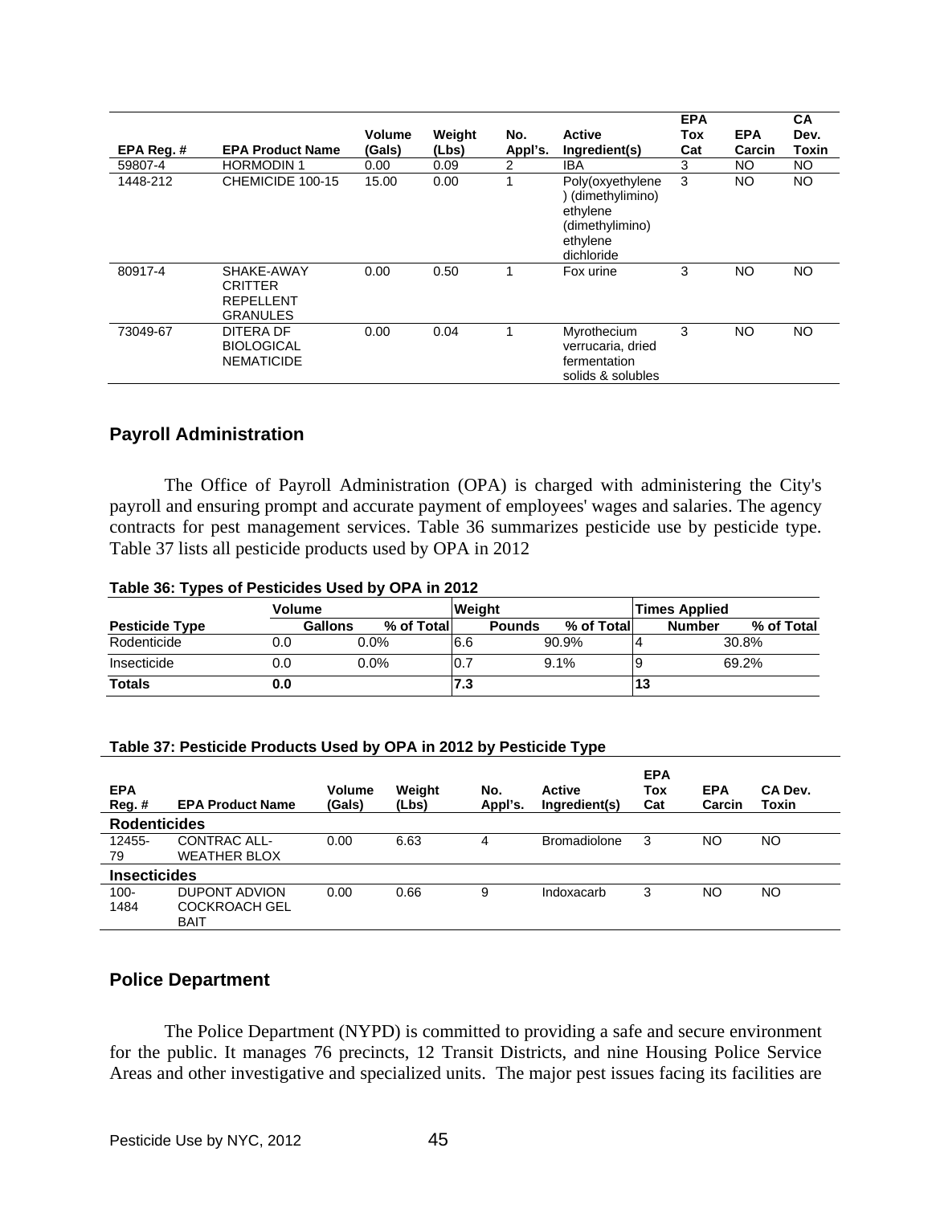| EPA Reg. # | EPA Product Name | Volume (Gals) | Weight (Lbs) | No. Appl's. | Active Ingredient(s) | EPA Tox Cat | EPA Carcin | CA Dev. Toxin |
|---|---|---|---|---|---|---|---|---|
| 59807-4 | HORMODIN 1 | 0.00 | 0.09 | 2 | IBA | 3 | NO | NO |
| 1448-212 | CHEMICIDE 100-15 | 15.00 | 0.00 | 1 | Poly(oxyethylene) (dimethylimino) ethylene (dimethylimino) ethylene dichloride | 3 | NO | NO |
| 80917-4 | SHAKE-AWAY CRITTER REPELLENT GRANULES | 0.00 | 0.50 | 1 | Fox urine | 3 | NO | NO |
| 73049-67 | DITERA DF BIOLOGICAL NEMATICIDE | 0.00 | 0.04 | 1 | Myrothecium verrucaria, dried fermentation solids & solubles | 3 | NO | NO |

## Payroll Administration

The Office of Payroll Administration (OPA) is charged with administering the City's payroll and ensuring prompt and accurate payment of employees' wages and salaries. The agency contracts for pest management services. Table 36 summarizes pesticide use by pesticide type. Table 37 lists all pesticide products used by OPA in 2012

**Table 36: Types of Pesticides Used by OPA in 2012**

| | Volume | | Weight | | Times Applied | |
|---|---|---|---|---|---|---|
| **Pesticide Type** | **Gallons** | **% of Total** | **Pounds** | **% of Total** | **Number** | **% of Total** |
| Rodenticide | 0.0 | 0.0% | 6.6 | 90.9% | 4 | 30.8% |
| Insecticide | 0.0 | 0.0% | 0.7 | 9.1% | 9 | 69.2% |
| **Totals** | **0.0** | | **7.3** | | **13** | |

**Table 37: Pesticide Products Used by OPA in 2012 by Pesticide Type**

| EPA Reg. # | EPA Product Name | Volume (Gals) | Weight (Lbs) | No. Appl's. | Active Ingredient(s) | EPA Tox Cat | EPA Carcin | CA Dev. Toxin |
|---|---|---|---|---|---|---|---|---|
| **Rodenticides** | | | | | | | | |
| 12455-79 | CONTRAC ALL-WEATHER BLOX | 0.00 | 6.63 | 4 | Bromadiolone | 3 | NO | NO |
| **Insecticides** | | | | | | | | |
| 100-1484 | DUPONT ADVION COCKROACH GEL BAIT | 0.00 | 0.66 | 9 | Indoxacarb | 3 | NO | NO |

## Police Department

The Police Department (NYPD) is committed to providing a safe and secure environment for the public. It manages 76 precincts, 12 Transit Districts, and nine Housing Police Service Areas and other investigative and specialized units. The major pest issues facing its facilities are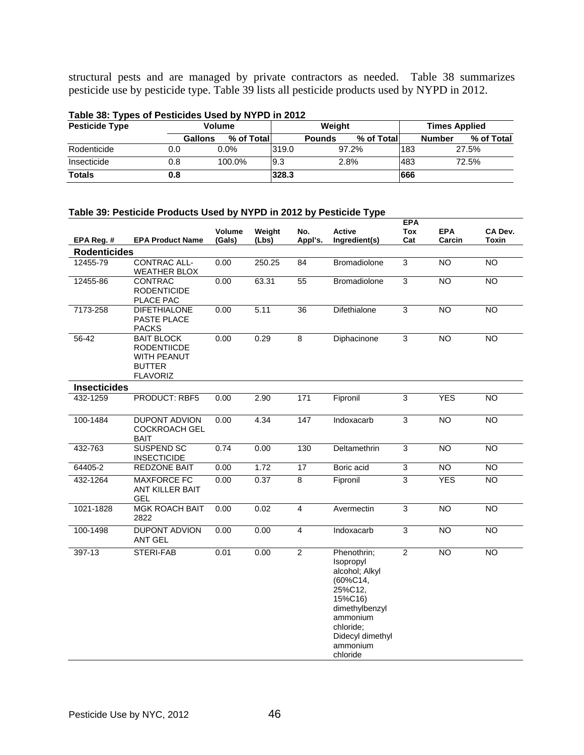structural pests and are managed by private contractors as needed. Table 38 summarizes pesticide use by pesticide type. Table 39 lists all pesticide products used by NYPD in 2012.

**Table 38: Types of Pesticides Used by NYPD in 2012**

| Pesticide Type | Volume | | Weight | | Times Applied | |
|---|---|---|---|---|---|---|
| | Gallons | % of Total | Pounds | % of Total | Number | % of Total |
| Rodenticide | 0.0 | 0.0% | 319.0 | 97.2% | 183 | 27.5% |
| Insecticide | 0.8 | 100.0% | 9.3 | 2.8% | 483 | 72.5% |
| **Totals** | **0.8** | | **328.3** | | **666** | |

**Table 39: Pesticide Products Used by NYPD in 2012 by Pesticide Type**

| EPA Reg. # | EPA Product Name | Volume (Gals) | Weight (Lbs) | No. Appl's. | Active Ingredient(s) | EPA Tox Cat | EPA Carcin | CA Dev. Toxin |
|---|---|---|---|---|---|---|---|---|
| **Rodenticides** | | | | | | | | |
| 12455-79 | CONTRAC ALL-WEATHER BLOX | 0.00 | 250.25 | 84 | Bromadiolone | 3 | NO | NO |
| 12455-86 | CONTRAC RODENTICIDE PLACE PAC | 0.00 | 63.31 | 55 | Bromadiolone | 3 | NO | NO |
| 7173-258 | DIFETHIALONE PASTE PLACE PACKS | 0.00 | 5.11 | 36 | Difethialone | 3 | NO | NO |
| 56-42 | BAIT BLOCK RODENTIICDE WITH PEANUT BUTTER FLAVORIZ | 0.00 | 0.29 | 8 | Diphacinone | 3 | NO | NO |
| **Insecticides** | | | | | | | | |
| 432-1259 | PRODUCT: RBF5 | 0.00 | 2.90 | 171 | Fipronil | 3 | YES | NO |
| 100-1484 | DUPONT ADVION COCKROACH GEL BAIT | 0.00 | 4.34 | 147 | Indoxacarb | 3 | NO | NO |
| 432-763 | SUSPEND SC INSECTICIDE | 0.74 | 0.00 | 130 | Deltamethrin | 3 | NO | NO |
| 64405-2 | REDZONE BAIT | 0.00 | 1.72 | 17 | Boric acid | 3 | NO | NO |
| 432-1264 | MAXFORCE FC ANT KILLER BAIT GEL | 0.00 | 0.37 | 8 | Fipronil | 3 | YES | NO |
| 1021-1828 | MGK ROACH BAIT 2822 | 0.00 | 0.02 | 4 | Avermectin | 3 | NO | NO |
| 100-1498 | DUPONT ADVION ANT GEL | 0.00 | 0.00 | 4 | Indoxacarb | 3 | NO | NO |
| 397-13 | STERI-FAB | 0.01 | 0.00 | 2 | Phenothrin; Isopropyl alcohol; Alkyl (60%C14, 25%C12, 15%C16) dimethylbenzyl ammonium chloride; Didecyl dimethyl ammonium chloride | 2 | NO | NO |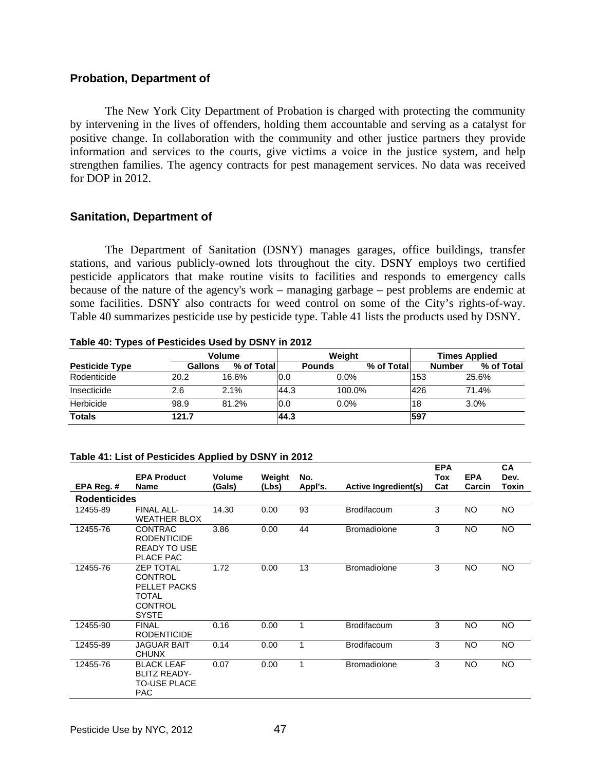## Probation, Department of

The New York City Department of Probation is charged with protecting the community by intervening in the lives of offenders, holding them accountable and serving as a catalyst for positive change. In collaboration with the community and other justice partners they provide information and services to the courts, give victims a voice in the justice system, and help strengthen families. The agency contracts for pest management services. No data was received for DOP in 2012.

## Sanitation, Department of

The Department of Sanitation (DSNY) manages garages, office buildings, transfer stations, and various publicly-owned lots throughout the city. DSNY employs two certified pesticide applicators that make routine visits to facilities and responds to emergency calls because of the nature of the agency's work – managing garbage – pest problems are endemic at some facilities. DSNY also contracts for weed control on some of the City's rights-of-way. Table 40 summarizes pesticide use by pesticide type. Table 41 lists the products used by DSNY.

**Table 40: Types of Pesticides Used by DSNY in 2012**

| | Volume | | Weight | | Times Applied | |
|---|---|---|---|---|---|---|
| **Pesticide Type** | **Gallons** | **% of Total** | **Pounds** | **% of Total** | **Number** | **% of Total** |
| Rodenticide | 20.2 | 16.6% | 0.0 | 0.0% | 153 | 25.6% |
| Insecticide | 2.6 | 2.1% | 44.3 | 100.0% | 426 | 71.4% |
| Herbicide | 98.9 | 81.2% | 0.0 | 0.0% | 18 | 3.0% |
| **Totals** | **121.7** | | **44.3** | | **597** | |

**Table 41: List of Pesticides Applied by DSNY in 2012**

| EPA Reg. # | EPA Product Name | Volume (Gals) | Weight (Lbs) | No. Appl's. | Active Ingredient(s) | EPA Tox Cat | EPA Carcin | CA Dev. Toxin |
|---|---|---|---|---|---|---|---|---|
| **Rodenticides** | | | | | | | | |
| 12455-89 | FINAL ALL-WEATHER BLOX | 14.30 | 0.00 | 93 | Brodifacoum | 3 | NO | NO |
| 12455-76 | CONTRAC RODENTICIDE READY TO USE PLACE PAC | 3.86 | 0.00 | 44 | Bromadiolone | 3 | NO | NO |
| 12455-76 | ZEP TOTAL CONTROL PELLET PACKS TOTAL CONTROL SYSTE | 1.72 | 0.00 | 13 | Bromadiolone | 3 | NO | NO |
| 12455-90 | FINAL RODENTICIDE | 0.16 | 0.00 | 1 | Brodifacoum | 3 | NO | NO |
| 12455-89 | JAGUAR BAIT CHUNX | 0.14 | 0.00 | 1 | Brodifacoum | 3 | NO | NO |
| 12455-76 | BLACK LEAF BLITZ READY-TO-USE PLACE PAC | 0.07 | 0.00 | 1 | Bromadiolone | 3 | NO | NO |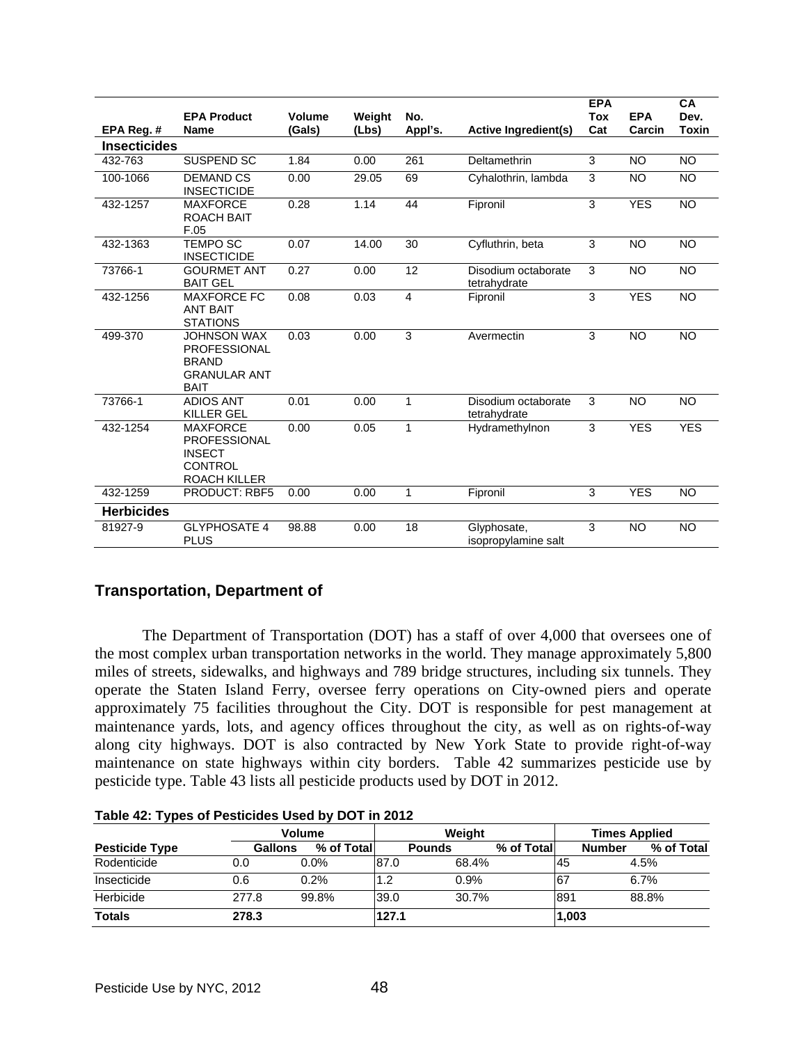| EPA Reg. # | EPA Product Name | Volume (Gals) | Weight (Lbs) | No. Appl's. | Active Ingredient(s) | EPA Tox Cat | EPA Carcin | CA Dev. Toxin |
|---|---|---|---|---|---|---|---|---|
| **Insecticides** | | | | | | | | |
| 432-763 | SUSPEND SC | 1.84 | 0.00 | 261 | Deltamethrin | 3 | NO | NO |
| 100-1066 | DEMAND CS INSECTICIDE | 0.00 | 29.05 | 69 | Cyhalothrin, lambda | 3 | NO | NO |
| 432-1257 | MAXFORCE ROACH BAIT F.05 | 0.28 | 1.14 | 44 | Fipronil | 3 | YES | NO |
| 432-1363 | TEMPO SC INSECTICIDE | 0.07 | 14.00 | 30 | Cyfluthrin, beta | 3 | NO | NO |
| 73766-1 | GOURMET ANT BAIT GEL | 0.27 | 0.00 | 12 | Disodium octaborate tetrahydrate | 3 | NO | NO |
| 432-1256 | MAXFORCE FC ANT BAIT STATIONS | 0.08 | 0.03 | 4 | Fipronil | 3 | YES | NO |
| 499-370 | JOHNSON WAX PROFESSIONAL BRAND GRANULAR ANT BAIT | 0.03 | 0.00 | 3 | Avermectin | 3 | NO | NO |
| 73766-1 | ADIOS ANT KILLER GEL | 0.01 | 0.00 | 1 | Disodium octaborate tetrahydrate | 3 | NO | NO |
| 432-1254 | MAXFORCE PROFESSIONAL INSECT CONTROL ROACH KILLER | 0.00 | 0.05 | 1 | Hydramethylnon | 3 | YES | YES |
| 432-1259 | PRODUCT: RBF5 | 0.00 | 0.00 | 1 | Fipronil | 3 | YES | NO |
| **Herbicides** | | | | | | | | |
| 81927-9 | GLYPHOSATE 4 PLUS | 98.88 | 0.00 | 18 | Glyphosate, isopropylamine salt | 3 | NO | NO |

## Transportation, Department of

The Department of Transportation (DOT) has a staff of over 4,000 that oversees one of the most complex urban transportation networks in the world. They manage approximately 5,800 miles of streets, sidewalks, and highways and 789 bridge structures, including six tunnels. They operate the Staten Island Ferry, oversee ferry operations on City-owned piers and operate approximately 75 facilities throughout the City. DOT is responsible for pest management at maintenance yards, lots, and agency offices throughout the city, as well as on rights-of-way along city highways. DOT is also contracted by New York State to provide right-of-way maintenance on state highways within city borders. Table 42 summarizes pesticide use by pesticide type. Table 43 lists all pesticide products used by DOT in 2012.

**Table 42: Types of Pesticides Used by DOT in 2012**

| | Volume | | Weight | | Times Applied | |
|---|---|---|---|---|---|---|
| **Pesticide Type** | **Gallons** | **% of Total** | **Pounds** | **% of Total** | **Number** | **% of Total** |
| Rodenticide | 0.0 | 0.0% | 87.0 | 68.4% | 45 | 4.5% |
| Insecticide | 0.6 | 0.2% | 1.2 | 0.9% | 67 | 6.7% |
| Herbicide | 277.8 | 99.8% | 39.0 | 30.7% | 891 | 88.8% |
| **Totals** | **278.3** | | **127.1** | | **1,003** | |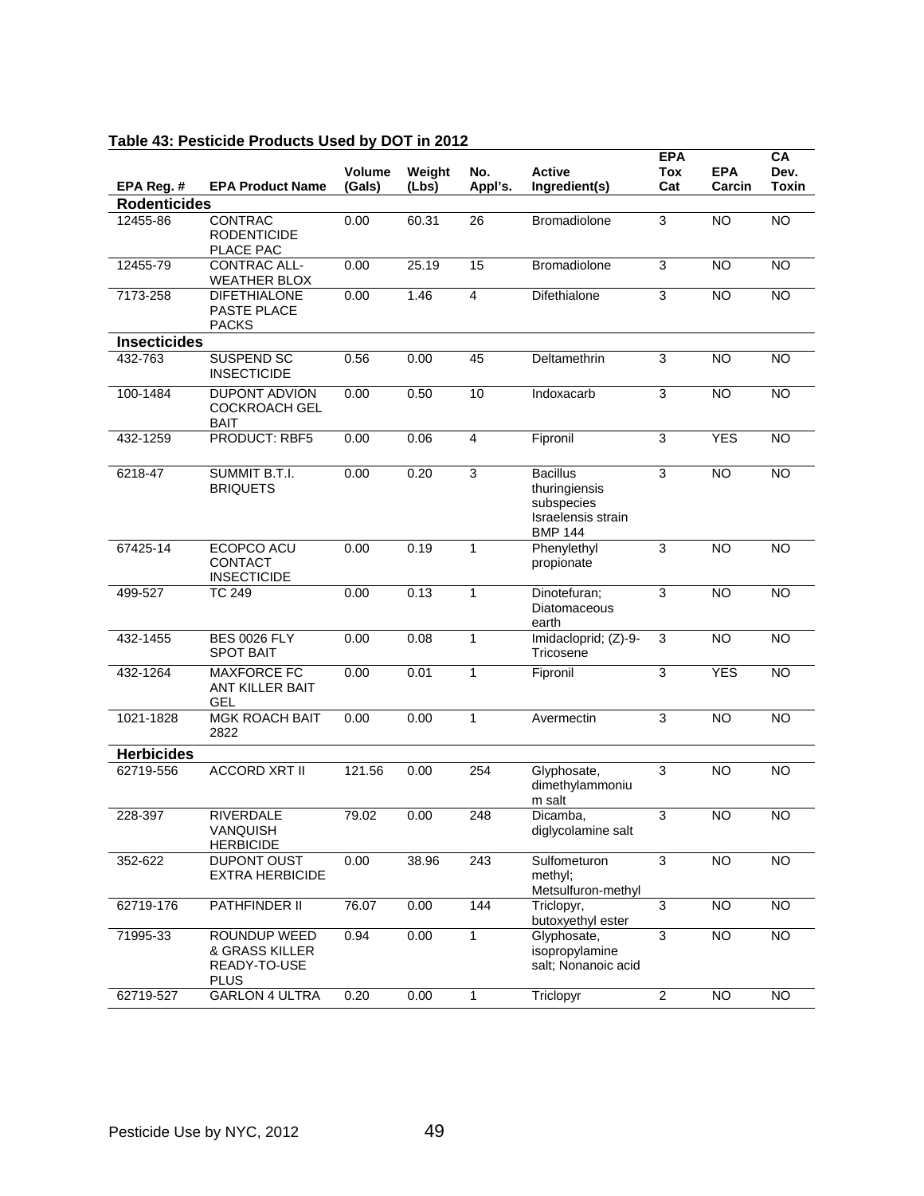**Table 43: Pesticide Products Used by DOT in 2012**

| EPA Reg. # | EPA Product Name | Volume (Gals) | Weight (Lbs) | No. Appl's. | Active Ingredient(s) | EPA Tox Cat | EPA Carcin | CA Dev. Toxin |
|---|---|---|---|---|---|---|---|---|
| **Rodenticides** | | | | | | | | |
| 12455-86 | CONTRAC RODENTICIDE PLACE PAC | 0.00 | 60.31 | 26 | Bromadiolone | 3 | NO | NO |
| 12455-79 | CONTRAC ALL-WEATHER BLOX | 0.00 | 25.19 | 15 | Bromadiolone | 3 | NO | NO |
| 7173-258 | DIFETHIALONE PASTE PLACE PACKS | 0.00 | 1.46 | 4 | Difethialone | 3 | NO | NO |
| **Insecticides** | | | | | | | | |
| 432-763 | SUSPEND SC INSECTICIDE | 0.56 | 0.00 | 45 | Deltamethrin | 3 | NO | NO |
| 100-1484 | DUPONT ADVION COCKROACH GEL BAIT | 0.00 | 0.50 | 10 | Indoxacarb | 3 | NO | NO |
| 432-1259 | PRODUCT: RBF5 | 0.00 | 0.06 | 4 | Fipronil | 3 | YES | NO |
| 6218-47 | SUMMIT B.T.I. BRIQUETS | 0.00 | 0.20 | 3 | Bacillus thuringiensis subspecies Israelensis strain BMP 144 | 3 | NO | NO |
| 67425-14 | ECOPCO ACU CONTACT INSECTICIDE | 0.00 | 0.19 | 1 | Phenylethyl propionate | 3 | NO | NO |
| 499-527 | TC 249 | 0.00 | 0.13 | 1 | Dinotefuran; Diatomaceous earth | 3 | NO | NO |
| 432-1455 | BES 0026 FLY SPOT BAIT | 0.00 | 0.08 | 1 | Imidacloprid; (Z)-9-Tricosene | 3 | NO | NO |
| 432-1264 | MAXFORCE FC ANT KILLER BAIT GEL | 0.00 | 0.01 | 1 | Fipronil | 3 | YES | NO |
| 1021-1828 | MGK ROACH BAIT 2822 | 0.00 | 0.00 | 1 | Avermectin | 3 | NO | NO |
| **Herbicides** | | | | | | | | |
| 62719-556 | ACCORD XRT II | 121.56 | 0.00 | 254 | Glyphosate, dimethylammonium salt | 3 | NO | NO |
| 228-397 | RIVERDALE VANQUISH HERBICIDE | 79.02 | 0.00 | 248 | Dicamba, diglycolamine salt | 3 | NO | NO |
| 352-622 | DUPONT OUST EXTRA HERBICIDE | 0.00 | 38.96 | 243 | Sulfometuron methyl; Metsulfuron-methyl | 3 | NO | NO |
| 62719-176 | PATHFINDER II | 76.07 | 0.00 | 144 | Triclopyr, butoxyethyl ester | 3 | NO | NO |
| 71995-33 | ROUNDUP WEED & GRASS KILLER READY-TO-USE PLUS | 0.94 | 0.00 | 1 | Glyphosate, isopropylamine salt; Nonanoic acid | 3 | NO | NO |
| 62719-527 | GARLON 4 ULTRA | 0.20 | 0.00 | 1 | Triclopyr | 2 | NO | NO |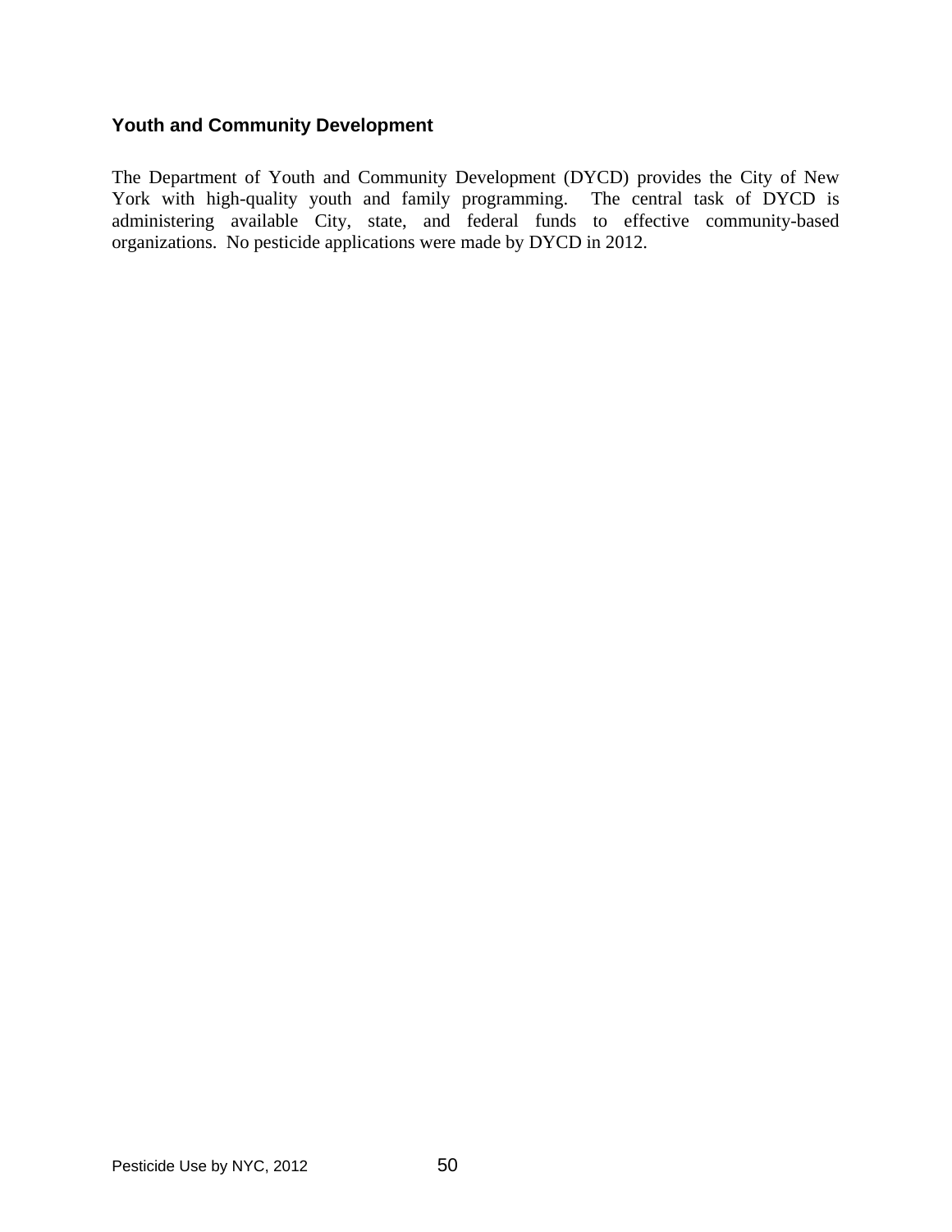### Youth and Community Development

The Department of Youth and Community Development (DYCD) provides the City of New York with high-quality youth and family programming. The central task of DYCD is administering available City, state, and federal funds to effective community-based organizations. No pesticide applications were made by DYCD in 2012.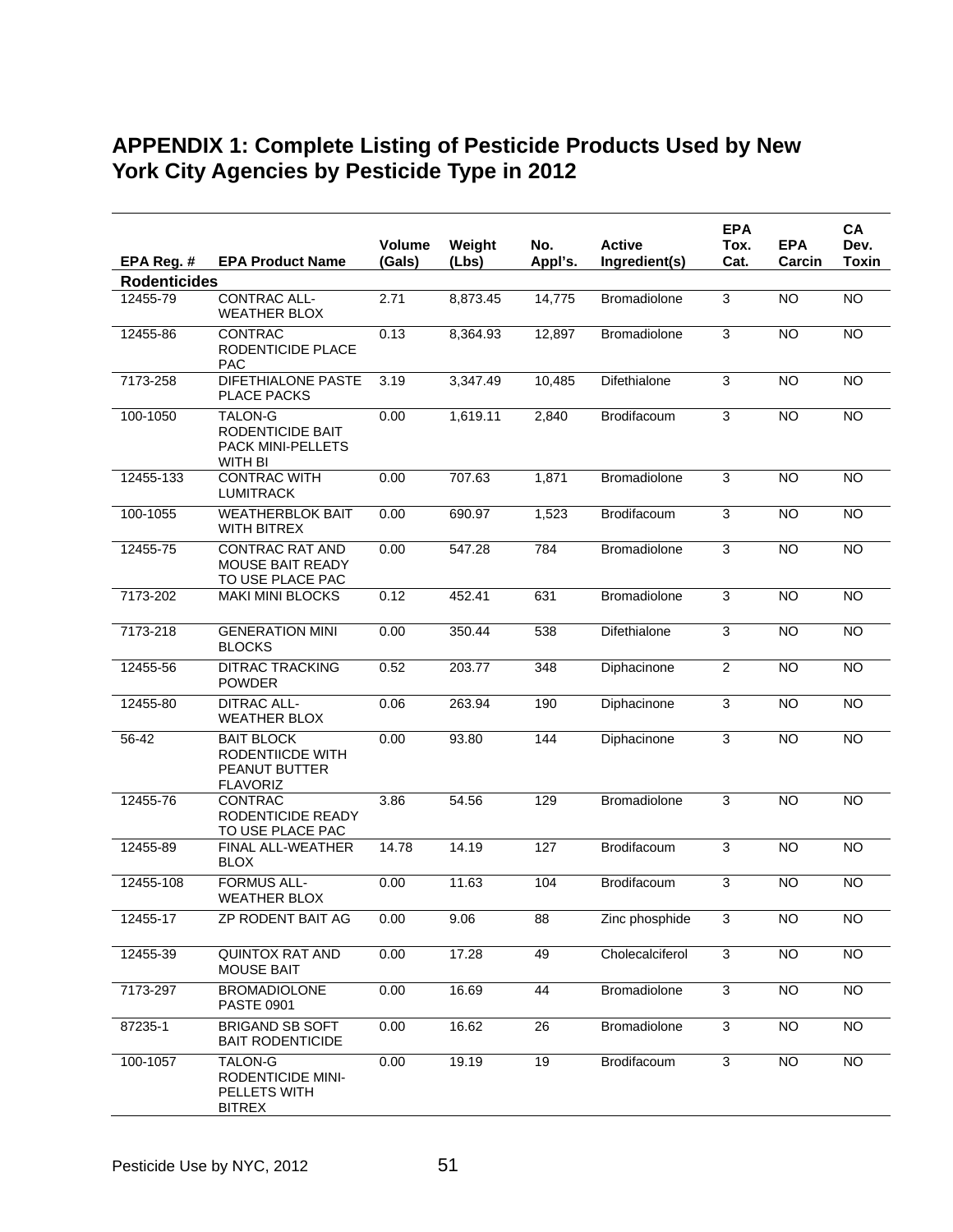## APPENDIX 1: Complete Listing of Pesticide Products Used by New York City Agencies by Pesticide Type in 2012

| EPA Reg. # | EPA Product Name | Volume (Gals) | Weight (Lbs) | No. Appl's. | Active Ingredient(s) | EPA Tox. Cat. | EPA Carcin | CA Dev. Toxin |
|---|---|---|---|---|---|---|---|---|
| **Rodenticides** | | | | | | | | |
| 12455-79 | CONTRAC ALL-WEATHER BLOX | 2.71 | 8,873.45 | 14,775 | Bromadiolone | 3 | NO | NO |
| 12455-86 | CONTRAC RODENTICIDE PLACE PAC | 0.13 | 8,364.93 | 12,897 | Bromadiolone | 3 | NO | NO |
| 7173-258 | DIFETHIALONE PASTE PLACE PACKS | 3.19 | 3,347.49 | 10,485 | Difethialone | 3 | NO | NO |
| 100-1050 | TALON-G RODENTICIDE BAIT PACK MINI-PELLETS WITH BI | 0.00 | 1,619.11 | 2,840 | Brodifacoum | 3 | NO | NO |
| 12455-133 | CONTRAC WITH LUMITRACK | 0.00 | 707.63 | 1,871 | Bromadiolone | 3 | NO | NO |
| 100-1055 | WEATHERBLOK BAIT WITH BITREX | 0.00 | 690.97 | 1,523 | Brodifacoum | 3 | NO | NO |
| 12455-75 | CONTRAC RAT AND MOUSE BAIT READY TO USE PLACE PAC | 0.00 | 547.28 | 784 | Bromadiolone | 3 | NO | NO |
| 7173-202 | MAKI MINI BLOCKS | 0.12 | 452.41 | 631 | Bromadiolone | 3 | NO | NO |
| 7173-218 | GENERATION MINI BLOCKS | 0.00 | 350.44 | 538 | Difethialone | 3 | NO | NO |
| 12455-56 | DITRAC TRACKING POWDER | 0.52 | 203.77 | 348 | Diphacinone | 2 | NO | NO |
| 12455-80 | DITRAC ALL-WEATHER BLOX | 0.06 | 263.94 | 190 | Diphacinone | 3 | NO | NO |
| 56-42 | BAIT BLOCK RODENTIICDE WITH PEANUT BUTTER FLAVORIZ | 0.00 | 93.80 | 144 | Diphacinone | 3 | NO | NO |
| 12455-76 | CONTRAC RODENTICIDE READY TO USE PLACE PAC | 3.86 | 54.56 | 129 | Bromadiolone | 3 | NO | NO |
| 12455-89 | FINAL ALL-WEATHER BLOX | 14.78 | 14.19 | 127 | Brodifacoum | 3 | NO | NO |
| 12455-108 | FORMUS ALL-WEATHER BLOX | 0.00 | 11.63 | 104 | Brodifacoum | 3 | NO | NO |
| 12455-17 | ZP RODENT BAIT AG | 0.00 | 9.06 | 88 | Zinc phosphide | 3 | NO | NO |
| 12455-39 | QUINTOX RAT AND MOUSE BAIT | 0.00 | 17.28 | 49 | Cholecalciferol | 3 | NO | NO |
| 7173-297 | BROMADIOLONE PASTE 0901 | 0.00 | 16.69 | 44 | Bromadiolone | 3 | NO | NO |
| 87235-1 | BRIGAND SB SOFT BAIT RODENTICIDE | 0.00 | 16.62 | 26 | Bromadiolone | 3 | NO | NO |
| 100-1057 | TALON-G RODENTICIDE MINI-PELLETS WITH BITREX | 0.00 | 19.19 | 19 | Brodifacoum | 3 | NO | NO |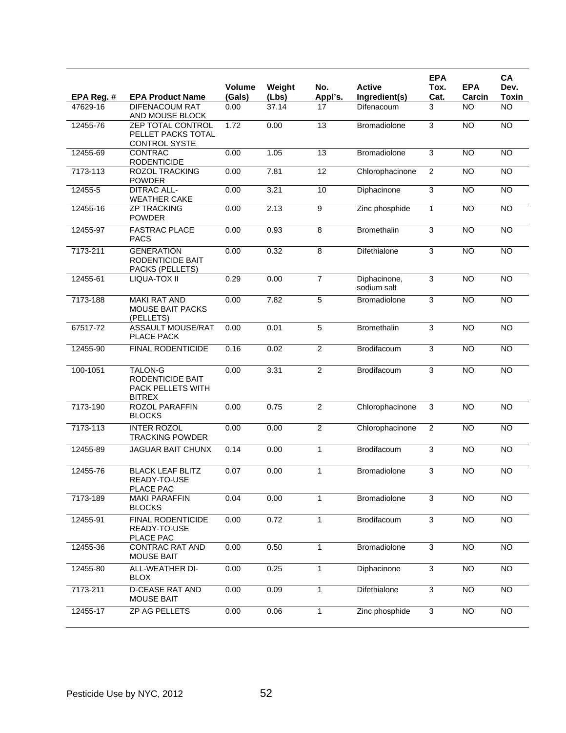| EPA Reg. # | EPA Product Name | Volume (Gals) | Weight (Lbs) | No. Appl's. | Active Ingredient(s) | EPA Tox. Cat. | EPA Carcin | CA Dev. Toxin |
|---|---|---|---|---|---|---|---|---|
| 47629-16 | DIFENACOUM RAT AND MOUSE BLOCK | 0.00 | 37.14 | 17 | Difenacoum | 3 | NO | NO |
| 12455-76 | ZEP TOTAL CONTROL PELLET PACKS TOTAL CONTROL SYSTE | 1.72 | 0.00 | 13 | Bromadiolone | 3 | NO | NO |
| 12455-69 | CONTRAC RODENTICIDE | 0.00 | 1.05 | 13 | Bromadiolone | 3 | NO | NO |
| 7173-113 | ROZOL TRACKING POWDER | 0.00 | 7.81 | 12 | Chlorophacinone | 2 | NO | NO |
| 12455-5 | DITRAC ALL-WEATHER CAKE | 0.00 | 3.21 | 10 | Diphacinone | 3 | NO | NO |
| 12455-16 | ZP TRACKING POWDER | 0.00 | 2.13 | 9 | Zinc phosphide | 1 | NO | NO |
| 12455-97 | FASTRAC PLACE PACS | 0.00 | 0.93 | 8 | Bromethalin | 3 | NO | NO |
| 7173-211 | GENERATION RODENTICIDE BAIT PACKS (PELLETS) | 0.00 | 0.32 | 8 | Difethialone | 3 | NO | NO |
| 12455-61 | LIQUA-TOX II | 0.29 | 0.00 | 7 | Diphacinone, sodium salt | 3 | NO | NO |
| 7173-188 | MAKI RAT AND MOUSE BAIT PACKS (PELLETS) | 0.00 | 7.82 | 5 | Bromadiolone | 3 | NO | NO |
| 67517-72 | ASSAULT MOUSE/RAT PLACE PACK | 0.00 | 0.01 | 5 | Bromethalin | 3 | NO | NO |
| 12455-90 | FINAL RODENTICIDE | 0.16 | 0.02 | 2 | Brodifacoum | 3 | NO | NO |
| 100-1051 | TALON-G RODENTICIDE BAIT PACK PELLETS WITH BITREX | 0.00 | 3.31 | 2 | Brodifacoum | 3 | NO | NO |
| 7173-190 | ROZOL PARAFFIN BLOCKS | 0.00 | 0.75 | 2 | Chlorophacinone | 3 | NO | NO |
| 7173-113 | INTER ROZOL TRACKING POWDER | 0.00 | 0.00 | 2 | Chlorophacinone | 2 | NO | NO |
| 12455-89 | JAGUAR BAIT CHUNX | 0.14 | 0.00 | 1 | Brodifacoum | 3 | NO | NO |
| 12455-76 | BLACK LEAF BLITZ READY-TO-USE PLACE PAC | 0.07 | 0.00 | 1 | Bromadiolone | 3 | NO | NO |
| 7173-189 | MAKI PARAFFIN BLOCKS | 0.04 | 0.00 | 1 | Bromadiolone | 3 | NO | NO |
| 12455-91 | FINAL RODENTICIDE READY-TO-USE PLACE PAC | 0.00 | 0.72 | 1 | Brodifacoum | 3 | NO | NO |
| 12455-36 | CONTRAC RAT AND MOUSE BAIT | 0.00 | 0.50 | 1 | Bromadiolone | 3 | NO | NO |
| 12455-80 | ALL-WEATHER DI-BLOX | 0.00 | 0.25 | 1 | Diphacinone | 3 | NO | NO |
| 7173-211 | D-CEASE RAT AND MOUSE BAIT | 0.00 | 0.09 | 1 | Difethialone | 3 | NO | NO |
| 12455-17 | ZP AG PELLETS | 0.00 | 0.06 | 1 | Zinc phosphide | 3 | NO | NO |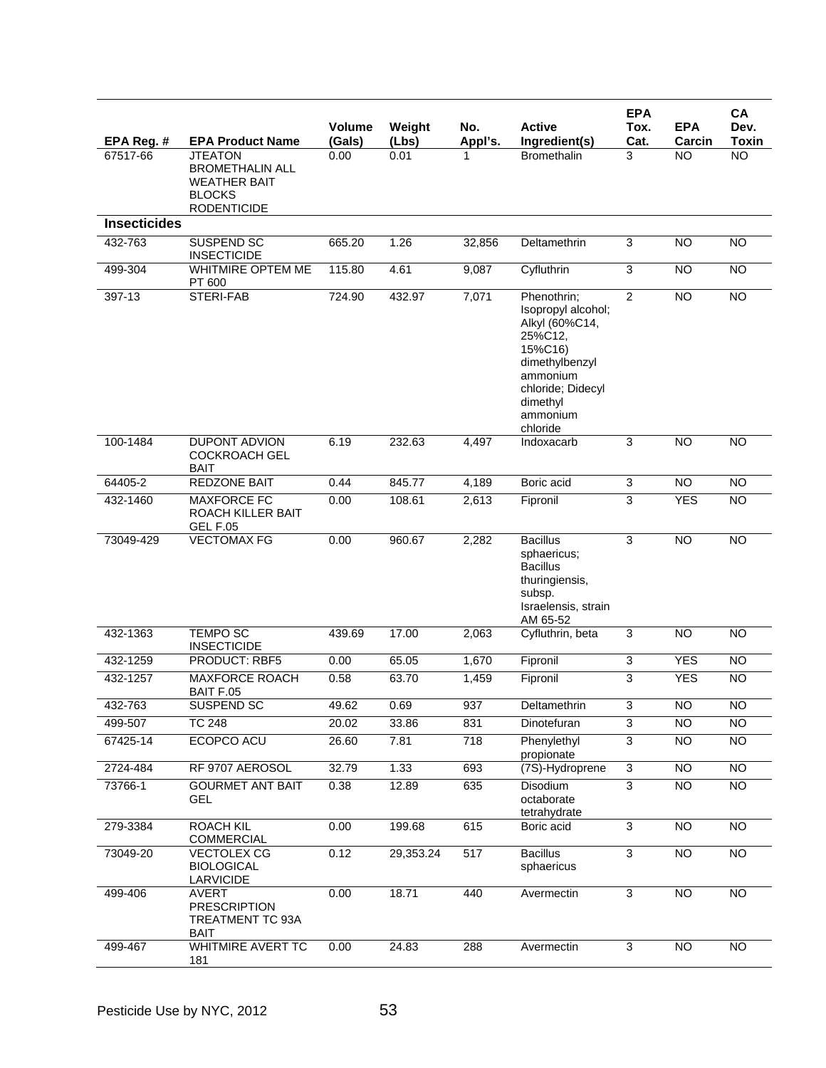| EPA Reg. # | EPA Product Name | Volume (Gals) | Weight (Lbs) | No. Appl's. | Active Ingredient(s) | EPA Tox. Cat. | EPA Carcin | CA Dev. Toxin |
|---|---|---|---|---|---|---|---|---|
| 67517-66 | JTEATON BROMETHALIN ALL WEATHER BAIT BLOCKS RODENTICIDE | 0.00 | 0.01 | 1 | Bromethalin | 3 | NO | NO |
| **Insecticides** | | | | | | | | |
| 432-763 | SUSPEND SC INSECTICIDE | 665.20 | 1.26 | 32,856 | Deltamethrin | 3 | NO | NO |
| 499-304 | WHITMIRE OPTEM ME PT 600 | 115.80 | 4.61 | 9,087 | Cyfluthrin | 3 | NO | NO |
| 397-13 | STERI-FAB | 724.90 | 432.97 | 7,071 | Phenothrin; Isopropyl alcohol; Alkyl (60%C14, 25%C12, 15%C16) dimethylbenzyl ammonium chloride; Didecyl dimethyl ammonium chloride | 2 | NO | NO |
| 100-1484 | DUPONT ADVION COCKROACH GEL BAIT | 6.19 | 232.63 | 4,497 | Indoxacarb | 3 | NO | NO |
| 64405-2 | REDZONE BAIT | 0.44 | 845.77 | 4,189 | Boric acid | 3 | NO | NO |
| 432-1460 | MAXFORCE FC ROACH KILLER BAIT GEL F.05 | 0.00 | 108.61 | 2,613 | Fipronil | 3 | YES | NO |
| 73049-429 | VECTOMAX FG | 0.00 | 960.67 | 2,282 | Bacillus sphaericus; Bacillus thuringiensis, subsp. Israelensis, strain AM 65-52 | 3 | NO | NO |
| 432-1363 | TEMPO SC INSECTICIDE | 439.69 | 17.00 | 2,063 | Cyfluthrin, beta | 3 | NO | NO |
| 432-1259 | PRODUCT: RBF5 | 0.00 | 65.05 | 1,670 | Fipronil | 3 | YES | NO |
| 432-1257 | MAXFORCE ROACH BAIT F.05 | 0.58 | 63.70 | 1,459 | Fipronil | 3 | YES | NO |
| 432-763 | SUSPEND SC | 49.62 | 0.69 | 937 | Deltamethrin | 3 | NO | NO |
| 499-507 | TC 248 | 20.02 | 33.86 | 831 | Dinotefuran | 3 | NO | NO |
| 67425-14 | ECOPCO ACU | 26.60 | 7.81 | 718 | Phenylethyl propionate | 3 | NO | NO |
| 2724-484 | RF 9707 AEROSOL | 32.79 | 1.33 | 693 | (7S)-Hydroprene | 3 | NO | NO |
| 73766-1 | GOURMET ANT BAIT GEL | 0.38 | 12.89 | 635 | Disodium octaborate tetrahydrate | 3 | NO | NO |
| 279-3384 | ROACH KIL COMMERCIAL | 0.00 | 199.68 | 615 | Boric acid | 3 | NO | NO |
| 73049-20 | VECTOLEX CG BIOLOGICAL LARVICIDE | 0.12 | 29,353.24 | 517 | Bacillus sphaericus | 3 | NO | NO |
| 499-406 | AVERT PRESCRIPTION TREATMENT TC 93A BAIT | 0.00 | 18.71 | 440 | Avermectin | 3 | NO | NO |
| 499-467 | WHITMIRE AVERT TC 181 | 0.00 | 24.83 | 288 | Avermectin | 3 | NO | NO |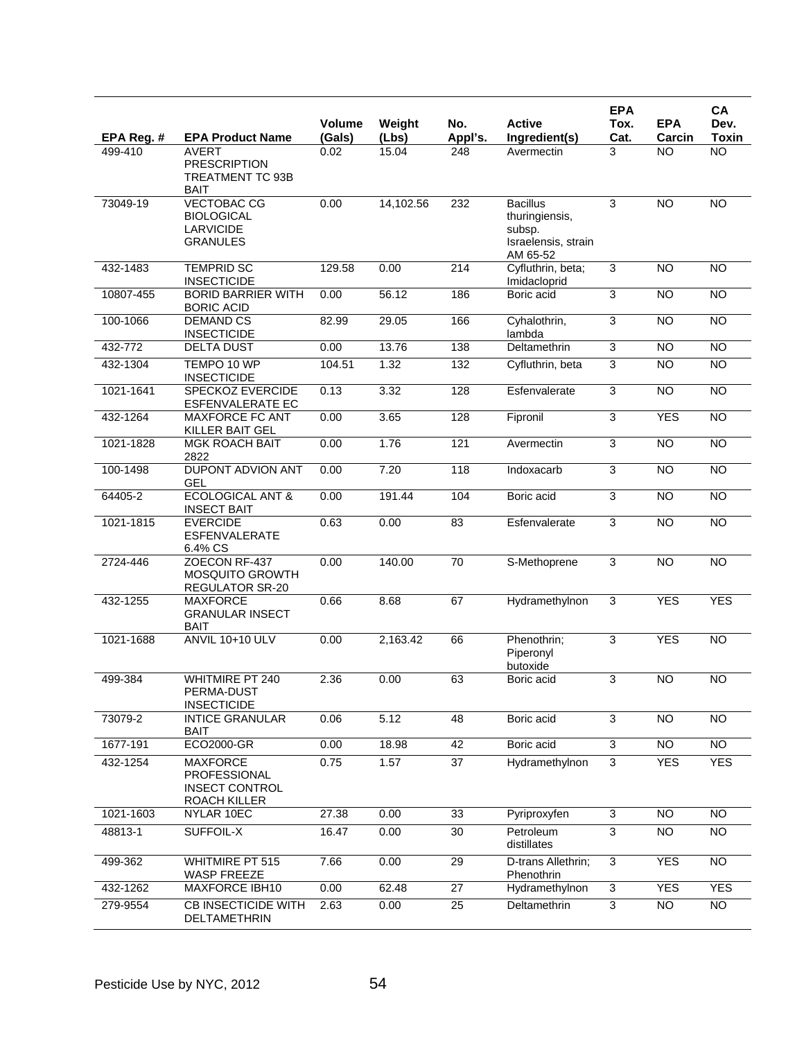| EPA Reg. # | EPA Product Name | Volume (Gals) | Weight (Lbs) | No. Appl's. | Active Ingredient(s) | EPA Tox. Cat. | EPA Carcin | CA Dev. Toxin |
|---|---|---|---|---|---|---|---|---|
| 499-410 | AVERT PRESCRIPTION TREATMENT TC 93B BAIT | 0.02 | 15.04 | 248 | Avermectin | 3 | NO | NO |
| 73049-19 | VECTOBAC CG BIOLOGICAL LARVICIDE GRANULES | 0.00 | 14,102.56 | 232 | Bacillus thuringiensis, subsp. Israelensis, strain AM 65-52 | 3 | NO | NO |
| 432-1483 | TEMPRID SC INSECTICIDE | 129.58 | 0.00 | 214 | Cyfluthrin, beta; Imidacloprid | 3 | NO | NO |
| 10807-455 | BORID BARRIER WITH BORIC ACID | 0.00 | 56.12 | 186 | Boric acid | 3 | NO | NO |
| 100-1066 | DEMAND CS INSECTICIDE | 82.99 | 29.05 | 166 | Cyhalothrin, lambda | 3 | NO | NO |
| 432-772 | DELTA DUST | 0.00 | 13.76 | 138 | Deltamethrin | 3 | NO | NO |
| 432-1304 | TEMPO 10 WP INSECTICIDE | 104.51 | 1.32 | 132 | Cyfluthrin, beta | 3 | NO | NO |
| 1021-1641 | SPECKOZ EVERCIDE ESFENVALERATE EC | 0.13 | 3.32 | 128 | Esfenvalerate | 3 | NO | NO |
| 432-1264 | MAXFORCE FC ANT KILLER BAIT GEL | 0.00 | 3.65 | 128 | Fipronil | 3 | YES | NO |
| 1021-1828 | MGK ROACH BAIT 2822 | 0.00 | 1.76 | 121 | Avermectin | 3 | NO | NO |
| 100-1498 | DUPONT ADVION ANT GEL | 0.00 | 7.20 | 118 | Indoxacarb | 3 | NO | NO |
| 64405-2 | ECOLOGICAL ANT & INSECT BAIT | 0.00 | 191.44 | 104 | Boric acid | 3 | NO | NO |
| 1021-1815 | EVERCIDE ESFENVALERATE 6.4% CS | 0.63 | 0.00 | 83 | Esfenvalerate | 3 | NO | NO |
| 2724-446 | ZOECON RF-437 MOSQUITO GROWTH REGULATOR SR-20 | 0.00 | 140.00 | 70 | S-Methoprene | 3 | NO | NO |
| 432-1255 | MAXFORCE GRANULAR INSECT BAIT | 0.66 | 8.68 | 67 | Hydramethylnon | 3 | YES | YES |
| 1021-1688 | ANVIL 10+10 ULV | 0.00 | 2,163.42 | 66 | Phenothrin; Piperonyl butoxide | 3 | YES | NO |
| 499-384 | WHITMIRE PT 240 PERMA-DUST INSECTICIDE | 2.36 | 0.00 | 63 | Boric acid | 3 | NO | NO |
| 73079-2 | INTICE GRANULAR BAIT | 0.06 | 5.12 | 48 | Boric acid | 3 | NO | NO |
| 1677-191 | ECO2000-GR | 0.00 | 18.98 | 42 | Boric acid | 3 | NO | NO |
| 432-1254 | MAXFORCE PROFESSIONAL INSECT CONTROL ROACH KILLER | 0.75 | 1.57 | 37 | Hydramethylnon | 3 | YES | YES |
| 1021-1603 | NYLAR 10EC | 27.38 | 0.00 | 33 | Pyriproxyfen | 3 | NO | NO |
| 48813-1 | SUFFOIL-X | 16.47 | 0.00 | 30 | Petroleum distillates | 3 | NO | NO |
| 499-362 | WHITMIRE PT 515 WASP FREEZE | 7.66 | 0.00 | 29 | D-trans Allethrin; Phenothrin | 3 | YES | NO |
| 432-1262 | MAXFORCE IBH10 | 0.00 | 62.48 | 27 | Hydramethylnon | 3 | YES | YES |
| 279-9554 | CB INSECTICIDE WITH DELTAMETHRIN | 2.63 | 0.00 | 25 | Deltamethrin | 3 | NO | NO |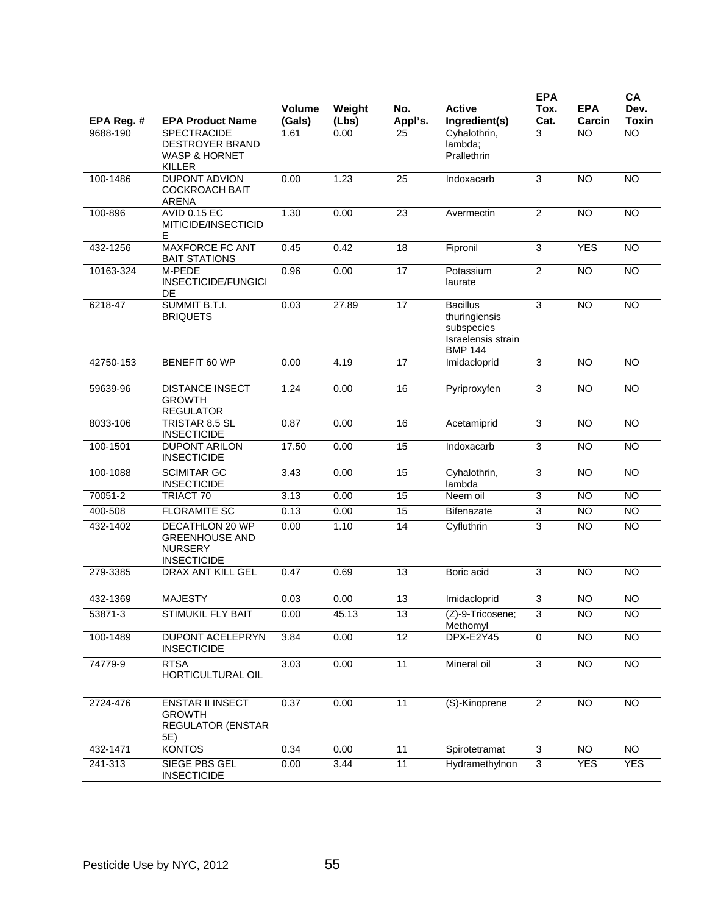| EPA Reg. # | EPA Product Name | Volume (Gals) | Weight (Lbs) | No. Appl's. | Active Ingredient(s) | EPA Tox. Cat. | EPA Carcin | CA Dev. Toxin |
|---|---|---|---|---|---|---|---|---|
| 9688-190 | SPECTRACIDE DESTROYER BRAND WASP & HORNET KILLER | 1.61 | 0.00 | 25 | Cyhalothrin, lambda; Prallethrin | 3 | NO | NO |
| 100-1486 | DUPONT ADVION COCKROACH BAIT ARENA | 0.00 | 1.23 | 25 | Indoxacarb | 3 | NO | NO |
| 100-896 | AVID 0.15 EC MITICIDE/INSECTICIDE | 1.30 | 0.00 | 23 | Avermectin | 2 | NO | NO |
| 432-1256 | MAXFORCE FC ANT BAIT STATIONS | 0.45 | 0.42 | 18 | Fipronil | 3 | YES | NO |
| 10163-324 | M-PEDE INSECTICIDE/FUNGICIDE | 0.96 | 0.00 | 17 | Potassium laurate | 2 | NO | NO |
| 6218-47 | SUMMIT B.T.I. BRIQUETS | 0.03 | 27.89 | 17 | Bacillus thuringiensis subspecies Israelensis strain BMP 144 | 3 | NO | NO |
| 42750-153 | BENEFIT 60 WP | 0.00 | 4.19 | 17 | Imidacloprid | 3 | NO | NO |
| 59639-96 | DISTANCE INSECT GROWTH REGULATOR | 1.24 | 0.00 | 16 | Pyriproxyfen | 3 | NO | NO |
| 8033-106 | TRISTAR 8.5 SL INSECTICIDE | 0.87 | 0.00 | 16 | Acetamiprid | 3 | NO | NO |
| 100-1501 | DUPONT ARILON INSECTICIDE | 17.50 | 0.00 | 15 | Indoxacarb | 3 | NO | NO |
| 100-1088 | SCIMITAR GC INSECTICIDE | 3.43 | 0.00 | 15 | Cyhalothrin, lambda | 3 | NO | NO |
| 70051-2 | TRIACT 70 | 3.13 | 0.00 | 15 | Neem oil | 3 | NO | NO |
| 400-508 | FLORAMITE SC | 0.13 | 0.00 | 15 | Bifenazate | 3 | NO | NO |
| 432-1402 | DECATHLON 20 WP GREENHOUSE AND NURSERY INSECTICIDE | 0.00 | 1.10 | 14 | Cyfluthrin | 3 | NO | NO |
| 279-3385 | DRAX ANT KILL GEL | 0.47 | 0.69 | 13 | Boric acid | 3 | NO | NO |
| 432-1369 | MAJESTY | 0.03 | 0.00 | 13 | Imidacloprid | 3 | NO | NO |
| 53871-3 | STIMUKIL FLY BAIT | 0.00 | 45.13 | 13 | (Z)-9-Tricosene; Methomyl | 3 | NO | NO |
| 100-1489 | DUPONT ACELEPRYN INSECTICIDE | 3.84 | 0.00 | 12 | DPX-E2Y45 | 0 | NO | NO |
| 74779-9 | RTSA HORTICULTURAL OIL | 3.03 | 0.00 | 11 | Mineral oil | 3 | NO | NO |
| 2724-476 | ENSTAR II INSECT GROWTH REGULATOR (ENSTAR 5E) | 0.37 | 0.00 | 11 | (S)-Kinoprene | 2 | NO | NO |
| 432-1471 | KONTOS | 0.34 | 0.00 | 11 | Spirotetramat | 3 | NO | NO |
| 241-313 | SIEGE PBS GEL INSECTICIDE | 0.00 | 3.44 | 11 | Hydramethylnon | 3 | YES | YES |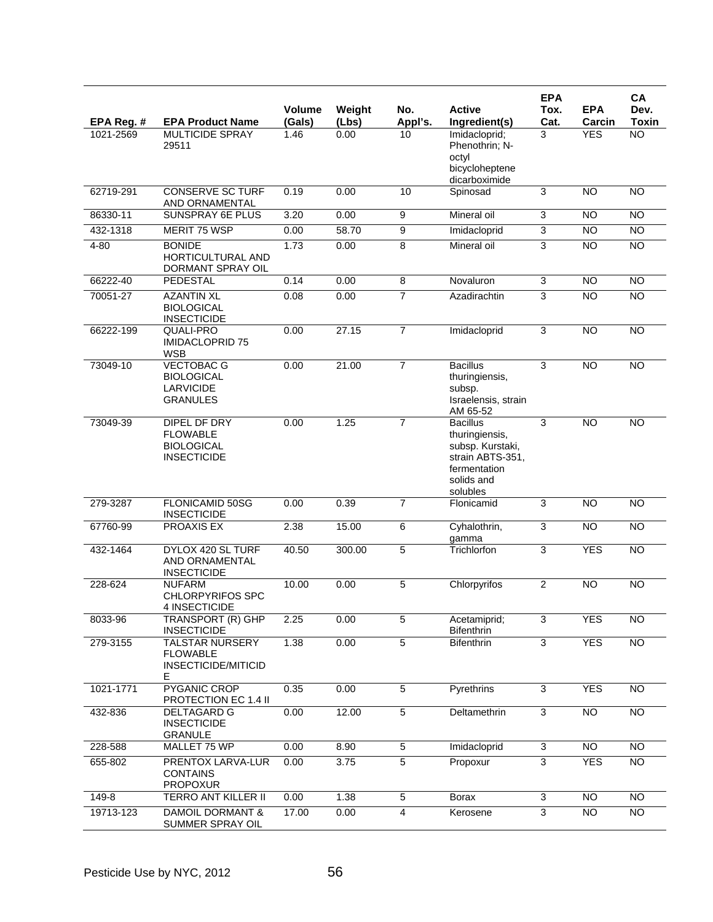| EPA Reg. # | EPA Product Name | Volume (Gals) | Weight (Lbs) | No. Appl's. | Active Ingredient(s) | EPA Tox. Cat. | EPA Carcin | CA Dev. Toxin |
|---|---|---|---|---|---|---|---|---|
| 1021-2569 | MULTICIDE SPRAY 29511 | 1.46 | 0.00 | 10 | Imidacloprid; Phenothrin; N-octyl bicycloheptene dicarboximide | 3 | YES | NO |
| 62719-291 | CONSERVE SC TURF AND ORNAMENTAL | 0.19 | 0.00 | 10 | Spinosad | 3 | NO | NO |
| 86330-11 | SUNSPRAY 6E PLUS | 3.20 | 0.00 | 9 | Mineral oil | 3 | NO | NO |
| 432-1318 | MERIT 75 WSP | 0.00 | 58.70 | 9 | Imidacloprid | 3 | NO | NO |
| 4-80 | BONIDE HORTICULTURAL AND DORMANT SPRAY OIL | 1.73 | 0.00 | 8 | Mineral oil | 3 | NO | NO |
| 66222-40 | PEDESTAL | 0.14 | 0.00 | 8 | Novaluron | 3 | NO | NO |
| 70051-27 | AZANTIN XL BIOLOGICAL INSECTICIDE | 0.08 | 0.00 | 7 | Azadirachtin | 3 | NO | NO |
| 66222-199 | QUALI-PRO IMIDACLOPRID 75 WSB | 0.00 | 27.15 | 7 | Imidacloprid | 3 | NO | NO |
| 73049-10 | VECTOBAC G BIOLOGICAL LARVICIDE GRANULES | 0.00 | 21.00 | 7 | Bacillus thuringiensis, subsp. Israelensis, strain AM 65-52 | 3 | NO | NO |
| 73049-39 | DIPEL DF DRY FLOWABLE BIOLOGICAL INSECTICIDE | 0.00 | 1.25 | 7 | Bacillus thuringiensis, subsp. Kurstaki, strain ABTS-351, fermentation solids and solubles | 3 | NO | NO |
| 279-3287 | FLONICAMID 50SG INSECTICIDE | 0.00 | 0.39 | 7 | Flonicamid | 3 | NO | NO |
| 67760-99 | PROAXIS EX | 2.38 | 15.00 | 6 | Cyhalothrin, gamma | 3 | NO | NO |
| 432-1464 | DYLOX 420 SL TURF AND ORNAMENTAL INSECTICIDE | 40.50 | 300.00 | 5 | Trichlorfon | 3 | YES | NO |
| 228-624 | NUFARM CHLORPYRIFOS SPC 4 INSECTICIDE | 10.00 | 0.00 | 5 | Chlorpyrifos | 2 | NO | NO |
| 8033-96 | TRANSPORT (R) GHP INSECTICIDE | 2.25 | 0.00 | 5 | Acetamiprid; Bifenthrin | 3 | YES | NO |
| 279-3155 | TALSTAR NURSERY FLOWABLE INSECTICIDE/MITICIDE | 1.38 | 0.00 | 5 | Bifenthrin | 3 | YES | NO |
| 1021-1771 | PYGANIC CROP PROTECTION EC 1.4 II | 0.35 | 0.00 | 5 | Pyrethrins | 3 | YES | NO |
| 432-836 | DELTAGARD G INSECTICIDE GRANULE | 0.00 | 12.00 | 5 | Deltamethrin | 3 | NO | NO |
| 228-588 | MALLET 75 WP | 0.00 | 8.90 | 5 | Imidacloprid | 3 | NO | NO |
| 655-802 | PRENTOX LARVA-LUR CONTAINS PROPOXUR | 0.00 | 3.75 | 5 | Propoxur | 3 | YES | NO |
| 149-8 | TERRO ANT KILLER II | 0.00 | 1.38 | 5 | Borax | 3 | NO | NO |
| 19713-123 | DAMOIL DORMANT & SUMMER SPRAY OIL | 17.00 | 0.00 | 4 | Kerosene | 3 | NO | NO |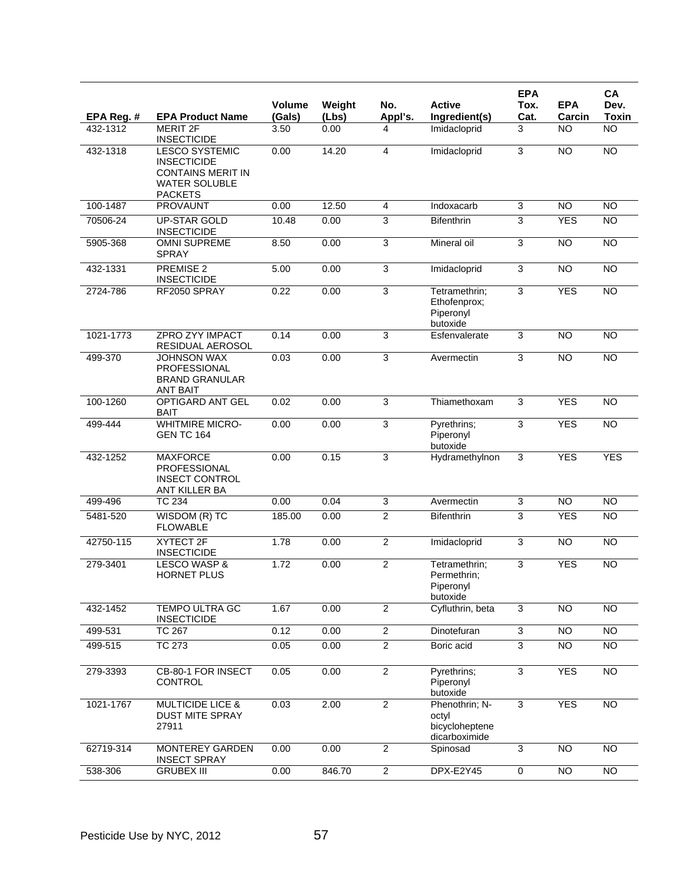| EPA Reg. # | EPA Product Name | Volume (Gals) | Weight (Lbs) | No. Appl's. | Active Ingredient(s) | EPA Tox. Cat. | EPA Carcin | CA Dev. Toxin |
|---|---|---|---|---|---|---|---|---|
| 432-1312 | MERIT 2F INSECTICIDE | 3.50 | 0.00 | 4 | Imidacloprid | 3 | NO | NO |
| 432-1318 | LESCO SYSTEMIC INSECTICIDE CONTAINS MERIT IN WATER SOLUBLE PACKETS | 0.00 | 14.20 | 4 | Imidacloprid | 3 | NO | NO |
| 100-1487 | PROVAUNT | 0.00 | 12.50 | 4 | Indoxacarb | 3 | NO | NO |
| 70506-24 | UP-STAR GOLD INSECTICIDE | 10.48 | 0.00 | 3 | Bifenthrin | 3 | YES | NO |
| 5905-368 | OMNI SUPREME SPRAY | 8.50 | 0.00 | 3 | Mineral oil | 3 | NO | NO |
| 432-1331 | PREMISE 2 INSECTICIDE | 5.00 | 0.00 | 3 | Imidacloprid | 3 | NO | NO |
| 2724-786 | RF2050 SPRAY | 0.22 | 0.00 | 3 | Tetramethrin; Ethofenprox; Piperonyl butoxide | 3 | YES | NO |
| 1021-1773 | ZPRO ZYY IMPACT RESIDUAL AEROSOL | 0.14 | 0.00 | 3 | Esfenvalerate | 3 | NO | NO |
| 499-370 | JOHNSON WAX PROFESSIONAL BRAND GRANULAR ANT BAIT | 0.03 | 0.00 | 3 | Avermectin | 3 | NO | NO |
| 100-1260 | OPTIGARD ANT GEL BAIT | 0.02 | 0.00 | 3 | Thiamethoxam | 3 | YES | NO |
| 499-444 | WHITMIRE MICRO-GEN TC 164 | 0.00 | 0.00 | 3 | Pyrethrins; Piperonyl butoxide | 3 | YES | NO |
| 432-1252 | MAXFORCE PROFESSIONAL INSECT CONTROL ANT KILLER BA | 0.00 | 0.15 | 3 | Hydramethylnon | 3 | YES | YES |
| 499-496 | TC 234 | 0.00 | 0.04 | 3 | Avermectin | 3 | NO | NO |
| 5481-520 | WISDOM (R) TC FLOWABLE | 185.00 | 0.00 | 2 | Bifenthrin | 3 | YES | NO |
| 42750-115 | XYTECT 2F INSECTICIDE | 1.78 | 0.00 | 2 | Imidacloprid | 3 | NO | NO |
| 279-3401 | LESCO WASP & HORNET PLUS | 1.72 | 0.00 | 2 | Tetramethrin; Permethrin; Piperonyl butoxide | 3 | YES | NO |
| 432-1452 | TEMPO ULTRA GC INSECTICIDE | 1.67 | 0.00 | 2 | Cyfluthrin, beta | 3 | NO | NO |
| 499-531 | TC 267 | 0.12 | 0.00 | 2 | Dinotefuran | 3 | NO | NO |
| 499-515 | TC 273 | 0.05 | 0.00 | 2 | Boric acid | 3 | NO | NO |
| 279-3393 | CB-80-1 FOR INSECT CONTROL | 0.05 | 0.00 | 2 | Pyrethrins; Piperonyl butoxide | 3 | YES | NO |
| 1021-1767 | MULTICIDE LICE & DUST MITE SPRAY 27911 | 0.03 | 2.00 | 2 | Phenothrin; N-octyl bicycloheptene dicarboximide | 3 | YES | NO |
| 62719-314 | MONTEREY GARDEN INSECT SPRAY | 0.00 | 0.00 | 2 | Spinosad | 3 | NO | NO |
| 538-306 | GRUBEX III | 0.00 | 846.70 | 2 | DPX-E2Y45 | 0 | NO | NO |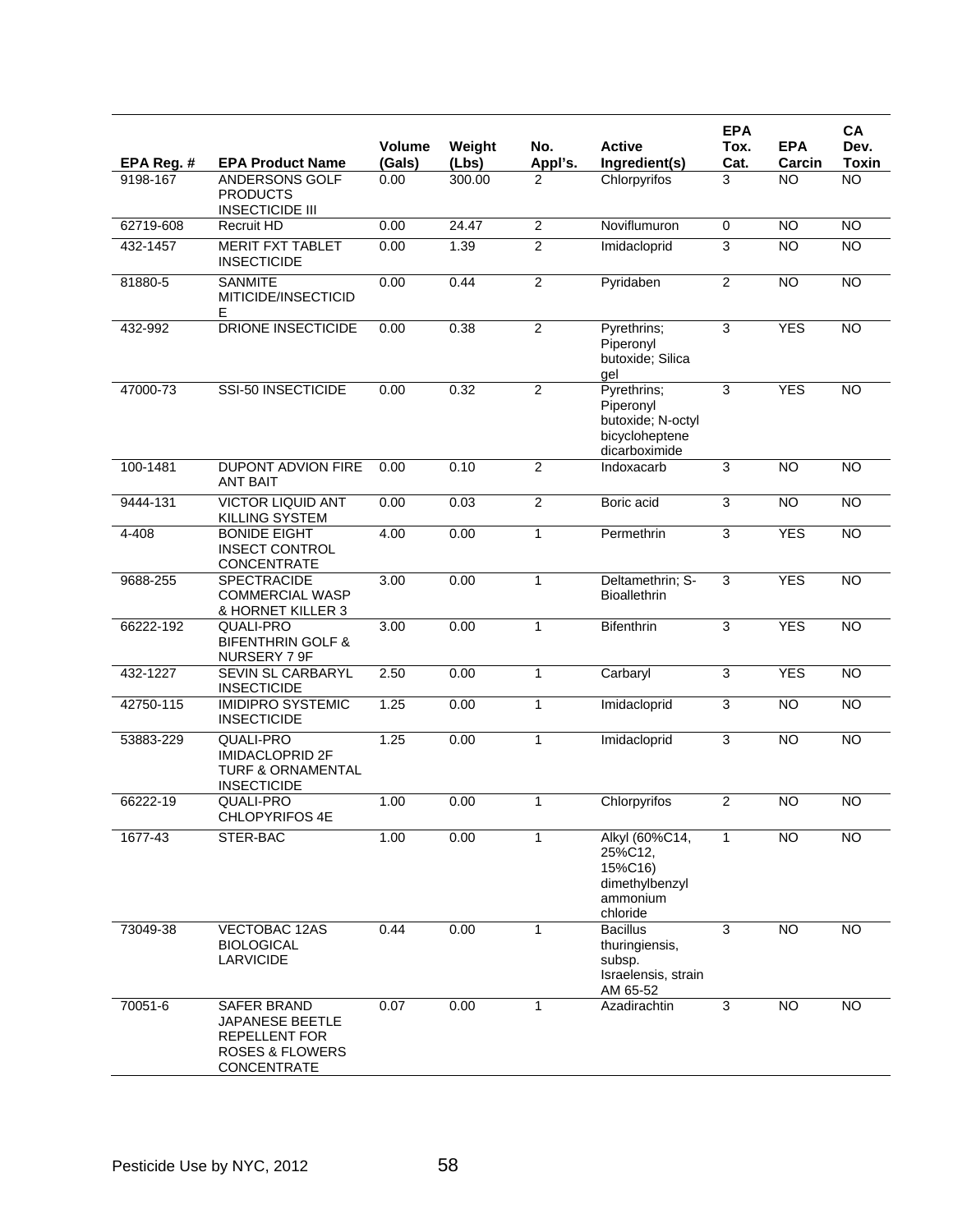| EPA Reg. # | EPA Product Name | Volume (Gals) | Weight (Lbs) | No. Appl's. | Active Ingredient(s) | EPA Tox. Cat. | EPA Carcin | CA Dev. Toxin |
|---|---|---|---|---|---|---|---|---|
| 9198-167 | ANDERSONS GOLF PRODUCTS INSECTICIDE III | 0.00 | 300.00 | 2 | Chlorpyrifos | 3 | NO | NO |
| 62719-608 | Recruit HD | 0.00 | 24.47 | 2 | Noviflumuron | 0 | NO | NO |
| 432-1457 | MERIT FXT TABLET INSECTICIDE | 0.00 | 1.39 | 2 | Imidacloprid | 3 | NO | NO |
| 81880-5 | SANMITE MITICIDE/INSECTICIDE | 0.00 | 0.44 | 2 | Pyridaben | 2 | NO | NO |
| 432-992 | DRIONE INSECTICIDE | 0.00 | 0.38 | 2 | Pyrethrins; Piperonyl butoxide; Silica gel | 3 | YES | NO |
| 47000-73 | SSI-50 INSECTICIDE | 0.00 | 0.32 | 2 | Pyrethrins; Piperonyl butoxide; N-octyl bicycloheptene dicarboximide | 3 | YES | NO |
| 100-1481 | DUPONT ADVION FIRE ANT BAIT | 0.00 | 0.10 | 2 | Indoxacarb | 3 | NO | NO |
| 9444-131 | VICTOR LIQUID ANT KILLING SYSTEM | 0.00 | 0.03 | 2 | Boric acid | 3 | NO | NO |
| 4-408 | BONIDE EIGHT INSECT CONTROL CONCENTRATE | 4.00 | 0.00 | 1 | Permethrin | 3 | YES | NO |
| 9688-255 | SPECTRACIDE COMMERCIAL WASP & HORNET KILLER 3 | 3.00 | 0.00 | 1 | Deltamethrin; S-Bioallethrin | 3 | YES | NO |
| 66222-192 | QUALI-PRO BIFENTHRIN GOLF & NURSERY 7 9F | 3.00 | 0.00 | 1 | Bifenthrin | 3 | YES | NO |
| 432-1227 | SEVIN SL CARBARYL INSECTICIDE | 2.50 | 0.00 | 1 | Carbaryl | 3 | YES | NO |
| 42750-115 | IMIDIPRO SYSTEMIC INSECTICIDE | 1.25 | 0.00 | 1 | Imidacloprid | 3 | NO | NO |
| 53883-229 | QUALI-PRO IMIDACLOPRID 2F TURF & ORNAMENTAL INSECTICIDE | 1.25 | 0.00 | 1 | Imidacloprid | 3 | NO | NO |
| 66222-19 | QUALI-PRO CHLOPYRIFOS 4E | 1.00 | 0.00 | 1 | Chlorpyrifos | 2 | NO | NO |
| 1677-43 | STER-BAC | 1.00 | 0.00 | 1 | Alkyl (60%C14, 25%C12, 15%C16) dimethylbenzyl ammonium chloride | 1 | NO | NO |
| 73049-38 | VECTOBAC 12AS BIOLOGICAL LARVICIDE | 0.44 | 0.00 | 1 | Bacillus thuringiensis, subsp. Israelensis, strain AM 65-52 | 3 | NO | NO |
| 70051-6 | SAFER BRAND JAPANESE BEETLE REPELLENT FOR ROSES & FLOWERS CONCENTRATE | 0.07 | 0.00 | 1 | Azadirachtin | 3 | NO | NO |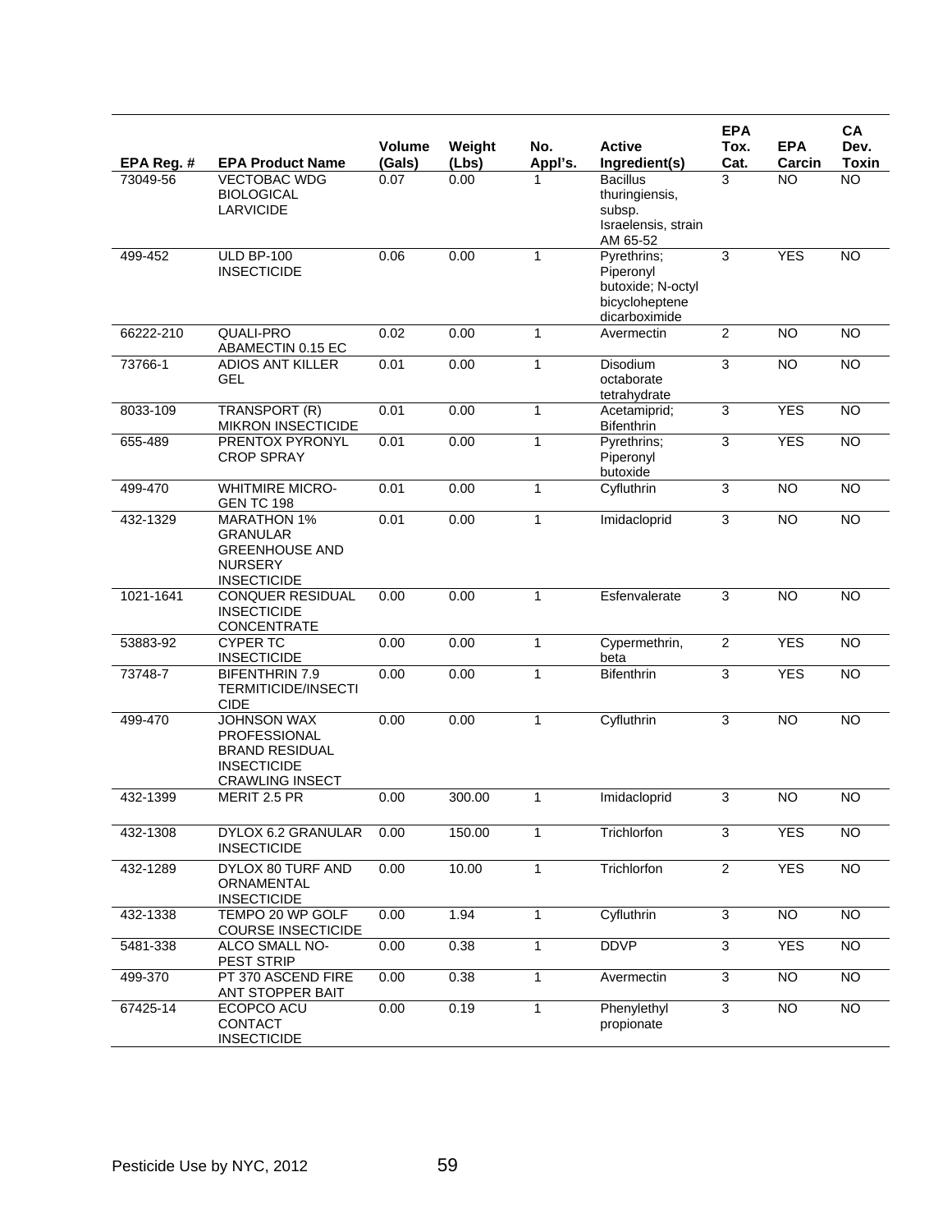| EPA Reg. # | EPA Product Name | Volume (Gals) | Weight (Lbs) | No. Appl's. | Active Ingredient(s) | EPA Tox. Cat. | EPA Carcin | CA Dev. Toxin |
|---|---|---|---|---|---|---|---|---|
| 73049-56 | VECTOBAC WDG BIOLOGICAL LARVICIDE | 0.07 | 0.00 | 1 | Bacillus thuringiensis, subsp. Israelensis, strain AM 65-52 | 3 | NO | NO |
| 499-452 | ULD BP-100 INSECTICIDE | 0.06 | 0.00 | 1 | Pyrethrins; Piperonyl butoxide; N-octyl bicycloheptene dicarboximide | 3 | YES | NO |
| 66222-210 | QUALI-PRO ABAMECTIN 0.15 EC | 0.02 | 0.00 | 1 | Avermectin | 2 | NO | NO |
| 73766-1 | ADIOS ANT KILLER GEL | 0.01 | 0.00 | 1 | Disodium octaborate tetrahydrate | 3 | NO | NO |
| 8033-109 | TRANSPORT (R) MIKRON INSECTICIDE | 0.01 | 0.00 | 1 | Acetamiprid; Bifenthrin | 3 | YES | NO |
| 655-489 | PRENTOX PYRONYL CROP SPRAY | 0.01 | 0.00 | 1 | Pyrethrins; Piperonyl butoxide | 3 | YES | NO |
| 499-470 | WHITMIRE MICRO-GEN TC 198 | 0.01 | 0.00 | 1 | Cyfluthrin | 3 | NO | NO |
| 432-1329 | MARATHON 1% GRANULAR GREENHOUSE AND NURSERY INSECTICIDE | 0.01 | 0.00 | 1 | Imidacloprid | 3 | NO | NO |
| 1021-1641 | CONQUER RESIDUAL INSECTICIDE CONCENTRATE | 0.00 | 0.00 | 1 | Esfenvalerate | 3 | NO | NO |
| 53883-92 | CYPER TC INSECTICIDE | 0.00 | 0.00 | 1 | Cypermethrin, beta | 2 | YES | NO |
| 73748-7 | BIFENTHRIN 7.9 TERMITICIDE/INSECTICIDE | 0.00 | 0.00 | 1 | Bifenthrin | 3 | YES | NO |
| 499-470 | JOHNSON WAX PROFESSIONAL BRAND RESIDUAL INSECTICIDE CRAWLING INSECT | 0.00 | 0.00 | 1 | Cyfluthrin | 3 | NO | NO |
| 432-1399 | MERIT 2.5 PR | 0.00 | 300.00 | 1 | Imidacloprid | 3 | NO | NO |
| 432-1308 | DYLOX 6.2 GRANULAR INSECTICIDE | 0.00 | 150.00 | 1 | Trichlorfon | 3 | YES | NO |
| 432-1289 | DYLOX 80 TURF AND ORNAMENTAL INSECTICIDE | 0.00 | 10.00 | 1 | Trichlorfon | 2 | YES | NO |
| 432-1338 | TEMPO 20 WP GOLF COURSE INSECTICIDE | 0.00 | 1.94 | 1 | Cyfluthrin | 3 | NO | NO |
| 5481-338 | ALCO SMALL NO-PEST STRIP | 0.00 | 0.38 | 1 | DDVP | 3 | YES | NO |
| 499-370 | PT 370 ASCEND FIRE ANT STOPPER BAIT | 0.00 | 0.38 | 1 | Avermectin | 3 | NO | NO |
| 67425-14 | ECOPCO ACU CONTACT INSECTICIDE | 0.00 | 0.19 | 1 | Phenylethyl propionate | 3 | NO | NO |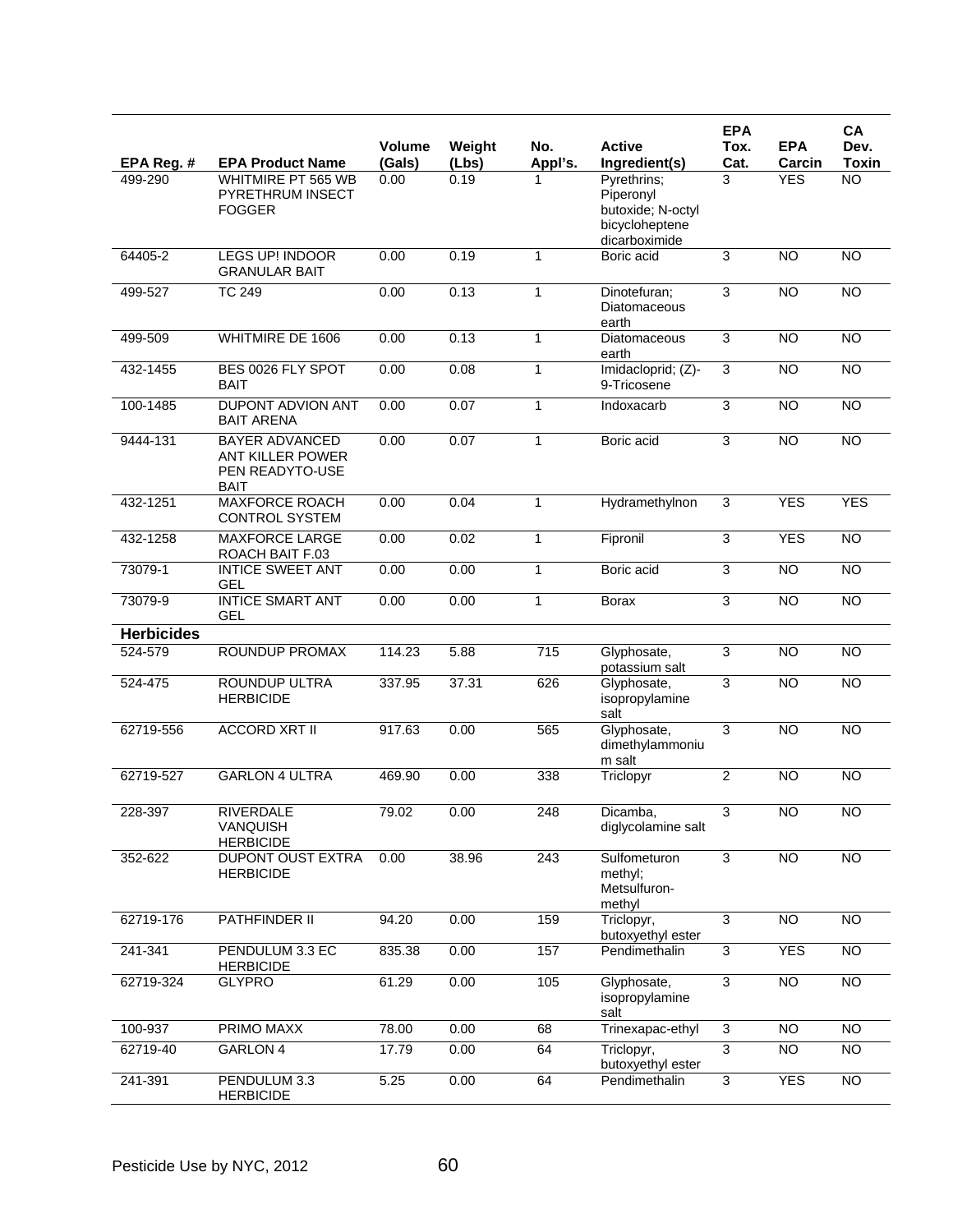| EPA Reg. # | EPA Product Name | Volume (Gals) | Weight (Lbs) | No. Appl's. | Active Ingredient(s) | EPA Tox. Cat. | EPA Carcin | CA Dev. Toxin |
|---|---|---|---|---|---|---|---|---|
| 499-290 | WHITMIRE PT 565 WB PYRETHRUM INSECT FOGGER | 0.00 | 0.19 | 1 | Pyrethrins; Piperonyl butoxide; N-octyl bicycloheptene dicarboximide | 3 | YES | NO |
| 64405-2 | LEGS UP! INDOOR GRANULAR BAIT | 0.00 | 0.19 | 1 | Boric acid | 3 | NO | NO |
| 499-527 | TC 249 | 0.00 | 0.13 | 1 | Dinotefuran; Diatomaceous earth | 3 | NO | NO |
| 499-509 | WHITMIRE DE 1606 | 0.00 | 0.13 | 1 | Diatomaceous earth | 3 | NO | NO |
| 432-1455 | BES 0026 FLY SPOT BAIT | 0.00 | 0.08 | 1 | Imidacloprid; (Z)-9-Tricosene | 3 | NO | NO |
| 100-1485 | DUPONT ADVION ANT BAIT ARENA | 0.00 | 0.07 | 1 | Indoxacarb | 3 | NO | NO |
| 9444-131 | BAYER ADVANCED ANT KILLER POWER PEN READYTO-USE BAIT | 0.00 | 0.07 | 1 | Boric acid | 3 | NO | NO |
| 432-1251 | MAXFORCE ROACH CONTROL SYSTEM | 0.00 | 0.04 | 1 | Hydramethylnon | 3 | YES | YES |
| 432-1258 | MAXFORCE LARGE ROACH BAIT F.03 | 0.00 | 0.02 | 1 | Fipronil | 3 | YES | NO |
| 73079-1 | INTICE SWEET ANT GEL | 0.00 | 0.00 | 1 | Boric acid | 3 | NO | NO |
| 73079-9 | INTICE SMART ANT GEL | 0.00 | 0.00 | 1 | Borax | 3 | NO | NO |
| **Herbicides** | | | | | | | | |
| 524-579 | ROUNDUP PROMAX | 114.23 | 5.88 | 715 | Glyphosate, potassium salt | 3 | NO | NO |
| 524-475 | ROUNDUP ULTRA HERBICIDE | 337.95 | 37.31 | 626 | Glyphosate, isopropylamine salt | 3 | NO | NO |
| 62719-556 | ACCORD XRT II | 917.63 | 0.00 | 565 | Glyphosate, dimethylammonium salt | 3 | NO | NO |
| 62719-527 | GARLON 4 ULTRA | 469.90 | 0.00 | 338 | Triclopyr | 2 | NO | NO |
| 228-397 | RIVERDALE VANQUISH HERBICIDE | 79.02 | 0.00 | 248 | Dicamba, diglycolamine salt | 3 | NO | NO |
| 352-622 | DUPONT OUST EXTRA HERBICIDE | 0.00 | 38.96 | 243 | Sulfometuron methyl; Metsulfuron-methyl | 3 | NO | NO |
| 62719-176 | PATHFINDER II | 94.20 | 0.00 | 159 | Triclopyr, butoxyethyl ester | 3 | NO | NO |
| 241-341 | PENDULUM 3.3 EC HERBICIDE | 835.38 | 0.00 | 157 | Pendimethalin | 3 | YES | NO |
| 62719-324 | GLYPRO | 61.29 | 0.00 | 105 | Glyphosate, isopropylamine salt | 3 | NO | NO |
| 100-937 | PRIMO MAXX | 78.00 | 0.00 | 68 | Trinexapac-ethyl | 3 | NO | NO |
| 62719-40 | GARLON 4 | 17.79 | 0.00 | 64 | Triclopyr, butoxyethyl ester | 3 | NO | NO |
| 241-391 | PENDULUM 3.3 HERBICIDE | 5.25 | 0.00 | 64 | Pendimethalin | 3 | YES | NO |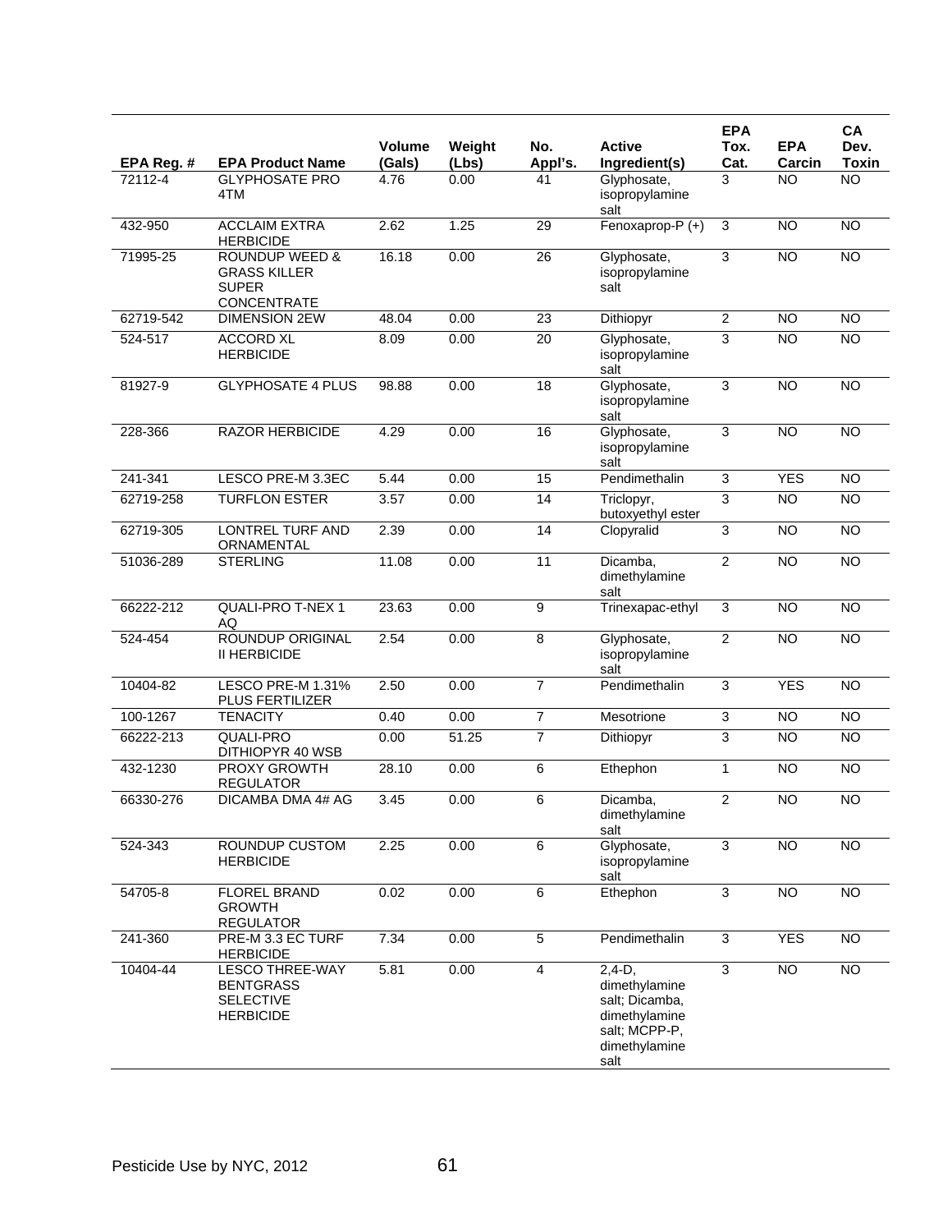| EPA Reg. # | EPA Product Name | Volume (Gals) | Weight (Lbs) | No. Appl's. | Active Ingredient(s) | EPA Tox. Cat. | EPA Carcin | CA Dev. Toxin |
|---|---|---|---|---|---|---|---|---|
| 72112-4 | GLYPHOSATE PRO 4TM | 4.76 | 0.00 | 41 | Glyphosate, isopropylamine salt | 3 | NO | NO |
| 432-950 | ACCLAIM EXTRA HERBICIDE | 2.62 | 1.25 | 29 | Fenoxaprop-P (+) | 3 | NO | NO |
| 71995-25 | ROUNDUP WEED & GRASS KILLER SUPER CONCENTRATE | 16.18 | 0.00 | 26 | Glyphosate, isopropylamine salt | 3 | NO | NO |
| 62719-542 | DIMENSION 2EW | 48.04 | 0.00 | 23 | Dithiopyr | 2 | NO | NO |
| 524-517 | ACCORD XL HERBICIDE | 8.09 | 0.00 | 20 | Glyphosate, isopropylamine salt | 3 | NO | NO |
| 81927-9 | GLYPHOSATE 4 PLUS | 98.88 | 0.00 | 18 | Glyphosate, isopropylamine salt | 3 | NO | NO |
| 228-366 | RAZOR HERBICIDE | 4.29 | 0.00 | 16 | Glyphosate, isopropylamine salt | 3 | NO | NO |
| 241-341 | LESCO PRE-M 3.3EC | 5.44 | 0.00 | 15 | Pendimethalin | 3 | YES | NO |
| 62719-258 | TURFLON ESTER | 3.57 | 0.00 | 14 | Triclopyr, butoxyethyl ester | 3 | NO | NO |
| 62719-305 | LONTREL TURF AND ORNAMENTAL | 2.39 | 0.00 | 14 | Clopyralid | 3 | NO | NO |
| 51036-289 | STERLING | 11.08 | 0.00 | 11 | Dicamba, dimethylamine salt | 2 | NO | NO |
| 66222-212 | QUALI-PRO T-NEX 1 AQ | 23.63 | 0.00 | 9 | Trinexapac-ethyl | 3 | NO | NO |
| 524-454 | ROUNDUP ORIGINAL II HERBICIDE | 2.54 | 0.00 | 8 | Glyphosate, isopropylamine salt | 2 | NO | NO |
| 10404-82 | LESCO PRE-M 1.31% PLUS FERTILIZER | 2.50 | 0.00 | 7 | Pendimethalin | 3 | YES | NO |
| 100-1267 | TENACITY | 0.40 | 0.00 | 7 | Mesotrione | 3 | NO | NO |
| 66222-213 | QUALI-PRO DITHIOPYR 40 WSB | 0.00 | 51.25 | 7 | Dithiopyr | 3 | NO | NO |
| 432-1230 | PROXY GROWTH REGULATOR | 28.10 | 0.00 | 6 | Ethephon | 1 | NO | NO |
| 66330-276 | DICAMBA DMA 4# AG | 3.45 | 0.00 | 6 | Dicamba, dimethylamine salt | 2 | NO | NO |
| 524-343 | ROUNDUP CUSTOM HERBICIDE | 2.25 | 0.00 | 6 | Glyphosate, isopropylamine salt | 3 | NO | NO |
| 54705-8 | FLOREL BRAND GROWTH REGULATOR | 0.02 | 0.00 | 6 | Ethephon | 3 | NO | NO |
| 241-360 | PRE-M 3.3 EC TURF HERBICIDE | 7.34 | 0.00 | 5 | Pendimethalin | 3 | YES | NO |
| 10404-44 | LESCO THREE-WAY BENTGRASS SELECTIVE HERBICIDE | 5.81 | 0.00 | 4 | 2,4-D, dimethylamine salt; Dicamba, dimethylamine salt; MCPP-P, dimethylamine salt | 3 | NO | NO |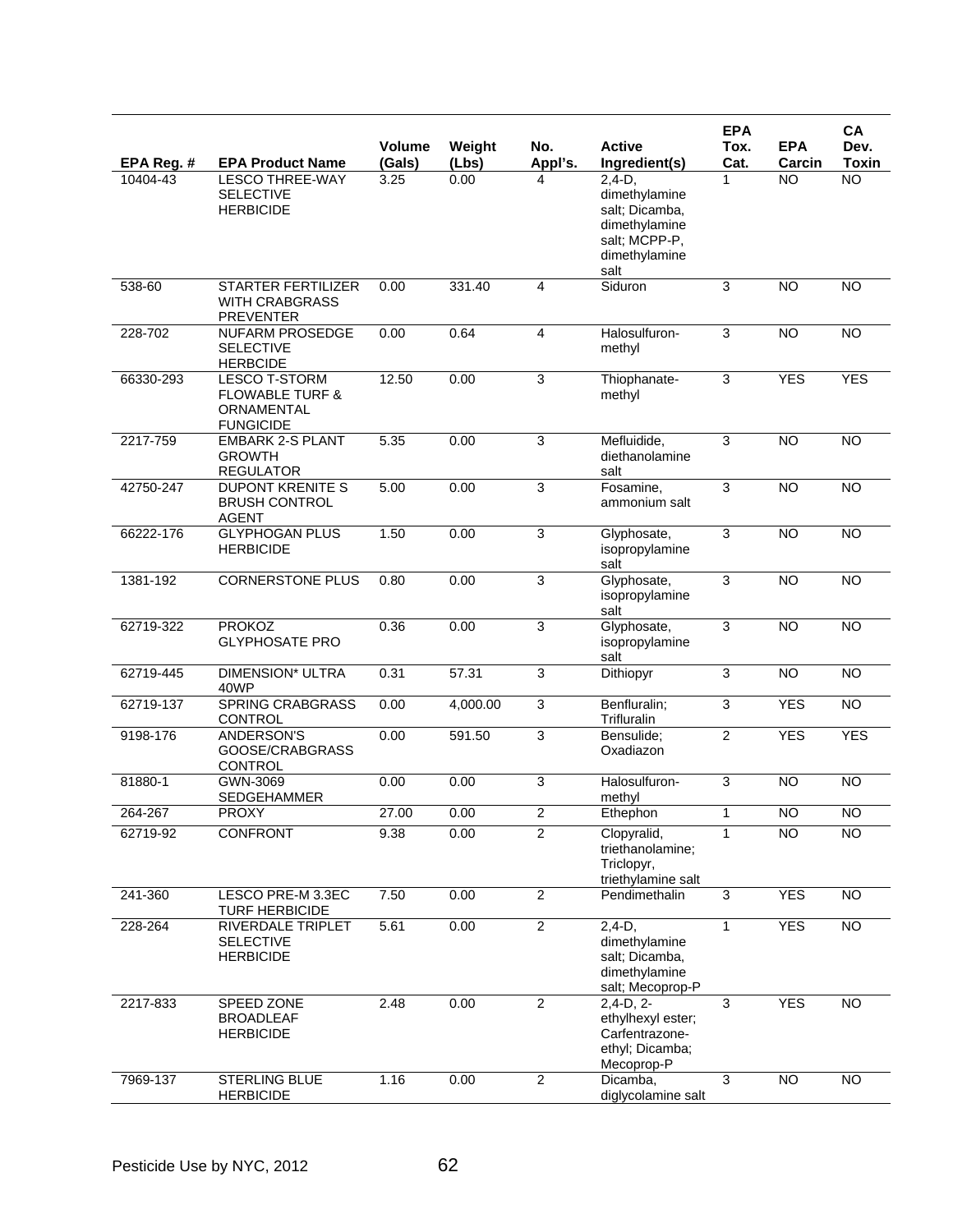| EPA Reg. # | EPA Product Name | Volume (Gals) | Weight (Lbs) | No. Appl's. | Active Ingredient(s) | EPA Tox. Cat. | EPA Carcin | CA Dev. Toxin |
|---|---|---|---|---|---|---|---|---|
| 10404-43 | LESCO THREE-WAY SELECTIVE HERBICIDE | 3.25 | 0.00 | 4 | 2,4-D, dimethylamine salt; Dicamba, dimethylamine salt; MCPP-P, dimethylamine salt | 1 | NO | NO |
| 538-60 | STARTER FERTILIZER WITH CRABGRASS PREVENTER | 0.00 | 331.40 | 4 | Siduron | 3 | NO | NO |
| 228-702 | NUFARM PROSEDGE SELECTIVE HERBCIDE | 0.00 | 0.64 | 4 | Halosulfuron-methyl | 3 | NO | NO |
| 66330-293 | LESCO T-STORM FLOWABLE TURF & ORNAMENTAL FUNGICIDE | 12.50 | 0.00 | 3 | Thiophanate-methyl | 3 | YES | YES |
| 2217-759 | EMBARK 2-S PLANT GROWTH REGULATOR | 5.35 | 0.00 | 3 | Mefluidide, diethanolamine salt | 3 | NO | NO |
| 42750-247 | DUPONT KRENITE S BRUSH CONTROL AGENT | 5.00 | 0.00 | 3 | Fosamine, ammonium salt | 3 | NO | NO |
| 66222-176 | GLYPHOGAN PLUS HERBICIDE | 1.50 | 0.00 | 3 | Glyphosate, isopropylamine salt | 3 | NO | NO |
| 1381-192 | CORNERSTONE PLUS | 0.80 | 0.00 | 3 | Glyphosate, isopropylamine salt | 3 | NO | NO |
| 62719-322 | PROKOZ GLYPHOSATE PRO | 0.36 | 0.00 | 3 | Glyphosate, isopropylamine salt | 3 | NO | NO |
| 62719-445 | DIMENSION* ULTRA 40WP | 0.31 | 57.31 | 3 | Dithiopyr | 3 | NO | NO |
| 62719-137 | SPRING CRABGRASS CONTROL | 0.00 | 4,000.00 | 3 | Benfluralin; Trifluralin | 3 | YES | NO |
| 9198-176 | ANDERSON'S GOOSE/CRABGRASS CONTROL | 0.00 | 591.50 | 3 | Bensulide; Oxadiazon | 2 | YES | YES |
| 81880-1 | GWN-3069 SEDGEHAMMER | 0.00 | 0.00 | 3 | Halosulfuron-methyl | 3 | NO | NO |
| 264-267 | PROXY | 27.00 | 0.00 | 2 | Ethephon | 1 | NO | NO |
| 62719-92 | CONFRONT | 9.38 | 0.00 | 2 | Clopyralid, triethanolamine; Triclopyr, triethylamine salt | 1 | NO | NO |
| 241-360 | LESCO PRE-M 3.3EC TURF HERBICIDE | 7.50 | 0.00 | 2 | Pendimethalin | 3 | YES | NO |
| 228-264 | RIVERDALE TRIPLET SELECTIVE HERBICIDE | 5.61 | 0.00 | 2 | 2,4-D, dimethylamine salt; Dicamba, dimethylamine salt; Mecoprop-P | 1 | YES | NO |
| 2217-833 | SPEED ZONE BROADLEAF HERBICIDE | 2.48 | 0.00 | 2 | 2,4-D, 2-ethylhexyl ester; Carfentrazone-ethyl; Dicamba; Mecoprop-P | 3 | YES | NO |
| 7969-137 | STERLING BLUE HERBICIDE | 1.16 | 0.00 | 2 | Dicamba, diglycolamine salt | 3 | NO | NO |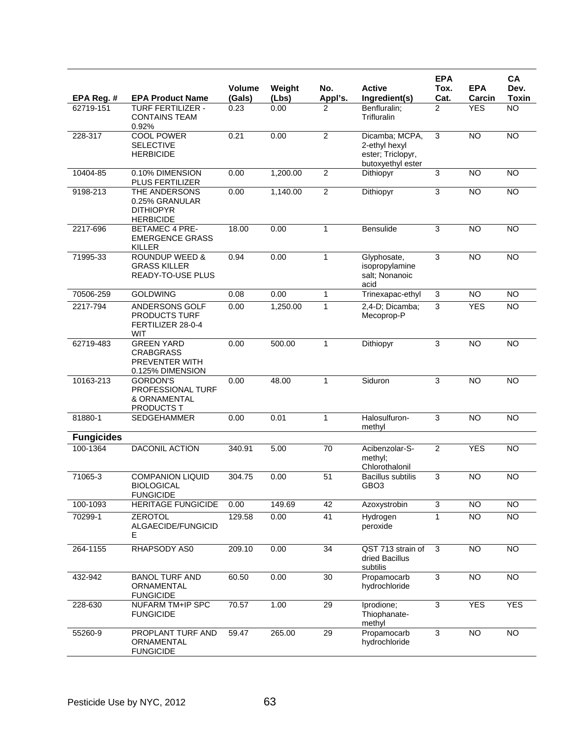| EPA Reg. # | EPA Product Name | Volume (Gals) | Weight (Lbs) | No. Appl's. | Active Ingredient(s) | EPA Tox. Cat. | EPA Carcin | CA Dev. Toxin |
|---|---|---|---|---|---|---|---|---|
| 62719-151 | TURF FERTILIZER - CONTAINS TEAM 0.92% | 0.23 | 0.00 | 2 | Benfluralin; Trifluralin | 2 | YES | NO |
| 228-317 | COOL POWER SELECTIVE HERBICIDE | 0.21 | 0.00 | 2 | Dicamba; MCPA, 2-ethyl hexyl ester; Triclopyr, butoxyethyl ester | 3 | NO | NO |
| 10404-85 | 0.10% DIMENSION PLUS FERTILIZER | 0.00 | 1,200.00 | 2 | Dithiopyr | 3 | NO | NO |
| 9198-213 | THE ANDERSONS 0.25% GRANULAR DITHIOPYR HERBICIDE | 0.00 | 1,140.00 | 2 | Dithiopyr | 3 | NO | NO |
| 2217-696 | BETAMEC 4 PRE-EMERGENCE GRASS KILLER | 18.00 | 0.00 | 1 | Bensulide | 3 | NO | NO |
| 71995-33 | ROUNDUP WEED & GRASS KILLER READY-TO-USE PLUS | 0.94 | 0.00 | 1 | Glyphosate, isopropylamine salt; Nonanoic acid | 3 | NO | NO |
| 70506-259 | GOLDWING | 0.08 | 0.00 | 1 | Trinexapac-ethyl | 3 | NO | NO |
| 2217-794 | ANDERSONS GOLF PRODUCTS TURF FERTILIZER 28-0-4 WIT | 0.00 | 1,250.00 | 1 | 2,4-D; Dicamba; Mecoprop-P | 3 | YES | NO |
| 62719-483 | GREEN YARD CRABGRASS PREVENTER WITH 0.125% DIMENSION | 0.00 | 500.00 | 1 | Dithiopyr | 3 | NO | NO |
| 10163-213 | GORDON'S PROFESSIONAL TURF & ORNAMENTAL PRODUCTS T | 0.00 | 48.00 | 1 | Siduron | 3 | NO | NO |
| 81880-1 | SEDGEHAMMER | 0.00 | 0.01 | 1 | Halosulfuron-methyl | 3 | NO | NO |
| **Fungicides** | | | | | | | | |
| 100-1364 | DACONIL ACTION | 340.91 | 5.00 | 70 | Acibenzolar-S-methyl; Chlorothalonil | 2 | YES | NO |
| 71065-3 | COMPANION LIQUID BIOLOGICAL FUNGICIDE | 304.75 | 0.00 | 51 | Bacillus subtilis GBO3 | 3 | NO | NO |
| 100-1093 | HERITAGE FUNGICIDE | 0.00 | 149.69 | 42 | Azoxystrobin | 3 | NO | NO |
| 70299-1 | ZEROTOL ALGAECIDE/FUNGICIDE | 129.58 | 0.00 | 41 | Hydrogen peroxide | 1 | NO | NO |
| 264-1155 | RHAPSODY AS0 | 209.10 | 0.00 | 34 | QST 713 strain of dried Bacillus subtilis | 3 | NO | NO |
| 432-942 | BANOL TURF AND ORNAMENTAL FUNGICIDE | 60.50 | 0.00 | 30 | Propamocarb hydrochloride | 3 | NO | NO |
| 228-630 | NUFARM TM+IP SPC FUNGICIDE | 70.57 | 1.00 | 29 | Iprodione; Thiophanate-methyl | 3 | YES | YES |
| 55260-9 | PROPLANT TURF AND ORNAMENTAL FUNGICIDE | 59.47 | 265.00 | 29 | Propamocarb hydrochloride | 3 | NO | NO |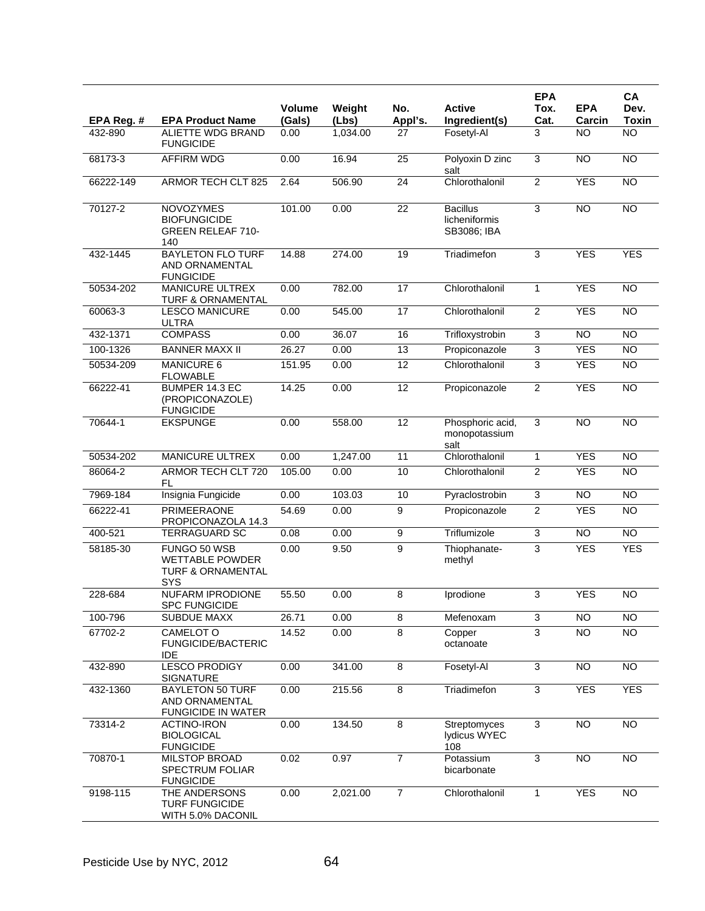| EPA Reg. # | EPA Product Name | Volume (Gals) | Weight (Lbs) | No. Appl's. | Active Ingredient(s) | EPA Tox. Cat. | EPA Carcin | CA Dev. Toxin |
|---|---|---|---|---|---|---|---|---|
| 432-890 | ALIETTE WDG BRAND FUNGICIDE | 0.00 | 1,034.00 | 27 | Fosetyl-Al | 3 | NO | NO |
| 68173-3 | AFFIRM WDG | 0.00 | 16.94 | 25 | Polyoxin D zinc salt | 3 | NO | NO |
| 66222-149 | ARMOR TECH CLT 825 | 2.64 | 506.90 | 24 | Chlorothalonil | 2 | YES | NO |
| 70127-2 | NOVOZYMES BIOFUNGICIDE GREEN RELEAF 710-140 | 101.00 | 0.00 | 22 | Bacillus licheniformis SB3086; IBA | 3 | NO | NO |
| 432-1445 | BAYLETON FLO TURF AND ORNAMENTAL FUNGICIDE | 14.88 | 274.00 | 19 | Triadimefon | 3 | YES | YES |
| 50534-202 | MANICURE ULTREX TURF & ORNAMENTAL | 0.00 | 782.00 | 17 | Chlorothalonil | 1 | YES | NO |
| 60063-3 | LESCO MANICURE ULTRA | 0.00 | 545.00 | 17 | Chlorothalonil | 2 | YES | NO |
| 432-1371 | COMPASS | 0.00 | 36.07 | 16 | Trifloxystrobin | 3 | NO | NO |
| 100-1326 | BANNER MAXX II | 26.27 | 0.00 | 13 | Propiconazole | 3 | YES | NO |
| 50534-209 | MANICURE 6 FLOWABLE | 151.95 | 0.00 | 12 | Chlorothalonil | 3 | YES | NO |
| 66222-41 | BUMPER 14.3 EC (PROPICONAZOLE) FUNGICIDE | 14.25 | 0.00 | 12 | Propiconazole | 2 | YES | NO |
| 70644-1 | EKSPUNGE | 0.00 | 558.00 | 12 | Phosphoric acid, monopotassium salt | 3 | NO | NO |
| 50534-202 | MANICURE ULTREX | 0.00 | 1,247.00 | 11 | Chlorothalonil | 1 | YES | NO |
| 86064-2 | ARMOR TECH CLT 720 FL | 105.00 | 0.00 | 10 | Chlorothalonil | 2 | YES | NO |
| 7969-184 | Insignia Fungicide | 0.00 | 103.03 | 10 | Pyraclostrobin | 3 | NO | NO |
| 66222-41 | PRIMEERAONE PROPICONAZOLA 14.3 | 54.69 | 0.00 | 9 | Propiconazole | 2 | YES | NO |
| 400-521 | TERRAGUARD SC | 0.08 | 0.00 | 9 | Triflumizole | 3 | NO | NO |
| 58185-30 | FUNGO 50 WSB WETTABLE POWDER TURF & ORNAMENTAL SYS | 0.00 | 9.50 | 9 | Thiophanate-methyl | 3 | YES | YES |
| 228-684 | NUFARM IPRODIONE SPC FUNGICIDE | 55.50 | 0.00 | 8 | Iprodione | 3 | YES | NO |
| 100-796 | SUBDUE MAXX | 26.71 | 0.00 | 8 | Mefenoxam | 3 | NO | NO |
| 67702-2 | CAMELOT O FUNGICIDE/BACTERICIDE | 14.52 | 0.00 | 8 | Copper octanoate | 3 | NO | NO |
| 432-890 | LESCO PRODIGY SIGNATURE | 0.00 | 341.00 | 8 | Fosetyl-Al | 3 | NO | NO |
| 432-1360 | BAYLETON 50 TURF AND ORNAMENTAL FUNGICIDE IN WATER | 0.00 | 215.56 | 8 | Triadimefon | 3 | YES | YES |
| 73314-2 | ACTINO-IRON BIOLOGICAL FUNGICIDE | 0.00 | 134.50 | 8 | Streptomyces lydicus WYEC 108 | 3 | NO | NO |
| 70870-1 | MILSTOP BROAD SPECTRUM FOLIAR FUNGICIDE | 0.02 | 0.97 | 7 | Potassium bicarbonate | 3 | NO | NO |
| 9198-115 | THE ANDERSONS TURF FUNGICIDE WITH 5.0% DACONIL | 0.00 | 2,021.00 | 7 | Chlorothalonil | 1 | YES | NO |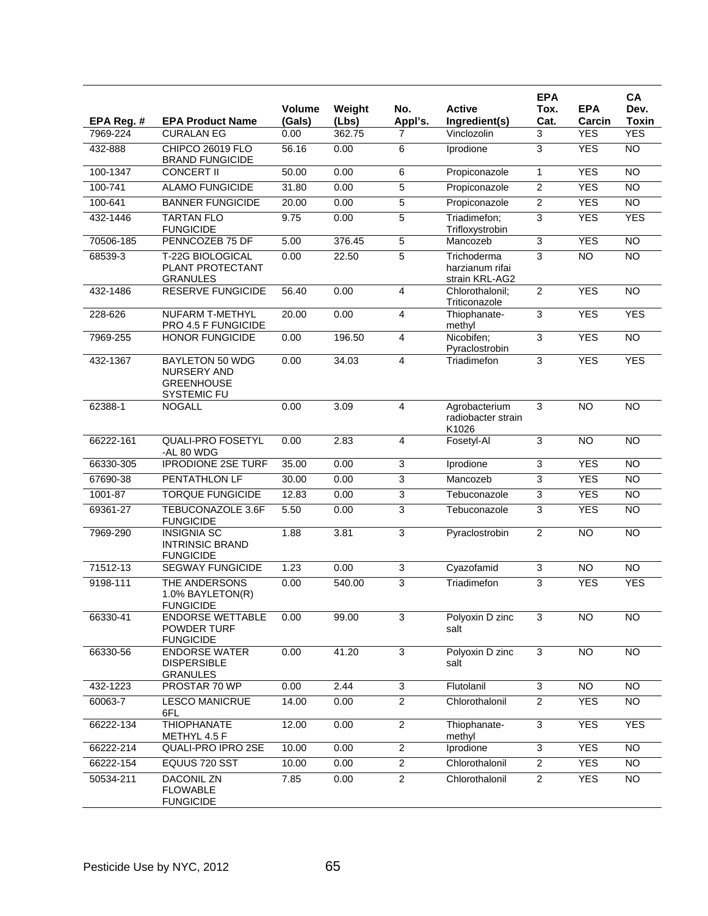| EPA Reg. # | EPA Product Name | Volume (Gals) | Weight (Lbs) | No. Appl's. | Active Ingredient(s) | EPA Tox. Cat. | EPA Carcin | CA Dev. Toxin |
|---|---|---|---|---|---|---|---|---|
| 7969-224 | CURALAN EG | 0.00 | 362.75 | 7 | Vinclozolin | 3 | YES | YES |
| 432-888 | CHIPCO 26019 FLO BRAND FUNGICIDE | 56.16 | 0.00 | 6 | Iprodione | 3 | YES | NO |
| 100-1347 | CONCERT II | 50.00 | 0.00 | 6 | Propiconazole | 1 | YES | NO |
| 100-741 | ALAMO FUNGICIDE | 31.80 | 0.00 | 5 | Propiconazole | 2 | YES | NO |
| 100-641 | BANNER FUNGICIDE | 20.00 | 0.00 | 5 | Propiconazole | 2 | YES | NO |
| 432-1446 | TARTAN FLO FUNGICIDE | 9.75 | 0.00 | 5 | Triadimefon; Trifloxystrobin | 3 | YES | YES |
| 70506-185 | PENNCOZEB 75 DF | 5.00 | 376.45 | 5 | Mancozeb | 3 | YES | NO |
| 68539-3 | T-22G BIOLOGICAL PLANT PROTECTANT GRANULES | 0.00 | 22.50 | 5 | Trichoderma harzianum rifai strain KRL-AG2 | 3 | NO | NO |
| 432-1486 | RESERVE FUNGICIDE | 56.40 | 0.00 | 4 | Chlorothalonil; Triticonazole | 2 | YES | NO |
| 228-626 | NUFARM T-METHYL PRO 4.5 F FUNGICIDE | 20.00 | 0.00 | 4 | Thiophanate-methyl | 3 | YES | YES |
| 7969-255 | HONOR FUNGICIDE | 0.00 | 196.50 | 4 | Nicobifen; Pyraclostrobin | 3 | YES | NO |
| 432-1367 | BAYLETON 50 WDG NURSERY AND GREENHOUSE SYSTEMIC FU | 0.00 | 34.03 | 4 | Triadimefon | 3 | YES | YES |
| 62388-1 | NOGALL | 0.00 | 3.09 | 4 | Agrobacterium radiobacter strain K1026 | 3 | NO | NO |
| 66222-161 | QUALI-PRO FOSETYL -AL 80 WDG | 0.00 | 2.83 | 4 | Fosetyl-Al | 3 | NO | NO |
| 66330-305 | IPRODIONE 2SE TURF | 35.00 | 0.00 | 3 | Iprodione | 3 | YES | NO |
| 67690-38 | PENTATHLON LF | 30.00 | 0.00 | 3 | Mancozeb | 3 | YES | NO |
| 1001-87 | TORQUE FUNGICIDE | 12.83 | 0.00 | 3 | Tebuconazole | 3 | YES | NO |
| 69361-27 | TEBUCONAZOLE 3.6F FUNGICIDE | 5.50 | 0.00 | 3 | Tebuconazole | 3 | YES | NO |
| 7969-290 | INSIGNIA SC INTRINSIC BRAND FUNGICIDE | 1.88 | 3.81 | 3 | Pyraclostrobin | 2 | NO | NO |
| 71512-13 | SEGWAY FUNGICIDE | 1.23 | 0.00 | 3 | Cyazofamid | 3 | NO | NO |
| 9198-111 | THE ANDERSONS 1.0% BAYLETON(R) FUNGICIDE | 0.00 | 540.00 | 3 | Triadimefon | 3 | YES | YES |
| 66330-41 | ENDORSE WETTABLE POWDER TURF FUNGICIDE | 0.00 | 99.00 | 3 | Polyoxin D zinc salt | 3 | NO | NO |
| 66330-56 | ENDORSE WATER DISPERSIBLE GRANULES | 0.00 | 41.20 | 3 | Polyoxin D zinc salt | 3 | NO | NO |
| 432-1223 | PROSTAR 70 WP | 0.00 | 2.44 | 3 | Flutolanil | 3 | NO | NO |
| 60063-7 | LESCO MANICRUE 6FL | 14.00 | 0.00 | 2 | Chlorothalonil | 2 | YES | NO |
| 66222-134 | THIOPHANATE METHYL 4.5 F | 12.00 | 0.00 | 2 | Thiophanate-methyl | 3 | YES | YES |
| 66222-214 | QUALI-PRO IPRO 2SE | 10.00 | 0.00 | 2 | Iprodione | 3 | YES | NO |
| 66222-154 | EQUUS 720 SST | 10.00 | 0.00 | 2 | Chlorothalonil | 2 | YES | NO |
| 50534-211 | DACONIL ZN FLOWABLE FUNGICIDE | 7.85 | 0.00 | 2 | Chlorothalonil | 2 | YES | NO |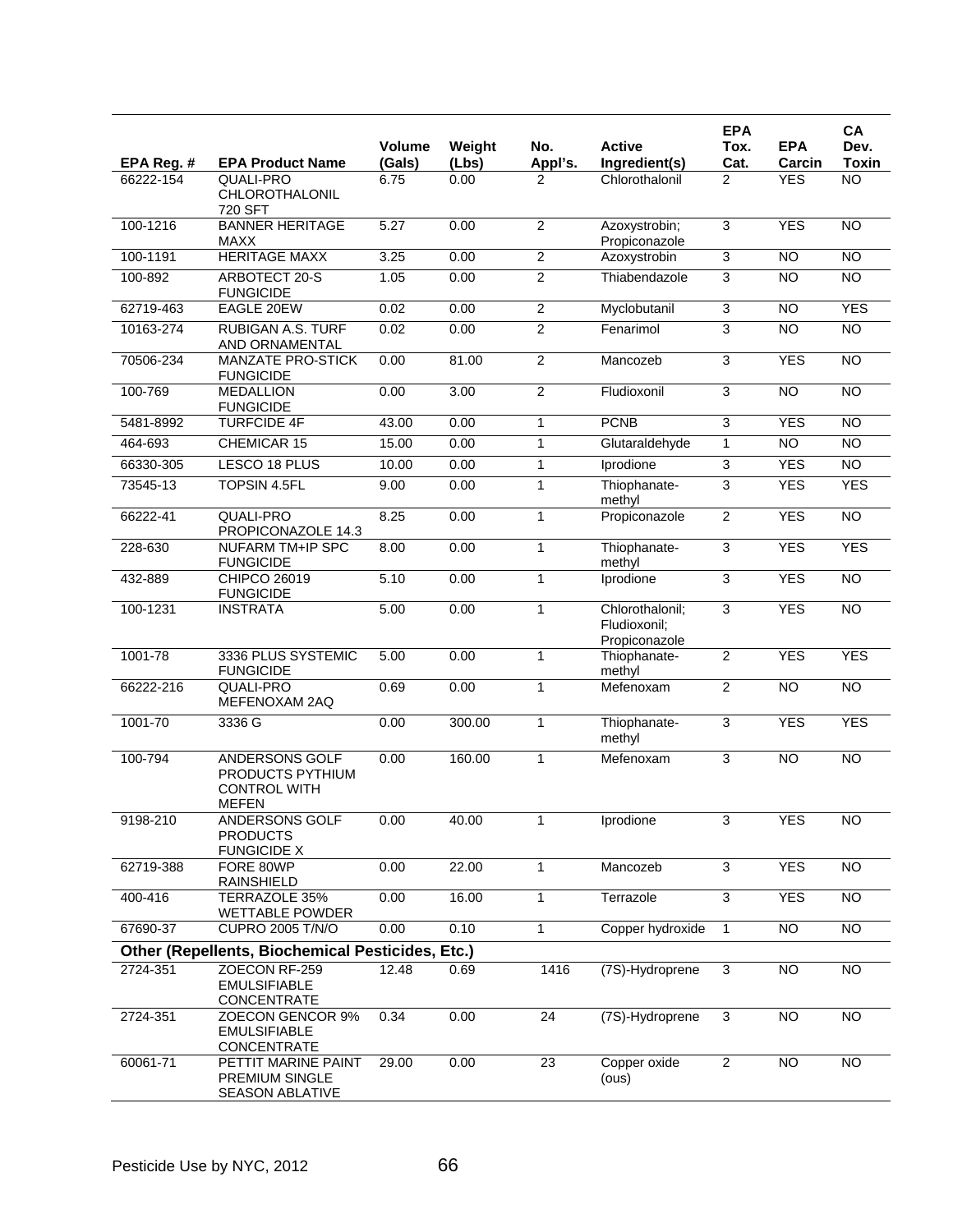| EPA Reg. # | EPA Product Name | Volume (Gals) | Weight (Lbs) | No. Appl's. | Active Ingredient(s) | EPA Tox. Cat. | EPA Carcin | CA Dev. Toxin |
|---|---|---|---|---|---|---|---|---|
| 66222-154 | QUALI-PRO CHLOROTHALONIL 720 SFT | 6.75 | 0.00 | 2 | Chlorothalonil | 2 | YES | NO |
| 100-1216 | BANNER HERITAGE MAXX | 5.27 | 0.00 | 2 | Azoxystrobin; Propiconazole | 3 | YES | NO |
| 100-1191 | HERITAGE MAXX | 3.25 | 0.00 | 2 | Azoxystrobin | 3 | NO | NO |
| 100-892 | ARBOTECT 20-S FUNGICIDE | 1.05 | 0.00 | 2 | Thiabendazole | 3 | NO | NO |
| 62719-463 | EAGLE 20EW | 0.02 | 0.00 | 2 | Myclobutanil | 3 | NO | YES |
| 10163-274 | RUBIGAN A.S. TURF AND ORNAMENTAL | 0.02 | 0.00 | 2 | Fenarimol | 3 | NO | NO |
| 70506-234 | MANZATE PRO-STICK FUNGICIDE | 0.00 | 81.00 | 2 | Mancozeb | 3 | YES | NO |
| 100-769 | MEDALLION FUNGICIDE | 0.00 | 3.00 | 2 | Fludioxonil | 3 | NO | NO |
| 5481-8992 | TURFCIDE 4F | 43.00 | 0.00 | 1 | PCNB | 3 | YES | NO |
| 464-693 | CHEMICAR 15 | 15.00 | 0.00 | 1 | Glutaraldehyde | 1 | NO | NO |
| 66330-305 | LESCO 18 PLUS | 10.00 | 0.00 | 1 | Iprodione | 3 | YES | NO |
| 73545-13 | TOPSIN 4.5FL | 9.00 | 0.00 | 1 | Thiophanate-methyl | 3 | YES | YES |
| 66222-41 | QUALI-PRO PROPICONAZOLE 14.3 | 8.25 | 0.00 | 1 | Propiconazole | 2 | YES | NO |
| 228-630 | NUFARM TM+IP SPC FUNGICIDE | 8.00 | 0.00 | 1 | Thiophanate-methyl | 3 | YES | YES |
| 432-889 | CHIPCO 26019 FUNGICIDE | 5.10 | 0.00 | 1 | Iprodione | 3 | YES | NO |
| 100-1231 | INSTRATA | 5.00 | 0.00 | 1 | Chlorothalonil; Fludioxonil; Propiconazole | 3 | YES | NO |
| 1001-78 | 3336 PLUS SYSTEMIC FUNGICIDE | 5.00 | 0.00 | 1 | Thiophanate-methyl | 2 | YES | YES |
| 66222-216 | QUALI-PRO MEFENOXAM 2AQ | 0.69 | 0.00 | 1 | Mefenoxam | 2 | NO | NO |
| 1001-70 | 3336 G | 0.00 | 300.00 | 1 | Thiophanate-methyl | 3 | YES | YES |
| 100-794 | ANDERSONS GOLF PRODUCTS PYTHIUM CONTROL WITH MEFEN | 0.00 | 160.00 | 1 | Mefenoxam | 3 | NO | NO |
| 9198-210 | ANDERSONS GOLF PRODUCTS FUNGICIDE X | 0.00 | 40.00 | 1 | Iprodione | 3 | YES | NO |
| 62719-388 | FORE 80WP RAINSHIELD | 0.00 | 22.00 | 1 | Mancozeb | 3 | YES | NO |
| 400-416 | TERRAZOLE 35% WETTABLE POWDER | 0.00 | 16.00 | 1 | Terrazole | 3 | YES | NO |
| 67690-37 | CUPRO 2005 T/N/O | 0.00 | 0.10 | 1 | Copper hydroxide | 1 | NO | NO |
| **Other (Repellents, Biochemical Pesticides, Etc.)** | | | | | | | | |
| 2724-351 | ZOECON RF-259 EMULSIFIABLE CONCENTRATE | 12.48 | 0.69 | 1416 | (7S)-Hydroprene | 3 | NO | NO |
| 2724-351 | ZOECON GENCOR 9% EMULSIFIABLE CONCENTRATE | 0.34 | 0.00 | 24 | (7S)-Hydroprene | 3 | NO | NO |
| 60061-71 | PETTIT MARINE PAINT PREMIUM SINGLE SEASON ABLATIVE | 29.00 | 0.00 | 23 | Copper oxide (ous) | 2 | NO | NO |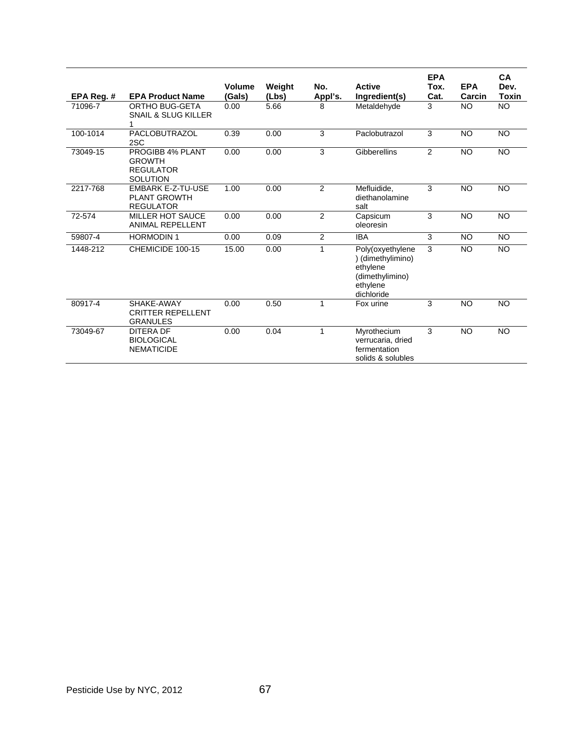| EPA Reg. # | EPA Product Name | Volume (Gals) | Weight (Lbs) | No. Appl's. | Active Ingredient(s) | EPA Tox. Cat. | EPA Carcin | CA Dev. Toxin |
|---|---|---|---|---|---|---|---|---|
| 71096-7 | ORTHO BUG-GETA SNAIL & SLUG KILLER 1 | 0.00 | 5.66 | 8 | Metaldehyde | 3 | NO | NO |
| 100-1014 | PACLOBUTRAZOL 2SC | 0.39 | 0.00 | 3 | Paclobutrazol | 3 | NO | NO |
| 73049-15 | PROGIBB 4% PLANT GROWTH REGULATOR SOLUTION | 0.00 | 0.00 | 3 | Gibberellins | 2 | NO | NO |
| 2217-768 | EMBARK E-Z-TU-USE PLANT GROWTH REGULATOR | 1.00 | 0.00 | 2 | Mefluidide, diethanolamine salt | 3 | NO | NO |
| 72-574 | MILLER HOT SAUCE ANIMAL REPELLENT | 0.00 | 0.00 | 2 | Capsicum oleoresin | 3 | NO | NO |
| 59807-4 | HORMODIN 1 | 0.00 | 0.09 | 2 | IBA | 3 | NO | NO |
| 1448-212 | CHEMICIDE 100-15 | 15.00 | 0.00 | 1 | Poly(oxyethylene) (dimethylimino) ethylene (dimethylimino) ethylene dichloride | 3 | NO | NO |
| 80917-4 | SHAKE-AWAY CRITTER REPELLENT GRANULES | 0.00 | 0.50 | 1 | Fox urine | 3 | NO | NO |
| 73049-67 | DITERA DF BIOLOGICAL NEMATICIDE | 0.00 | 0.04 | 1 | Myrothecium verrucaria, dried fermentation solids & solubles | 3 | NO | NO |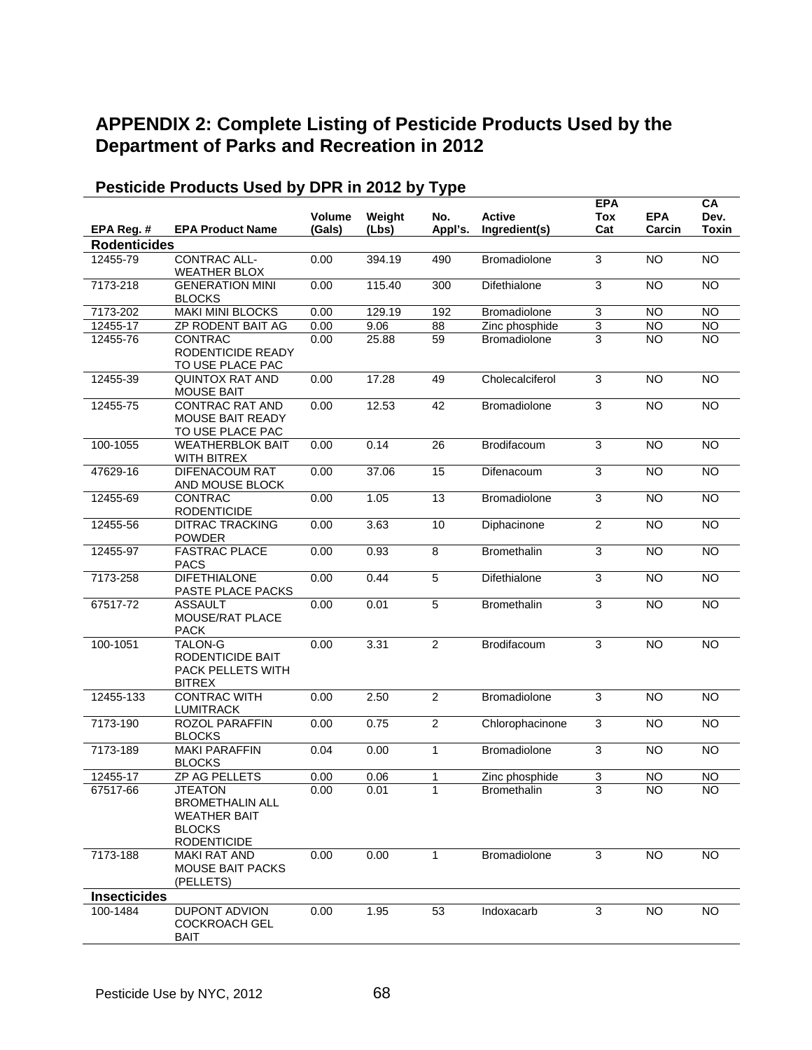## APPENDIX 2: Complete Listing of Pesticide Products Used by the Department of Parks and Recreation in 2012

### Pesticide Products Used by DPR in 2012 by Type

| EPA Reg. # | EPA Product Name | Volume (Gals) | Weight (Lbs) | No. Appl's. | Active Ingredient(s) | EPA Tox Cat | EPA Carcin | CA Dev. Toxin |
|---|---|---|---|---|---|---|---|---|
| **Rodenticides** | | | | | | | | |
| 12455-79 | CONTRAC ALL-WEATHER BLOX | 0.00 | 394.19 | 490 | Bromadiolone | 3 | NO | NO |
| 7173-218 | GENERATION MINI BLOCKS | 0.00 | 115.40 | 300 | Difethialone | 3 | NO | NO |
| 7173-202 | MAKI MINI BLOCKS | 0.00 | 129.19 | 192 | Bromadiolone | 3 | NO | NO |
| 12455-17 | ZP RODENT BAIT AG | 0.00 | 9.06 | 88 | Zinc phosphide | 3 | NO | NO |
| 12455-76 | CONTRAC RODENTICIDE READY TO USE PLACE PAC | 0.00 | 25.88 | 59 | Bromadiolone | 3 | NO | NO |
| 12455-39 | QUINTOX RAT AND MOUSE BAIT | 0.00 | 17.28 | 49 | Cholecalciferol | 3 | NO | NO |
| 12455-75 | CONTRAC RAT AND MOUSE BAIT READY TO USE PLACE PAC | 0.00 | 12.53 | 42 | Bromadiolone | 3 | NO | NO |
| 100-1055 | WEATHERBLOK BAIT WITH BITREX | 0.00 | 0.14 | 26 | Brodifacoum | 3 | NO | NO |
| 47629-16 | DIFENACOUM RAT AND MOUSE BLOCK | 0.00 | 37.06 | 15 | Difenacoum | 3 | NO | NO |
| 12455-69 | CONTRAC RODENTICIDE | 0.00 | 1.05 | 13 | Bromadiolone | 3 | NO | NO |
| 12455-56 | DITRAC TRACKING POWDER | 0.00 | 3.63 | 10 | Diphacinone | 2 | NO | NO |
| 12455-97 | FASTRAC PLACE PACS | 0.00 | 0.93 | 8 | Bromethalin | 3 | NO | NO |
| 7173-258 | DIFETHIALONE PASTE PLACE PACKS | 0.00 | 0.44 | 5 | Difethialone | 3 | NO | NO |
| 67517-72 | ASSAULT MOUSE/RAT PLACE PACK | 0.00 | 0.01 | 5 | Bromethalin | 3 | NO | NO |
| 100-1051 | TALON-G RODENTICIDE BAIT PACK PELLETS WITH BITREX | 0.00 | 3.31 | 2 | Brodifacoum | 3 | NO | NO |
| 12455-133 | CONTRAC WITH LUMITRACK | 0.00 | 2.50 | 2 | Bromadiolone | 3 | NO | NO |
| 7173-190 | ROZOL PARAFFIN BLOCKS | 0.00 | 0.75 | 2 | Chlorophacinone | 3 | NO | NO |
| 7173-189 | MAKI PARAFFIN BLOCKS | 0.04 | 0.00 | 1 | Bromadiolone | 3 | NO | NO |
| 12455-17 | ZP AG PELLETS | 0.00 | 0.06 | 1 | Zinc phosphide | 3 | NO | NO |
| 67517-66 | JTEATON BROMETHALIN ALL WEATHER BAIT BLOCKS RODENTICIDE | 0.00 | 0.01 | 1 | Bromethalin | 3 | NO | NO |
| 7173-188 | MAKI RAT AND MOUSE BAIT PACKS (PELLETS) | 0.00 | 0.00 | 1 | Bromadiolone | 3 | NO | NO |
| **Insecticides** | | | | | | | | |
| 100-1484 | DUPONT ADVION COCKROACH GEL BAIT | 0.00 | 1.95 | 53 | Indoxacarb | 3 | NO | NO |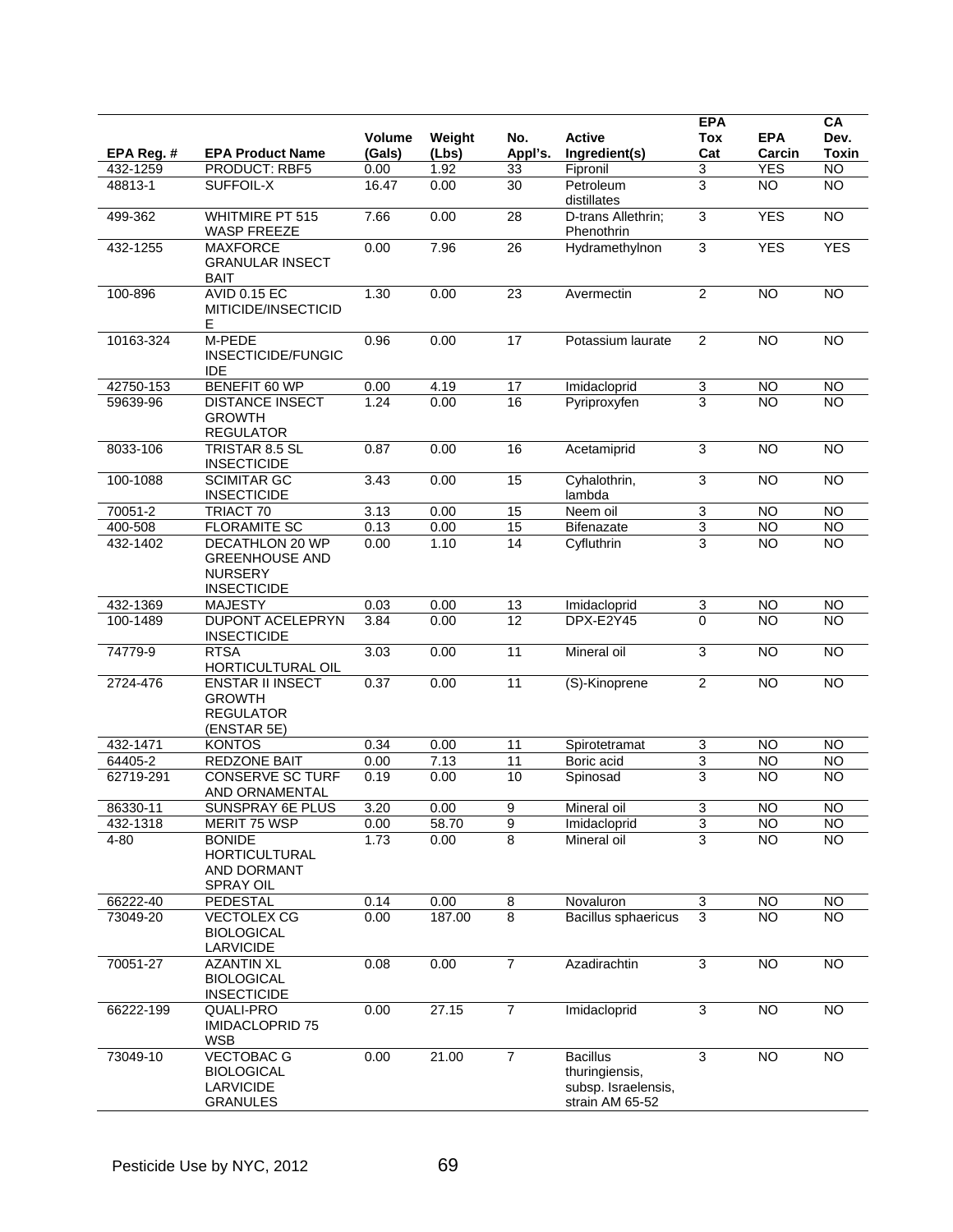| EPA Reg. # | EPA Product Name | Volume (Gals) | Weight (Lbs) | No. Appl's. | Active Ingredient(s) | EPA Tox Cat | EPA Carcin | CA Dev. Toxin |
|---|---|---|---|---|---|---|---|---|
| 432-1259 | PRODUCT: RBF5 | 0.00 | 1.92 | 33 | Fipronil | 3 | YES | NO |
| 48813-1 | SUFFOIL-X | 16.47 | 0.00 | 30 | Petroleum distillates | 3 | NO | NO |
| 499-362 | WHITMIRE PT 515 WASP FREEZE | 7.66 | 0.00 | 28 | D-trans Allethrin; Phenothrin | 3 | YES | NO |
| 432-1255 | MAXFORCE GRANULAR INSECT BAIT | 0.00 | 7.96 | 26 | Hydramethylnon | 3 | YES | YES |
| 100-896 | AVID 0.15 EC MITICIDE/INSECTICIDE | 1.30 | 0.00 | 23 | Avermectin | 2 | NO | NO |
| 10163-324 | M-PEDE INSECTICIDE/FUNGICIDE | 0.96 | 0.00 | 17 | Potassium laurate | 2 | NO | NO |
| 42750-153 | BENEFIT 60 WP | 0.00 | 4.19 | 17 | Imidacloprid | 3 | NO | NO |
| 59639-96 | DISTANCE INSECT GROWTH REGULATOR | 1.24 | 0.00 | 16 | Pyriproxyfen | 3 | NO | NO |
| 8033-106 | TRISTAR 8.5 SL INSECTICIDE | 0.87 | 0.00 | 16 | Acetamiprid | 3 | NO | NO |
| 100-1088 | SCIMITAR GC INSECTICIDE | 3.43 | 0.00 | 15 | Cyhalothrin, lambda | 3 | NO | NO |
| 70051-2 | TRIACT 70 | 3.13 | 0.00 | 15 | Neem oil | 3 | NO | NO |
| 400-508 | FLORAMITE SC | 0.13 | 0.00 | 15 | Bifenazate | 3 | NO | NO |
| 432-1402 | DECATHLON 20 WP GREENHOUSE AND NURSERY INSECTICIDE | 0.00 | 1.10 | 14 | Cyfluthrin | 3 | NO | NO |
| 432-1369 | MAJESTY | 0.03 | 0.00 | 13 | Imidacloprid | 3 | NO | NO |
| 100-1489 | DUPONT ACELEPRYN INSECTICIDE | 3.84 | 0.00 | 12 | DPX-E2Y45 | 0 | NO | NO |
| 74779-9 | RTSA HORTICULTURAL OIL | 3.03 | 0.00 | 11 | Mineral oil | 3 | NO | NO |
| 2724-476 | ENSTAR II INSECT GROWTH REGULATOR (ENSTAR 5E) | 0.37 | 0.00 | 11 | (S)-Kinoprene | 2 | NO | NO |
| 432-1471 | KONTOS | 0.34 | 0.00 | 11 | Spirotetramat | 3 | NO | NO |
| 64405-2 | REDZONE BAIT | 0.00 | 7.13 | 11 | Boric acid | 3 | NO | NO |
| 62719-291 | CONSERVE SC TURF AND ORNAMENTAL | 0.19 | 0.00 | 10 | Spinosad | 3 | NO | NO |
| 86330-11 | SUNSPRAY 6E PLUS | 3.20 | 0.00 | 9 | Mineral oil | 3 | NO | NO |
| 432-1318 | MERIT 75 WSP | 0.00 | 58.70 | 9 | Imidacloprid | 3 | NO | NO |
| 4-80 | BONIDE HORTICULTURAL AND DORMANT SPRAY OIL | 1.73 | 0.00 | 8 | Mineral oil | 3 | NO | NO |
| 66222-40 | PEDESTAL | 0.14 | 0.00 | 8 | Novaluron | 3 | NO | NO |
| 73049-20 | VECTOLEX CG BIOLOGICAL LARVICIDE | 0.00 | 187.00 | 8 | Bacillus sphaericus | 3 | NO | NO |
| 70051-27 | AZANTIN XL BIOLOGICAL INSECTICIDE | 0.08 | 0.00 | 7 | Azadirachtin | 3 | NO | NO |
| 66222-199 | QUALI-PRO IMIDACLOPRID 75 WSB | 0.00 | 27.15 | 7 | Imidacloprid | 3 | NO | NO |
| 73049-10 | VECTOBAC G BIOLOGICAL LARVICIDE GRANULES | 0.00 | 21.00 | 7 | Bacillus thuringiensis, subsp. Israelensis, strain AM 65-52 | 3 | NO | NO |

Pesticide Use by NYC, 2012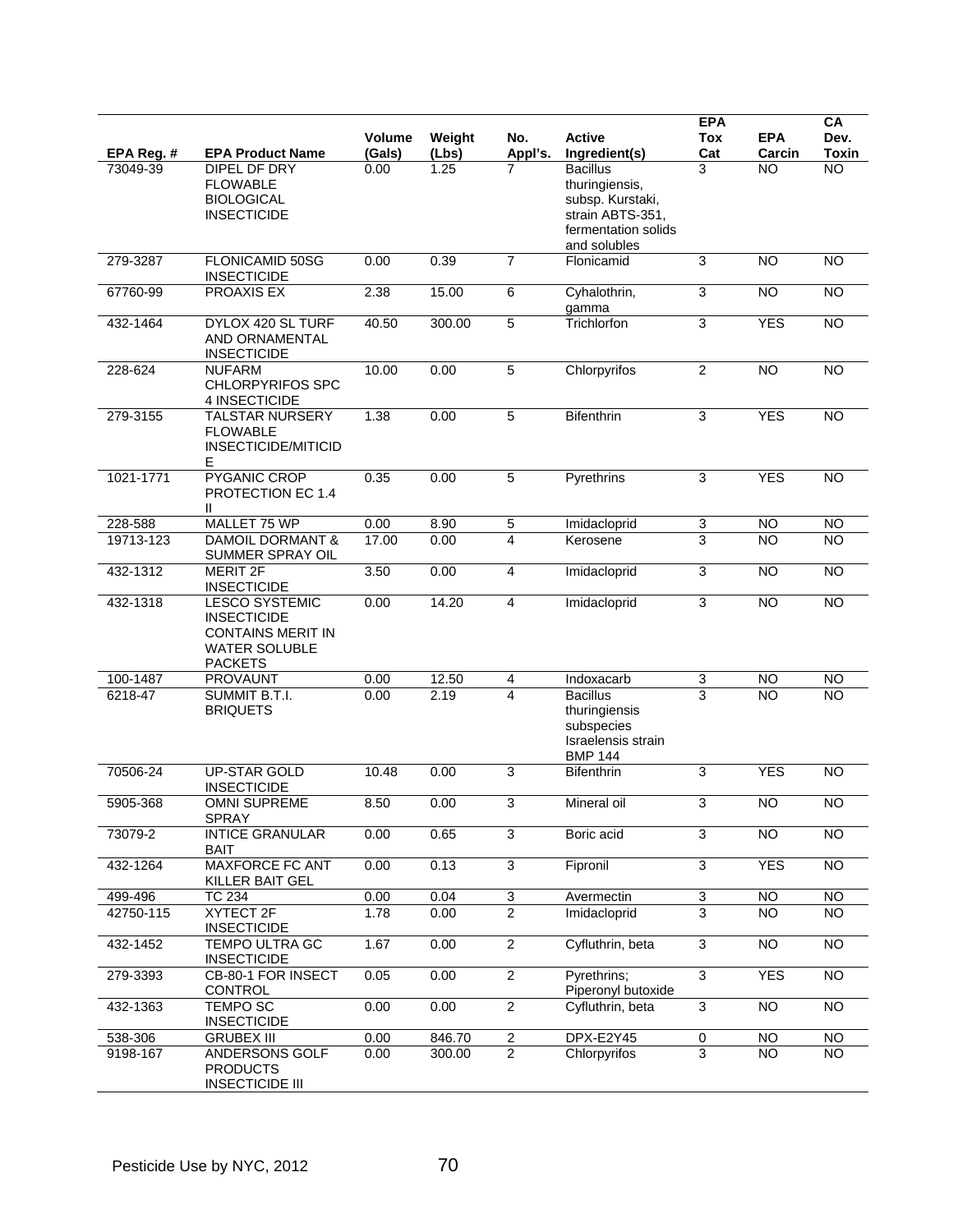| EPA Reg. # | EPA Product Name | Volume (Gals) | Weight (Lbs) | No. Appl's. | Active Ingredient(s) | EPA Tox Cat | EPA Carcin | CA Dev. Toxin |
|---|---|---|---|---|---|---|---|---|
| 73049-39 | DIPEL DF DRY FLOWABLE BIOLOGICAL INSECTICIDE | 0.00 | 1.25 | 7 | Bacillus thuringiensis, subsp. Kurstaki, strain ABTS-351, fermentation solids and solubles | 3 | NO | NO |
| 279-3287 | FLONICAMID 50SG INSECTICIDE | 0.00 | 0.39 | 7 | Flonicamid | 3 | NO | NO |
| 67760-99 | PROAXIS EX | 2.38 | 15.00 | 6 | Cyhalothrin, gamma | 3 | NO | NO |
| 432-1464 | DYLOX 420 SL TURF AND ORNAMENTAL INSECTICIDE | 40.50 | 300.00 | 5 | Trichlorfon | 3 | YES | NO |
| 228-624 | NUFARM CHLORPYRIFOS SPC 4 INSECTICIDE | 10.00 | 0.00 | 5 | Chlorpyrifos | 2 | NO | NO |
| 279-3155 | TALSTAR NURSERY FLOWABLE INSECTICIDE/MITICIDE | 1.38 | 0.00 | 5 | Bifenthrin | 3 | YES | NO |
| 1021-1771 | PYGANIC CROP PROTECTION EC 1.4 II | 0.35 | 0.00 | 5 | Pyrethrins | 3 | YES | NO |
| 228-588 | MALLET 75 WP | 0.00 | 8.90 | 5 | Imidacloprid | 3 | NO | NO |
| 19713-123 | DAMOIL DORMANT & SUMMER SPRAY OIL | 17.00 | 0.00 | 4 | Kerosene | 3 | NO | NO |
| 432-1312 | MERIT 2F INSECTICIDE | 3.50 | 0.00 | 4 | Imidacloprid | 3 | NO | NO |
| 432-1318 | LESCO SYSTEMIC INSECTICIDE CONTAINS MERIT IN WATER SOLUBLE PACKETS | 0.00 | 14.20 | 4 | Imidacloprid | 3 | NO | NO |
| 100-1487 | PROVAUNT | 0.00 | 12.50 | 4 | Indoxacarb | 3 | NO | NO |
| 6218-47 | SUMMIT B.T.I. BRIQUETS | 0.00 | 2.19 | 4 | Bacillus thuringiensis subspecies Israelensis strain BMP 144 | 3 | NO | NO |
| 70506-24 | UP-STAR GOLD INSECTICIDE | 10.48 | 0.00 | 3 | Bifenthrin | 3 | YES | NO |
| 5905-368 | OMNI SUPREME SPRAY | 8.50 | 0.00 | 3 | Mineral oil | 3 | NO | NO |
| 73079-2 | INTICE GRANULAR BAIT | 0.00 | 0.65 | 3 | Boric acid | 3 | NO | NO |
| 432-1264 | MAXFORCE FC ANT KILLER BAIT GEL | 0.00 | 0.13 | 3 | Fipronil | 3 | YES | NO |
| 499-496 | TC 234 | 0.00 | 0.04 | 3 | Avermectin | 3 | NO | NO |
| 42750-115 | XYTECT 2F INSECTICIDE | 1.78 | 0.00 | 2 | Imidacloprid | 3 | NO | NO |
| 432-1452 | TEMPO ULTRA GC INSECTICIDE | 1.67 | 0.00 | 2 | Cyfluthrin, beta | 3 | NO | NO |
| 279-3393 | CB-80-1 FOR INSECT CONTROL | 0.05 | 0.00 | 2 | Pyrethrins; Piperonyl butoxide | 3 | YES | NO |
| 432-1363 | TEMPO SC INSECTICIDE | 0.00 | 0.00 | 2 | Cyfluthrin, beta | 3 | NO | NO |
| 538-306 | GRUBEX III | 0.00 | 846.70 | 2 | DPX-E2Y45 | 0 | NO | NO |
| 9198-167 | ANDERSONS GOLF PRODUCTS INSECTICIDE III | 0.00 | 300.00 | 2 | Chlorpyrifos | 3 | NO | NO |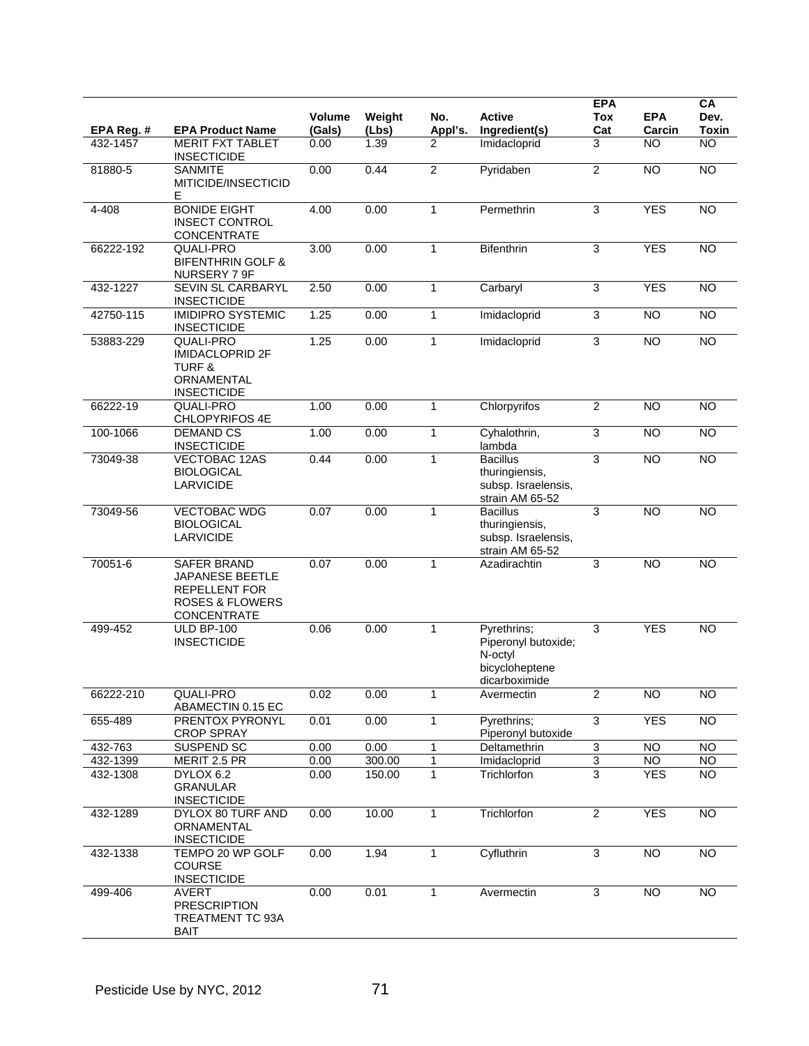| EPA Reg. # | EPA Product Name | Volume (Gals) | Weight (Lbs) | No. Appl's. | Active Ingredient(s) | EPA Tox Cat | EPA Carcin | CA Dev. Toxin |
|---|---|---|---|---|---|---|---|---|
| 432-1457 | MERIT FXT TABLET INSECTICIDE | 0.00 | 1.39 | 2 | Imidacloprid | 3 | NO | NO |
| 81880-5 | SANMITE MITICIDE/INSECTICIDE | 0.00 | 0.44 | 2 | Pyridaben | 2 | NO | NO |
| 4-408 | BONIDE EIGHT INSECT CONTROL CONCENTRATE | 4.00 | 0.00 | 1 | Permethrin | 3 | YES | NO |
| 66222-192 | QUALI-PRO BIFENTHRIN GOLF & NURSERY 7 9F | 3.00 | 0.00 | 1 | Bifenthrin | 3 | YES | NO |
| 432-1227 | SEVIN SL CARBARYL INSECTICIDE | 2.50 | 0.00 | 1 | Carbaryl | 3 | YES | NO |
| 42750-115 | IMIDIPRO SYSTEMIC INSECTICIDE | 1.25 | 0.00 | 1 | Imidacloprid | 3 | NO | NO |
| 53883-229 | QUALI-PRO IMIDACLOPRID 2F TURF & ORNAMENTAL INSECTICIDE | 1.25 | 0.00 | 1 | Imidacloprid | 3 | NO | NO |
| 66222-19 | QUALI-PRO CHLOPYRIFOS 4E | 1.00 | 0.00 | 1 | Chlorpyrifos | 2 | NO | NO |
| 100-1066 | DEMAND CS INSECTICIDE | 1.00 | 0.00 | 1 | Cyhalothrin, lambda | 3 | NO | NO |
| 73049-38 | VECTOBAC 12AS BIOLOGICAL LARVICIDE | 0.44 | 0.00 | 1 | Bacillus thuringiensis, subsp. Israelensis, strain AM 65-52 | 3 | NO | NO |
| 73049-56 | VECTOBAC WDG BIOLOGICAL LARVICIDE | 0.07 | 0.00 | 1 | Bacillus thuringiensis, subsp. Israelensis, strain AM 65-52 | 3 | NO | NO |
| 70051-6 | SAFER BRAND JAPANESE BEETLE REPELLENT FOR ROSES & FLOWERS CONCENTRATE | 0.07 | 0.00 | 1 | Azadirachtin | 3 | NO | NO |
| 499-452 | ULD BP-100 INSECTICIDE | 0.06 | 0.00 | 1 | Pyrethrins; Piperonyl butoxide; N-octyl bicycloheptene dicarboximide | 3 | YES | NO |
| 66222-210 | QUALI-PRO ABAMECTIN 0.15 EC | 0.02 | 0.00 | 1 | Avermectin | 2 | NO | NO |
| 655-489 | PRENTOX PYRONYL CROP SPRAY | 0.01 | 0.00 | 1 | Pyrethrins; Piperonyl butoxide | 3 | YES | NO |
| 432-763 | SUSPEND SC | 0.00 | 0.00 | 1 | Deltamethrin | 3 | NO | NO |
| 432-1399 | MERIT 2.5 PR | 0.00 | 300.00 | 1 | Imidacloprid | 3 | NO | NO |
| 432-1308 | DYLOX 6.2 GRANULAR INSECTICIDE | 0.00 | 150.00 | 1 | Trichlorfon | 3 | YES | NO |
| 432-1289 | DYLOX 80 TURF AND ORNAMENTAL INSECTICIDE | 0.00 | 10.00 | 1 | Trichlorfon | 2 | YES | NO |
| 432-1338 | TEMPO 20 WP GOLF COURSE INSECTICIDE | 0.00 | 1.94 | 1 | Cyfluthrin | 3 | NO | NO |
| 499-406 | AVERT PRESCRIPTION TREATMENT TC 93A BAIT | 0.00 | 0.01 | 1 | Avermectin | 3 | NO | NO |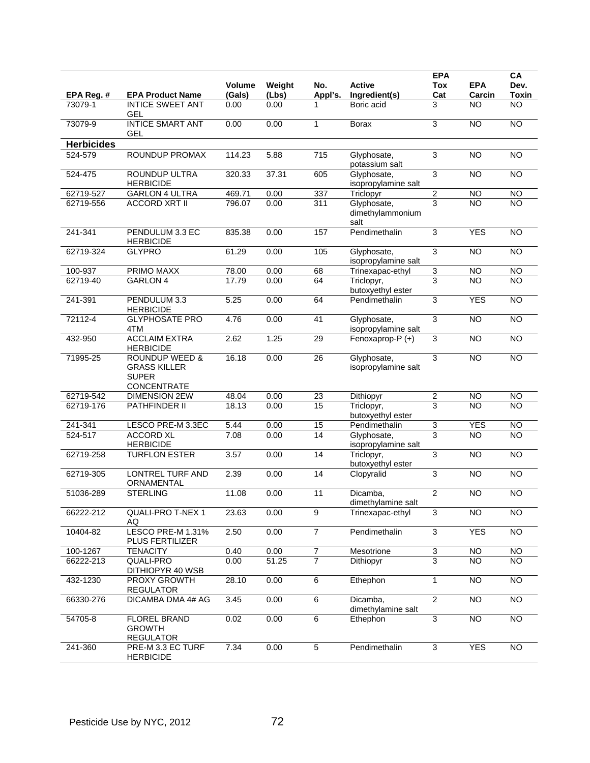| EPA Reg. # | EPA Product Name | Volume (Gals) | Weight (Lbs) | No. Appl's. | Active Ingredient(s) | EPA Tox Cat | EPA Carcin | CA Dev. Toxin |
|---|---|---|---|---|---|---|---|---|
| 73079-1 | INTICE SWEET ANT GEL | 0.00 | 0.00 | 1 | Boric acid | 3 | NO | NO |
| 73079-9 | INTICE SMART ANT GEL | 0.00 | 0.00 | 1 | Borax | 3 | NO | NO |
| **Herbicides** | | | | | | | | |
| 524-579 | ROUNDUP PROMAX | 114.23 | 5.88 | 715 | Glyphosate, potassium salt | 3 | NO | NO |
| 524-475 | ROUNDUP ULTRA HERBICIDE | 320.33 | 37.31 | 605 | Glyphosate, isopropylamine salt | 3 | NO | NO |
| 62719-527 | GARLON 4 ULTRA | 469.71 | 0.00 | 337 | Triclopyr | 2 | NO | NO |
| 62719-556 | ACCORD XRT II | 796.07 | 0.00 | 311 | Glyphosate, dimethylammonium salt | 3 | NO | NO |
| 241-341 | PENDULUM 3.3 EC HERBICIDE | 835.38 | 0.00 | 157 | Pendimethalin | 3 | YES | NO |
| 62719-324 | GLYPRO | 61.29 | 0.00 | 105 | Glyphosate, isopropylamine salt | 3 | NO | NO |
| 100-937 | PRIMO MAXX | 78.00 | 0.00 | 68 | Trinexapac-ethyl | 3 | NO | NO |
| 62719-40 | GARLON 4 | 17.79 | 0.00 | 64 | Triclopyr, butoxyethyl ester | 3 | NO | NO |
| 241-391 | PENDULUM 3.3 HERBICIDE | 5.25 | 0.00 | 64 | Pendimethalin | 3 | YES | NO |
| 72112-4 | GLYPHOSATE PRO 4TM | 4.76 | 0.00 | 41 | Glyphosate, isopropylamine salt | 3 | NO | NO |
| 432-950 | ACCLAIM EXTRA HERBICIDE | 2.62 | 1.25 | 29 | Fenoxaprop-P (+) | 3 | NO | NO |
| 71995-25 | ROUNDUP WEED & GRASS KILLER SUPER CONCENTRATE | 16.18 | 0.00 | 26 | Glyphosate, isopropylamine salt | 3 | NO | NO |
| 62719-542 | DIMENSION 2EW | 48.04 | 0.00 | 23 | Dithiopyr | 2 | NO | NO |
| 62719-176 | PATHFINDER II | 18.13 | 0.00 | 15 | Triclopyr, butoxyethyl ester | 3 | NO | NO |
| 241-341 | LESCO PRE-M 3.3EC | 5.44 | 0.00 | 15 | Pendimethalin | 3 | YES | NO |
| 524-517 | ACCORD XL HERBICIDE | 7.08 | 0.00 | 14 | Glyphosate, isopropylamine salt | 3 | NO | NO |
| 62719-258 | TURFLON ESTER | 3.57 | 0.00 | 14 | Triclopyr, butoxyethyl ester | 3 | NO | NO |
| 62719-305 | LONTREL TURF AND ORNAMENTAL | 2.39 | 0.00 | 14 | Clopyralid | 3 | NO | NO |
| 51036-289 | STERLING | 11.08 | 0.00 | 11 | Dicamba, dimethylamine salt | 2 | NO | NO |
| 66222-212 | QUALI-PRO T-NEX 1 AQ | 23.63 | 0.00 | 9 | Trinexapac-ethyl | 3 | NO | NO |
| 10404-82 | LESCO PRE-M 1.31% PLUS FERTILIZER | 2.50 | 0.00 | 7 | Pendimethalin | 3 | YES | NO |
| 100-1267 | TENACITY | 0.40 | 0.00 | 7 | Mesotrione | 3 | NO | NO |
| 66222-213 | QUALI-PRO DITHIOPYR 40 WSB | 0.00 | 51.25 | 7 | Dithiopyr | 3 | NO | NO |
| 432-1230 | PROXY GROWTH REGULATOR | 28.10 | 0.00 | 6 | Ethephon | 1 | NO | NO |
| 66330-276 | DICAMBA DMA 4# AG | 3.45 | 0.00 | 6 | Dicamba, dimethylamine salt | 2 | NO | NO |
| 54705-8 | FLOREL BRAND GROWTH REGULATOR | 0.02 | 0.00 | 6 | Ethephon | 3 | NO | NO |
| 241-360 | PRE-M 3.3 EC TURF HERBICIDE | 7.34 | 0.00 | 5 | Pendimethalin | 3 | YES | NO |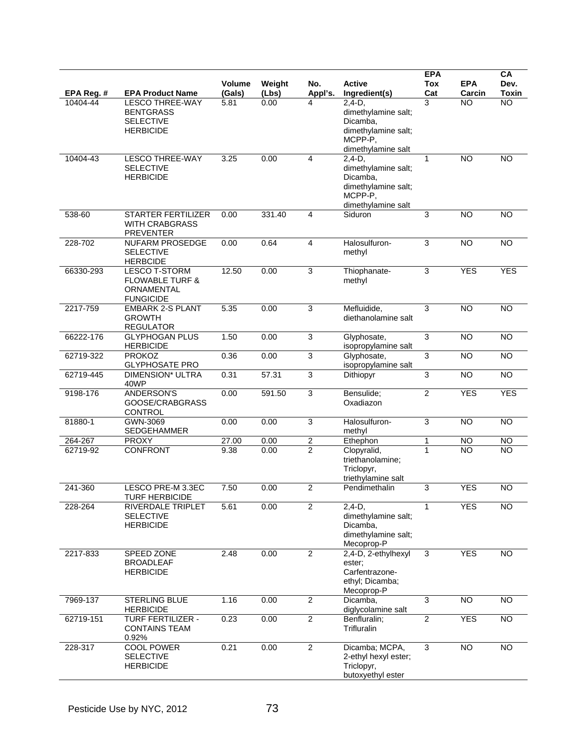| EPA Reg. # | EPA Product Name | Volume (Gals) | Weight (Lbs) | No. Appl's. | Active Ingredient(s) | EPA Tox Cat | EPA Carcin | CA Dev. Toxin |
|---|---|---|---|---|---|---|---|---|
| 10404-44 | LESCO THREE-WAY BENTGRASS SELECTIVE HERBICIDE | 5.81 | 0.00 | 4 | 2,4-D, dimethylamine salt; Dicamba, dimethylamine salt; MCPP-P, dimethylamine salt | 3 | NO | NO |
| 10404-43 | LESCO THREE-WAY SELECTIVE HERBICIDE | 3.25 | 0.00 | 4 | 2,4-D, dimethylamine salt; Dicamba, dimethylamine salt; MCPP-P, dimethylamine salt | 1 | NO | NO |
| 538-60 | STARTER FERTILIZER WITH CRABGRASS PREVENTER | 0.00 | 331.40 | 4 | Siduron | 3 | NO | NO |
| 228-702 | NUFARM PROSEDGE SELECTIVE HERBCIDE | 0.00 | 0.64 | 4 | Halosulfuron-methyl | 3 | NO | NO |
| 66330-293 | LESCO T-STORM FLOWABLE TURF & ORNAMENTAL FUNGICIDE | 12.50 | 0.00 | 3 | Thiophanate-methyl | 3 | YES | YES |
| 2217-759 | EMBARK 2-S PLANT GROWTH REGULATOR | 5.35 | 0.00 | 3 | Mefluidide, diethanolamine salt | 3 | NO | NO |
| 66222-176 | GLYPHOGAN PLUS HERBICIDE | 1.50 | 0.00 | 3 | Glyphosate, isopropylamine salt | 3 | NO | NO |
| 62719-322 | PROKOZ GLYPHOSATE PRO | 0.36 | 0.00 | 3 | Glyphosate, isopropylamine salt | 3 | NO | NO |
| 62719-445 | DIMENSION* ULTRA 40WP | 0.31 | 57.31 | 3 | Dithiopyr | 3 | NO | NO |
| 9198-176 | ANDERSON'S GOOSE/CRABGRASS CONTROL | 0.00 | 591.50 | 3 | Bensulide; Oxadiazon | 2 | YES | YES |
| 81880-1 | GWN-3069 SEDGEHAMMER | 0.00 | 0.00 | 3 | Halosulfuron-methyl | 3 | NO | NO |
| 264-267 | PROXY | 27.00 | 0.00 | 2 | Ethephon | 1 | NO | NO |
| 62719-92 | CONFRONT | 9.38 | 0.00 | 2 | Clopyralid, triethanolamine; Triclopyr, triethylamine salt | 1 | NO | NO |
| 241-360 | LESCO PRE-M 3.3EC TURF HERBICIDE | 7.50 | 0.00 | 2 | Pendimethalin | 3 | YES | NO |
| 228-264 | RIVERDALE TRIPLET SELECTIVE HERBICIDE | 5.61 | 0.00 | 2 | 2,4-D, dimethylamine salt; Dicamba, dimethylamine salt; Mecoprop-P | 1 | YES | NO |
| 2217-833 | SPEED ZONE BROADLEAF HERBICIDE | 2.48 | 0.00 | 2 | 2,4-D, 2-ethylhexyl ester; Carfentrazone-ethyl; Dicamba; Mecoprop-P | 3 | YES | NO |
| 7969-137 | STERLING BLUE HERBICIDE | 1.16 | 0.00 | 2 | Dicamba, diglycolamine salt | 3 | NO | NO |
| 62719-151 | TURF FERTILIZER - CONTAINS TEAM 0.92% | 0.23 | 0.00 | 2 | Benfluralin; Trifluralin | 2 | YES | NO |
| 228-317 | COOL POWER SELECTIVE HERBICIDE | 0.21 | 0.00 | 2 | Dicamba; MCPA, 2-ethyl hexyl ester; Triclopyr, butoxyethyl ester | 3 | NO | NO |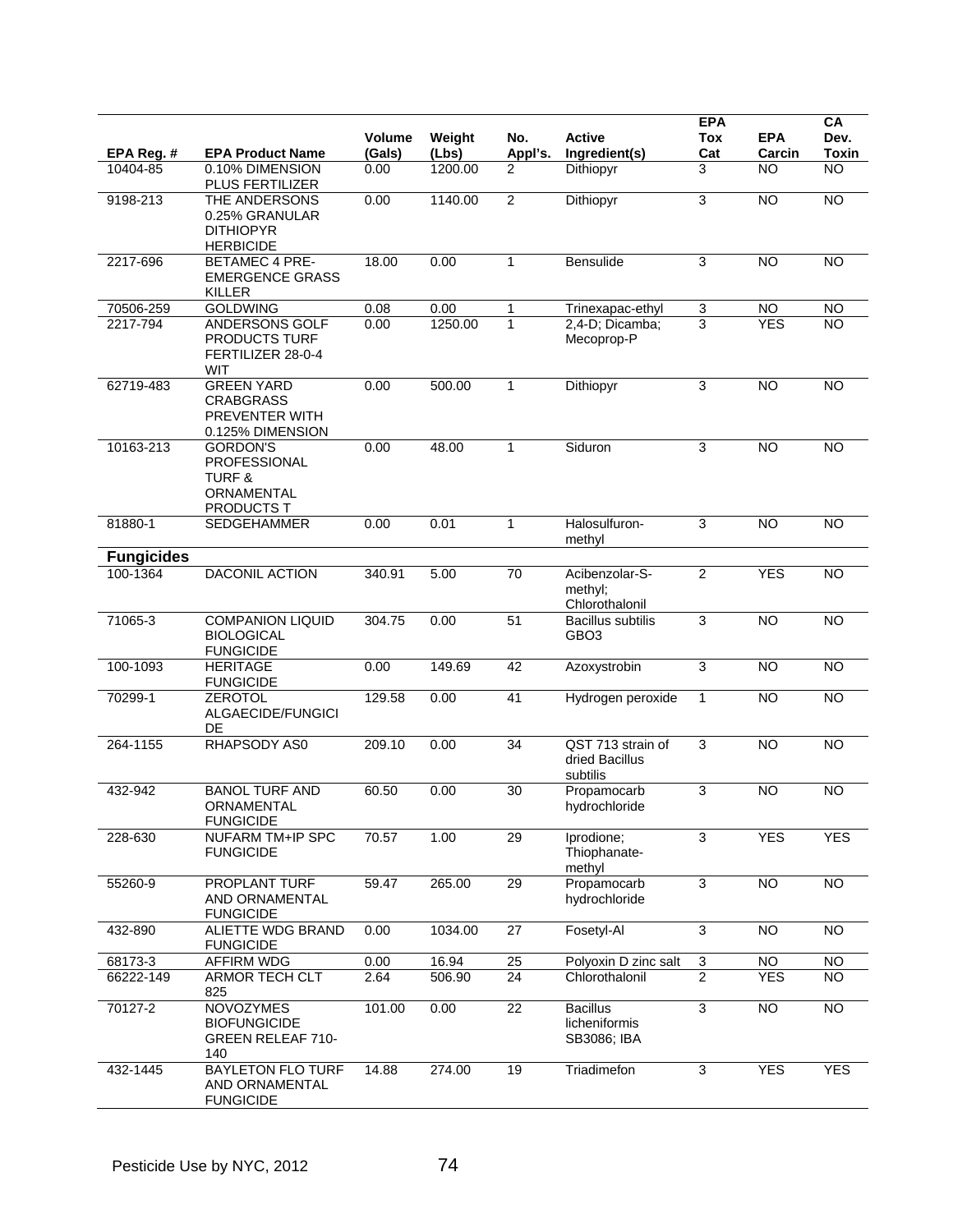| EPA Reg. # | EPA Product Name | Volume (Gals) | Weight (Lbs) | No. Appl's. | Active Ingredient(s) | EPA Tox Cat | EPA Carcin | CA Dev. Toxin |
|---|---|---|---|---|---|---|---|---|
| 10404-85 | 0.10% DIMENSION PLUS FERTILIZER | 0.00 | 1200.00 | 2 | Dithiopyr | 3 | NO | NO |
| 9198-213 | THE ANDERSONS 0.25% GRANULAR DITHIOPYR HERBICIDE | 0.00 | 1140.00 | 2 | Dithiopyr | 3 | NO | NO |
| 2217-696 | BETAMEC 4 PRE-EMERGENCE GRASS KILLER | 18.00 | 0.00 | 1 | Bensulide | 3 | NO | NO |
| 70506-259 | GOLDWING | 0.08 | 0.00 | 1 | Trinexapac-ethyl | 3 | NO | NO |
| 2217-794 | ANDERSONS GOLF PRODUCTS TURF FERTILIZER 28-0-4 WIT | 0.00 | 1250.00 | 1 | 2,4-D; Dicamba; Mecoprop-P | 3 | YES | NO |
| 62719-483 | GREEN YARD CRABGRASS PREVENTER WITH 0.125% DIMENSION | 0.00 | 500.00 | 1 | Dithiopyr | 3 | NO | NO |
| 10163-213 | GORDON'S PROFESSIONAL TURF & ORNAMENTAL PRODUCTS T | 0.00 | 48.00 | 1 | Siduron | 3 | NO | NO |
| 81880-1 | SEDGEHAMMER | 0.00 | 0.01 | 1 | Halosulfuron-methyl | 3 | NO | NO |
| **Fungicides** | | | | | | | | |
| 100-1364 | DACONIL ACTION | 340.91 | 5.00 | 70 | Acibenzolar-S-methyl; Chlorothalonil | 2 | YES | NO |
| 71065-3 | COMPANION LIQUID BIOLOGICAL FUNGICIDE | 304.75 | 0.00 | 51 | Bacillus subtilis GBO3 | 3 | NO | NO |
| 100-1093 | HERITAGE FUNGICIDE | 0.00 | 149.69 | 42 | Azoxystrobin | 3 | NO | NO |
| 70299-1 | ZEROTOL ALGAECIDE/FUNGICIDE | 129.58 | 0.00 | 41 | Hydrogen peroxide | 1 | NO | NO |
| 264-1155 | RHAPSODY AS0 | 209.10 | 0.00 | 34 | QST 713 strain of dried Bacillus subtilis | 3 | NO | NO |
| 432-942 | BANOL TURF AND ORNAMENTAL FUNGICIDE | 60.50 | 0.00 | 30 | Propamocarb hydrochloride | 3 | NO | NO |
| 228-630 | NUFARM TM+IP SPC FUNGICIDE | 70.57 | 1.00 | 29 | Iprodione; Thiophanate-methyl | 3 | YES | YES |
| 55260-9 | PROPLANT TURF AND ORNAMENTAL FUNGICIDE | 59.47 | 265.00 | 29 | Propamocarb hydrochloride | 3 | NO | NO |
| 432-890 | ALIETTE WDG BRAND FUNGICIDE | 0.00 | 1034.00 | 27 | Fosetyl-Al | 3 | NO | NO |
| 68173-3 | AFFIRM WDG | 0.00 | 16.94 | 25 | Polyoxin D zinc salt | 3 | NO | NO |
| 66222-149 | ARMOR TECH CLT 825 | 2.64 | 506.90 | 24 | Chlorothalonil | 2 | YES | NO |
| 70127-2 | NOVOZYMES BIOFUNGICIDE GREEN RELEAF 710-140 | 101.00 | 0.00 | 22 | Bacillus licheniformis SB3086; IBA | 3 | NO | NO |
| 432-1445 | BAYLETON FLO TURF AND ORNAMENTAL FUNGICIDE | 14.88 | 274.00 | 19 | Triadimefon | 3 | YES | YES |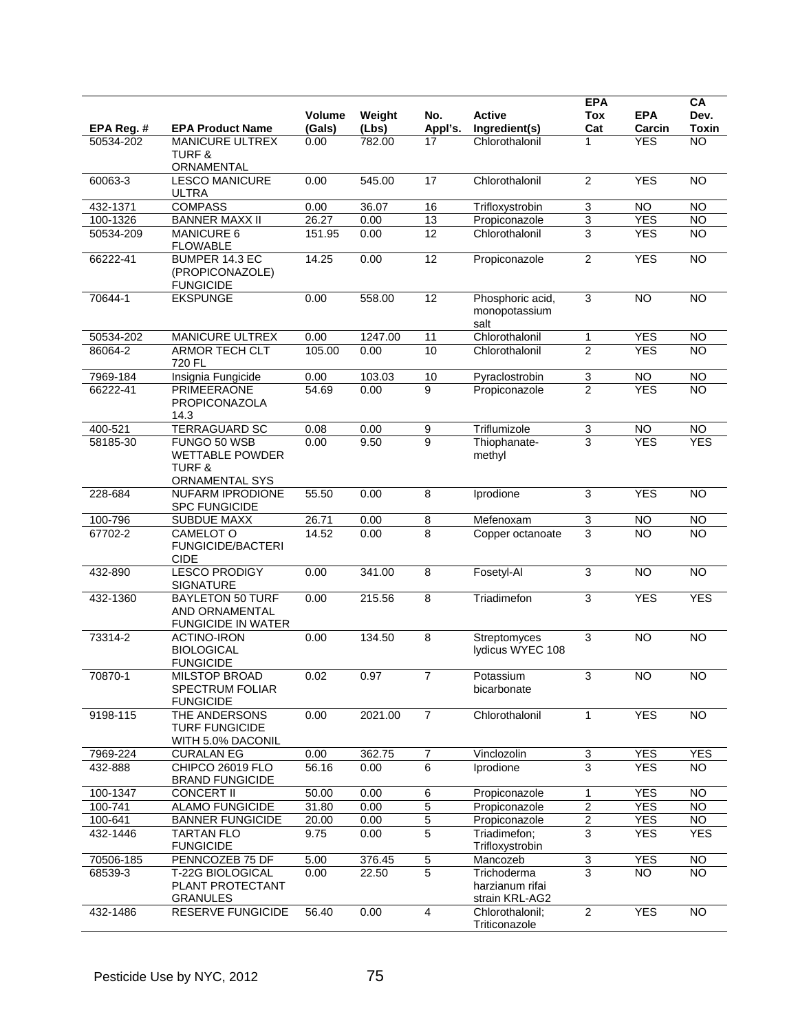| EPA Reg. # | EPA Product Name | Volume (Gals) | Weight (Lbs) | No. Appl's. | Active Ingredient(s) | EPA Tox Cat | EPA Carcin | CA Dev. Toxin |
|---|---|---|---|---|---|---|---|---|
| 50534-202 | MANICURE ULTREX TURF & ORNAMENTAL | 0.00 | 782.00 | 17 | Chlorothalonil | 1 | YES | NO |
| 60063-3 | LESCO MANICURE ULTRA | 0.00 | 545.00 | 17 | Chlorothalonil | 2 | YES | NO |
| 432-1371 | COMPASS | 0.00 | 36.07 | 16 | Trifloxystrobin | 3 | NO | NO |
| 100-1326 | BANNER MAXX II | 26.27 | 0.00 | 13 | Propiconazole | 3 | YES | NO |
| 50534-209 | MANICURE 6 FLOWABLE | 151.95 | 0.00 | 12 | Chlorothalonil | 3 | YES | NO |
| 66222-41 | BUMPER 14.3 EC (PROPICONAZOLE) FUNGICIDE | 14.25 | 0.00 | 12 | Propiconazole | 2 | YES | NO |
| 70644-1 | EKSPUNGE | 0.00 | 558.00 | 12 | Phosphoric acid, monopotassium salt | 3 | NO | NO |
| 50534-202 | MANICURE ULTREX | 0.00 | 1247.00 | 11 | Chlorothalonil | 1 | YES | NO |
| 86064-2 | ARMOR TECH CLT 720 FL | 105.00 | 0.00 | 10 | Chlorothalonil | 2 | YES | NO |
| 7969-184 | Insignia Fungicide | 0.00 | 103.03 | 10 | Pyraclostrobin | 3 | NO | NO |
| 66222-41 | PRIMEERAONE PROPICONAZOLA 14.3 | 54.69 | 0.00 | 9 | Propiconazole | 2 | YES | NO |
| 400-521 | TERRAGUARD SC | 0.08 | 0.00 | 9 | Triflumizole | 3 | NO | NO |
| 58185-30 | FUNGO 50 WSB WETTABLE POWDER TURF & ORNAMENTAL SYS | 0.00 | 9.50 | 9 | Thiophanate-methyl | 3 | YES | YES |
| 228-684 | NUFARM IPRODIONE SPC FUNGICIDE | 55.50 | 0.00 | 8 | Iprodione | 3 | YES | NO |
| 100-796 | SUBDUE MAXX | 26.71 | 0.00 | 8 | Mefenoxam | 3 | NO | NO |
| 67702-2 | CAMELOT O FUNGICIDE/BACTERICIDE | 14.52 | 0.00 | 8 | Copper octanoate | 3 | NO | NO |
| 432-890 | LESCO PRODIGY SIGNATURE | 0.00 | 341.00 | 8 | Fosetyl-Al | 3 | NO | NO |
| 432-1360 | BAYLETON 50 TURF AND ORNAMENTAL FUNGICIDE IN WATER | 0.00 | 215.56 | 8 | Triadimefon | 3 | YES | YES |
| 73314-2 | ACTINO-IRON BIOLOGICAL FUNGICIDE | 0.00 | 134.50 | 8 | Streptomyces lydicus WYEC 108 | 3 | NO | NO |
| 70870-1 | MILSTOP BROAD SPECTRUM FOLIAR FUNGICIDE | 0.02 | 0.97 | 7 | Potassium bicarbonate | 3 | NO | NO |
| 9198-115 | THE ANDERSONS TURF FUNGICIDE WITH 5.0% DACONIL | 0.00 | 2021.00 | 7 | Chlorothalonil | 1 | YES | NO |
| 7969-224 | CURALAN EG | 0.00 | 362.75 | 7 | Vinclozolin | 3 | YES | YES |
| 432-888 | CHIPCO 26019 FLO BRAND FUNGICIDE | 56.16 | 0.00 | 6 | Iprodione | 3 | YES | NO |
| 100-1347 | CONCERT II | 50.00 | 0.00 | 6 | Propiconazole | 1 | YES | NO |
| 100-741 | ALAMO FUNGICIDE | 31.80 | 0.00 | 5 | Propiconazole | 2 | YES | NO |
| 100-641 | BANNER FUNGICIDE | 20.00 | 0.00 | 5 | Propiconazole | 2 | YES | NO |
| 432-1446 | TARTAN FLO FUNGICIDE | 9.75 | 0.00 | 5 | Triadimefon; Trifloxystrobin | 3 | YES | YES |
| 70506-185 | PENNCOZEB 75 DF | 5.00 | 376.45 | 5 | Mancozeb | 3 | YES | NO |
| 68539-3 | T-22G BIOLOGICAL PLANT PROTECTANT GRANULES | 0.00 | 22.50 | 5 | Trichoderma harzianum rifai strain KRL-AG2 | 3 | NO | NO |
| 432-1486 | RESERVE FUNGICIDE | 56.40 | 0.00 | 4 | Chlorothalonil; Triticonazole | 2 | YES | NO |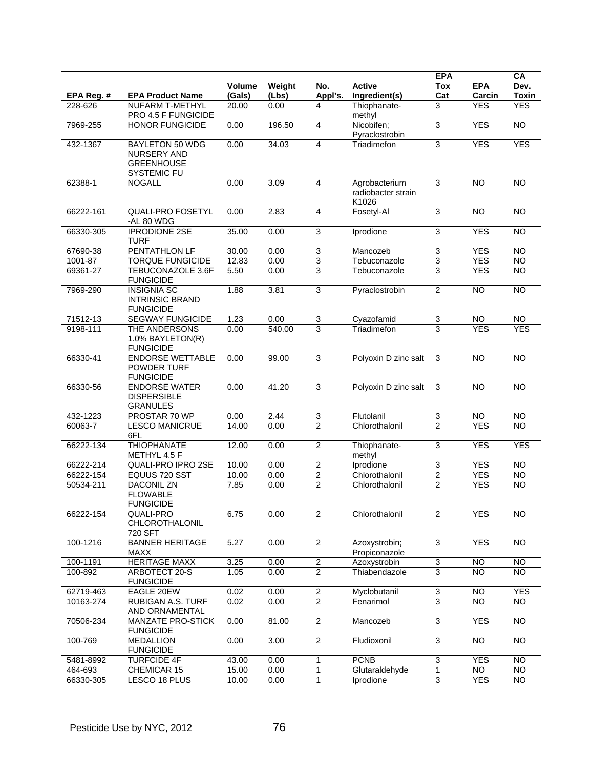| EPA Reg. # | EPA Product Name | Volume (Gals) | Weight (Lbs) | No. Appl's. | Active Ingredient(s) | EPA Tox Cat | EPA Carcin | CA Dev. Toxin |
|---|---|---|---|---|---|---|---|---|
| 228-626 | NUFARM T-METHYL PRO 4.5 F FUNGICIDE | 20.00 | 0.00 | 4 | Thiophanate-methyl | 3 | YES | YES |
| 7969-255 | HONOR FUNGICIDE | 0.00 | 196.50 | 4 | Nicobifen; Pyraclostrobin | 3 | YES | NO |
| 432-1367 | BAYLETON 50 WDG NURSERY AND GREENHOUSE SYSTEMIC FU | 0.00 | 34.03 | 4 | Triadimefon | 3 | YES | YES |
| 62388-1 | NOGALL | 0.00 | 3.09 | 4 | Agrobacterium radiobacter strain K1026 | 3 | NO | NO |
| 66222-161 | QUALI-PRO FOSETYL -AL 80 WDG | 0.00 | 2.83 | 4 | Fosetyl-Al | 3 | NO | NO |
| 66330-305 | IPRODIONE 2SE TURF | 35.00 | 0.00 | 3 | Iprodione | 3 | YES | NO |
| 67690-38 | PENTATHLON LF | 30.00 | 0.00 | 3 | Mancozeb | 3 | YES | NO |
| 1001-87 | TORQUE FUNGICIDE | 12.83 | 0.00 | 3 | Tebuconazole | 3 | YES | NO |
| 69361-27 | TEBUCONAZOLE 3.6F FUNGICIDE | 5.50 | 0.00 | 3 | Tebuconazole | 3 | YES | NO |
| 7969-290 | INSIGNIA SC INTRINSIC BRAND FUNGICIDE | 1.88 | 3.81 | 3 | Pyraclostrobin | 2 | NO | NO |
| 71512-13 | SEGWAY FUNGICIDE | 1.23 | 0.00 | 3 | Cyazofamid | 3 | NO | NO |
| 9198-111 | THE ANDERSONS 1.0% BAYLETON(R) FUNGICIDE | 0.00 | 540.00 | 3 | Triadimefon | 3 | YES | YES |
| 66330-41 | ENDORSE WETTABLE POWDER TURF FUNGICIDE | 0.00 | 99.00 | 3 | Polyoxin D zinc salt | 3 | NO | NO |
| 66330-56 | ENDORSE WATER DISPERSIBLE GRANULES | 0.00 | 41.20 | 3 | Polyoxin D zinc salt | 3 | NO | NO |
| 432-1223 | PROSTAR 70 WP | 0.00 | 2.44 | 3 | Flutolanil | 3 | NO | NO |
| 60063-7 | LESCO MANICRUE 6FL | 14.00 | 0.00 | 2 | Chlorothalonil | 2 | YES | NO |
| 66222-134 | THIOPHANATE METHYL 4.5 F | 12.00 | 0.00 | 2 | Thiophanate-methyl | 3 | YES | YES |
| 66222-214 | QUALI-PRO IPRO 2SE | 10.00 | 0.00 | 2 | Iprodione | 3 | YES | NO |
| 66222-154 | EQUUS 720 SST | 10.00 | 0.00 | 2 | Chlorothalonil | 2 | YES | NO |
| 50534-211 | DACONIL ZN FLOWABLE FUNGICIDE | 7.85 | 0.00 | 2 | Chlorothalonil | 2 | YES | NO |
| 66222-154 | QUALI-PRO CHLOROTHALONIL 720 SFT | 6.75 | 0.00 | 2 | Chlorothalonil | 2 | YES | NO |
| 100-1216 | BANNER HERITAGE MAXX | 5.27 | 0.00 | 2 | Azoxystrobin; Propiconazole | 3 | YES | NO |
| 100-1191 | HERITAGE MAXX | 3.25 | 0.00 | 2 | Azoxystrobin | 3 | NO | NO |
| 100-892 | ARBOTECT 20-S FUNGICIDE | 1.05 | 0.00 | 2 | Thiabendazole | 3 | NO | NO |
| 62719-463 | EAGLE 20EW | 0.02 | 0.00 | 2 | Myclobutanil | 3 | NO | YES |
| 10163-274 | RUBIGAN A.S. TURF AND ORNAMENTAL | 0.02 | 0.00 | 2 | Fenarimol | 3 | NO | NO |
| 70506-234 | MANZATE PRO-STICK FUNGICIDE | 0.00 | 81.00 | 2 | Mancozeb | 3 | YES | NO |
| 100-769 | MEDALLION FUNGICIDE | 0.00 | 3.00 | 2 | Fludioxonil | 3 | NO | NO |
| 5481-8992 | TURFCIDE 4F | 43.00 | 0.00 | 1 | PCNB | 3 | YES | NO |
| 464-693 | CHEMICAR 15 | 15.00 | 0.00 | 1 | Glutaraldehyde | 1 | NO | NO |
| 66330-305 | LESCO 18 PLUS | 10.00 | 0.00 | 1 | Iprodione | 3 | YES | NO |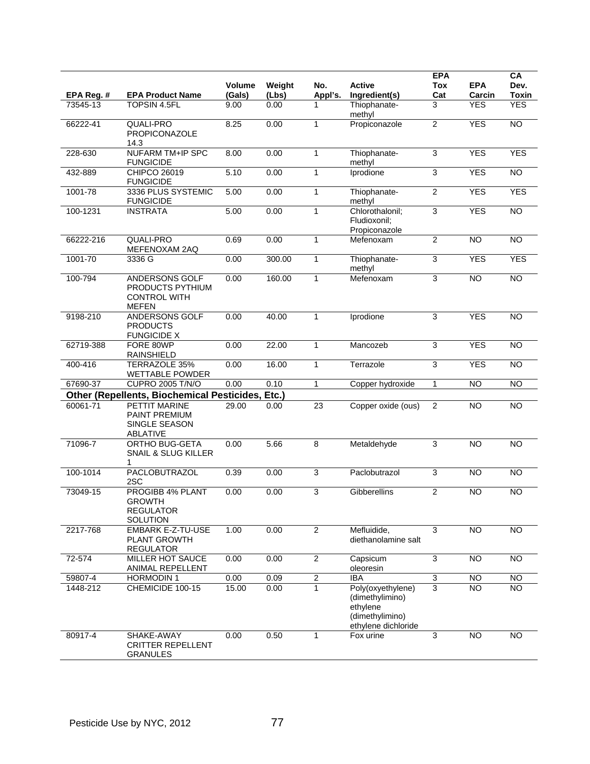| EPA Reg. # | EPA Product Name | Volume (Gals) | Weight (Lbs) | No. Appl's. | Active Ingredient(s) | EPA Tox Cat | EPA Carcin | CA Dev. Toxin |
|---|---|---|---|---|---|---|---|---|
| 73545-13 | TOPSIN 4.5FL | 9.00 | 0.00 | 1 | Thiophanate-methyl | 3 | YES | YES |
| 66222-41 | QUALI-PRO PROPICONAZOLE 14.3 | 8.25 | 0.00 | 1 | Propiconazole | 2 | YES | NO |
| 228-630 | NUFARM TM+IP SPC FUNGICIDE | 8.00 | 0.00 | 1 | Thiophanate-methyl | 3 | YES | YES |
| 432-889 | CHIPCO 26019 FUNGICIDE | 5.10 | 0.00 | 1 | Iprodione | 3 | YES | NO |
| 1001-78 | 3336 PLUS SYSTEMIC FUNGICIDE | 5.00 | 0.00 | 1 | Thiophanate-methyl | 2 | YES | YES |
| 100-1231 | INSTRATA | 5.00 | 0.00 | 1 | Chlorothalonil; Fludioxonil; Propiconazole | 3 | YES | NO |
| 66222-216 | QUALI-PRO MEFENOXAM 2AQ | 0.69 | 0.00 | 1 | Mefenoxam | 2 | NO | NO |
| 1001-70 | 3336 G | 0.00 | 300.00 | 1 | Thiophanate-methyl | 3 | YES | YES |
| 100-794 | ANDERSONS GOLF PRODUCTS PYTHIUM CONTROL WITH MEFEN | 0.00 | 160.00 | 1 | Mefenoxam | 3 | NO | NO |
| 9198-210 | ANDERSONS GOLF PRODUCTS FUNGICIDE X | 0.00 | 40.00 | 1 | Iprodione | 3 | YES | NO |
| 62719-388 | FORE 80WP RAINSHIELD | 0.00 | 22.00 | 1 | Mancozeb | 3 | YES | NO |
| 400-416 | TERRAZOLE 35% WETTABLE POWDER | 0.00 | 16.00 | 1 | Terrazole | 3 | YES | NO |
| 67690-37 | CUPRO 2005 T/N/O | 0.00 | 0.10 | 1 | Copper hydroxide | 1 | NO | NO |
| **Other (Repellents, Biochemical Pesticides, Etc.)** | | | | | | | | |
| 60061-71 | PETTIT MARINE PAINT PREMIUM SINGLE SEASON ABLATIVE | 29.00 | 0.00 | 23 | Copper oxide (ous) | 2 | NO | NO |
| 71096-7 | ORTHO BUG-GETA SNAIL & SLUG KILLER 1 | 0.00 | 5.66 | 8 | Metaldehyde | 3 | NO | NO |
| 100-1014 | PACLOBUTRAZOL 2SC | 0.39 | 0.00 | 3 | Paclobutrazol | 3 | NO | NO |
| 73049-15 | PROGIBB 4% PLANT GROWTH REGULATOR SOLUTION | 0.00 | 0.00 | 3 | Gibberellins | 2 | NO | NO |
| 2217-768 | EMBARK E-Z-TU-USE PLANT GROWTH REGULATOR | 1.00 | 0.00 | 2 | Mefluidide, diethanolamine salt | 3 | NO | NO |
| 72-574 | MILLER HOT SAUCE ANIMAL REPELLENT | 0.00 | 0.00 | 2 | Capsicum oleoresin | 3 | NO | NO |
| 59807-4 | HORMODIN 1 | 0.00 | 0.09 | 2 | IBA | 3 | NO | NO |
| 1448-212 | CHEMICIDE 100-15 | 15.00 | 0.00 | 1 | Poly(oxyethylene) (dimethylimino) ethylene (dimethylimino) ethylene dichloride | 3 | NO | NO |
| 80917-4 | SHAKE-AWAY CRITTER REPELLENT GRANULES | 0.00 | 0.50 | 1 | Fox urine | 3 | NO | NO |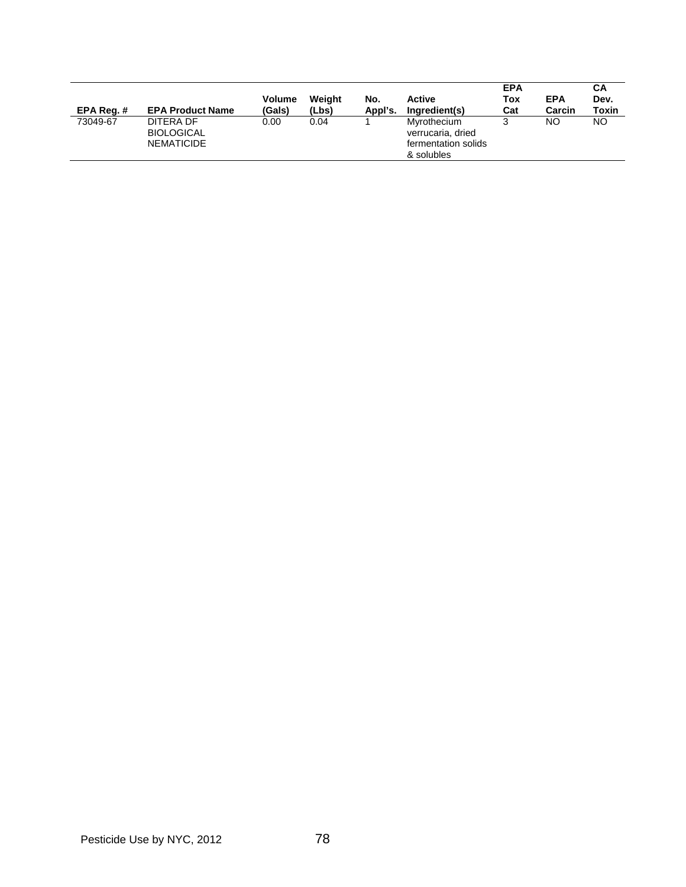| EPA Reg. # | EPA Product Name | Volume (Gals) | Weight (Lbs) | No. Appl's. | Active Ingredient(s) | EPA Tox Cat | EPA Carcin | CA Dev. Toxin |
|---|---|---|---|---|---|---|---|---|
| 73049-67 | DITERA DF BIOLOGICAL NEMATICIDE | 0.00 | 0.04 | 1 | Myrothecium verrucaria, dried fermentation solids & solubles | 3 | NO | NO |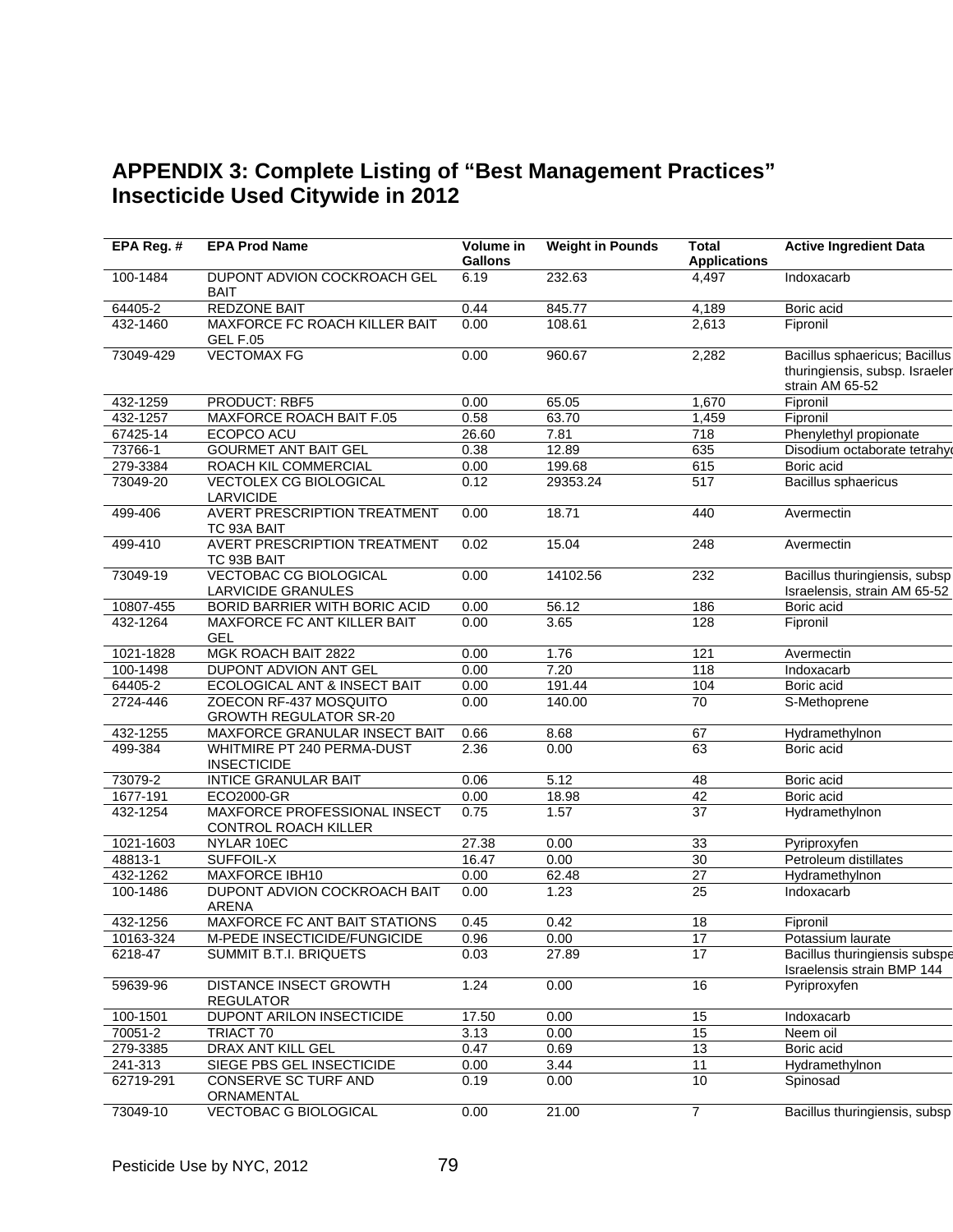# APPENDIX 3: Complete Listing of "Best Management Practices" Insecticide Used Citywide in 2012

| EPA Reg. # | EPA Prod Name | Volume in Gallons | Weight in Pounds | Total Applications | Active Ingredient Data |
|---|---|---|---|---|---|
| 100-1484 | DUPONT ADVION COCKROACH GEL BAIT | 6.19 | 232.63 | 4,497 | Indoxacarb |
| 64405-2 | REDZONE BAIT | 0.44 | 845.77 | 4,189 | Boric acid |
| 432-1460 | MAXFORCE FC ROACH KILLER BAIT GEL F.05 | 0.00 | 108.61 | 2,613 | Fipronil |
| 73049-429 | VECTOMAX FG | 0.00 | 960.67 | 2,282 | Bacillus sphaericus; Bacillus thuringiensis, subsp. Israeler strain AM 65-52 |
| 432-1259 | PRODUCT: RBF5 | 0.00 | 65.05 | 1,670 | Fipronil |
| 432-1257 | MAXFORCE ROACH BAIT F.05 | 0.58 | 63.70 | 1,459 | Fipronil |
| 67425-14 | ECOPCO ACU | 26.60 | 7.81 | 718 | Phenylethyl propionate |
| 73766-1 | GOURMET ANT BAIT GEL | 0.38 | 12.89 | 635 | Disodium octaborate tetrahy |
| 279-3384 | ROACH KIL COMMERCIAL | 0.00 | 199.68 | 615 | Boric acid |
| 73049-20 | VECTOLEX CG BIOLOGICAL LARVICIDE | 0.12 | 29353.24 | 517 | Bacillus sphaericus |
| 499-406 | AVERT PRESCRIPTION TREATMENT TC 93A BAIT | 0.00 | 18.71 | 440 | Avermectin |
| 499-410 | AVERT PRESCRIPTION TREATMENT TC 93B BAIT | 0.02 | 15.04 | 248 | Avermectin |
| 73049-19 | VECTOBAC CG BIOLOGICAL LARVICIDE GRANULES | 0.00 | 14102.56 | 232 | Bacillus thuringiensis, subsp Israelensis, strain AM 65-52 |
| 10807-455 | BORID BARRIER WITH BORIC ACID | 0.00 | 56.12 | 186 | Boric acid |
| 432-1264 | MAXFORCE FC ANT KILLER BAIT GEL | 0.00 | 3.65 | 128 | Fipronil |
| 1021-1828 | MGK ROACH BAIT 2822 | 0.00 | 1.76 | 121 | Avermectin |
| 100-1498 | DUPONT ADVION ANT GEL | 0.00 | 7.20 | 118 | Indoxacarb |
| 64405-2 | ECOLOGICAL ANT & INSECT BAIT | 0.00 | 191.44 | 104 | Boric acid |
| 2724-446 | ZOECON RF-437 MOSQUITO GROWTH REGULATOR SR-20 | 0.00 | 140.00 | 70 | S-Methoprene |
| 432-1255 | MAXFORCE GRANULAR INSECT BAIT | 0.66 | 8.68 | 67 | Hydramethylnon |
| 499-384 | WHITMIRE PT 240 PERMA-DUST INSECTICIDE | 2.36 | 0.00 | 63 | Boric acid |
| 73079-2 | INTICE GRANULAR BAIT | 0.06 | 5.12 | 48 | Boric acid |
| 1677-191 | ECO2000-GR | 0.00 | 18.98 | 42 | Boric acid |
| 432-1254 | MAXFORCE PROFESSIONAL INSECT CONTROL ROACH KILLER | 0.75 | 1.57 | 37 | Hydramethylnon |
| 1021-1603 | NYLAR 10EC | 27.38 | 0.00 | 33 | Pyriproxyfen |
| 48813-1 | SUFFOIL-X | 16.47 | 0.00 | 30 | Petroleum distillates |
| 432-1262 | MAXFORCE IBH10 | 0.00 | 62.48 | 27 | Hydramethylnon |
| 100-1486 | DUPONT ADVION COCKROACH BAIT ARENA | 0.00 | 1.23 | 25 | Indoxacarb |
| 432-1256 | MAXFORCE FC ANT BAIT STATIONS | 0.45 | 0.42 | 18 | Fipronil |
| 10163-324 | M-PEDE INSECTICIDE/FUNGICIDE | 0.96 | 0.00 | 17 | Potassium laurate |
| 6218-47 | SUMMIT B.T.I. BRIQUETS | 0.03 | 27.89 | 17 | Bacillus thuringiensis subspe Israelensis strain BMP 144 |
| 59639-96 | DISTANCE INSECT GROWTH REGULATOR | 1.24 | 0.00 | 16 | Pyriproxyfen |
| 100-1501 | DUPONT ARILON INSECTICIDE | 17.50 | 0.00 | 15 | Indoxacarb |
| 70051-2 | TRIACT 70 | 3.13 | 0.00 | 15 | Neem oil |
| 279-3385 | DRAX ANT KILL GEL | 0.47 | 0.69 | 13 | Boric acid |
| 241-313 | SIEGE PBS GEL INSECTICIDE | 0.00 | 3.44 | 11 | Hydramethylnon |
| 62719-291 | CONSERVE SC TURF AND ORNAMENTAL | 0.19 | 0.00 | 10 | Spinosad |
| 73049-10 | VECTOBAC G BIOLOGICAL | 0.00 | 21.00 | 7 | Bacillus thuringiensis, subsp |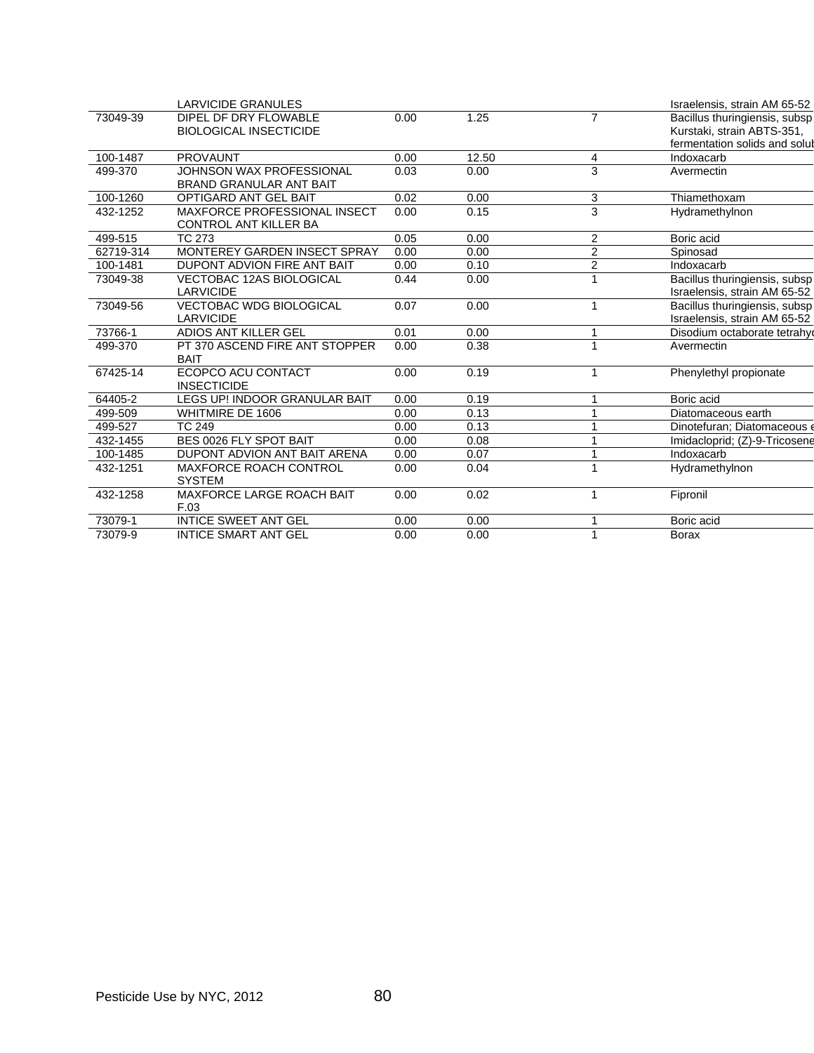| | | | | | |
|---|---|---|---|---|---|
| | LARVICIDE GRANULES | | | | Israelensis, strain AM 65-52 |
| 73049-39 | DIPEL DF DRY FLOWABLE BIOLOGICAL INSECTICIDE | 0.00 | 1.25 | 7 | Bacillus thuringiensis, subsp Kurstaki, strain ABTS-351, fermentation solids and solub |
| 100-1487 | PROVAUNT | 0.00 | 12.50 | 4 | Indoxacarb |
| 499-370 | JOHNSON WAX PROFESSIONAL BRAND GRANULAR ANT BAIT | 0.03 | 0.00 | 3 | Avermectin |
| 100-1260 | OPTIGARD ANT GEL BAIT | 0.02 | 0.00 | 3 | Thiamethoxam |
| 432-1252 | MAXFORCE PROFESSIONAL INSECT CONTROL ANT KILLER BA | 0.00 | 0.15 | 3 | Hydramethylnon |
| 499-515 | TC 273 | 0.05 | 0.00 | 2 | Boric acid |
| 62719-314 | MONTEREY GARDEN INSECT SPRAY | 0.00 | 0.00 | 2 | Spinosad |
| 100-1481 | DUPONT ADVION FIRE ANT BAIT | 0.00 | 0.10 | 2 | Indoxacarb |
| 73049-38 | VECTOBAC 12AS BIOLOGICAL LARVICIDE | 0.44 | 0.00 | 1 | Bacillus thuringiensis, subsp Israelensis, strain AM 65-52 |
| 73049-56 | VECTOBAC WDG BIOLOGICAL LARVICIDE | 0.07 | 0.00 | 1 | Bacillus thuringiensis, subsp Israelensis, strain AM 65-52 |
| 73766-1 | ADIOS ANT KILLER GEL | 0.01 | 0.00 | 1 | Disodium octaborate tetrahy |
| 499-370 | PT 370 ASCEND FIRE ANT STOPPER BAIT | 0.00 | 0.38 | 1 | Avermectin |
| 67425-14 | ECOPCO ACU CONTACT INSECTICIDE | 0.00 | 0.19 | 1 | Phenylethyl propionate |
| 64405-2 | LEGS UP! INDOOR GRANULAR BAIT | 0.00 | 0.19 | 1 | Boric acid |
| 499-509 | WHITMIRE DE 1606 | 0.00 | 0.13 | 1 | Diatomaceous earth |
| 499-527 | TC 249 | 0.00 | 0.13 | 1 | Dinotefuran; Diatomaceous e |
| 432-1455 | BES 0026 FLY SPOT BAIT | 0.00 | 0.08 | 1 | Imidacloprid; (Z)-9-Tricosene |
| 100-1485 | DUPONT ADVION ANT BAIT ARENA | 0.00 | 0.07 | 1 | Indoxacarb |
| 432-1251 | MAXFORCE ROACH CONTROL SYSTEM | 0.00 | 0.04 | 1 | Hydramethylnon |
| 432-1258 | MAXFORCE LARGE ROACH BAIT F.03 | 0.00 | 0.02 | 1 | Fipronil |
| 73079-1 | INTICE SWEET ANT GEL | 0.00 | 0.00 | 1 | Boric acid |
| 73079-9 | INTICE SMART ANT GEL | 0.00 | 0.00 | 1 | Borax |